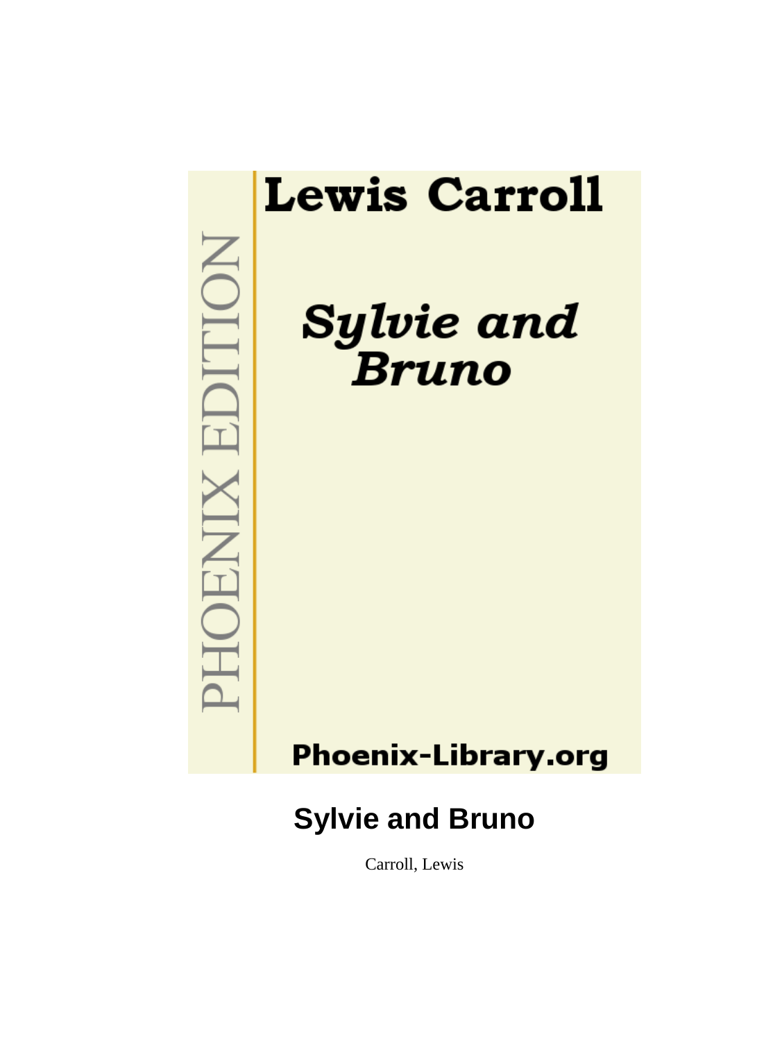Lewis Carroll

*Sylvie and Bruno*

PHOENIX EDITION

Phoenix-Library.org

# Sylvie and Bruno

Carroll, Lewis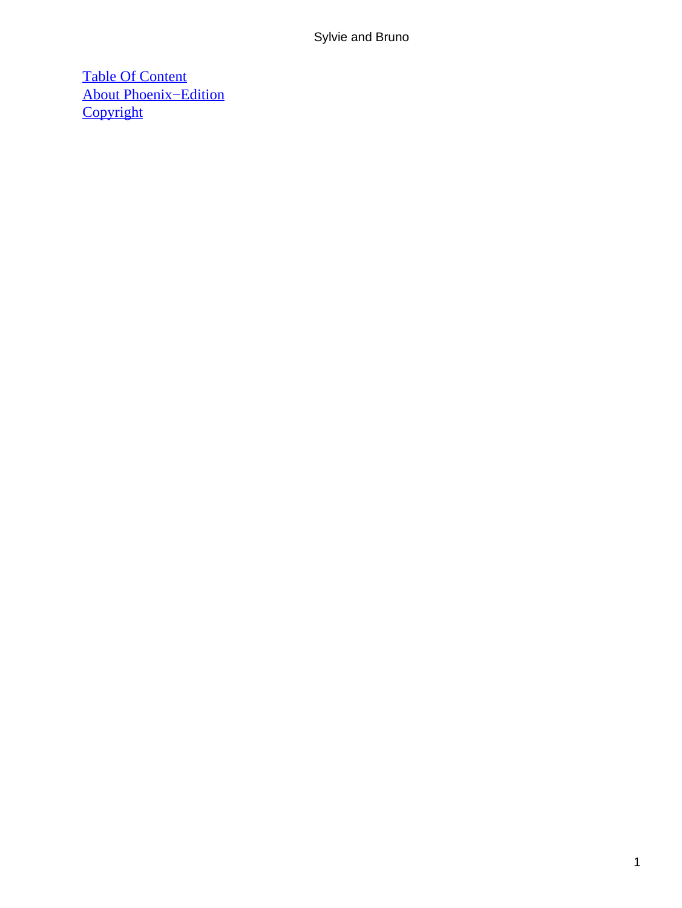[Table Of Content]
[About Phoenix−Edition]
[Copyright]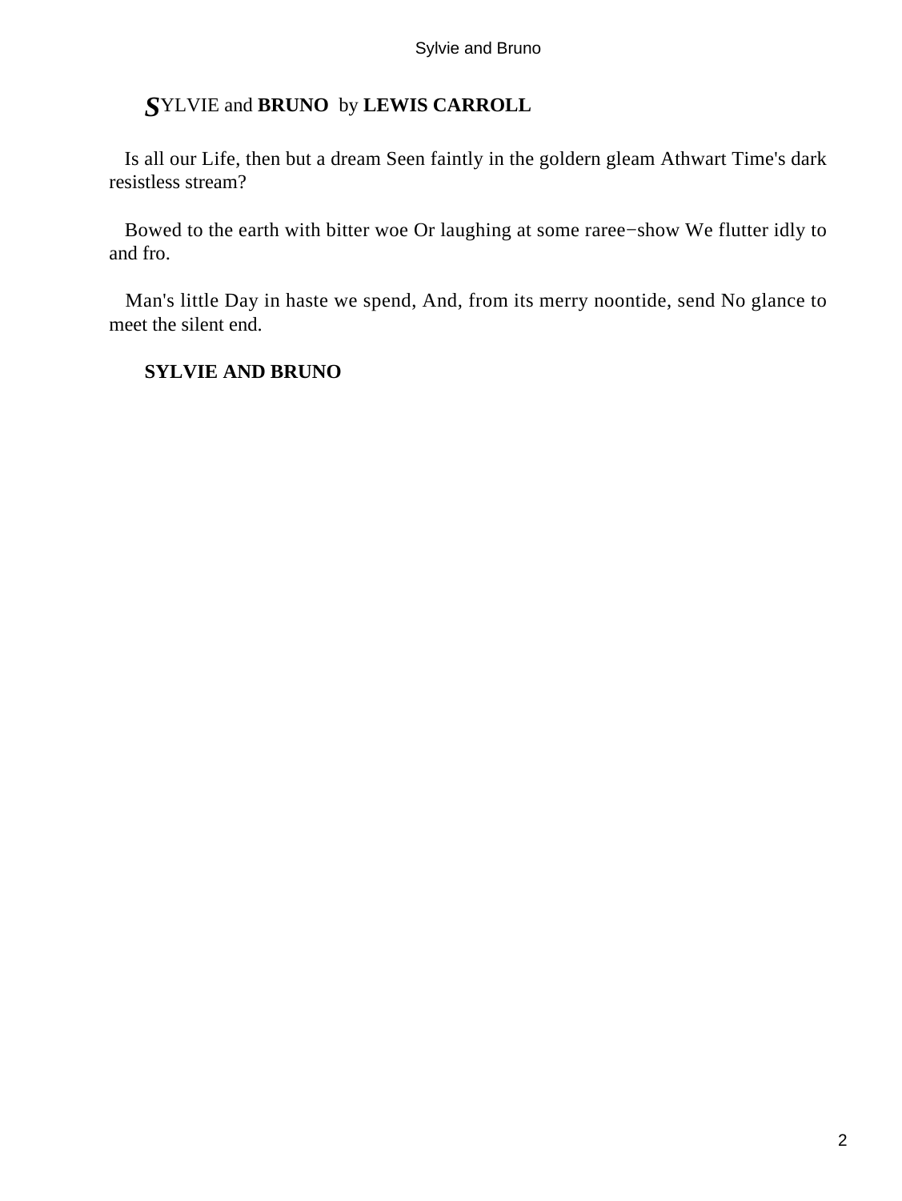# ***S***YLVIE and **BRUNO** by **LEWIS CARROLL**

Is all our Life, then but a dream Seen faintly in the goldern gleam Athwart Time's dark resistless stream?

Bowed to the earth with bitter woe Or laughing at some raree−show We flutter idly to and fro.

Man's little Day in haste we spend, And, from its merry noontide, send No glance to meet the silent end.

## SYLVIE AND BRUNO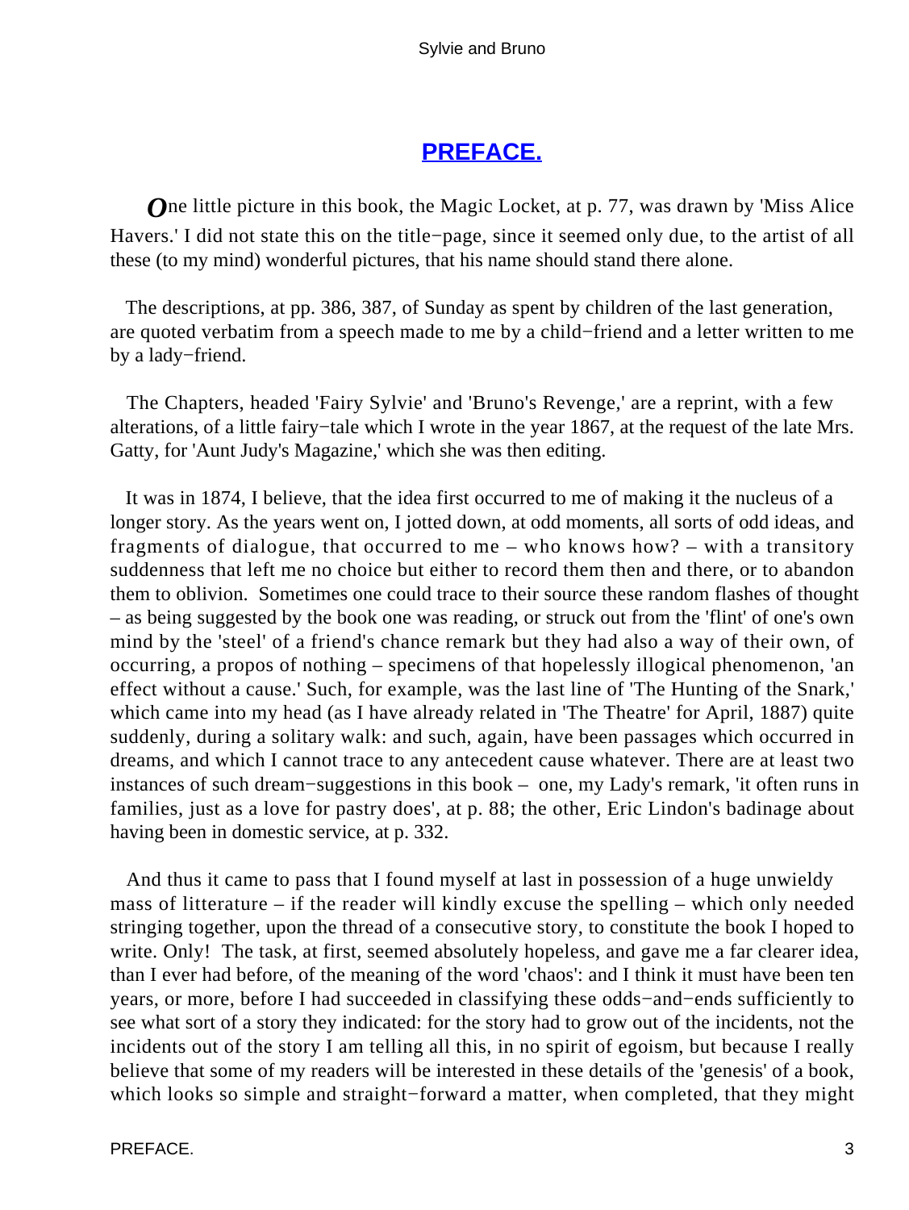## PREFACE.

*O*ne little picture in this book, the Magic Locket, at p. 77, was drawn by 'Miss Alice Havers.' I did not state this on the title−page, since it seemed only due, to the artist of all these (to my mind) wonderful pictures, that his name should stand there alone.

The descriptions, at pp. 386, 387, of Sunday as spent by children of the last generation, are quoted verbatim from a speech made to me by a child−friend and a letter written to me by a lady−friend.

The Chapters, headed 'Fairy Sylvie' and 'Bruno's Revenge,' are a reprint, with a few alterations, of a little fairy−tale which I wrote in the year 1867, at the request of the late Mrs. Gatty, for 'Aunt Judy's Magazine,' which she was then editing.

It was in 1874, I believe, that the idea first occurred to me of making it the nucleus of a longer story. As the years went on, I jotted down, at odd moments, all sorts of odd ideas, and fragments of dialogue, that occurred to me – who knows how? – with a transitory suddenness that left me no choice but either to record them then and there, or to abandon them to oblivion. Sometimes one could trace to their source these random flashes of thought – as being suggested by the book one was reading, or struck out from the 'flint' of one's own mind by the 'steel' of a friend's chance remark but they had also a way of their own, of occurring, a propos of nothing – specimens of that hopelessly illogical phenomenon, 'an effect without a cause.' Such, for example, was the last line of 'The Hunting of the Snark,' which came into my head (as I have already related in 'The Theatre' for April, 1887) quite suddenly, during a solitary walk: and such, again, have been passages which occurred in dreams, and which I cannot trace to any antecedent cause whatever. There are at least two instances of such dream−suggestions in this book – one, my Lady's remark, 'it often runs in families, just as a love for pastry does', at p. 88; the other, Eric Lindon's badinage about having been in domestic service, at p. 332.

And thus it came to pass that I found myself at last in possession of a huge unwieldy mass of litterature – if the reader will kindly excuse the spelling – which only needed stringing together, upon the thread of a consecutive story, to constitute the book I hoped to write. Only! The task, at first, seemed absolutely hopeless, and gave me a far clearer idea, than I ever had before, of the meaning of the word 'chaos': and I think it must have been ten years, or more, before I had succeeded in classifying these odds−and−ends sufficiently to see what sort of a story they indicated: for the story had to grow out of the incidents, not the incidents out of the story I am telling all this, in no spirit of egoism, but because I really believe that some of my readers will be interested in these details of the 'genesis' of a book, which looks so simple and straight−forward a matter, when completed, that they might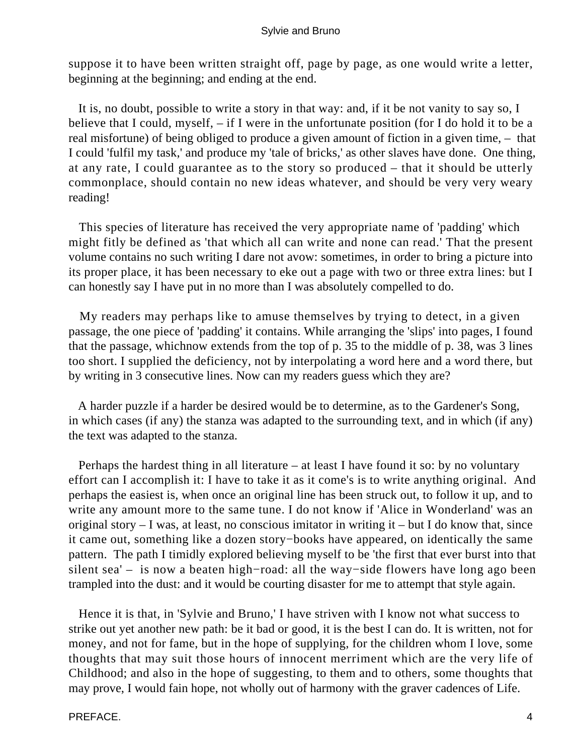suppose it to have been written straight off, page by page, as one would write a letter, beginning at the beginning; and ending at the end.

It is, no doubt, possible to write a story in that way: and, if it be not vanity to say so, I believe that I could, myself, – if I were in the unfortunate position (for I do hold it to be a real misfortune) of being obliged to produce a given amount of fiction in a given time, – that I could 'fulfil my task,' and produce my 'tale of bricks,' as other slaves have done. One thing, at any rate, I could guarantee as to the story so produced – that it should be utterly commonplace, should contain no new ideas whatever, and should be very very weary reading!

This species of literature has received the very appropriate name of 'padding' which might fitly be defined as 'that which all can write and none can read.' That the present volume contains no such writing I dare not avow: sometimes, in order to bring a picture into its proper place, it has been necessary to eke out a page with two or three extra lines: but I can honestly say I have put in no more than I was absolutely compelled to do.

My readers may perhaps like to amuse themselves by trying to detect, in a given passage, the one piece of 'padding' it contains. While arranging the 'slips' into pages, I found that the passage, whichnow extends from the top of p. 35 to the middle of p. 38, was 3 lines too short. I supplied the deficiency, not by interpolating a word here and a word there, but by writing in 3 consecutive lines. Now can my readers guess which they are?

A harder puzzle if a harder be desired would be to determine, as to the Gardener's Song, in which cases (if any) the stanza was adapted to the surrounding text, and in which (if any) the text was adapted to the stanza.

Perhaps the hardest thing in all literature – at least I have found it so: by no voluntary effort can I accomplish it: I have to take it as it come's is to write anything original. And perhaps the easiest is, when once an original line has been struck out, to follow it up, and to write any amount more to the same tune. I do not know if 'Alice in Wonderland' was an original story – I was, at least, no conscious imitator in writing it – but I do know that, since it came out, something like a dozen story−books have appeared, on identically the same pattern. The path I timidly explored believing myself to be 'the first that ever burst into that silent sea' – is now a beaten high−road: all the way−side flowers have long ago been trampled into the dust: and it would be courting disaster for me to attempt that style again.

Hence it is that, in 'Sylvie and Bruno,' I have striven with I know not what success to strike out yet another new path: be it bad or good, it is the best I can do. It is written, not for money, and not for fame, but in the hope of supplying, for the children whom I love, some thoughts that may suit those hours of innocent merriment which are the very life of Childhood; and also in the hope of suggesting, to them and to others, some thoughts that may prove, I would fain hope, not wholly out of harmony with the graver cadences of Life.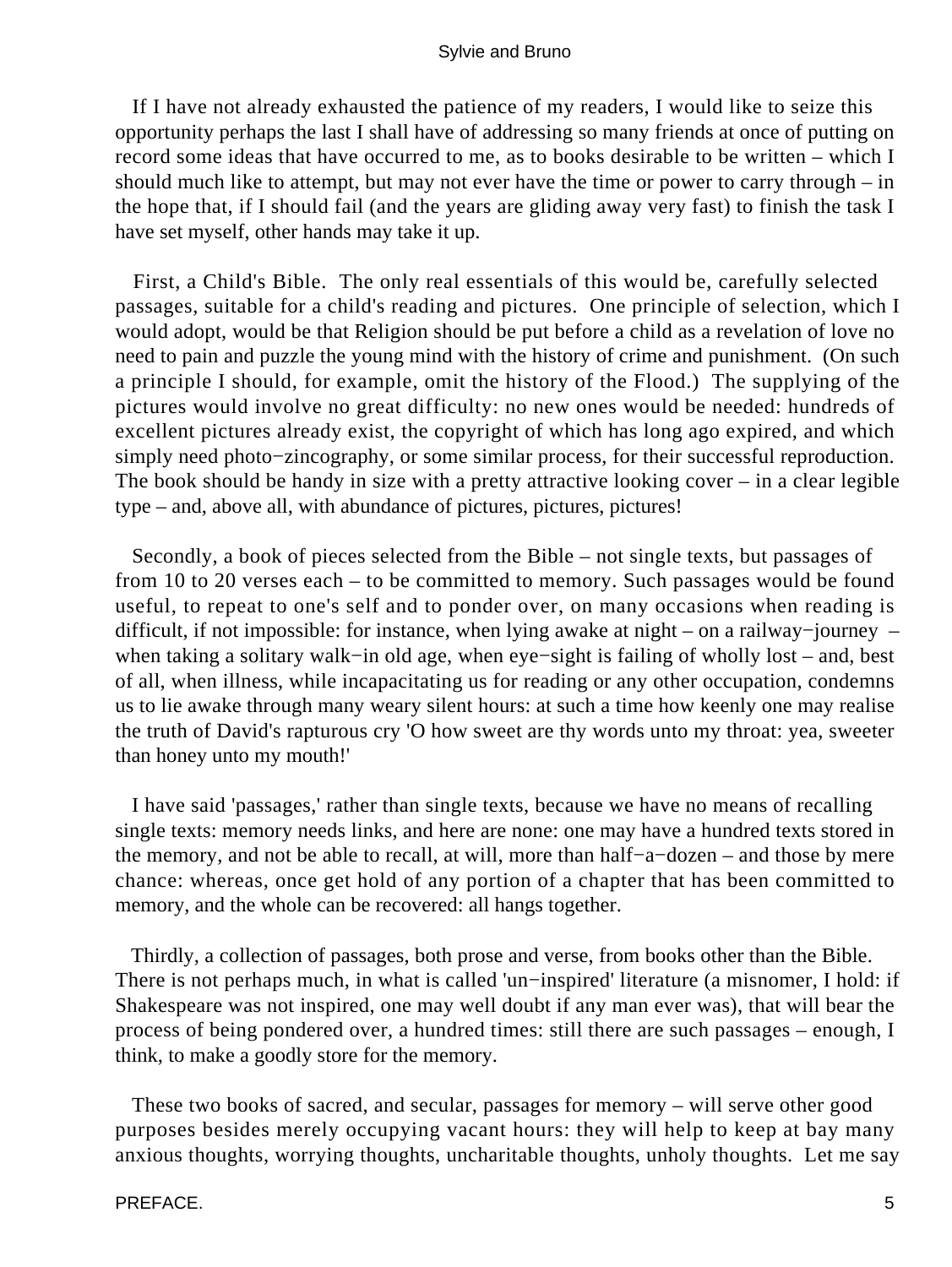If I have not already exhausted the patience of my readers, I would like to seize this opportunity perhaps the last I shall have of addressing so many friends at once of putting on record some ideas that have occurred to me, as to books desirable to be written – which I should much like to attempt, but may not ever have the time or power to carry through – in the hope that, if I should fail (and the years are gliding away very fast) to finish the task I have set myself, other hands may take it up.

First, a Child's Bible. The only real essentials of this would be, carefully selected passages, suitable for a child's reading and pictures. One principle of selection, which I would adopt, would be that Religion should be put before a child as a revelation of love no need to pain and puzzle the young mind with the history of crime and punishment. (On such a principle I should, for example, omit the history of the Flood.) The supplying of the pictures would involve no great difficulty: no new ones would be needed: hundreds of excellent pictures already exist, the copyright of which has long ago expired, and which simply need photo−zincography, or some similar process, for their successful reproduction. The book should be handy in size with a pretty attractive looking cover – in a clear legible type – and, above all, with abundance of pictures, pictures, pictures!

Secondly, a book of pieces selected from the Bible – not single texts, but passages of from 10 to 20 verses each – to be committed to memory. Such passages would be found useful, to repeat to one's self and to ponder over, on many occasions when reading is difficult, if not impossible: for instance, when lying awake at night – on a railway−journey – when taking a solitary walk−in old age, when eye−sight is failing of wholly lost – and, best of all, when illness, while incapacitating us for reading or any other occupation, condemns us to lie awake through many weary silent hours: at such a time how keenly one may realise the truth of David's rapturous cry 'O how sweet are thy words unto my throat: yea, sweeter than honey unto my mouth!'

I have said 'passages,' rather than single texts, because we have no means of recalling single texts: memory needs links, and here are none: one may have a hundred texts stored in the memory, and not be able to recall, at will, more than half−a−dozen – and those by mere chance: whereas, once get hold of any portion of a chapter that has been committed to memory, and the whole can be recovered: all hangs together.

Thirdly, a collection of passages, both prose and verse, from books other than the Bible. There is not perhaps much, in what is called 'un−inspired' literature (a misnomer, I hold: if Shakespeare was not inspired, one may well doubt if any man ever was), that will bear the process of being pondered over, a hundred times: still there are such passages – enough, I think, to make a goodly store for the memory.

These two books of sacred, and secular, passages for memory – will serve other good purposes besides merely occupying vacant hours: they will help to keep at bay many anxious thoughts, worrying thoughts, uncharitable thoughts, unholy thoughts. Let me say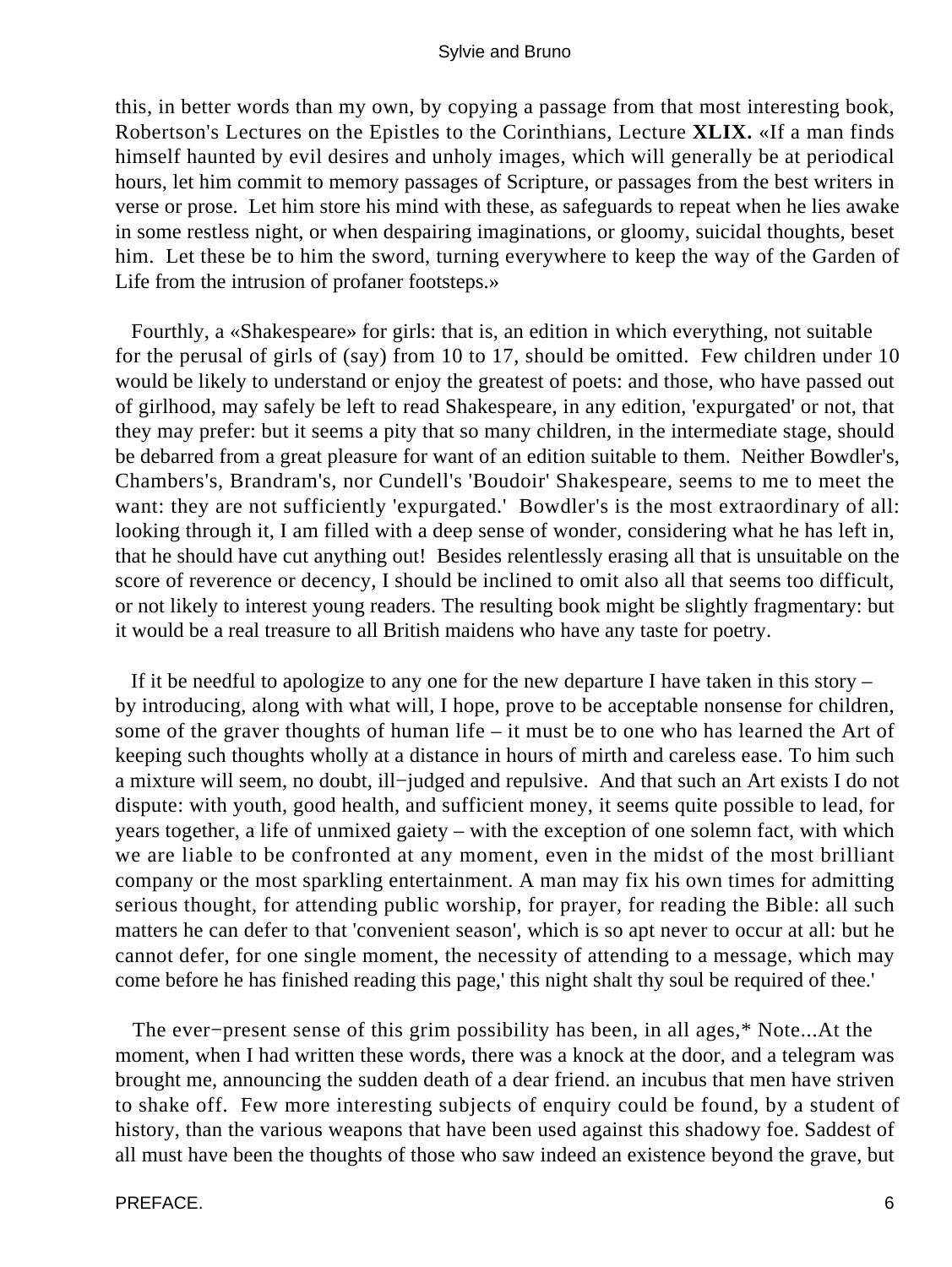this, in better words than my own, by copying a passage from that most interesting book, Robertson's Lectures on the Epistles to the Corinthians, Lecture **XLIX.** «If a man finds himself haunted by evil desires and unholy images, which will generally be at periodical hours, let him commit to memory passages of Scripture, or passages from the best writers in verse or prose. Let him store his mind with these, as safeguards to repeat when he lies awake in some restless night, or when despairing imaginations, or gloomy, suicidal thoughts, beset him. Let these be to him the sword, turning everywhere to keep the way of the Garden of Life from the intrusion of profaner footsteps.»

Fourthly, a «Shakespeare» for girls: that is, an edition in which everything, not suitable for the perusal of girls of (say) from 10 to 17, should be omitted. Few children under 10 would be likely to understand or enjoy the greatest of poets: and those, who have passed out of girlhood, may safely be left to read Shakespeare, in any edition, 'expurgated' or not, that they may prefer: but it seems a pity that so many children, in the intermediate stage, should be debarred from a great pleasure for want of an edition suitable to them. Neither Bowdler's, Chambers's, Brandram's, nor Cundell's 'Boudoir' Shakespeare, seems to me to meet the want: they are not sufficiently 'expurgated.' Bowdler's is the most extraordinary of all: looking through it, I am filled with a deep sense of wonder, considering what he has left in, that he should have cut anything out! Besides relentlessly erasing all that is unsuitable on the score of reverence or decency, I should be inclined to omit also all that seems too difficult, or not likely to interest young readers. The resulting book might be slightly fragmentary: but it would be a real treasure to all British maidens who have any taste for poetry.

If it be needful to apologize to any one for the new departure I have taken in this story – by introducing, along with what will, I hope, prove to be acceptable nonsense for children, some of the graver thoughts of human life – it must be to one who has learned the Art of keeping such thoughts wholly at a distance in hours of mirth and careless ease. To him such a mixture will seem, no doubt, ill−judged and repulsive. And that such an Art exists I do not dispute: with youth, good health, and sufficient money, it seems quite possible to lead, for years together, a life of unmixed gaiety – with the exception of one solemn fact, with which we are liable to be confronted at any moment, even in the midst of the most brilliant company or the most sparkling entertainment. A man may fix his own times for admitting serious thought, for attending public worship, for prayer, for reading the Bible: all such matters he can defer to that 'convenient season', which is so apt never to occur at all: but he cannot defer, for one single moment, the necessity of attending to a message, which may come before he has finished reading this page,' this night shalt thy soul be required of thee.'

The ever−present sense of this grim possibility has been, in all ages,* Note...At the moment, when I had written these words, there was a knock at the door, and a telegram was brought me, announcing the sudden death of a dear friend. an incubus that men have striven to shake off. Few more interesting subjects of enquiry could be found, by a student of history, than the various weapons that have been used against this shadowy foe. Saddest of all must have been the thoughts of those who saw indeed an existence beyond the grave, but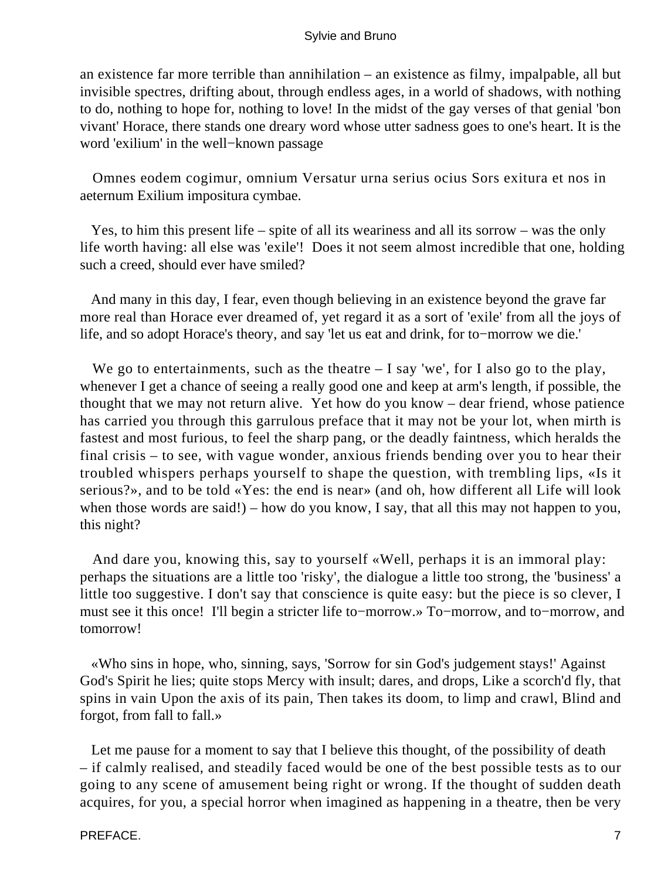an existence far more terrible than annihilation – an existence as filmy, impalpable, all but invisible spectres, drifting about, through endless ages, in a world of shadows, with nothing to do, nothing to hope for, nothing to love! In the midst of the gay verses of that genial 'bon vivant' Horace, there stands one dreary word whose utter sadness goes to one's heart. It is the word 'exilium' in the well−known passage

Omnes eodem cogimur, omnium Versatur urna serius ocius Sors exitura et nos in aeternum Exilium impositura cymbae.

Yes, to him this present life – spite of all its weariness and all its sorrow – was the only life worth having: all else was 'exile'! Does it not seem almost incredible that one, holding such a creed, should ever have smiled?

And many in this day, I fear, even though believing in an existence beyond the grave far more real than Horace ever dreamed of, yet regard it as a sort of 'exile' from all the joys of life, and so adopt Horace's theory, and say 'let us eat and drink, for to−morrow we die.'

We go to entertainments, such as the theatre – I say 'we', for I also go to the play, whenever I get a chance of seeing a really good one and keep at arm's length, if possible, the thought that we may not return alive. Yet how do you know – dear friend, whose patience has carried you through this garrulous preface that it may not be your lot, when mirth is fastest and most furious, to feel the sharp pang, or the deadly faintness, which heralds the final crisis – to see, with vague wonder, anxious friends bending over you to hear their troubled whispers perhaps yourself to shape the question, with trembling lips, «Is it serious?», and to be told «Yes: the end is near» (and oh, how different all Life will look when those words are said!) – how do you know, I say, that all this may not happen to you, this night?

And dare you, knowing this, say to yourself «Well, perhaps it is an immoral play: perhaps the situations are a little too 'risky', the dialogue a little too strong, the 'business' a little too suggestive. I don't say that conscience is quite easy: but the piece is so clever, I must see it this once! I'll begin a stricter life to−morrow.» To−morrow, and to−morrow, and tomorrow!

«Who sins in hope, who, sinning, says, 'Sorrow for sin God's judgement stays!' Against God's Spirit he lies; quite stops Mercy with insult; dares, and drops, Like a scorch'd fly, that spins in vain Upon the axis of its pain, Then takes its doom, to limp and crawl, Blind and forgot, from fall to fall.»

Let me pause for a moment to say that I believe this thought, of the possibility of death – if calmly realised, and steadily faced would be one of the best possible tests as to our going to any scene of amusement being right or wrong. If the thought of sudden death acquires, for you, a special horror when imagined as happening in a theatre, then be very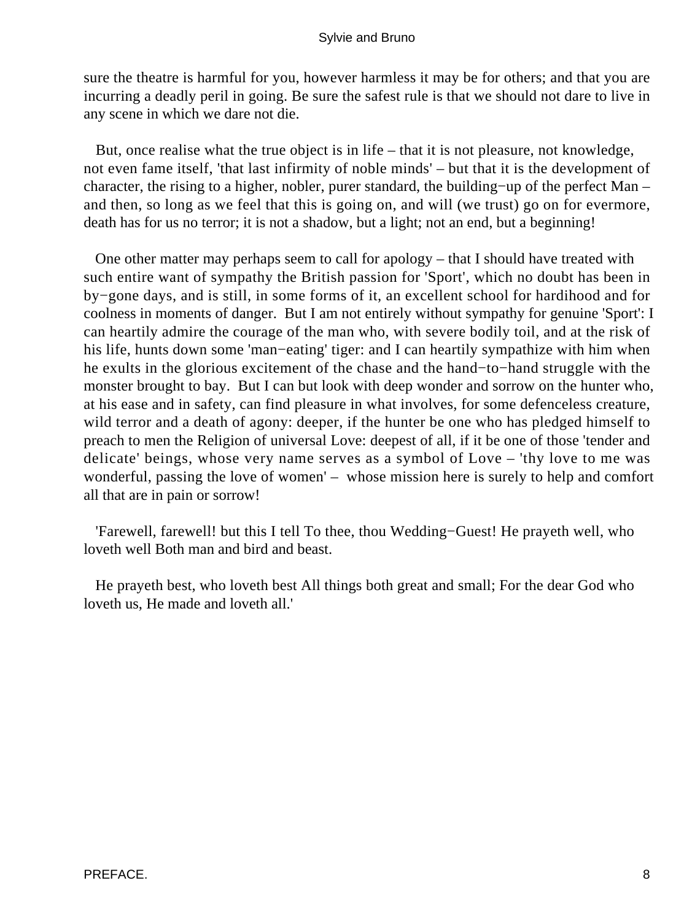sure the theatre is harmful for you, however harmless it may be for others; and that you are incurring a deadly peril in going. Be sure the safest rule is that we should not dare to live in any scene in which we dare not die.

But, once realise what the true object is in life – that it is not pleasure, not knowledge, not even fame itself, 'that last infirmity of noble minds' – but that it is the development of character, the rising to a higher, nobler, purer standard, the building−up of the perfect Man – and then, so long as we feel that this is going on, and will (we trust) go on for evermore, death has for us no terror; it is not a shadow, but a light; not an end, but a beginning!

One other matter may perhaps seem to call for apology – that I should have treated with such entire want of sympathy the British passion for 'Sport', which no doubt has been in by−gone days, and is still, in some forms of it, an excellent school for hardihood and for coolness in moments of danger. But I am not entirely without sympathy for genuine 'Sport': I can heartily admire the courage of the man who, with severe bodily toil, and at the risk of his life, hunts down some 'man−eating' tiger: and I can heartily sympathize with him when he exults in the glorious excitement of the chase and the hand−to−hand struggle with the monster brought to bay. But I can but look with deep wonder and sorrow on the hunter who, at his ease and in safety, can find pleasure in what involves, for some defenceless creature, wild terror and a death of agony: deeper, if the hunter be one who has pledged himself to preach to men the Religion of universal Love: deepest of all, if it be one of those 'tender and delicate' beings, whose very name serves as a symbol of Love – 'thy love to me was wonderful, passing the love of women' – whose mission here is surely to help and comfort all that are in pain or sorrow!

'Farewell, farewell! but this I tell To thee, thou Wedding−Guest! He prayeth well, who loveth well Both man and bird and beast.

He prayeth best, who loveth best All things both great and small; For the dear God who loveth us, He made and loveth all.'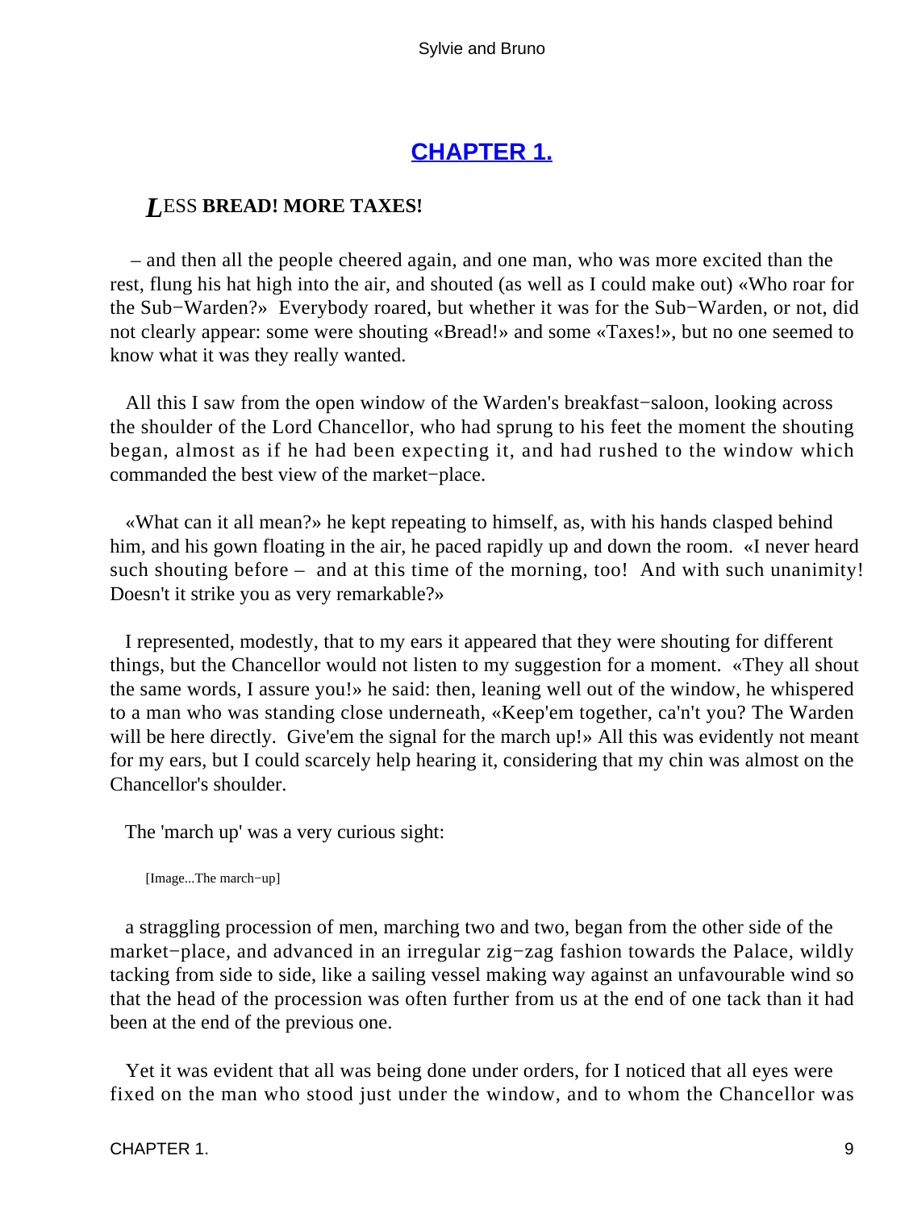## CHAPTER 1.

### LESS BREAD! MORE TAXES!

– and then all the people cheered again, and one man, who was more excited than the rest, flung his hat high into the air, and shouted (as well as I could make out) «Who roar for the Sub−Warden?» Everybody roared, but whether it was for the Sub−Warden, or not, did not clearly appear: some were shouting «Bread!» and some «Taxes!», but no one seemed to know what it was they really wanted.

All this I saw from the open window of the Warden's breakfast−saloon, looking across the shoulder of the Lord Chancellor, who had sprung to his feet the moment the shouting began, almost as if he had been expecting it, and had rushed to the window which commanded the best view of the market−place.

«What can it all mean?» he kept repeating to himself, as, with his hands clasped behind him, and his gown floating in the air, he paced rapidly up and down the room. «I never heard such shouting before – and at this time of the morning, too! And with such unanimity! Doesn't it strike you as very remarkable?»

I represented, modestly, that to my ears it appeared that they were shouting for different things, but the Chancellor would not listen to my suggestion for a moment. «They all shout the same words, I assure you!» he said: then, leaning well out of the window, he whispered to a man who was standing close underneath, «Keep'em together, ca'n't you? The Warden will be here directly. Give'em the signal for the march up!» All this was evidently not meant for my ears, but I could scarcely help hearing it, considering that my chin was almost on the Chancellor's shoulder.

The 'march up' was a very curious sight:

[Image...The march−up]

a straggling procession of men, marching two and two, began from the other side of the market−place, and advanced in an irregular zig−zag fashion towards the Palace, wildly tacking from side to side, like a sailing vessel making way against an unfavourable wind so that the head of the procession was often further from us at the end of one tack than it had been at the end of the previous one.

Yet it was evident that all was being done under orders, for I noticed that all eyes were fixed on the man who stood just under the window, and to whom the Chancellor was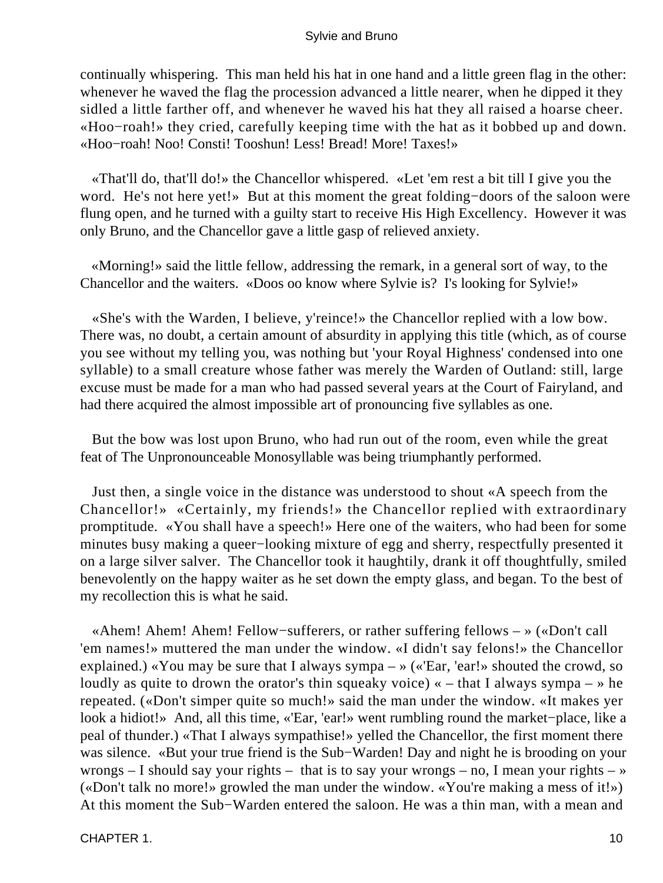continually whispering. This man held his hat in one hand and a little green flag in the other: whenever he waved the flag the procession advanced a little nearer, when he dipped it they sidled a little farther off, and whenever he waved his hat they all raised a hoarse cheer. «Hoo−roah!» they cried, carefully keeping time with the hat as it bobbed up and down. «Hoo−roah! Noo! Consti! Tooshun! Less! Bread! More! Taxes!»

«That'll do, that'll do!» the Chancellor whispered. «Let 'em rest a bit till I give you the word. He's not here yet!» But at this moment the great folding−doors of the saloon were flung open, and he turned with a guilty start to receive His High Excellency. However it was only Bruno, and the Chancellor gave a little gasp of relieved anxiety.

«Morning!» said the little fellow, addressing the remark, in a general sort of way, to the Chancellor and the waiters. «Doos oo know where Sylvie is? I's looking for Sylvie!»

«She's with the Warden, I believe, y'reince!» the Chancellor replied with a low bow. There was, no doubt, a certain amount of absurdity in applying this title (which, as of course you see without my telling you, was nothing but 'your Royal Highness' condensed into one syllable) to a small creature whose father was merely the Warden of Outland: still, large excuse must be made for a man who had passed several years at the Court of Fairyland, and had there acquired the almost impossible art of pronouncing five syllables as one.

But the bow was lost upon Bruno, who had run out of the room, even while the great feat of The Unpronounceable Monosyllable was being triumphantly performed.

Just then, a single voice in the distance was understood to shout «A speech from the Chancellor!» «Certainly, my friends!» the Chancellor replied with extraordinary promptitude. «You shall have a speech!» Here one of the waiters, who had been for some minutes busy making a queer−looking mixture of egg and sherry, respectfully presented it on a large silver salver. The Chancellor took it haughtily, drank it off thoughtfully, smiled benevolently on the happy waiter as he set down the empty glass, and began. To the best of my recollection this is what he said.

«Ahem! Ahem! Ahem! Fellow−sufferers, or rather suffering fellows – » («Don't call 'em names!» muttered the man under the window. «I didn't say felons!» the Chancellor explained.) «You may be sure that I always sympa – » («'Ear, 'ear!» shouted the crowd, so loudly as quite to drown the orator's thin squeaky voice) « – that I always sympa – » he repeated. («Don't simper quite so much!» said the man under the window. «It makes yer look a hidiot!» And, all this time, «'Ear, 'ear!» went rumbling round the market−place, like a peal of thunder.) «That I always sympathise!» yelled the Chancellor, the first moment there was silence. «But your true friend is the Sub−Warden! Day and night he is brooding on your wrongs – I should say your rights – that is to say your wrongs – no, I mean your rights – » («Don't talk no more!» growled the man under the window. «You're making a mess of it!») At this moment the Sub−Warden entered the saloon. He was a thin man, with a mean and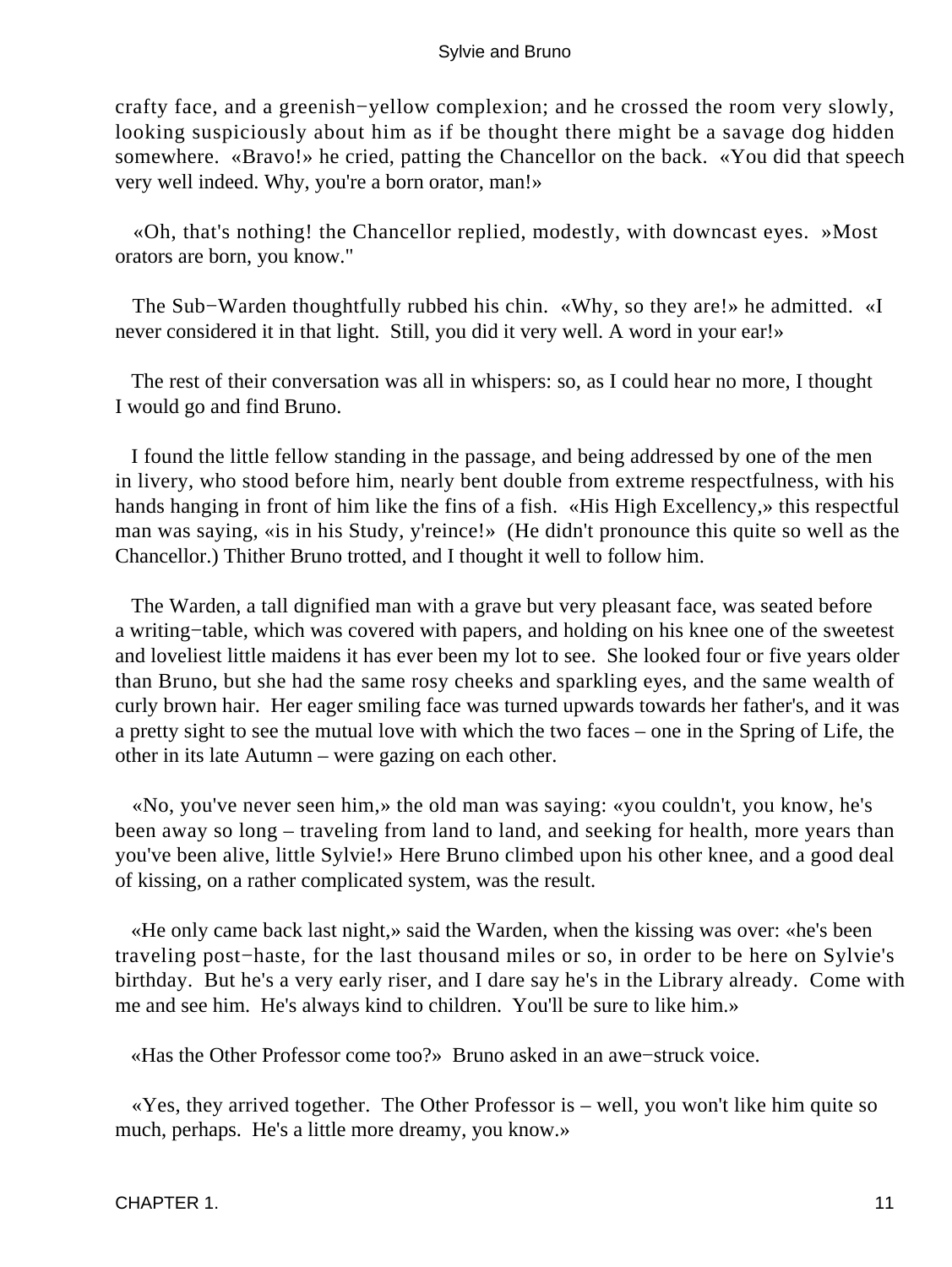crafty face, and a greenish−yellow complexion; and he crossed the room very slowly, looking suspiciously about him as if be thought there might be a savage dog hidden somewhere. «Bravo!» he cried, patting the Chancellor on the back. «You did that speech very well indeed. Why, you're a born orator, man!»

«Oh, that's nothing! the Chancellor replied, modestly, with downcast eyes. »Most orators are born, you know."

The Sub−Warden thoughtfully rubbed his chin. «Why, so they are!» he admitted. «I never considered it in that light. Still, you did it very well. A word in your ear!»

The rest of their conversation was all in whispers: so, as I could hear no more, I thought I would go and find Bruno.

I found the little fellow standing in the passage, and being addressed by one of the men in livery, who stood before him, nearly bent double from extreme respectfulness, with his hands hanging in front of him like the fins of a fish. «His High Excellency,» this respectful man was saying, «is in his Study, y'reince!» (He didn't pronounce this quite so well as the Chancellor.) Thither Bruno trotted, and I thought it well to follow him.

The Warden, a tall dignified man with a grave but very pleasant face, was seated before a writing−table, which was covered with papers, and holding on his knee one of the sweetest and loveliest little maidens it has ever been my lot to see. She looked four or five years older than Bruno, but she had the same rosy cheeks and sparkling eyes, and the same wealth of curly brown hair. Her eager smiling face was turned upwards towards her father's, and it was a pretty sight to see the mutual love with which the two faces – one in the Spring of Life, the other in its late Autumn – were gazing on each other.

«No, you've never seen him,» the old man was saying: «you couldn't, you know, he's been away so long – traveling from land to land, and seeking for health, more years than you've been alive, little Sylvie!» Here Bruno climbed upon his other knee, and a good deal of kissing, on a rather complicated system, was the result.

«He only came back last night,» said the Warden, when the kissing was over: «he's been traveling post−haste, for the last thousand miles or so, in order to be here on Sylvie's birthday. But he's a very early riser, and I dare say he's in the Library already. Come with me and see him. He's always kind to children. You'll be sure to like him.»

«Has the Other Professor come too?» Bruno asked in an awe−struck voice.

«Yes, they arrived together. The Other Professor is – well, you won't like him quite so much, perhaps. He's a little more dreamy, you know.»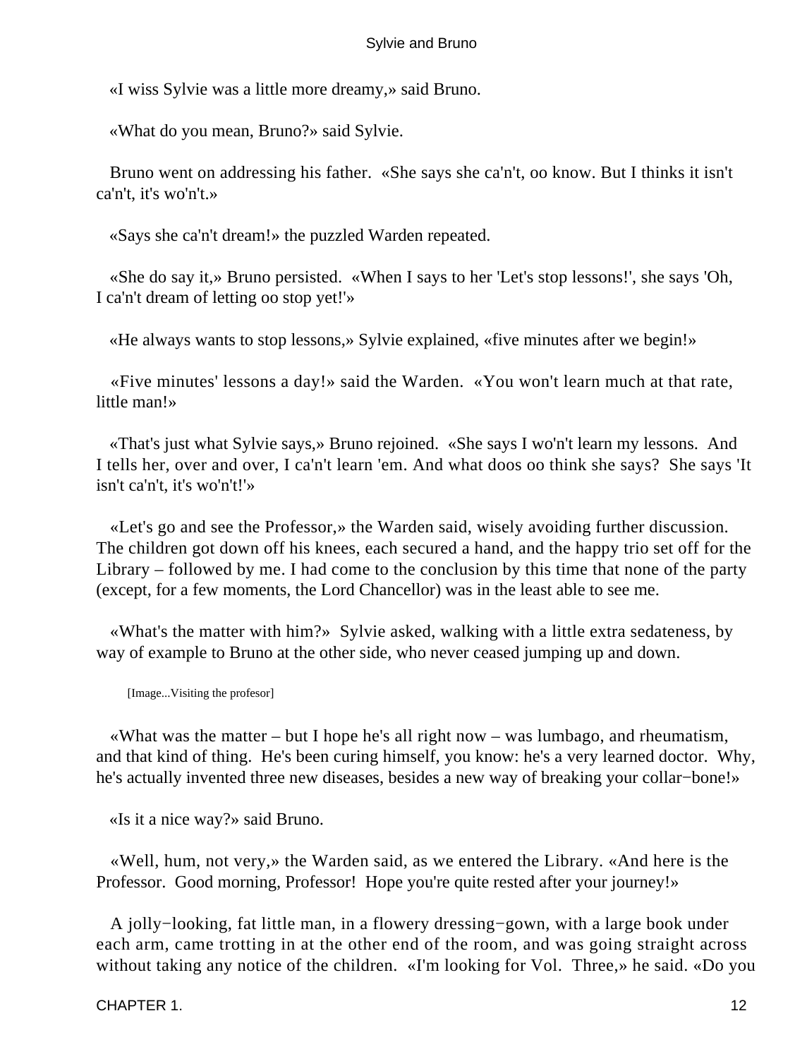«I wiss Sylvie was a little more dreamy,» said Bruno.

«What do you mean, Bruno?» said Sylvie.

Bruno went on addressing his father. «She says she ca'n't, oo know. But I thinks it isn't ca'n't, it's wo'n't.»

«Says she ca'n't dream!» the puzzled Warden repeated.

«She do say it,» Bruno persisted. «When I says to her 'Let's stop lessons!', she says 'Oh, I ca'n't dream of letting oo stop yet!'»

«He always wants to stop lessons,» Sylvie explained, «five minutes after we begin!»

«Five minutes' lessons a day!» said the Warden. «You won't learn much at that rate, little man!»

«That's just what Sylvie says,» Bruno rejoined. «She says I wo'n't learn my lessons. And I tells her, over and over, I ca'n't learn 'em. And what doos oo think she says? She says 'It isn't ca'n't, it's wo'n't!'»

«Let's go and see the Professor,» the Warden said, wisely avoiding further discussion. The children got down off his knees, each secured a hand, and the happy trio set off for the Library – followed by me. I had come to the conclusion by this time that none of the party (except, for a few moments, the Lord Chancellor) was in the least able to see me.

«What's the matter with him?» Sylvie asked, walking with a little extra sedateness, by way of example to Bruno at the other side, who never ceased jumping up and down.

[Image...Visiting the profesor]

«What was the matter – but I hope he's all right now – was lumbago, and rheumatism, and that kind of thing. He's been curing himself, you know: he's a very learned doctor. Why, he's actually invented three new diseases, besides a new way of breaking your collar−bone!»

«Is it a nice way?» said Bruno.

«Well, hum, not very,» the Warden said, as we entered the Library. «And here is the Professor. Good morning, Professor! Hope you're quite rested after your journey!»

A jolly−looking, fat little man, in a flowery dressing−gown, with a large book under each arm, came trotting in at the other end of the room, and was going straight across without taking any notice of the children. «I'm looking for Vol. Three,» he said. «Do you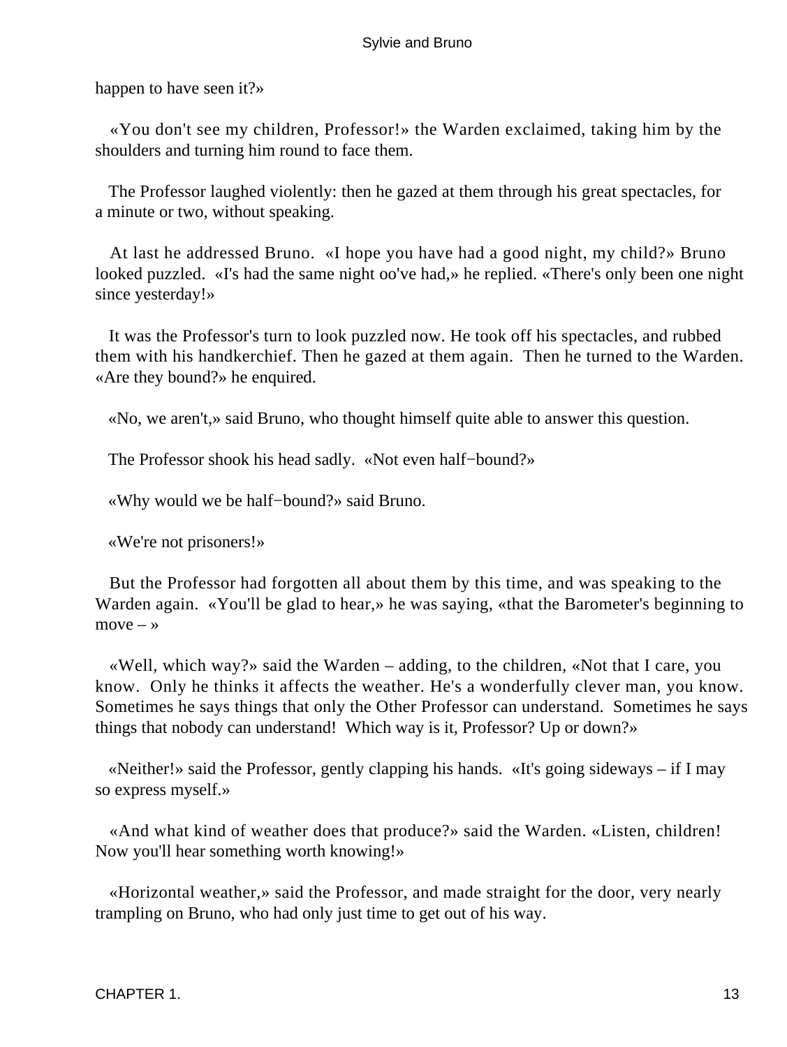happen to have seen it?»

«You don't see my children, Professor!» the Warden exclaimed, taking him by the shoulders and turning him round to face them.

The Professor laughed violently: then he gazed at them through his great spectacles, for a minute or two, without speaking.

At last he addressed Bruno. «I hope you have had a good night, my child?» Bruno looked puzzled. «I's had the same night oo've had,» he replied. «There's only been one night since yesterday!»

It was the Professor's turn to look puzzled now. He took off his spectacles, and rubbed them with his handkerchief. Then he gazed at them again. Then he turned to the Warden. «Are they bound?» he enquired.

«No, we aren't,» said Bruno, who thought himself quite able to answer this question.

The Professor shook his head sadly. «Not even half−bound?»

«Why would we be half−bound?» said Bruno.

«We're not prisoners!»

But the Professor had forgotten all about them by this time, and was speaking to the Warden again. «You'll be glad to hear,» he was saying, «that the Barometer's beginning to move – »

«Well, which way?» said the Warden – adding, to the children, «Not that I care, you know. Only he thinks it affects the weather. He's a wonderfully clever man, you know. Sometimes he says things that only the Other Professor can understand. Sometimes he says things that nobody can understand! Which way is it, Professor? Up or down?»

«Neither!» said the Professor, gently clapping his hands. «It's going sideways – if I may so express myself.»

«And what kind of weather does that produce?» said the Warden. «Listen, children! Now you'll hear something worth knowing!»

«Horizontal weather,» said the Professor, and made straight for the door, very nearly trampling on Bruno, who had only just time to get out of his way.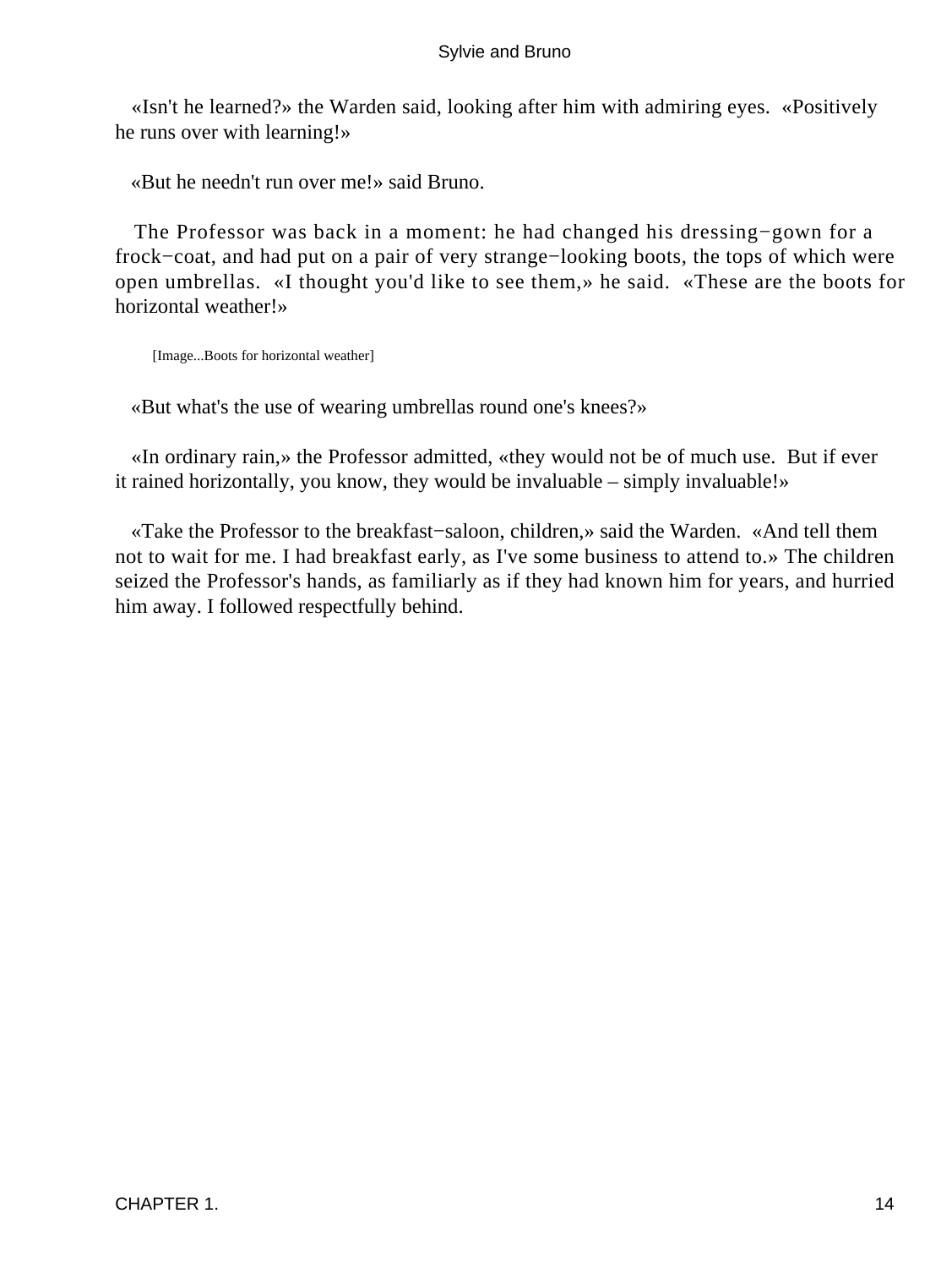«Isn't he learned?» the Warden said, looking after him with admiring eyes. «Positively he runs over with learning!»

«But he needn't run over me!» said Bruno.

The Professor was back in a moment: he had changed his dressing−gown for a frock−coat, and had put on a pair of very strange−looking boots, the tops of which were open umbrellas. «I thought you'd like to see them,» he said. «These are the boots for horizontal weather!»

[Image...Boots for horizontal weather]

«But what's the use of wearing umbrellas round one's knees?»

«In ordinary rain,» the Professor admitted, «they would not be of much use. But if ever it rained horizontally, you know, they would be invaluable – simply invaluable!»

«Take the Professor to the breakfast−saloon, children,» said the Warden. «And tell them not to wait for me. I had breakfast early, as I've some business to attend to.» The children seized the Professor's hands, as familiarly as if they had known him for years, and hurried him away. I followed respectfully behind.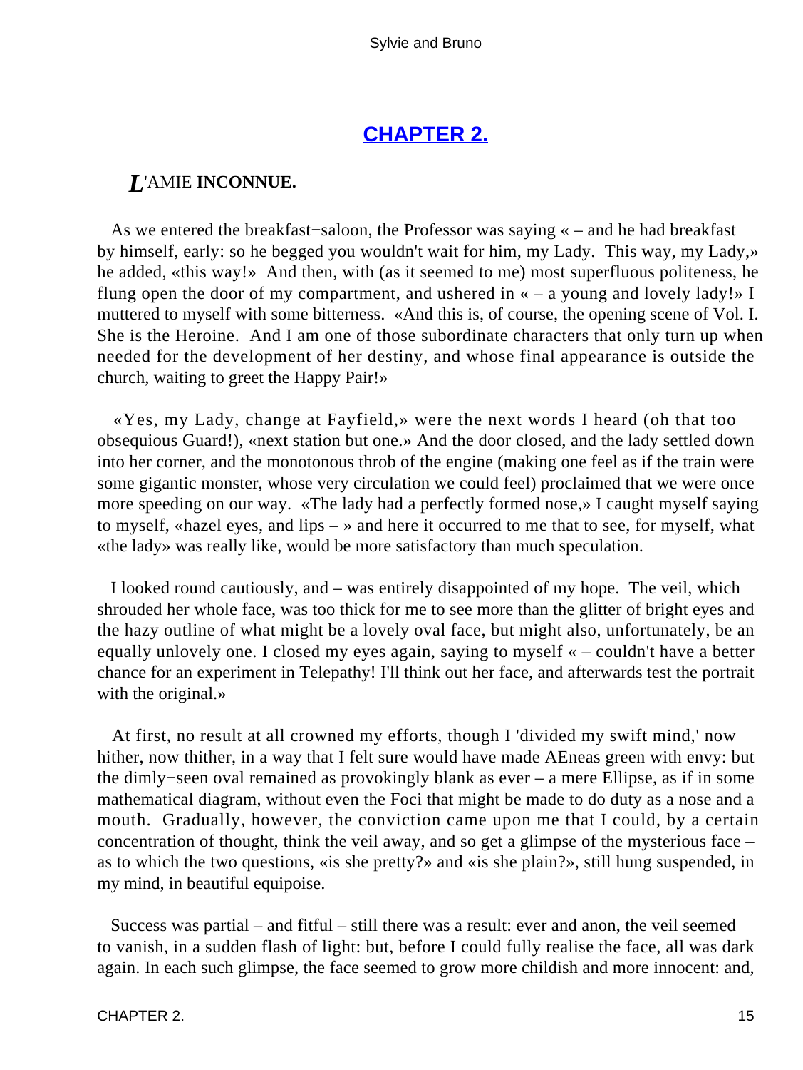## [CHAPTER 2.]()

### *L*'AMIE **INCONNUE.**

As we entered the breakfast−saloon, the Professor was saying « – and he had breakfast by himself, early: so he begged you wouldn't wait for him, my Lady. This way, my Lady,» he added, «this way!» And then, with (as it seemed to me) most superfluous politeness, he flung open the door of my compartment, and ushered in « – a young and lovely lady!» I muttered to myself with some bitterness. «And this is, of course, the opening scene of Vol. I. She is the Heroine. And I am one of those subordinate characters that only turn up when needed for the development of her destiny, and whose final appearance is outside the church, waiting to greet the Happy Pair!»

«Yes, my Lady, change at Fayfield,» were the next words I heard (oh that too obsequious Guard!), «next station but one.» And the door closed, and the lady settled down into her corner, and the monotonous throb of the engine (making one feel as if the train were some gigantic monster, whose very circulation we could feel) proclaimed that we were once more speeding on our way. «The lady had a perfectly formed nose,» I caught myself saying to myself, «hazel eyes, and lips – » and here it occurred to me that to see, for myself, what «the lady» was really like, would be more satisfactory than much speculation.

I looked round cautiously, and – was entirely disappointed of my hope. The veil, which shrouded her whole face, was too thick for me to see more than the glitter of bright eyes and the hazy outline of what might be a lovely oval face, but might also, unfortunately, be an equally unlovely one. I closed my eyes again, saying to myself « – couldn't have a better chance for an experiment in Telepathy! I'll think out her face, and afterwards test the portrait with the original.»

At first, no result at all crowned my efforts, though I 'divided my swift mind,' now hither, now thither, in a way that I felt sure would have made AEneas green with envy: but the dimly−seen oval remained as provokingly blank as ever – a mere Ellipse, as if in some mathematical diagram, without even the Foci that might be made to do duty as a nose and a mouth. Gradually, however, the conviction came upon me that I could, by a certain concentration of thought, think the veil away, and so get a glimpse of the mysterious face – as to which the two questions, «is she pretty?» and «is she plain?», still hung suspended, in my mind, in beautiful equipoise.

Success was partial – and fitful – still there was a result: ever and anon, the veil seemed to vanish, in a sudden flash of light: but, before I could fully realise the face, all was dark again. In each such glimpse, the face seemed to grow more childish and more innocent: and,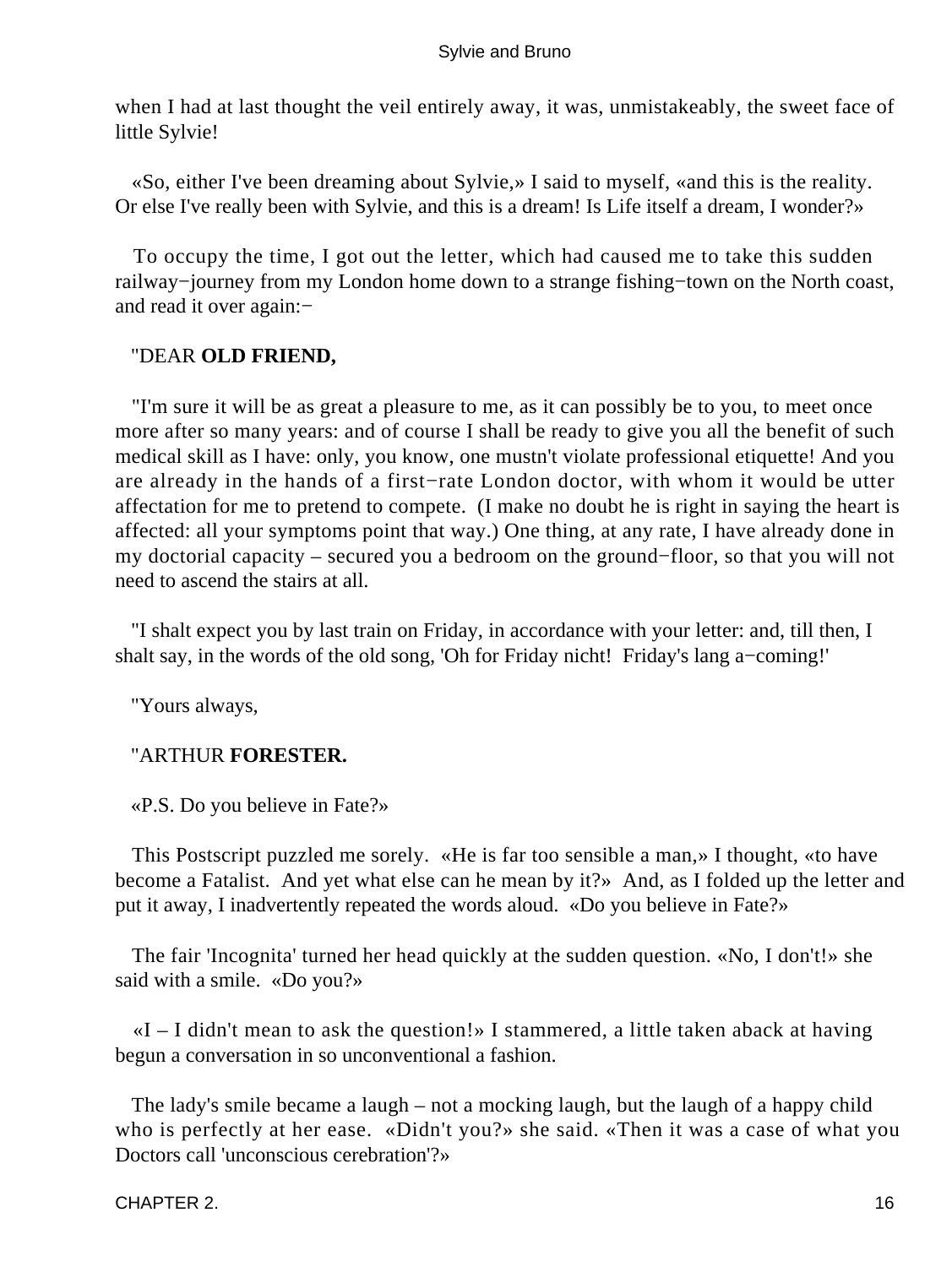when I had at last thought the veil entirely away, it was, unmistakeably, the sweet face of little Sylvie!

«So, either I've been dreaming about Sylvie,» I said to myself, «and this is the reality. Or else I've really been with Sylvie, and this is a dream! Is Life itself a dream, I wonder?»

To occupy the time, I got out the letter, which had caused me to take this sudden railway−journey from my London home down to a strange fishing−town on the North coast, and read it over again:−

"DEAR **OLD FRIEND,**

"I'm sure it will be as great a pleasure to me, as it can possibly be to you, to meet once more after so many years: and of course I shall be ready to give you all the benefit of such medical skill as I have: only, you know, one mustn't violate professional etiquette! And you are already in the hands of a first−rate London doctor, with whom it would be utter affectation for me to pretend to compete. (I make no doubt he is right in saying the heart is affected: all your symptoms point that way.) One thing, at any rate, I have already done in my doctorial capacity – secured you a bedroom on the ground−floor, so that you will not need to ascend the stairs at all.

"I shalt expect you by last train on Friday, in accordance with your letter: and, till then, I shalt say, in the words of the old song, 'Oh for Friday nicht! Friday's lang a−coming!'

"Yours always,

"ARTHUR **FORESTER.**

«P.S. Do you believe in Fate?»

This Postscript puzzled me sorely. «He is far too sensible a man,» I thought, «to have become a Fatalist. And yet what else can he mean by it?» And, as I folded up the letter and put it away, I inadvertently repeated the words aloud. «Do you believe in Fate?»

The fair 'Incognita' turned her head quickly at the sudden question. «No, I don't!» she said with a smile. «Do you?»

«I – I didn't mean to ask the question!» I stammered, a little taken aback at having begun a conversation in so unconventional a fashion.

The lady's smile became a laugh – not a mocking laugh, but the laugh of a happy child who is perfectly at her ease. «Didn't you?» she said. «Then it was a case of what you Doctors call 'unconscious cerebration'?»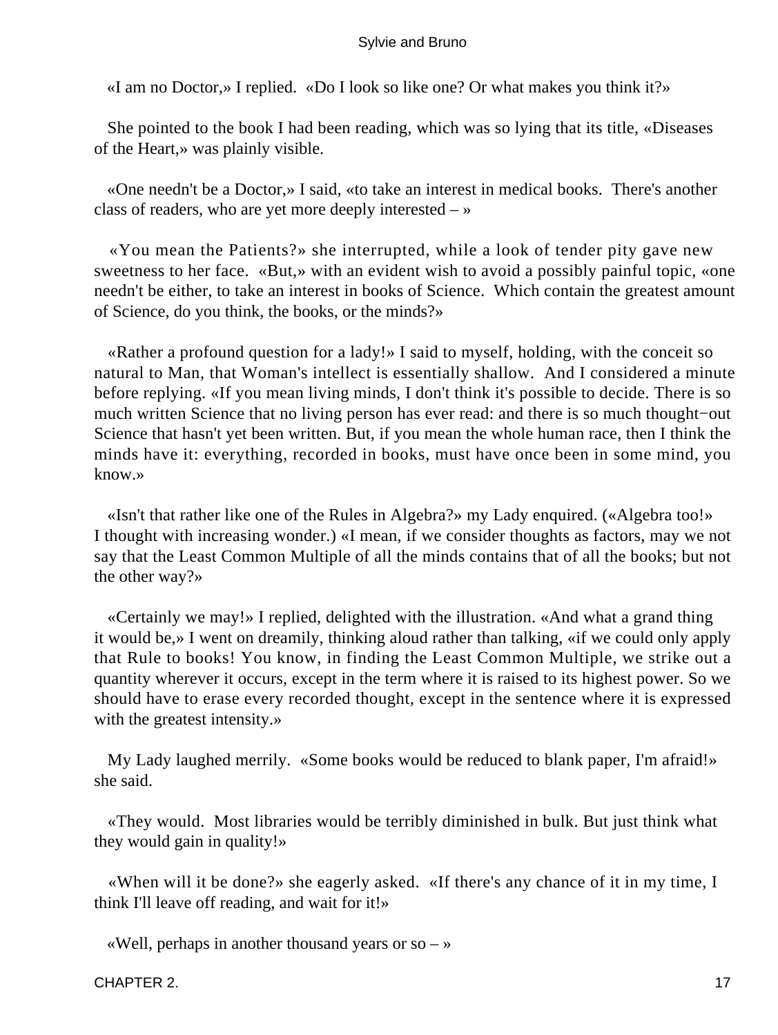«I am no Doctor,» I replied. «Do I look so like one? Or what makes you think it?»

She pointed to the book I had been reading, which was so lying that its title, «Diseases of the Heart,» was plainly visible.

«One needn't be a Doctor,» I said, «to take an interest in medical books. There's another class of readers, who are yet more deeply interested – »

«You mean the Patients?» she interrupted, while a look of tender pity gave new sweetness to her face. «But,» with an evident wish to avoid a possibly painful topic, «one needn't be either, to take an interest in books of Science. Which contain the greatest amount of Science, do you think, the books, or the minds?»

«Rather a profound question for a lady!» I said to myself, holding, with the conceit so natural to Man, that Woman's intellect is essentially shallow. And I considered a minute before replying. «If you mean living minds, I don't think it's possible to decide. There is so much written Science that no living person has ever read: and there is so much thought−out Science that hasn't yet been written. But, if you mean the whole human race, then I think the minds have it: everything, recorded in books, must have once been in some mind, you know.»

«Isn't that rather like one of the Rules in Algebra?» my Lady enquired. («Algebra too!» I thought with increasing wonder.) «I mean, if we consider thoughts as factors, may we not say that the Least Common Multiple of all the minds contains that of all the books; but not the other way?»

«Certainly we may!» I replied, delighted with the illustration. «And what a grand thing it would be,» I went on dreamily, thinking aloud rather than talking, «if we could only apply that Rule to books! You know, in finding the Least Common Multiple, we strike out a quantity wherever it occurs, except in the term where it is raised to its highest power. So we should have to erase every recorded thought, except in the sentence where it is expressed with the greatest intensity.»

My Lady laughed merrily. «Some books would be reduced to blank paper, I'm afraid!» she said.

«They would. Most libraries would be terribly diminished in bulk. But just think what they would gain in quality!»

«When will it be done?» she eagerly asked. «If there's any chance of it in my time, I think I'll leave off reading, and wait for it!»

«Well, perhaps in another thousand years or so – »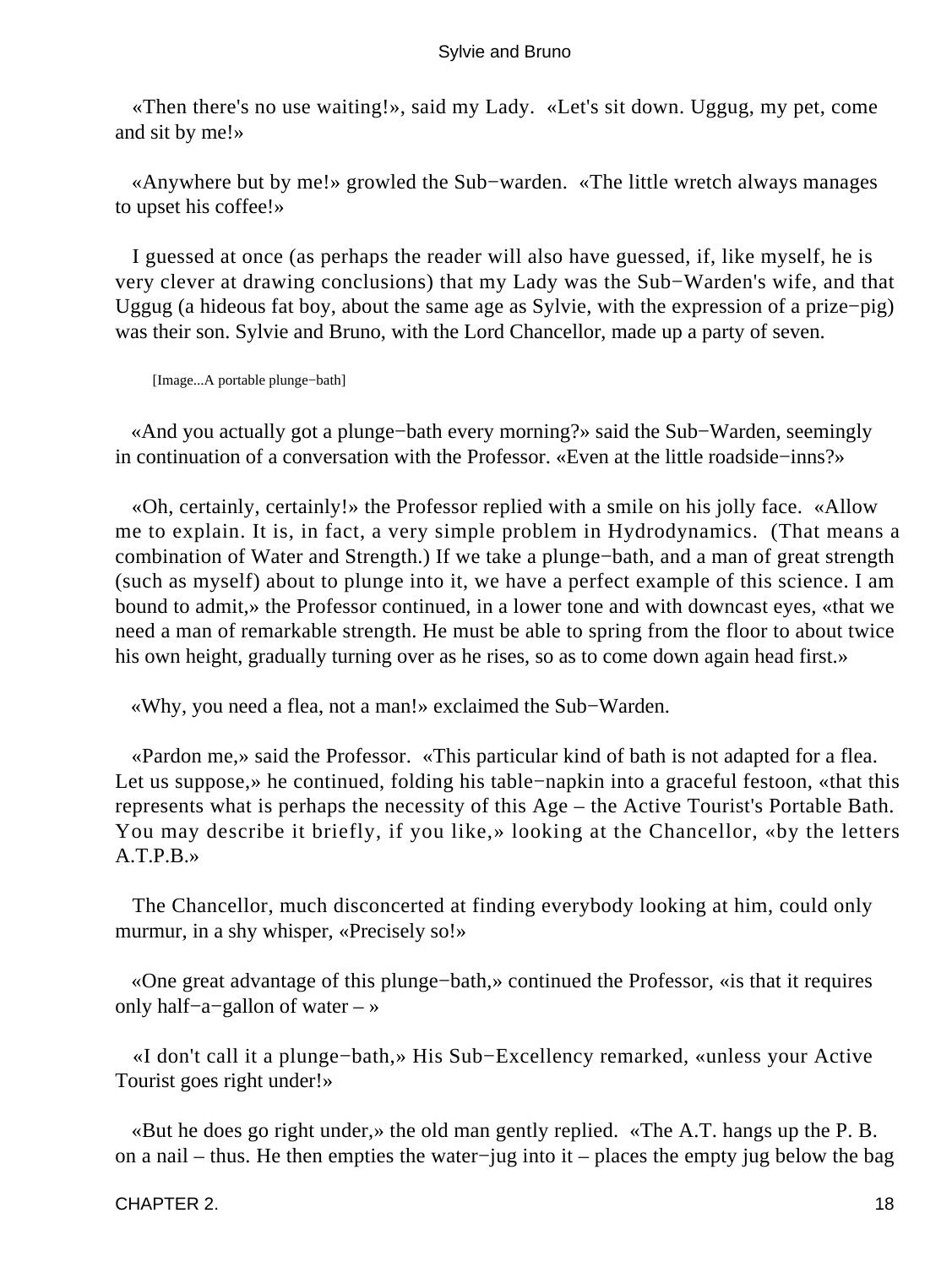«Then there's no use waiting!», said my Lady. «Let's sit down. Uggug, my pet, come and sit by me!»

«Anywhere but by me!» growled the Sub−warden. «The little wretch always manages to upset his coffee!»

I guessed at once (as perhaps the reader will also have guessed, if, like myself, he is very clever at drawing conclusions) that my Lady was the Sub−Warden's wife, and that Uggug (a hideous fat boy, about the same age as Sylvie, with the expression of a prize−pig) was their son. Sylvie and Bruno, with the Lord Chancellor, made up a party of seven.

[Image...A portable plunge−bath]

«And you actually got a plunge−bath every morning?» said the Sub−Warden, seemingly in continuation of a conversation with the Professor. «Even at the little roadside−inns?»

«Oh, certainly, certainly!» the Professor replied with a smile on his jolly face. «Allow me to explain. It is, in fact, a very simple problem in Hydrodynamics. (That means a combination of Water and Strength.) If we take a plunge−bath, and a man of great strength (such as myself) about to plunge into it, we have a perfect example of this science. I am bound to admit,» the Professor continued, in a lower tone and with downcast eyes, «that we need a man of remarkable strength. He must be able to spring from the floor to about twice his own height, gradually turning over as he rises, so as to come down again head first.»

«Why, you need a flea, not a man!» exclaimed the Sub−Warden.

«Pardon me,» said the Professor. «This particular kind of bath is not adapted for a flea. Let us suppose,» he continued, folding his table−napkin into a graceful festoon, «that this represents what is perhaps the necessity of this Age – the Active Tourist's Portable Bath. You may describe it briefly, if you like,» looking at the Chancellor, «by the letters A.T.P.B.»

The Chancellor, much disconcerted at finding everybody looking at him, could only murmur, in a shy whisper, «Precisely so!»

«One great advantage of this plunge−bath,» continued the Professor, «is that it requires only half−a−gallon of water – »

«I don't call it a plunge−bath,» His Sub−Excellency remarked, «unless your Active Tourist goes right under!»

«But he does go right under,» the old man gently replied. «The A.T. hangs up the P. B. on a nail – thus. He then empties the water−jug into it – places the empty jug below the bag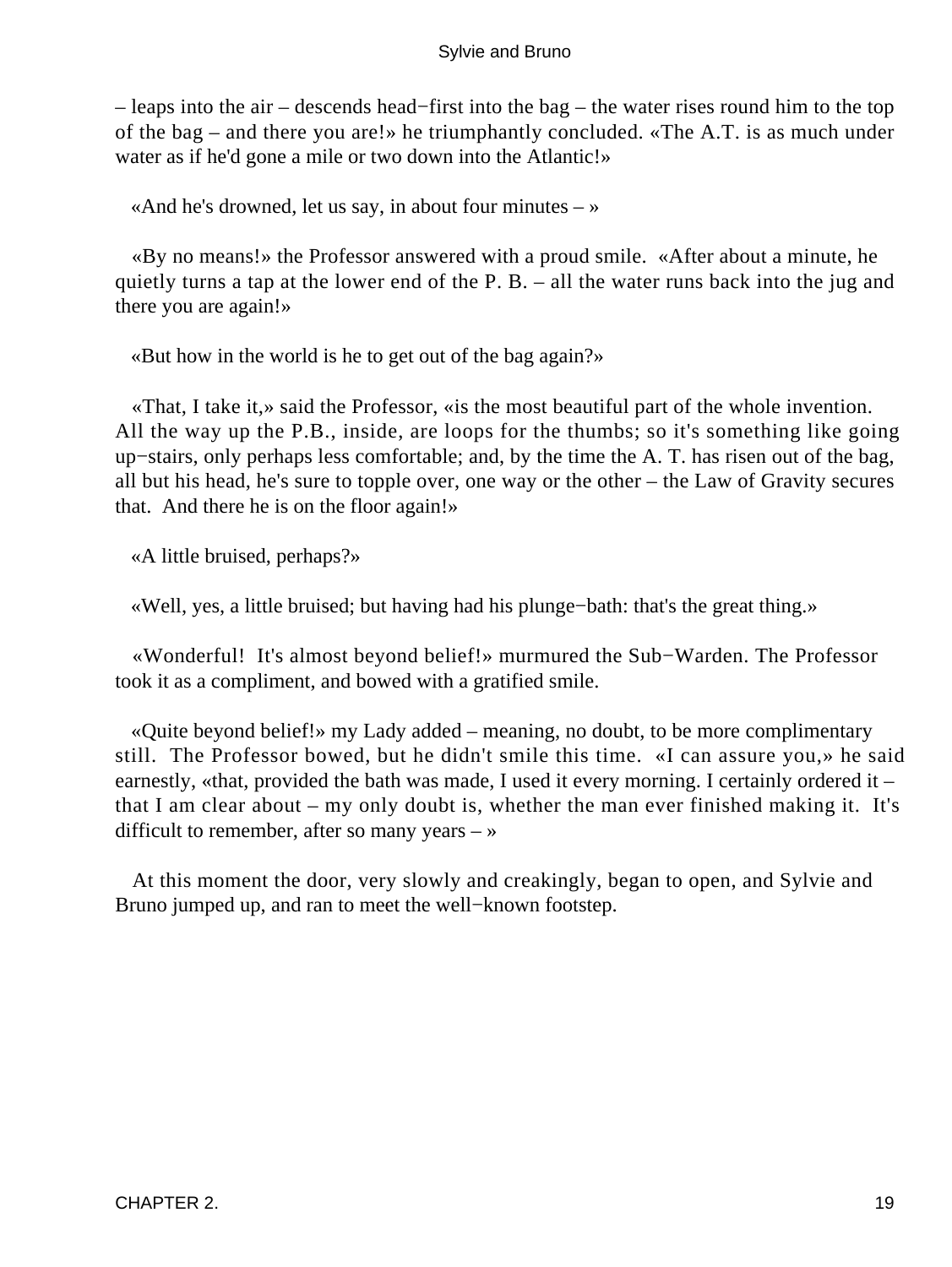– leaps into the air – descends head−first into the bag – the water rises round him to the top of the bag – and there you are!» he triumphantly concluded. «The A.T. is as much under water as if he'd gone a mile or two down into the Atlantic!»

«And he's drowned, let us say, in about four minutes – »

«By no means!» the Professor answered with a proud smile. «After about a minute, he quietly turns a tap at the lower end of the P. B. – all the water runs back into the jug and there you are again!»

«But how in the world is he to get out of the bag again?»

«That, I take it,» said the Professor, «is the most beautiful part of the whole invention. All the way up the P.B., inside, are loops for the thumbs; so it's something like going up−stairs, only perhaps less comfortable; and, by the time the A. T. has risen out of the bag, all but his head, he's sure to topple over, one way or the other – the Law of Gravity secures that. And there he is on the floor again!»

«A little bruised, perhaps?»

«Well, yes, a little bruised; but having had his plunge−bath: that's the great thing.»

«Wonderful! It's almost beyond belief!» murmured the Sub−Warden. The Professor took it as a compliment, and bowed with a gratified smile.

«Quite beyond belief!» my Lady added – meaning, no doubt, to be more complimentary still. The Professor bowed, but he didn't smile this time. «I can assure you,» he said earnestly, «that, provided the bath was made, I used it every morning. I certainly ordered it – that I am clear about – my only doubt is, whether the man ever finished making it. It's difficult to remember, after so many years – »

At this moment the door, very slowly and creakingly, began to open, and Sylvie and Bruno jumped up, and ran to meet the well−known footstep.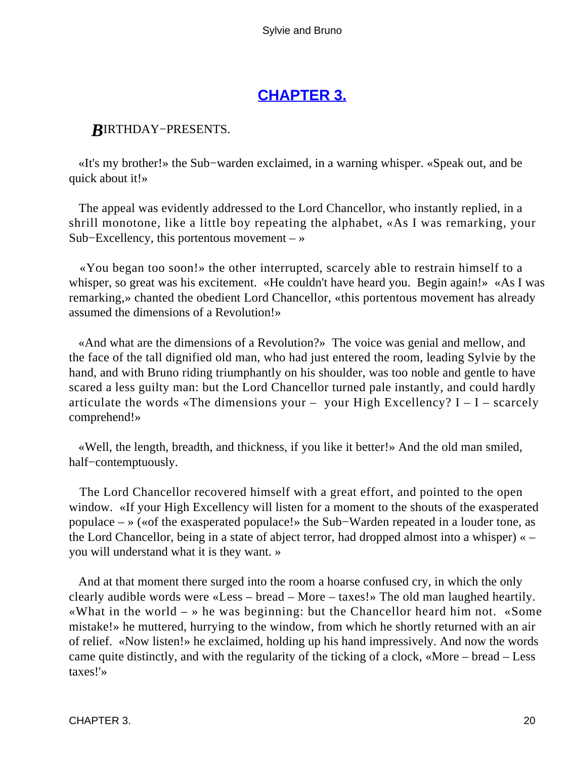## CHAPTER 3.

***B***IRTHDAY−PRESENTS.

«It's my brother!» the Sub−warden exclaimed, in a warning whisper. «Speak out, and be quick about it!»

The appeal was evidently addressed to the Lord Chancellor, who instantly replied, in a shrill monotone, like a little boy repeating the alphabet, «As I was remarking, your Sub−Excellency, this portentous movement – »

«You began too soon!» the other interrupted, scarcely able to restrain himself to a whisper, so great was his excitement. «He couldn't have heard you. Begin again!» «As I was remarking,» chanted the obedient Lord Chancellor, «this portentous movement has already assumed the dimensions of a Revolution!»

«And what are the dimensions of a Revolution?» The voice was genial and mellow, and the face of the tall dignified old man, who had just entered the room, leading Sylvie by the hand, and with Bruno riding triumphantly on his shoulder, was too noble and gentle to have scared a less guilty man: but the Lord Chancellor turned pale instantly, and could hardly articulate the words «The dimensions your – your High Excellency? I – I – scarcely comprehend!»

«Well, the length, breadth, and thickness, if you like it better!» And the old man smiled, half−contemptuously.

The Lord Chancellor recovered himself with a great effort, and pointed to the open window. «If your High Excellency will listen for a moment to the shouts of the exasperated populace – » («of the exasperated populace!» the Sub−Warden repeated in a louder tone, as the Lord Chancellor, being in a state of abject terror, had dropped almost into a whisper) « – you will understand what it is they want. »

And at that moment there surged into the room a hoarse confused cry, in which the only clearly audible words were «Less – bread – More – taxes!» The old man laughed heartily. «What in the world – » he was beginning: but the Chancellor heard him not. «Some mistake!» he muttered, hurrying to the window, from which he shortly returned with an air of relief. «Now listen!» he exclaimed, holding up his hand impressively. And now the words came quite distinctly, and with the regularity of the ticking of a clock, «More – bread – Less taxes!'»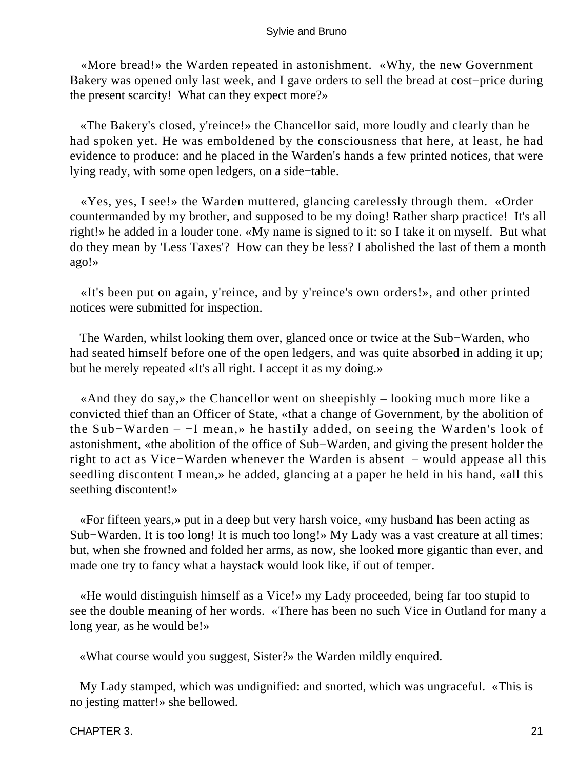«More bread!» the Warden repeated in astonishment. «Why, the new Government Bakery was opened only last week, and I gave orders to sell the bread at cost−price during the present scarcity! What can they expect more?»

«The Bakery's closed, y'reince!» the Chancellor said, more loudly and clearly than he had spoken yet. He was emboldened by the consciousness that here, at least, he had evidence to produce: and he placed in the Warden's hands a few printed notices, that were lying ready, with some open ledgers, on a side−table.

«Yes, yes, I see!» the Warden muttered, glancing carelessly through them. «Order countermanded by my brother, and supposed to be my doing! Rather sharp practice! It's all right!» he added in a louder tone. «My name is signed to it: so I take it on myself. But what do they mean by 'Less Taxes'? How can they be less? I abolished the last of them a month ago!»

«It's been put on again, y'reince, and by y'reince's own orders!», and other printed notices were submitted for inspection.

The Warden, whilst looking them over, glanced once or twice at the Sub−Warden, who had seated himself before one of the open ledgers, and was quite absorbed in adding it up; but he merely repeated «It's all right. I accept it as my doing.»

«And they do say,» the Chancellor went on sheepishly – looking much more like a convicted thief than an Officer of State, «that a change of Government, by the abolition of the Sub−Warden – −I mean,» he hastily added, on seeing the Warden's look of astonishment, «the abolition of the office of Sub−Warden, and giving the present holder the right to act as Vice−Warden whenever the Warden is absent – would appease all this seedling discontent I mean,» he added, glancing at a paper he held in his hand, «all this seething discontent!»

«For fifteen years,» put in a deep but very harsh voice, «my husband has been acting as Sub−Warden. It is too long! It is much too long!» My Lady was a vast creature at all times: but, when she frowned and folded her arms, as now, she looked more gigantic than ever, and made one try to fancy what a haystack would look like, if out of temper.

«He would distinguish himself as a Vice!» my Lady proceeded, being far too stupid to see the double meaning of her words. «There has been no such Vice in Outland for many a long year, as he would be!»

«What course would you suggest, Sister?» the Warden mildly enquired.

My Lady stamped, which was undignified: and snorted, which was ungraceful. «This is no jesting matter!» she bellowed.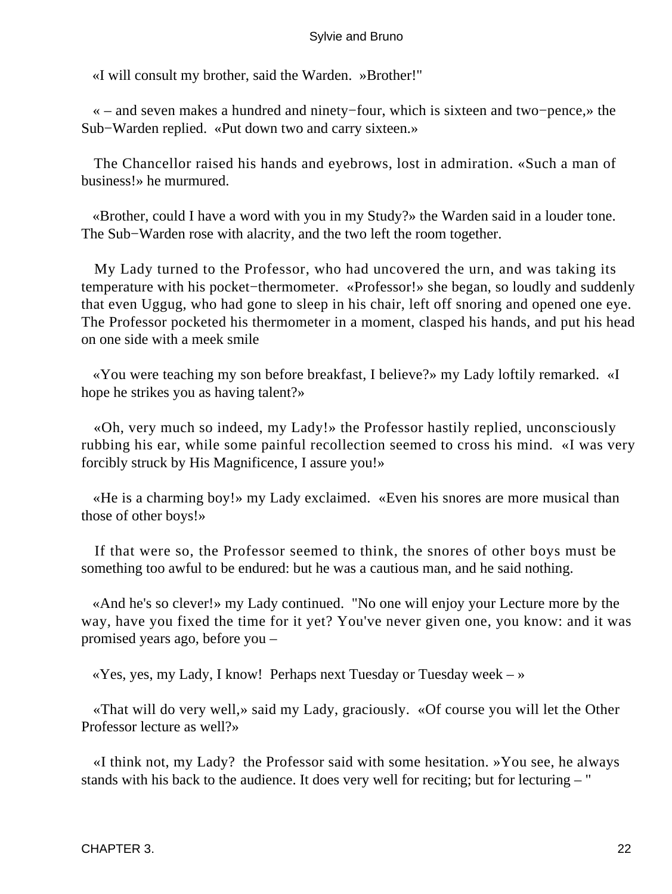«I will consult my brother, said the Warden. »Brother!"

« – and seven makes a hundred and ninety−four, which is sixteen and two−pence,» the Sub−Warden replied. «Put down two and carry sixteen.»

The Chancellor raised his hands and eyebrows, lost in admiration. «Such a man of business!» he murmured.

«Brother, could I have a word with you in my Study?» the Warden said in a louder tone. The Sub−Warden rose with alacrity, and the two left the room together.

My Lady turned to the Professor, who had uncovered the urn, and was taking its temperature with his pocket−thermometer. «Professor!» she began, so loudly and suddenly that even Uggug, who had gone to sleep in his chair, left off snoring and opened one eye. The Professor pocketed his thermometer in a moment, clasped his hands, and put his head on one side with a meek smile

«You were teaching my son before breakfast, I believe?» my Lady loftily remarked. «I hope he strikes you as having talent?»

«Oh, very much so indeed, my Lady!» the Professor hastily replied, unconsciously rubbing his ear, while some painful recollection seemed to cross his mind. «I was very forcibly struck by His Magnificence, I assure you!»

«He is a charming boy!» my Lady exclaimed. «Even his snores are more musical than those of other boys!»

If that were so, the Professor seemed to think, the snores of other boys must be something too awful to be endured: but he was a cautious man, and he said nothing.

«And he's so clever!» my Lady continued. "No one will enjoy your Lecture more by the way, have you fixed the time for it yet? You've never given one, you know: and it was promised years ago, before you –

«Yes, yes, my Lady, I know! Perhaps next Tuesday or Tuesday week – »

«That will do very well,» said my Lady, graciously. «Of course you will let the Other Professor lecture as well?»

«I think not, my Lady? the Professor said with some hesitation. »You see, he always stands with his back to the audience. It does very well for reciting; but for lecturing – "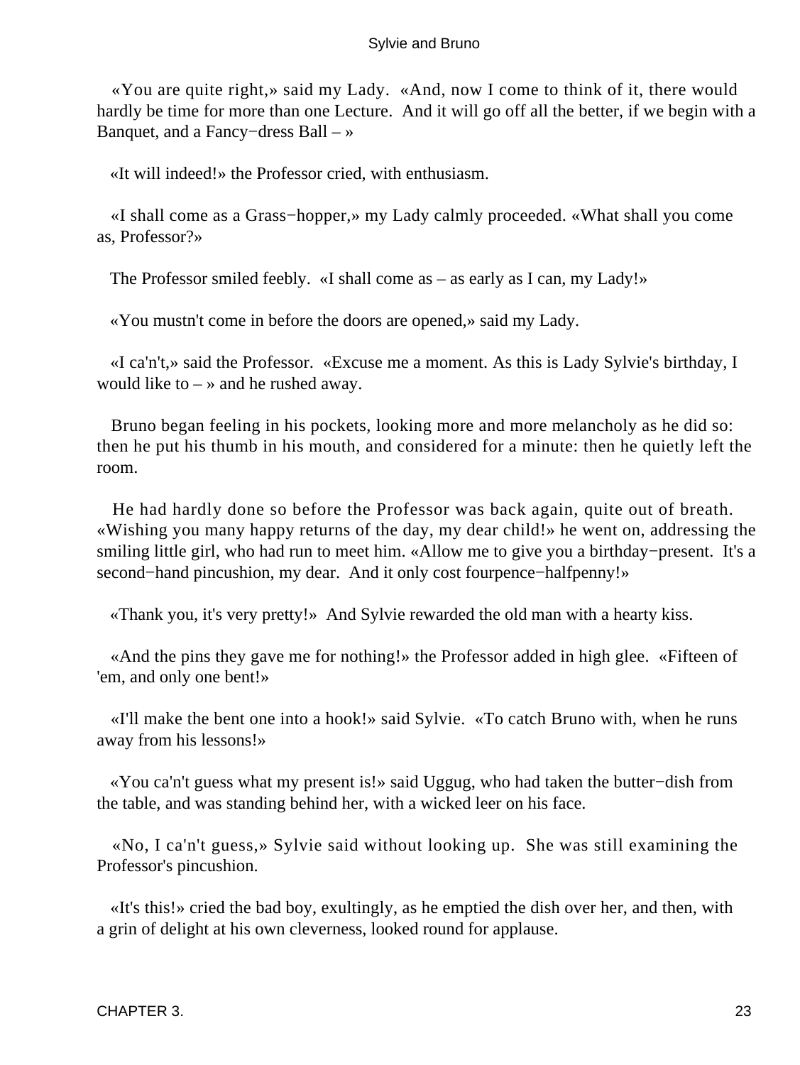«You are quite right,» said my Lady. «And, now I come to think of it, there would hardly be time for more than one Lecture. And it will go off all the better, if we begin with a Banquet, and a Fancy−dress Ball – »

«It will indeed!» the Professor cried, with enthusiasm.

«I shall come as a Grass−hopper,» my Lady calmly proceeded. «What shall you come as, Professor?»

The Professor smiled feebly. «I shall come as – as early as I can, my Lady!»

«You mustn't come in before the doors are opened,» said my Lady.

«I ca'n't,» said the Professor. «Excuse me a moment. As this is Lady Sylvie's birthday, I would like to – » and he rushed away.

Bruno began feeling in his pockets, looking more and more melancholy as he did so: then he put his thumb in his mouth, and considered for a minute: then he quietly left the room.

He had hardly done so before the Professor was back again, quite out of breath. «Wishing you many happy returns of the day, my dear child!» he went on, addressing the smiling little girl, who had run to meet him. «Allow me to give you a birthday−present. It's a second−hand pincushion, my dear. And it only cost fourpence−halfpenny!»

«Thank you, it's very pretty!» And Sylvie rewarded the old man with a hearty kiss.

«And the pins they gave me for nothing!» the Professor added in high glee. «Fifteen of 'em, and only one bent!»

«I'll make the bent one into a hook!» said Sylvie. «To catch Bruno with, when he runs away from his lessons!»

«You ca'n't guess what my present is!» said Uggug, who had taken the butter−dish from the table, and was standing behind her, with a wicked leer on his face.

«No, I ca'n't guess,» Sylvie said without looking up. She was still examining the Professor's pincushion.

«It's this!» cried the bad boy, exultingly, as he emptied the dish over her, and then, with a grin of delight at his own cleverness, looked round for applause.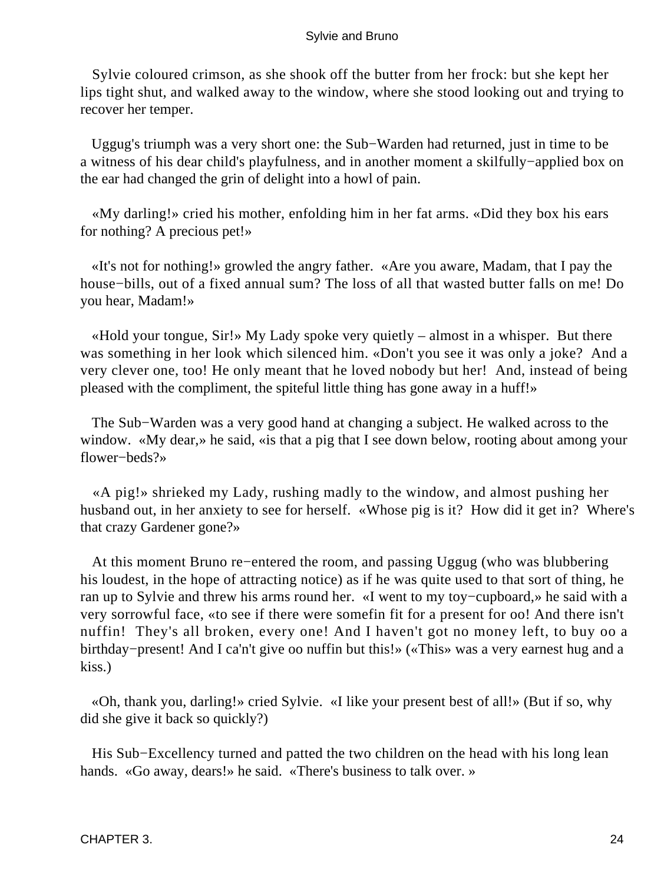Sylvie coloured crimson, as she shook off the butter from her frock: but she kept her lips tight shut, and walked away to the window, where she stood looking out and trying to recover her temper.

Uggug's triumph was a very short one: the Sub−Warden had returned, just in time to be a witness of his dear child's playfulness, and in another moment a skilfully−applied box on the ear had changed the grin of delight into a howl of pain.

«My darling!» cried his mother, enfolding him in her fat arms. «Did they box his ears for nothing? A precious pet!»

«It's not for nothing!» growled the angry father. «Are you aware, Madam, that I pay the house−bills, out of a fixed annual sum? The loss of all that wasted butter falls on me! Do you hear, Madam!»

«Hold your tongue, Sir!» My Lady spoke very quietly – almost in a whisper. But there was something in her look which silenced him. «Don't you see it was only a joke? And a very clever one, too! He only meant that he loved nobody but her! And, instead of being pleased with the compliment, the spiteful little thing has gone away in a huff!»

The Sub−Warden was a very good hand at changing a subject. He walked across to the window. «My dear,» he said, «is that a pig that I see down below, rooting about among your flower−beds?»

«A pig!» shrieked my Lady, rushing madly to the window, and almost pushing her husband out, in her anxiety to see for herself. «Whose pig is it? How did it get in? Where's that crazy Gardener gone?»

At this moment Bruno re−entered the room, and passing Uggug (who was blubbering his loudest, in the hope of attracting notice) as if he was quite used to that sort of thing, he ran up to Sylvie and threw his arms round her. «I went to my toy−cupboard,» he said with a very sorrowful face, «to see if there were somefin fit for a present for oo! And there isn't nuffin! They's all broken, every one! And I haven't got no money left, to buy oo a birthday−present! And I ca'n't give oo nuffin but this!» («This» was a very earnest hug and a kiss.)

«Oh, thank you, darling!» cried Sylvie. «I like your present best of all!» (But if so, why did she give it back so quickly?)

His Sub−Excellency turned and patted the two children on the head with his long lean hands. «Go away, dears!» he said. «There's business to talk over. »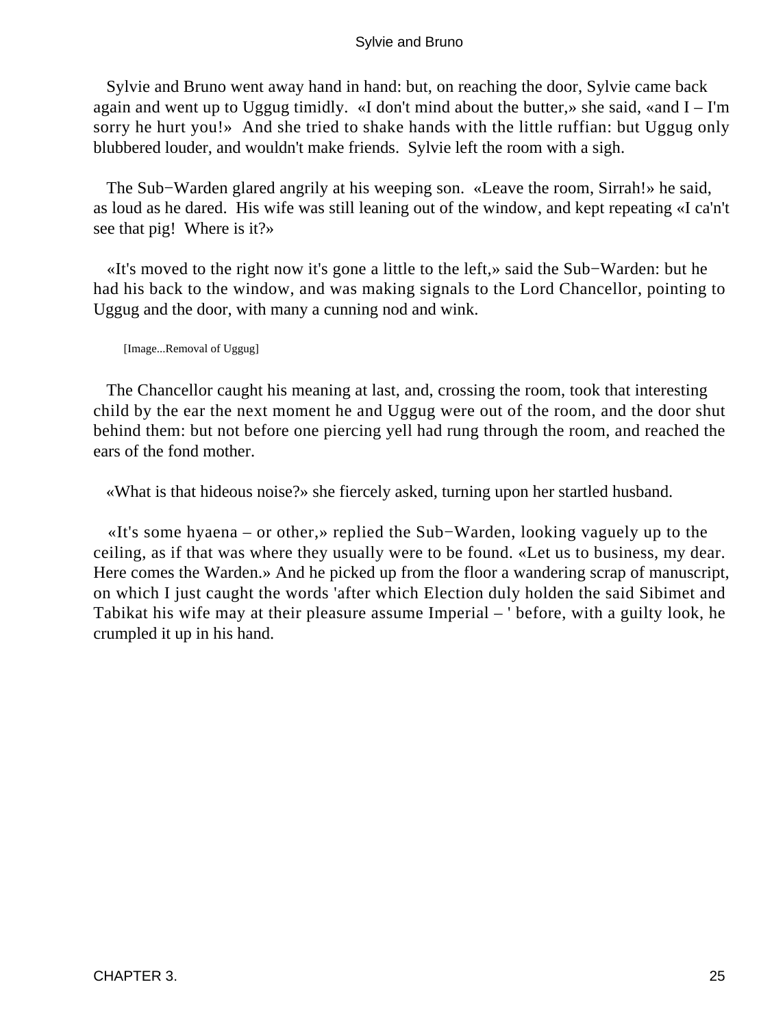Sylvie and Bruno went away hand in hand: but, on reaching the door, Sylvie came back again and went up to Uggug timidly. «I don't mind about the butter,» she said, «and I – I'm sorry he hurt you!» And she tried to shake hands with the little ruffian: but Uggug only blubbered louder, and wouldn't make friends. Sylvie left the room with a sigh.

The Sub−Warden glared angrily at his weeping son. «Leave the room, Sirrah!» he said, as loud as he dared. His wife was still leaning out of the window, and kept repeating «I ca'n't see that pig! Where is it?»

«It's moved to the right now it's gone a little to the left,» said the Sub−Warden: but he had his back to the window, and was making signals to the Lord Chancellor, pointing to Uggug and the door, with many a cunning nod and wink.

[Image...Removal of Uggug]

The Chancellor caught his meaning at last, and, crossing the room, took that interesting child by the ear the next moment he and Uggug were out of the room, and the door shut behind them: but not before one piercing yell had rung through the room, and reached the ears of the fond mother.

«What is that hideous noise?» she fiercely asked, turning upon her startled husband.

«It's some hyaena – or other,» replied the Sub−Warden, looking vaguely up to the ceiling, as if that was where they usually were to be found. «Let us to business, my dear. Here comes the Warden.» And he picked up from the floor a wandering scrap of manuscript, on which I just caught the words 'after which Election duly holden the said Sibimet and Tabikat his wife may at their pleasure assume Imperial – ' before, with a guilty look, he crumpled it up in his hand.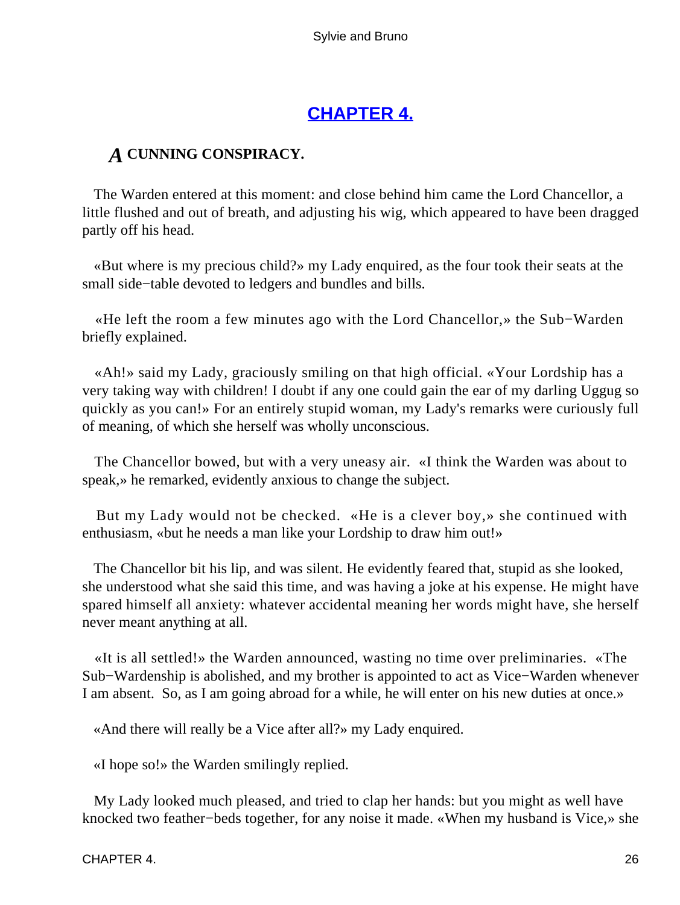## CHAPTER 4.

### *A* CUNNING CONSPIRACY.

The Warden entered at this moment: and close behind him came the Lord Chancellor, a little flushed and out of breath, and adjusting his wig, which appeared to have been dragged partly off his head.

«But where is my precious child?» my Lady enquired, as the four took their seats at the small side−table devoted to ledgers and bundles and bills.

«He left the room a few minutes ago with the Lord Chancellor,» the Sub−Warden briefly explained.

«Ah!» said my Lady, graciously smiling on that high official. «Your Lordship has a very taking way with children! I doubt if any one could gain the ear of my darling Uggug so quickly as you can!» For an entirely stupid woman, my Lady's remarks were curiously full of meaning, of which she herself was wholly unconscious.

The Chancellor bowed, but with a very uneasy air. «I think the Warden was about to speak,» he remarked, evidently anxious to change the subject.

But my Lady would not be checked. «He is a clever boy,» she continued with enthusiasm, «but he needs a man like your Lordship to draw him out!»

The Chancellor bit his lip, and was silent. He evidently feared that, stupid as she looked, she understood what she said this time, and was having a joke at his expense. He might have spared himself all anxiety: whatever accidental meaning her words might have, she herself never meant anything at all.

«It is all settled!» the Warden announced, wasting no time over preliminaries. «The Sub−Wardenship is abolished, and my brother is appointed to act as Vice−Warden whenever I am absent. So, as I am going abroad for a while, he will enter on his new duties at once.»

«And there will really be a Vice after all?» my Lady enquired.

«I hope so!» the Warden smilingly replied.

My Lady looked much pleased, and tried to clap her hands: but you might as well have knocked two feather−beds together, for any noise it made. «When my husband is Vice,» she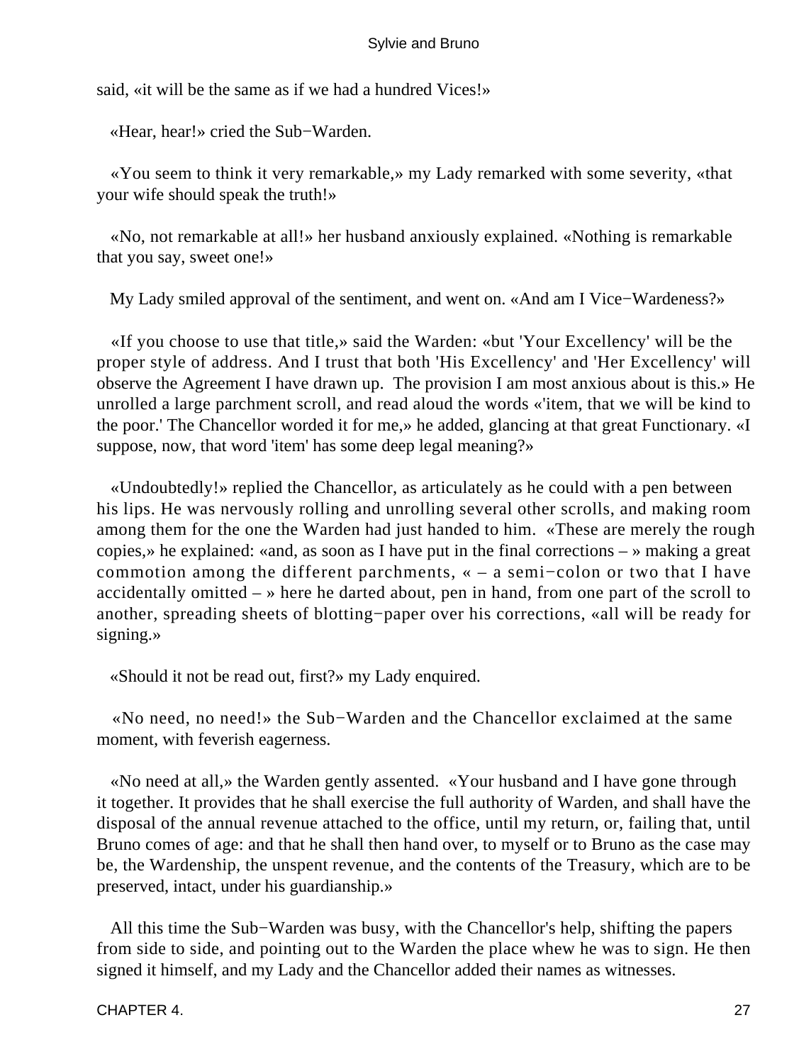said, «it will be the same as if we had a hundred Vices!»

«Hear, hear!» cried the Sub−Warden.

«You seem to think it very remarkable,» my Lady remarked with some severity, «that your wife should speak the truth!»

«No, not remarkable at all!» her husband anxiously explained. «Nothing is remarkable that you say, sweet one!»

My Lady smiled approval of the sentiment, and went on. «And am I Vice−Wardeness?»

«If you choose to use that title,» said the Warden: «but 'Your Excellency' will be the proper style of address. And I trust that both 'His Excellency' and 'Her Excellency' will observe the Agreement I have drawn up. The provision I am most anxious about is this.» He unrolled a large parchment scroll, and read aloud the words «'item, that we will be kind to the poor.' The Chancellor worded it for me,» he added, glancing at that great Functionary. «I suppose, now, that word 'item' has some deep legal meaning?»

«Undoubtedly!» replied the Chancellor, as articulately as he could with a pen between his lips. He was nervously rolling and unrolling several other scrolls, and making room among them for the one the Warden had just handed to him. «These are merely the rough copies,» he explained: «and, as soon as I have put in the final corrections – » making a great commotion among the different parchments, « – a semi−colon or two that I have accidentally omitted – » here he darted about, pen in hand, from one part of the scroll to another, spreading sheets of blotting−paper over his corrections, «all will be ready for signing.»

«Should it not be read out, first?» my Lady enquired.

«No need, no need!» the Sub−Warden and the Chancellor exclaimed at the same moment, with feverish eagerness.

«No need at all,» the Warden gently assented. «Your husband and I have gone through it together. It provides that he shall exercise the full authority of Warden, and shall have the disposal of the annual revenue attached to the office, until my return, or, failing that, until Bruno comes of age: and that he shall then hand over, to myself or to Bruno as the case may be, the Wardenship, the unspent revenue, and the contents of the Treasury, which are to be preserved, intact, under his guardianship.»

All this time the Sub−Warden was busy, with the Chancellor's help, shifting the papers from side to side, and pointing out to the Warden the place whew he was to sign. He then signed it himself, and my Lady and the Chancellor added their names as witnesses.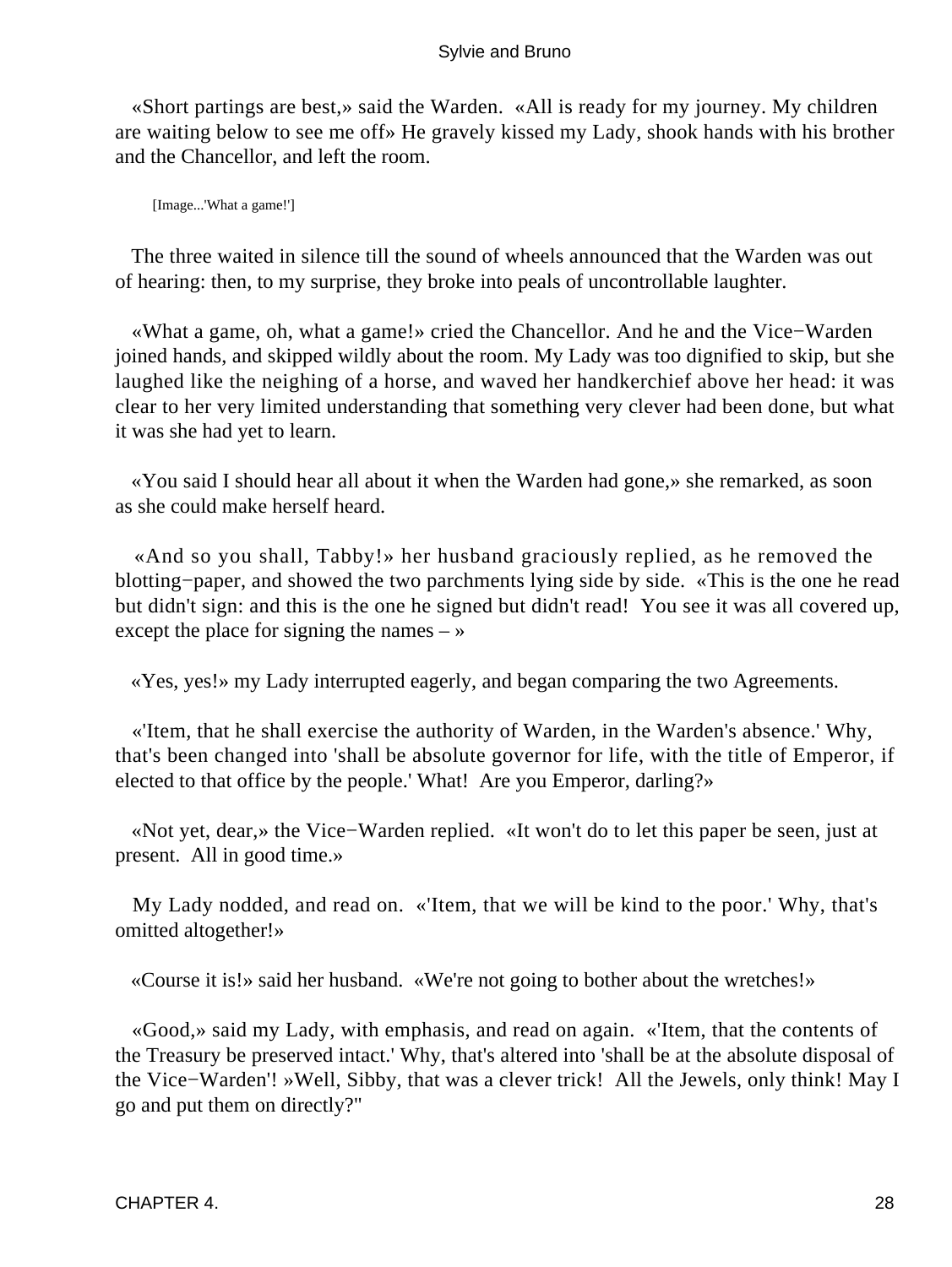«Short partings are best,» said the Warden. «All is ready for my journey. My children are waiting below to see me off» He gravely kissed my Lady, shook hands with his brother and the Chancellor, and left the room.

[Image...'What a game!']

The three waited in silence till the sound of wheels announced that the Warden was out of hearing: then, to my surprise, they broke into peals of uncontrollable laughter.

«What a game, oh, what a game!» cried the Chancellor. And he and the Vice−Warden joined hands, and skipped wildly about the room. My Lady was too dignified to skip, but she laughed like the neighing of a horse, and waved her handkerchief above her head: it was clear to her very limited understanding that something very clever had been done, but what it was she had yet to learn.

«You said I should hear all about it when the Warden had gone,» she remarked, as soon as she could make herself heard.

«And so you shall, Tabby!» her husband graciously replied, as he removed the blotting−paper, and showed the two parchments lying side by side. «This is the one he read but didn't sign: and this is the one he signed but didn't read! You see it was all covered up, except the place for signing the names – »

«Yes, yes!» my Lady interrupted eagerly, and began comparing the two Agreements.

«'Item, that he shall exercise the authority of Warden, in the Warden's absence.' Why, that's been changed into 'shall be absolute governor for life, with the title of Emperor, if elected to that office by the people.' What! Are you Emperor, darling?»

«Not yet, dear,» the Vice−Warden replied. «It won't do to let this paper be seen, just at present. All in good time.»

My Lady nodded, and read on. «'Item, that we will be kind to the poor.' Why, that's omitted altogether!»

«Course it is!» said her husband. «We're not going to bother about the wretches!»

«Good,» said my Lady, with emphasis, and read on again. «'Item, that the contents of the Treasury be preserved intact.' Why, that's altered into 'shall be at the absolute disposal of the Vice−Warden'! »Well, Sibby, that was a clever trick! All the Jewels, only think! May I go and put them on directly?"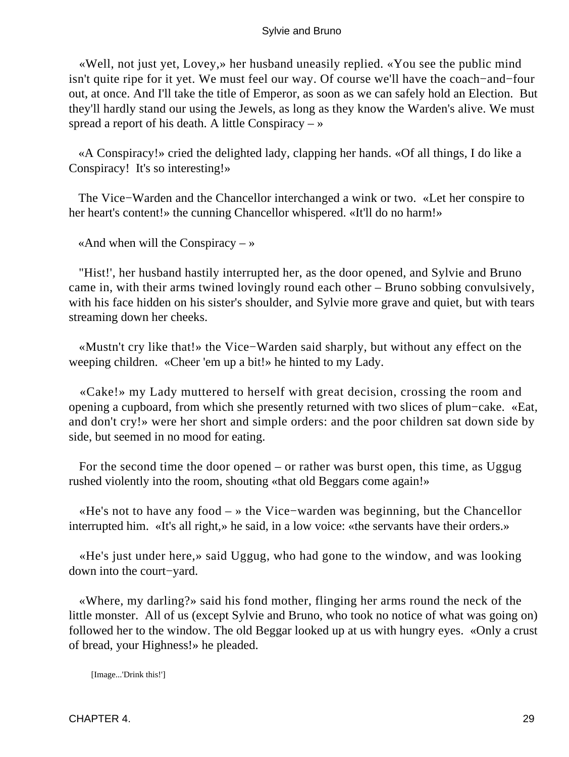«Well, not just yet, Lovey,» her husband uneasily replied. «You see the public mind isn't quite ripe for it yet. We must feel our way. Of course we'll have the coach−and−four out, at once. And I'll take the title of Emperor, as soon as we can safely hold an Election. But they'll hardly stand our using the Jewels, as long as they know the Warden's alive. We must spread a report of his death. A little Conspiracy – »

«A Conspiracy!» cried the delighted lady, clapping her hands. «Of all things, I do like a Conspiracy! It's so interesting!»

The Vice−Warden and the Chancellor interchanged a wink or two. «Let her conspire to her heart's content!» the cunning Chancellor whispered. «It'll do no harm!»

«And when will the Conspiracy – »

"Hist!', her husband hastily interrupted her, as the door opened, and Sylvie and Bruno came in, with their arms twined lovingly round each other – Bruno sobbing convulsively, with his face hidden on his sister's shoulder, and Sylvie more grave and quiet, but with tears streaming down her cheeks.

«Mustn't cry like that!» the Vice−Warden said sharply, but without any effect on the weeping children. «Cheer 'em up a bit!» he hinted to my Lady.

«Cake!» my Lady muttered to herself with great decision, crossing the room and opening a cupboard, from which she presently returned with two slices of plum−cake. «Eat, and don't cry!» were her short and simple orders: and the poor children sat down side by side, but seemed in no mood for eating.

For the second time the door opened – or rather was burst open, this time, as Uggug rushed violently into the room, shouting «that old Beggars come again!»

«He's not to have any food – » the Vice−warden was beginning, but the Chancellor interrupted him. «It's all right,» he said, in a low voice: «the servants have their orders.»

«He's just under here,» said Uggug, who had gone to the window, and was looking down into the court−yard.

«Where, my darling?» said his fond mother, flinging her arms round the neck of the little monster. All of us (except Sylvie and Bruno, who took no notice of what was going on) followed her to the window. The old Beggar looked up at us with hungry eyes. «Only a crust of bread, your Highness!» he pleaded.

[Image...'Drink this!']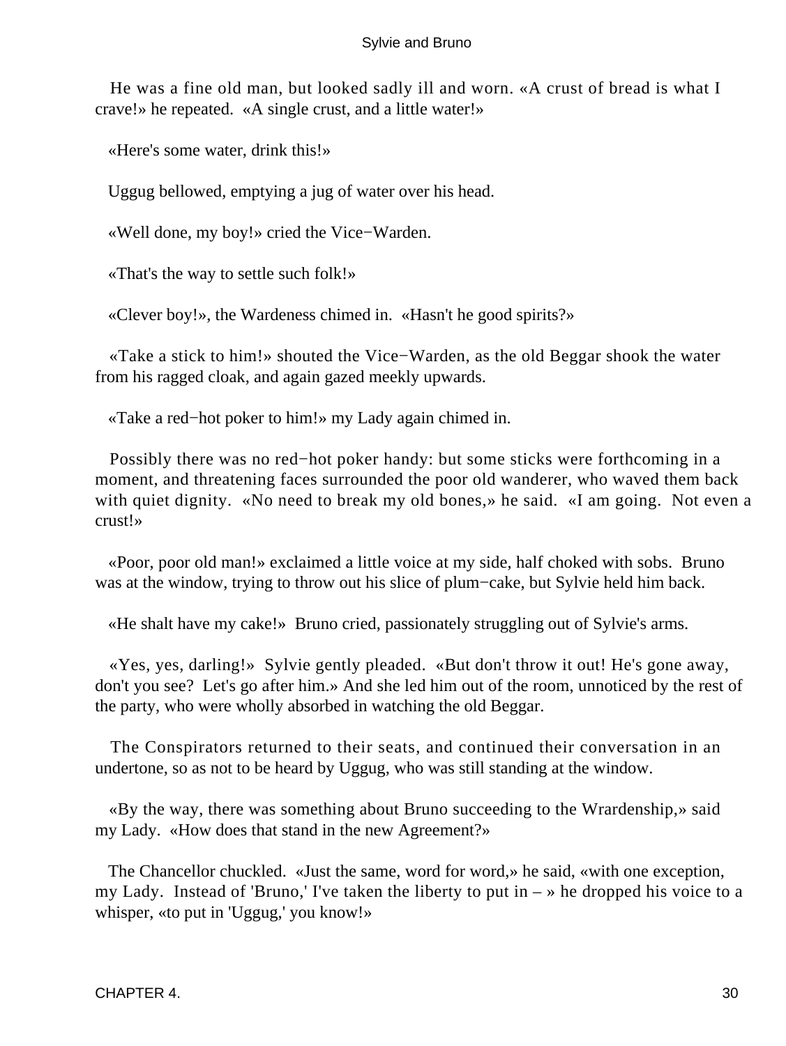He was a fine old man, but looked sadly ill and worn. «A crust of bread is what I crave!» he repeated. «A single crust, and a little water!»

«Here's some water, drink this!»

Uggug bellowed, emptying a jug of water over his head.

«Well done, my boy!» cried the Vice−Warden.

«That's the way to settle such folk!»

«Clever boy!», the Wardeness chimed in. «Hasn't he good spirits?»

«Take a stick to him!» shouted the Vice−Warden, as the old Beggar shook the water from his ragged cloak, and again gazed meekly upwards.

«Take a red−hot poker to him!» my Lady again chimed in.

Possibly there was no red−hot poker handy: but some sticks were forthcoming in a moment, and threatening faces surrounded the poor old wanderer, who waved them back with quiet dignity. «No need to break my old bones,» he said. «I am going. Not even a crust!»

«Poor, poor old man!» exclaimed a little voice at my side, half choked with sobs. Bruno was at the window, trying to throw out his slice of plum−cake, but Sylvie held him back.

«He shalt have my cake!» Bruno cried, passionately struggling out of Sylvie's arms.

«Yes, yes, darling!» Sylvie gently pleaded. «But don't throw it out! He's gone away, don't you see? Let's go after him.» And she led him out of the room, unnoticed by the rest of the party, who were wholly absorbed in watching the old Beggar.

The Conspirators returned to their seats, and continued their conversation in an undertone, so as not to be heard by Uggug, who was still standing at the window.

«By the way, there was something about Bruno succeeding to the Wrardenship,» said my Lady. «How does that stand in the new Agreement?»

The Chancellor chuckled. «Just the same, word for word,» he said, «with one exception, my Lady. Instead of 'Bruno,' I've taken the liberty to put in – » he dropped his voice to a whisper, «to put in 'Uggug,' you know!»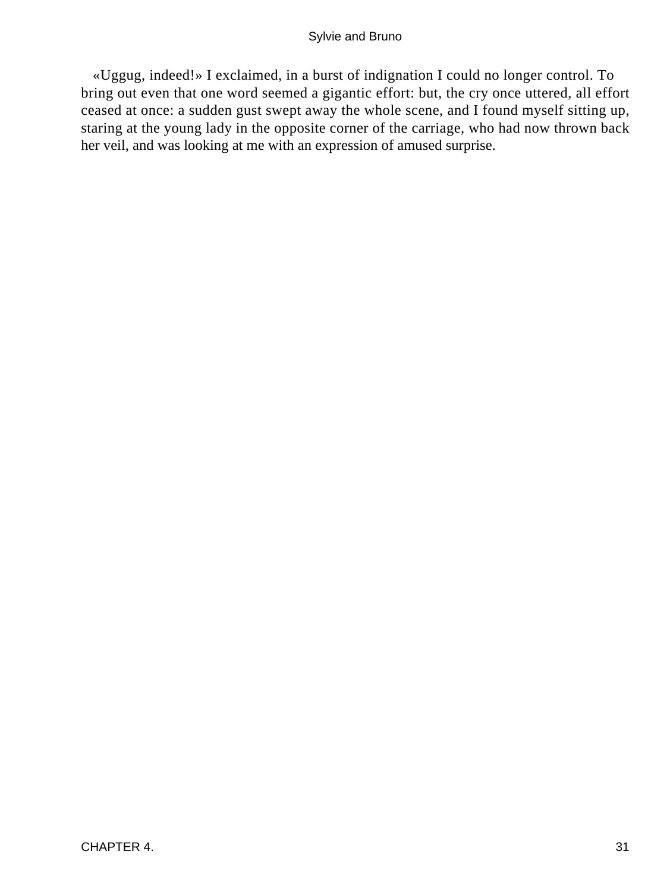«Uggug, indeed!» I exclaimed, in a burst of indignation I could no longer control. To bring out even that one word seemed a gigantic effort: but, the cry once uttered, all effort ceased at once: a sudden gust swept away the whole scene, and I found myself sitting up, staring at the young lady in the opposite corner of the carriage, who had now thrown back her veil, and was looking at me with an expression of amused surprise.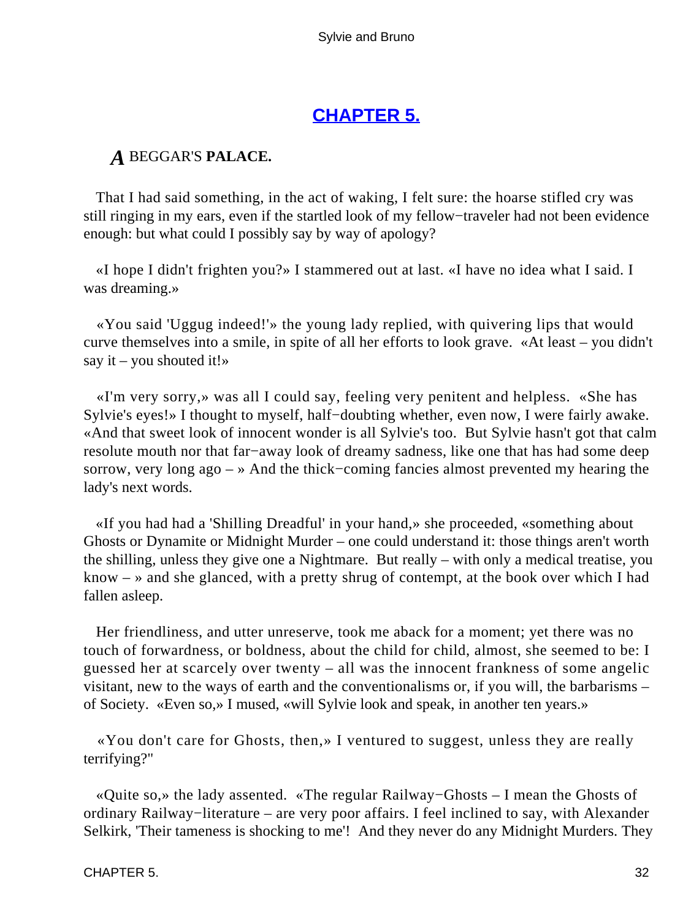## [CHAPTER 5.](#)

### *A* BEGGAR'S **PALACE.**

That I had said something, in the act of waking, I felt sure: the hoarse stifled cry was still ringing in my ears, even if the startled look of my fellow−traveler had not been evidence enough: but what could I possibly say by way of apology?

«I hope I didn't frighten you?» I stammered out at last. «I have no idea what I said. I was dreaming.»

«You said 'Uggug indeed!'» the young lady replied, with quivering lips that would curve themselves into a smile, in spite of all her efforts to look grave. «At least – you didn't say it – you shouted it!»

«I'm very sorry,» was all I could say, feeling very penitent and helpless. «She has Sylvie's eyes!» I thought to myself, half−doubting whether, even now, I were fairly awake. «And that sweet look of innocent wonder is all Sylvie's too. But Sylvie hasn't got that calm resolute mouth nor that far−away look of dreamy sadness, like one that has had some deep sorrow, very long ago – » And the thick−coming fancies almost prevented my hearing the lady's next words.

«If you had had a 'Shilling Dreadful' in your hand,» she proceeded, «something about Ghosts or Dynamite or Midnight Murder – one could understand it: those things aren't worth the shilling, unless they give one a Nightmare. But really – with only a medical treatise, you know – » and she glanced, with a pretty shrug of contempt, at the book over which I had fallen asleep.

Her friendliness, and utter unreserve, took me aback for a moment; yet there was no touch of forwardness, or boldness, about the child for child, almost, she seemed to be: I guessed her at scarcely over twenty – all was the innocent frankness of some angelic visitant, new to the ways of earth and the conventionalisms or, if you will, the barbarisms – of Society. «Even so,» I mused, «will Sylvie look and speak, in another ten years.»

«You don't care for Ghosts, then,» I ventured to suggest, unless they are really terrifying?"

«Quite so,» the lady assented. «The regular Railway−Ghosts – I mean the Ghosts of ordinary Railway−literature – are very poor affairs. I feel inclined to say, with Alexander Selkirk, 'Their tameness is shocking to me'! And they never do any Midnight Murders. They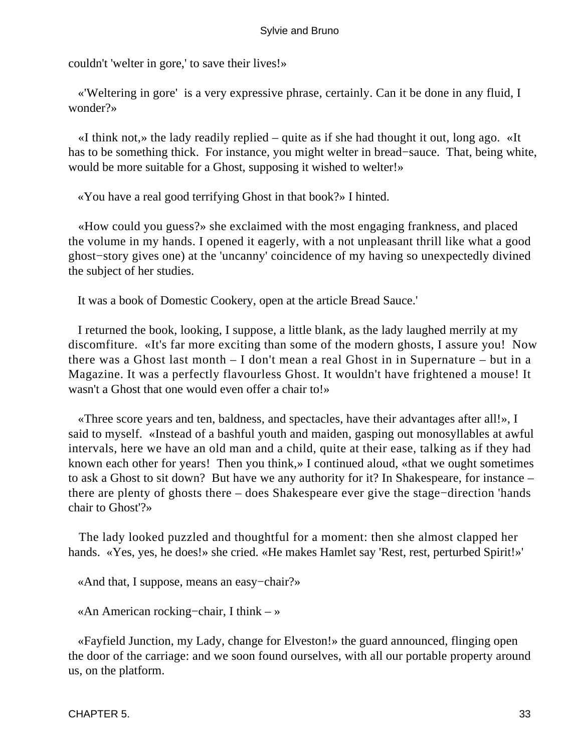couldn't 'welter in gore,' to save their lives!»

«'Weltering in gore' is a very expressive phrase, certainly. Can it be done in any fluid, I wonder?»

«I think not,» the lady readily replied – quite as if she had thought it out, long ago. «It has to be something thick. For instance, you might welter in bread−sauce. That, being white, would be more suitable for a Ghost, supposing it wished to welter!»

«You have a real good terrifying Ghost in that book?» I hinted.

«How could you guess?» she exclaimed with the most engaging frankness, and placed the volume in my hands. I opened it eagerly, with a not unpleasant thrill like what a good ghost−story gives one) at the 'uncanny' coincidence of my having so unexpectedly divined the subject of her studies.

It was a book of Domestic Cookery, open at the article Bread Sauce.'

I returned the book, looking, I suppose, a little blank, as the lady laughed merrily at my discomfiture. «It's far more exciting than some of the modern ghosts, I assure you! Now there was a Ghost last month – I don't mean a real Ghost in in Supernature – but in a Magazine. It was a perfectly flavourless Ghost. It wouldn't have frightened a mouse! It wasn't a Ghost that one would even offer a chair to!»

«Three score years and ten, baldness, and spectacles, have their advantages after all!», I said to myself. «Instead of a bashful youth and maiden, gasping out monosyllables at awful intervals, here we have an old man and a child, quite at their ease, talking as if they had known each other for years! Then you think,» I continued aloud, «that we ought sometimes to ask a Ghost to sit down? But have we any authority for it? In Shakespeare, for instance – there are plenty of ghosts there – does Shakespeare ever give the stage−direction 'hands chair to Ghost'?»

The lady looked puzzled and thoughtful for a moment: then she almost clapped her hands. «Yes, yes, he does!» she cried. «He makes Hamlet say 'Rest, rest, perturbed Spirit!»'

«And that, I suppose, means an easy−chair?»

«An American rocking−chair, I think – »

«Fayfield Junction, my Lady, change for Elveston!» the guard announced, flinging open the door of the carriage: and we soon found ourselves, with all our portable property around us, on the platform.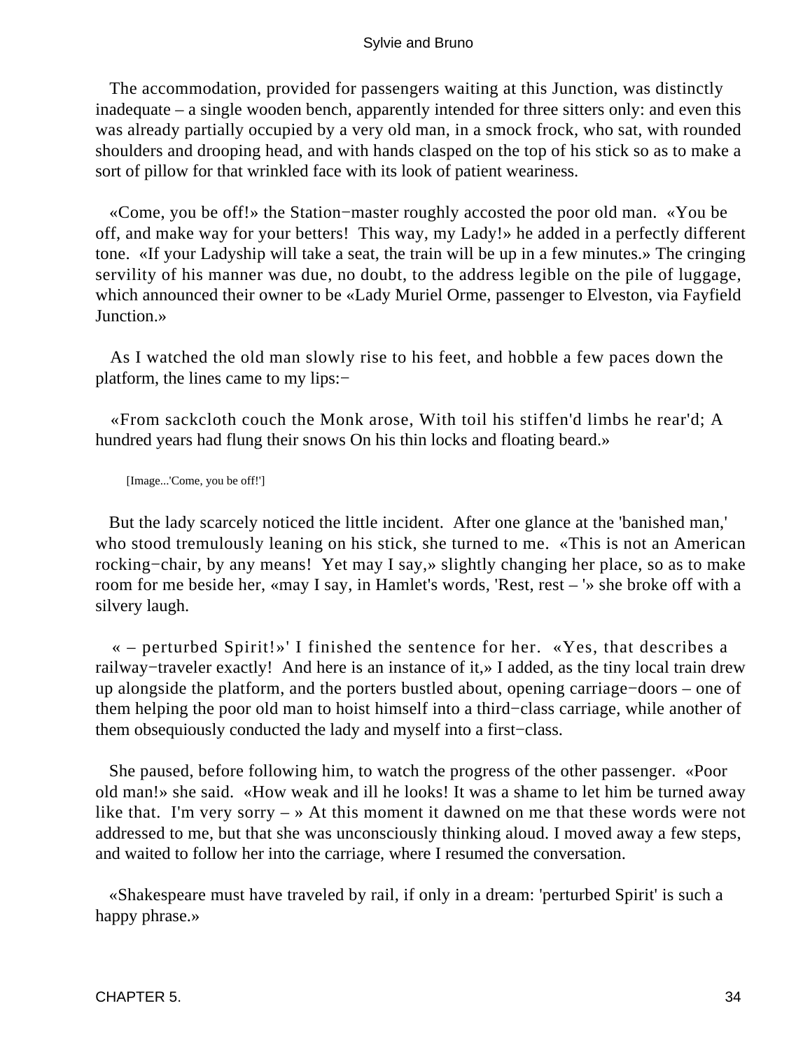The accommodation, provided for passengers waiting at this Junction, was distinctly inadequate – a single wooden bench, apparently intended for three sitters only: and even this was already partially occupied by a very old man, in a smock frock, who sat, with rounded shoulders and drooping head, and with hands clasped on the top of his stick so as to make a sort of pillow for that wrinkled face with its look of patient weariness.

«Come, you be off!» the Station−master roughly accosted the poor old man. «You be off, and make way for your betters! This way, my Lady!» he added in a perfectly different tone. «If your Ladyship will take a seat, the train will be up in a few minutes.» The cringing servility of his manner was due, no doubt, to the address legible on the pile of luggage, which announced their owner to be «Lady Muriel Orme, passenger to Elveston, via Fayfield Junction.»

As I watched the old man slowly rise to his feet, and hobble a few paces down the platform, the lines came to my lips:−

«From sackcloth couch the Monk arose, With toil his stiffen'd limbs he rear'd; A hundred years had flung their snows On his thin locks and floating beard.»

[Image...'Come, you be off!']

But the lady scarcely noticed the little incident. After one glance at the 'banished man,' who stood tremulously leaning on his stick, she turned to me. «This is not an American rocking−chair, by any means! Yet may I say,» slightly changing her place, so as to make room for me beside her, «may I say, in Hamlet's words, 'Rest, rest – '» she broke off with a silvery laugh.

« – perturbed Spirit!»' I finished the sentence for her. «Yes, that describes a railway−traveler exactly! And here is an instance of it,» I added, as the tiny local train drew up alongside the platform, and the porters bustled about, opening carriage−doors – one of them helping the poor old man to hoist himself into a third−class carriage, while another of them obsequiously conducted the lady and myself into a first−class.

She paused, before following him, to watch the progress of the other passenger. «Poor old man!» she said. «How weak and ill he looks! It was a shame to let him be turned away like that. I'm very sorry – » At this moment it dawned on me that these words were not addressed to me, but that she was unconsciously thinking aloud. I moved away a few steps, and waited to follow her into the carriage, where I resumed the conversation.

«Shakespeare must have traveled by rail, if only in a dream: 'perturbed Spirit' is such a happy phrase.»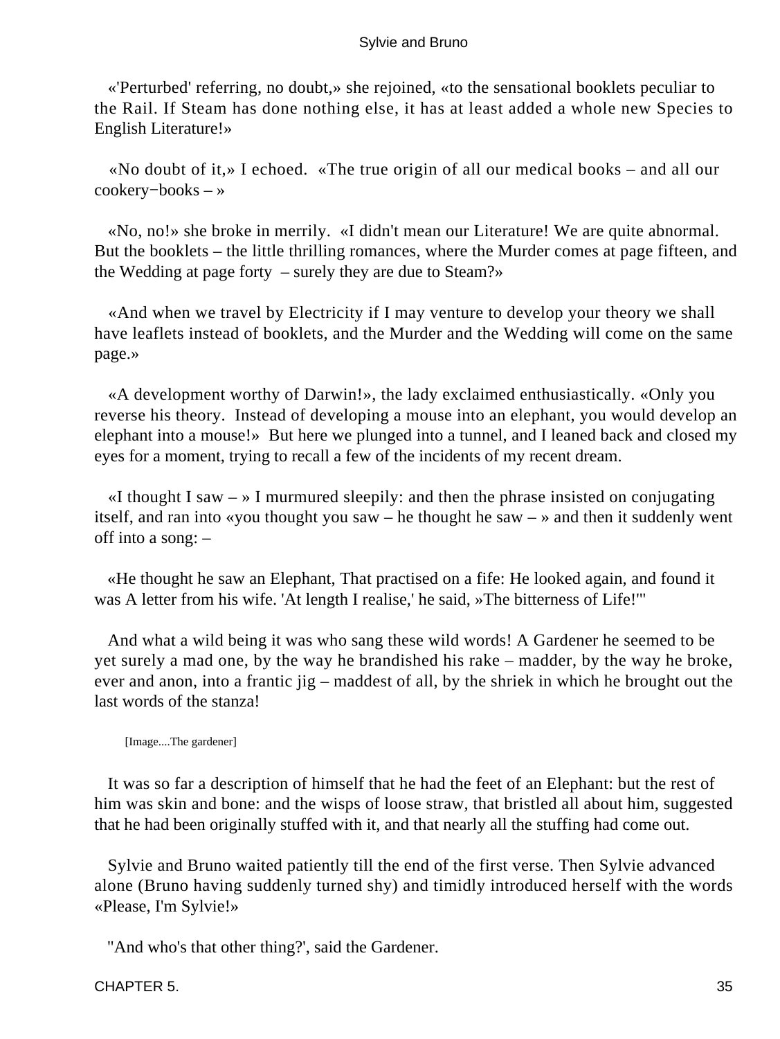«'Perturbed' referring, no doubt,» she rejoined, «to the sensational booklets peculiar to the Rail. If Steam has done nothing else, it has at least added a whole new Species to English Literature!»

«No doubt of it,» I echoed. «The true origin of all our medical books – and all our cookery−books – »

«No, no!» she broke in merrily. «I didn't mean our Literature! We are quite abnormal. But the booklets – the little thrilling romances, where the Murder comes at page fifteen, and the Wedding at page forty – surely they are due to Steam?»

«And when we travel by Electricity if I may venture to develop your theory we shall have leaflets instead of booklets, and the Murder and the Wedding will come on the same page.»

«A development worthy of Darwin!», the lady exclaimed enthusiastically. «Only you reverse his theory. Instead of developing a mouse into an elephant, you would develop an elephant into a mouse!» But here we plunged into a tunnel, and I leaned back and closed my eyes for a moment, trying to recall a few of the incidents of my recent dream.

«I thought I saw – » I murmured sleepily: and then the phrase insisted on conjugating itself, and ran into «you thought you saw – he thought he saw – » and then it suddenly went off into a song: –

«He thought he saw an Elephant, That practised on a fife: He looked again, and found it was A letter from his wife. 'At length I realise,' he said, »The bitterness of Life!'"

And what a wild being it was who sang these wild words! A Gardener he seemed to be yet surely a mad one, by the way he brandished his rake – madder, by the way he broke, ever and anon, into a frantic jig – maddest of all, by the shriek in which he brought out the last words of the stanza!

[Image....The gardener]

It was so far a description of himself that he had the feet of an Elephant: but the rest of him was skin and bone: and the wisps of loose straw, that bristled all about him, suggested that he had been originally stuffed with it, and that nearly all the stuffing had come out.

Sylvie and Bruno waited patiently till the end of the first verse. Then Sylvie advanced alone (Bruno having suddenly turned shy) and timidly introduced herself with the words «Please, I'm Sylvie!»

"And who's that other thing?', said the Gardener.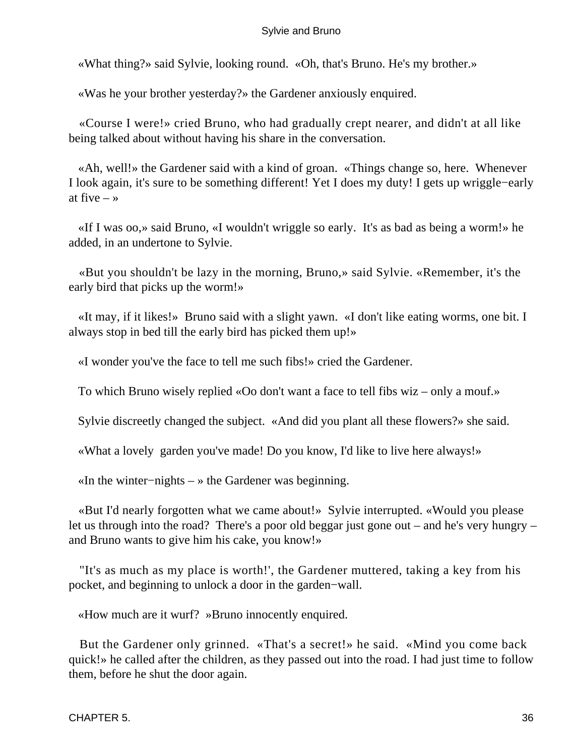«What thing?» said Sylvie, looking round. «Oh, that's Bruno. He's my brother.»

«Was he your brother yesterday?» the Gardener anxiously enquired.

«Course I were!» cried Bruno, who had gradually crept nearer, and didn't at all like being talked about without having his share in the conversation.

«Ah, well!» the Gardener said with a kind of groan. «Things change so, here. Whenever I look again, it's sure to be something different! Yet I does my duty! I gets up wriggle−early at five – »

«If I was oo,» said Bruno, «I wouldn't wriggle so early. It's as bad as being a worm!» he added, in an undertone to Sylvie.

«But you shouldn't be lazy in the morning, Bruno,» said Sylvie. «Remember, it's the early bird that picks up the worm!»

«It may, if it likes!» Bruno said with a slight yawn. «I don't like eating worms, one bit. I always stop in bed till the early bird has picked them up!»

«I wonder you've the face to tell me such fibs!» cried the Gardener.

To which Bruno wisely replied «Oo don't want a face to tell fibs wiz – only a mouf.»

Sylvie discreetly changed the subject. «And did you plant all these flowers?» she said.

«What a lovely garden you've made! Do you know, I'd like to live here always!»

«In the winter−nights – » the Gardener was beginning.

«But I'd nearly forgotten what we came about!» Sylvie interrupted. «Would you please let us through into the road? There's a poor old beggar just gone out – and he's very hungry – and Bruno wants to give him his cake, you know!»

"It's as much as my place is worth!', the Gardener muttered, taking a key from his pocket, and beginning to unlock a door in the garden−wall.

«How much are it wurf? »Bruno innocently enquired.

But the Gardener only grinned. «That's a secret!» he said. «Mind you come back quick!» he called after the children, as they passed out into the road. I had just time to follow them, before he shut the door again.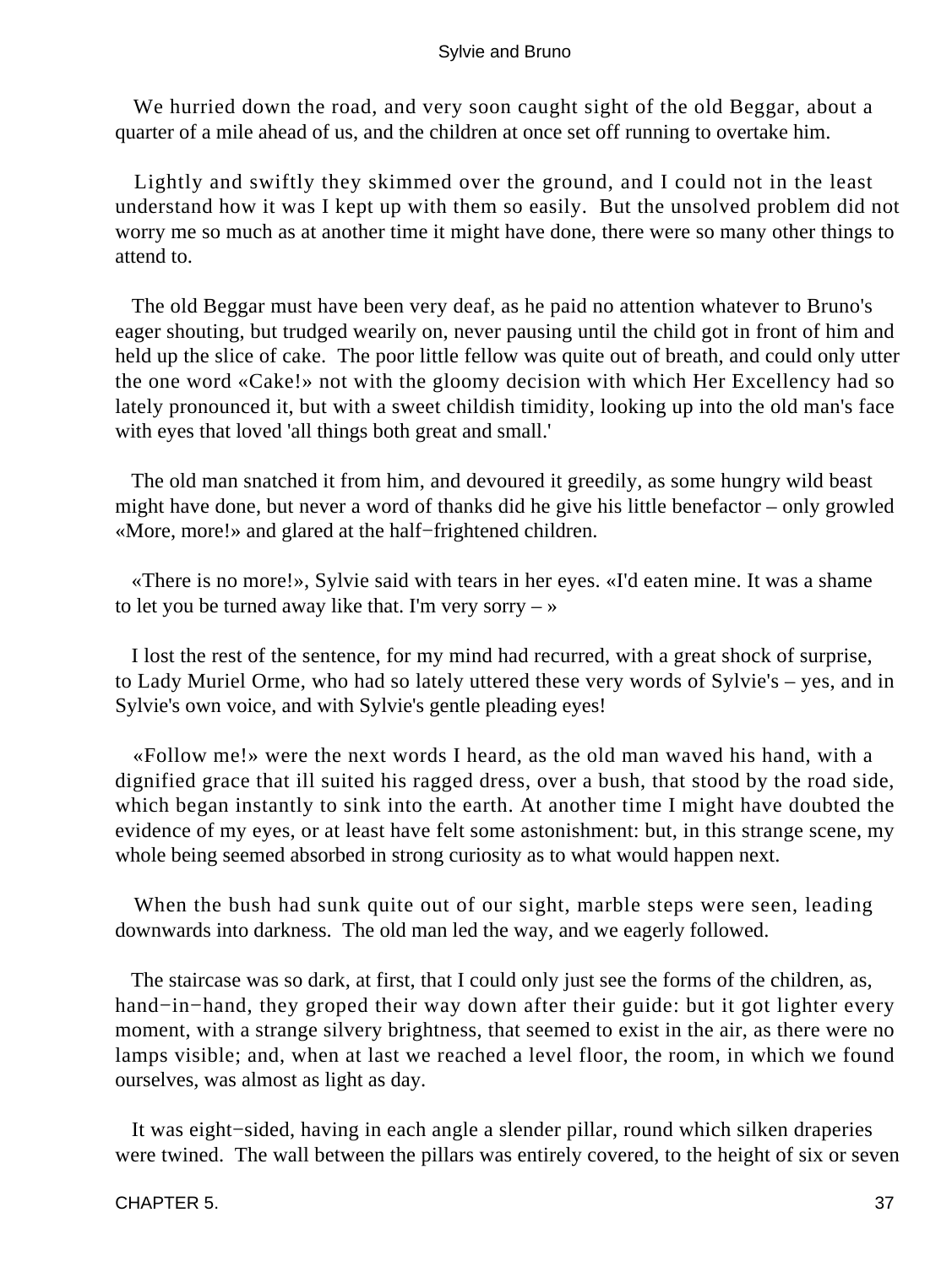We hurried down the road, and very soon caught sight of the old Beggar, about a quarter of a mile ahead of us, and the children at once set off running to overtake him.

Lightly and swiftly they skimmed over the ground, and I could not in the least understand how it was I kept up with them so easily. But the unsolved problem did not worry me so much as at another time it might have done, there were so many other things to attend to.

The old Beggar must have been very deaf, as he paid no attention whatever to Bruno's eager shouting, but trudged wearily on, never pausing until the child got in front of him and held up the slice of cake. The poor little fellow was quite out of breath, and could only utter the one word «Cake!» not with the gloomy decision with which Her Excellency had so lately pronounced it, but with a sweet childish timidity, looking up into the old man's face with eyes that loved 'all things both great and small.'

The old man snatched it from him, and devoured it greedily, as some hungry wild beast might have done, but never a word of thanks did he give his little benefactor – only growled «More, more!» and glared at the half−frightened children.

«There is no more!», Sylvie said with tears in her eyes. «I'd eaten mine. It was a shame to let you be turned away like that. I'm very sorry – »

I lost the rest of the sentence, for my mind had recurred, with a great shock of surprise, to Lady Muriel Orme, who had so lately uttered these very words of Sylvie's – yes, and in Sylvie's own voice, and with Sylvie's gentle pleading eyes!

«Follow me!» were the next words I heard, as the old man waved his hand, with a dignified grace that ill suited his ragged dress, over a bush, that stood by the road side, which began instantly to sink into the earth. At another time I might have doubted the evidence of my eyes, or at least have felt some astonishment: but, in this strange scene, my whole being seemed absorbed in strong curiosity as to what would happen next.

When the bush had sunk quite out of our sight, marble steps were seen, leading downwards into darkness. The old man led the way, and we eagerly followed.

The staircase was so dark, at first, that I could only just see the forms of the children, as, hand−in−hand, they groped their way down after their guide: but it got lighter every moment, with a strange silvery brightness, that seemed to exist in the air, as there were no lamps visible; and, when at last we reached a level floor, the room, in which we found ourselves, was almost as light as day.

It was eight−sided, having in each angle a slender pillar, round which silken draperies were twined. The wall between the pillars was entirely covered, to the height of six or seven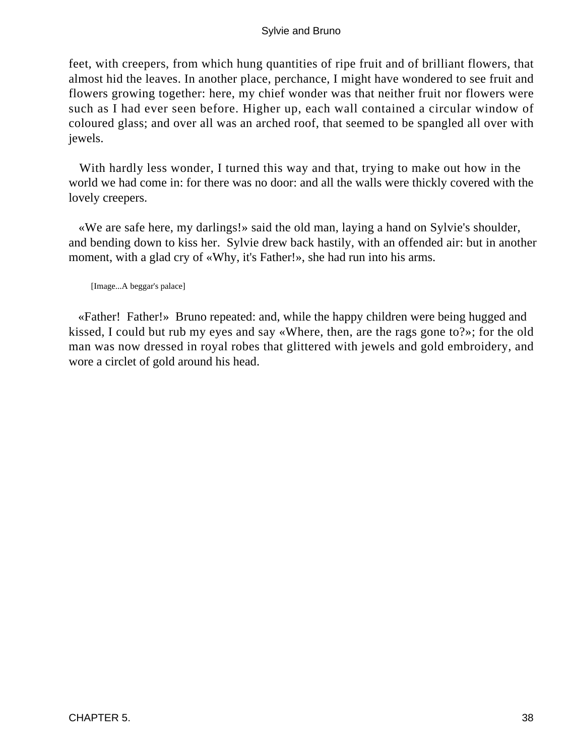feet, with creepers, from which hung quantities of ripe fruit and of brilliant flowers, that almost hid the leaves. In another place, perchance, I might have wondered to see fruit and flowers growing together: here, my chief wonder was that neither fruit nor flowers were such as I had ever seen before. Higher up, each wall contained a circular window of coloured glass; and over all was an arched roof, that seemed to be spangled all over with jewels.

With hardly less wonder, I turned this way and that, trying to make out how in the world we had come in: for there was no door: and all the walls were thickly covered with the lovely creepers.

«We are safe here, my darlings!» said the old man, laying a hand on Sylvie's shoulder, and bending down to kiss her. Sylvie drew back hastily, with an offended air: but in another moment, with a glad cry of «Why, it's Father!», she had run into his arms.

[Image...A beggar's palace]

«Father! Father!» Bruno repeated: and, while the happy children were being hugged and kissed, I could but rub my eyes and say «Where, then, are the rags gone to?»; for the old man was now dressed in royal robes that glittered with jewels and gold embroidery, and wore a circlet of gold around his head.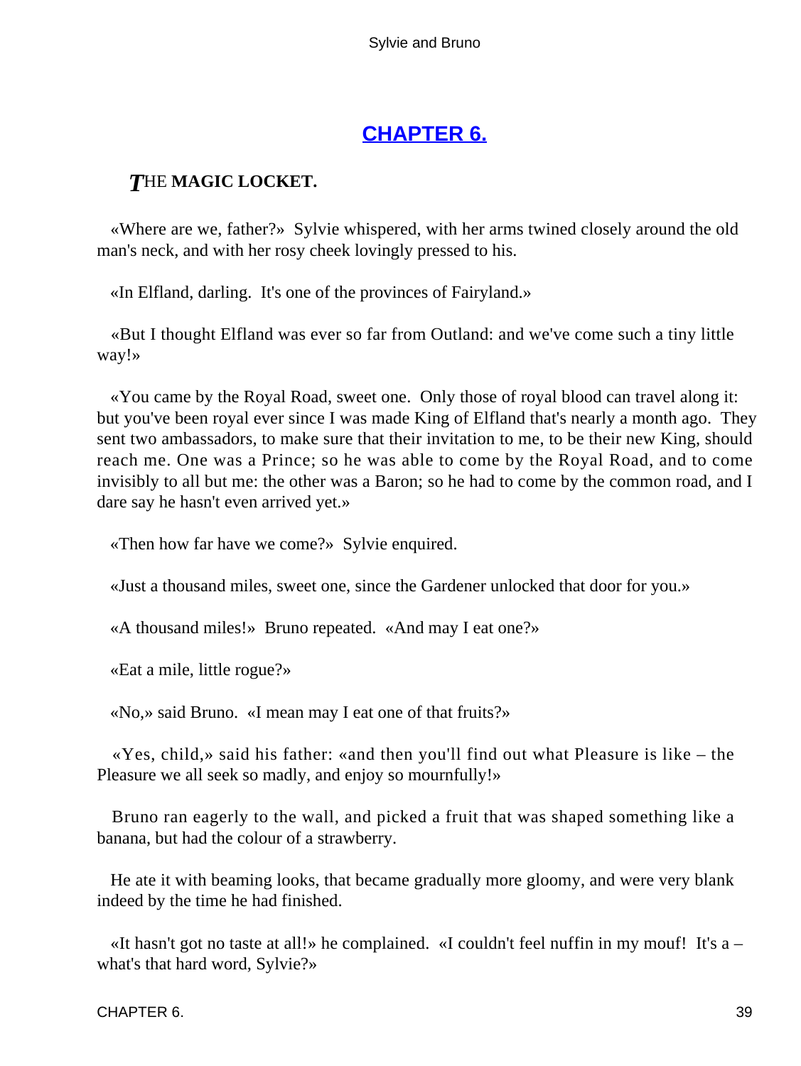## [CHAPTER 6.](#)

### *T*HE **MAGIC LOCKET.**

«Where are we, father?» Sylvie whispered, with her arms twined closely around the old man's neck, and with her rosy cheek lovingly pressed to his.

«In Elfland, darling. It's one of the provinces of Fairyland.»

«But I thought Elfland was ever so far from Outland: and we've come such a tiny little way!»

«You came by the Royal Road, sweet one. Only those of royal blood can travel along it: but you've been royal ever since I was made King of Elfland that's nearly a month ago. They sent two ambassadors, to make sure that their invitation to me, to be their new King, should reach me. One was a Prince; so he was able to come by the Royal Road, and to come invisibly to all but me: the other was a Baron; so he had to come by the common road, and I dare say he hasn't even arrived yet.»

«Then how far have we come?» Sylvie enquired.

«Just a thousand miles, sweet one, since the Gardener unlocked that door for you.»

«A thousand miles!» Bruno repeated. «And may I eat one?»

«Eat a mile, little rogue?»

«No,» said Bruno. «I mean may I eat one of that fruits?»

«Yes, child,» said his father: «and then you'll find out what Pleasure is like – the Pleasure we all seek so madly, and enjoy so mournfully!»

Bruno ran eagerly to the wall, and picked a fruit that was shaped something like a banana, but had the colour of a strawberry.

He ate it with beaming looks, that became gradually more gloomy, and were very blank indeed by the time he had finished.

«It hasn't got no taste at all!» he complained. «I couldn't feel nuffin in my mouf! It's a – what's that hard word, Sylvie?»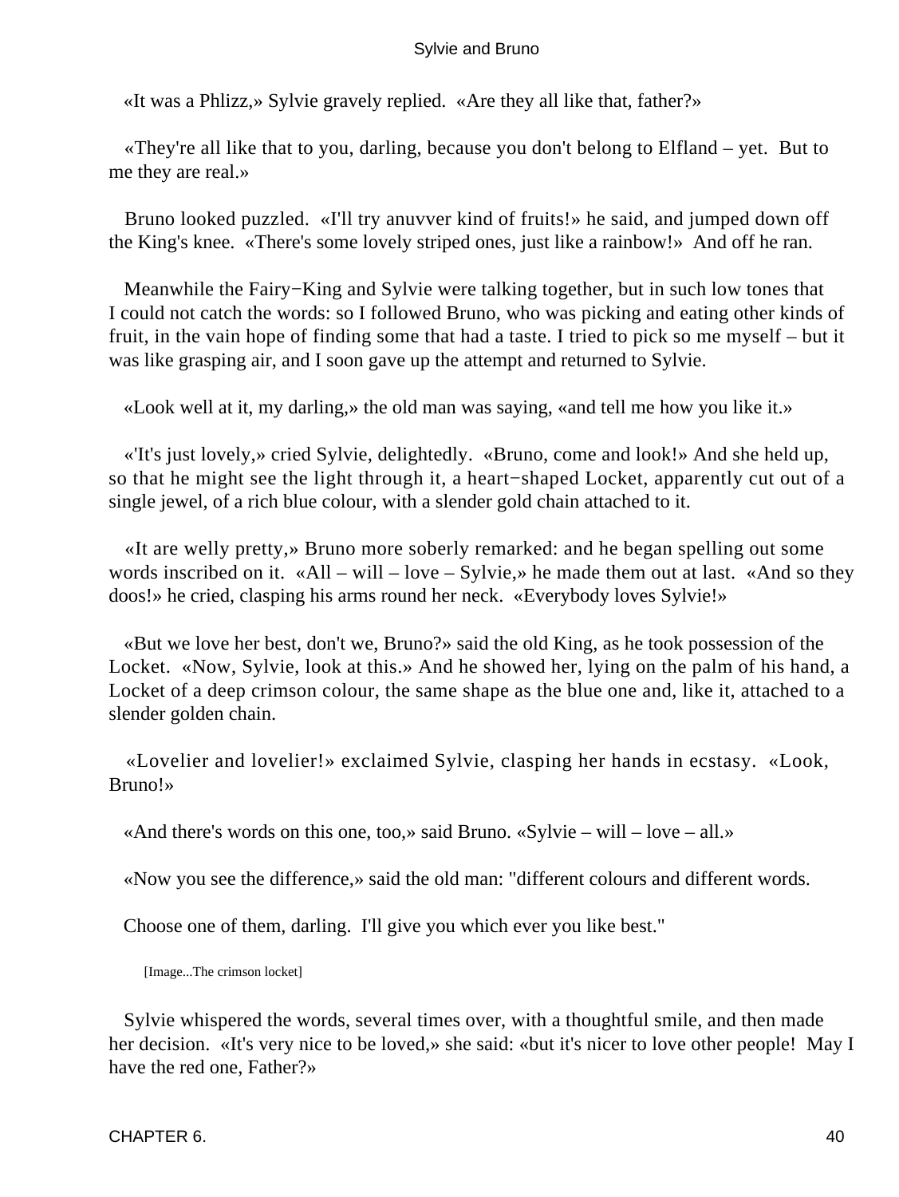«It was a Phlizz,» Sylvie gravely replied. «Are they all like that, father?»

«They're all like that to you, darling, because you don't belong to Elfland – yet. But to me they are real.»

Bruno looked puzzled. «I'll try anuvver kind of fruits!» he said, and jumped down off the King's knee. «There's some lovely striped ones, just like a rainbow!» And off he ran.

Meanwhile the Fairy−King and Sylvie were talking together, but in such low tones that I could not catch the words: so I followed Bruno, who was picking and eating other kinds of fruit, in the vain hope of finding some that had a taste. I tried to pick so me myself – but it was like grasping air, and I soon gave up the attempt and returned to Sylvie.

«Look well at it, my darling,» the old man was saying, «and tell me how you like it.»

«'It's just lovely,» cried Sylvie, delightedly. «Bruno, come and look!» And she held up, so that he might see the light through it, a heart−shaped Locket, apparently cut out of a single jewel, of a rich blue colour, with a slender gold chain attached to it.

«It are welly pretty,» Bruno more soberly remarked: and he began spelling out some words inscribed on it. «All – will – love – Sylvie,» he made them out at last. «And so they doos!» he cried, clasping his arms round her neck. «Everybody loves Sylvie!»

«But we love her best, don't we, Bruno?» said the old King, as he took possession of the Locket. «Now, Sylvie, look at this.» And he showed her, lying on the palm of his hand, a Locket of a deep crimson colour, the same shape as the blue one and, like it, attached to a slender golden chain.

«Lovelier and lovelier!» exclaimed Sylvie, clasping her hands in ecstasy. «Look, Bruno!»

«And there's words on this one, too,» said Bruno. «Sylvie – will – love – all.»

«Now you see the difference,» said the old man: "different colours and different words.

Choose one of them, darling. I'll give you which ever you like best."

[Image...The crimson locket]

Sylvie whispered the words, several times over, with a thoughtful smile, and then made her decision. «It's very nice to be loved,» she said: «but it's nicer to love other people! May I have the red one, Father?»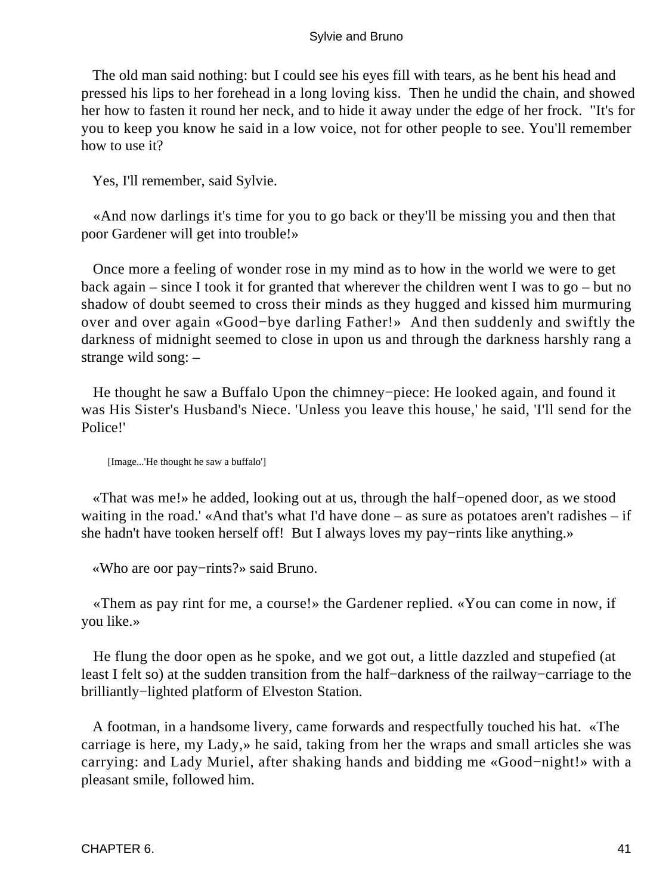The old man said nothing: but I could see his eyes fill with tears, as he bent his head and pressed his lips to her forehead in a long loving kiss. Then he undid the chain, and showed her how to fasten it round her neck, and to hide it away under the edge of her frock. "It's for you to keep you know he said in a low voice, not for other people to see. You'll remember how to use it?

Yes, I'll remember, said Sylvie.

«And now darlings it's time for you to go back or they'll be missing you and then that poor Gardener will get into trouble!»

Once more a feeling of wonder rose in my mind as to how in the world we were to get back again – since I took it for granted that wherever the children went I was to go – but no shadow of doubt seemed to cross their minds as they hugged and kissed him murmuring over and over again «Good−bye darling Father!» And then suddenly and swiftly the darkness of midnight seemed to close in upon us and through the darkness harshly rang a strange wild song: –

He thought he saw a Buffalo Upon the chimney−piece: He looked again, and found it was His Sister's Husband's Niece. 'Unless you leave this house,' he said, 'I'll send for the Police!'

[Image...'He thought he saw a buffalo']

«That was me!» he added, looking out at us, through the half−opened door, as we stood waiting in the road.' «And that's what I'd have done – as sure as potatoes aren't radishes – if she hadn't have tooken herself off! But I always loves my pay−rints like anything.»

«Who are oor pay−rints?» said Bruno.

«Them as pay rint for me, a course!» the Gardener replied. «You can come in now, if you like.»

He flung the door open as he spoke, and we got out, a little dazzled and stupefied (at least I felt so) at the sudden transition from the half−darkness of the railway−carriage to the brilliantly−lighted platform of Elveston Station.

A footman, in a handsome livery, came forwards and respectfully touched his hat. «The carriage is here, my Lady,» he said, taking from her the wraps and small articles she was carrying: and Lady Muriel, after shaking hands and bidding me «Good−night!» with a pleasant smile, followed him.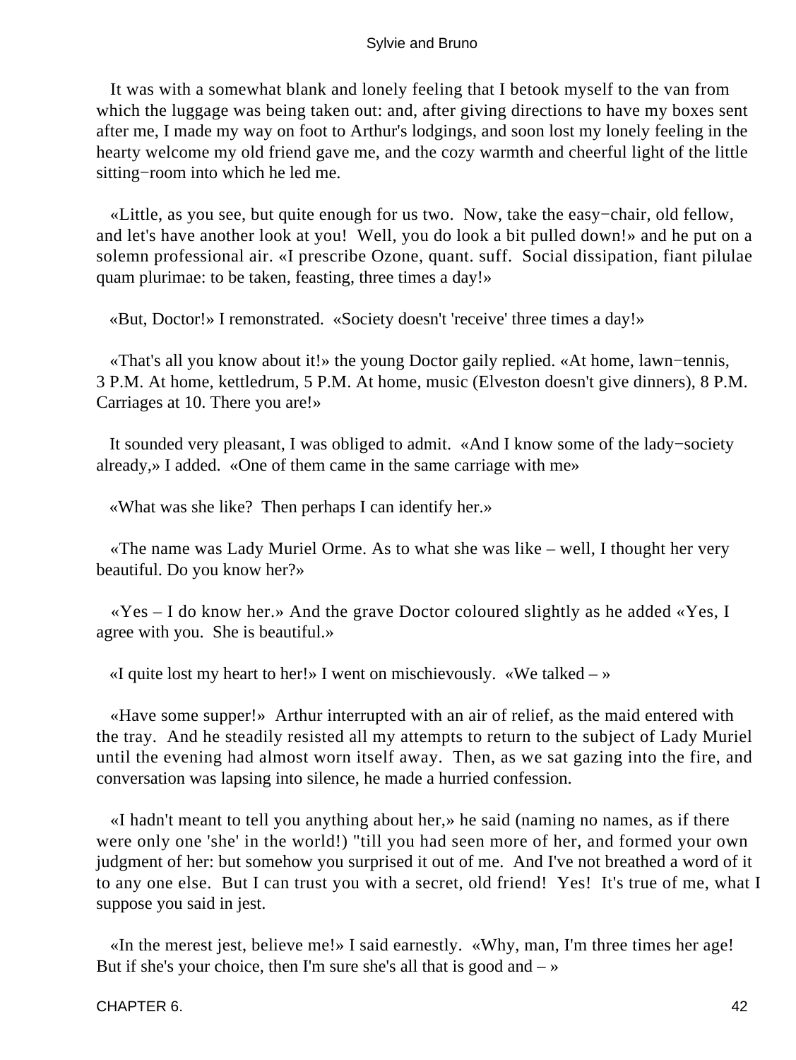It was with a somewhat blank and lonely feeling that I betook myself to the van from which the luggage was being taken out: and, after giving directions to have my boxes sent after me, I made my way on foot to Arthur's lodgings, and soon lost my lonely feeling in the hearty welcome my old friend gave me, and the cozy warmth and cheerful light of the little sitting−room into which he led me.

«Little, as you see, but quite enough for us two. Now, take the easy−chair, old fellow, and let's have another look at you! Well, you do look a bit pulled down!» and he put on a solemn professional air. «I prescribe Ozone, quant. suff. Social dissipation, fiant pilulae quam plurimae: to be taken, feasting, three times a day!»

«But, Doctor!» I remonstrated. «Society doesn't 'receive' three times a day!»

«That's all you know about it!» the young Doctor gaily replied. «At home, lawn−tennis, 3 P.M. At home, kettledrum, 5 P.M. At home, music (Elveston doesn't give dinners), 8 P.M. Carriages at 10. There you are!»

It sounded very pleasant, I was obliged to admit. «And I know some of the lady−society already,» I added. «One of them came in the same carriage with me»

«What was she like? Then perhaps I can identify her.»

«The name was Lady Muriel Orme. As to what she was like – well, I thought her very beautiful. Do you know her?»

«Yes – I do know her.» And the grave Doctor coloured slightly as he added «Yes, I agree with you. She is beautiful.»

«I quite lost my heart to her!» I went on mischievously. «We talked – »

«Have some supper!» Arthur interrupted with an air of relief, as the maid entered with the tray. And he steadily resisted all my attempts to return to the subject of Lady Muriel until the evening had almost worn itself away. Then, as we sat gazing into the fire, and conversation was lapsing into silence, he made a hurried confession.

«I hadn't meant to tell you anything about her,» he said (naming no names, as if there were only one 'she' in the world!) "till you had seen more of her, and formed your own judgment of her: but somehow you surprised it out of me. And I've not breathed a word of it to any one else. But I can trust you with a secret, old friend! Yes! It's true of me, what I suppose you said in jest.

«In the merest jest, believe me!» I said earnestly. «Why, man, I'm three times her age! But if she's your choice, then I'm sure she's all that is good and – »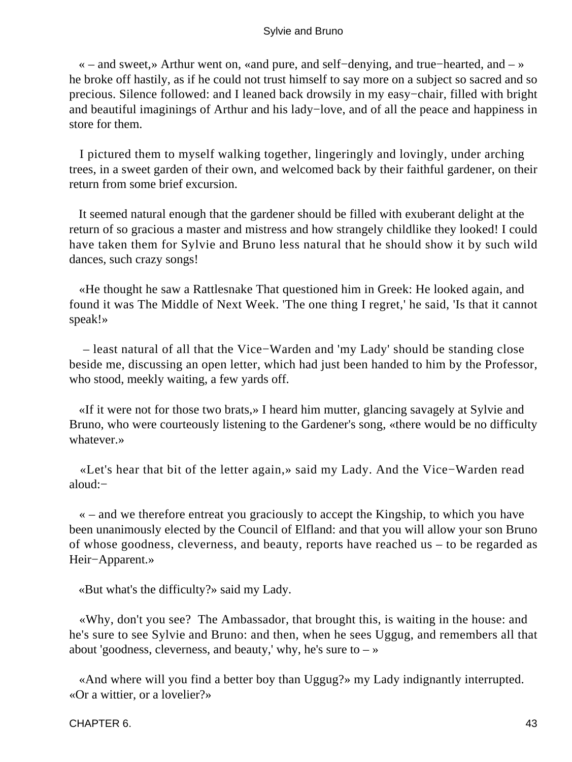« – and sweet,» Arthur went on, «and pure, and self−denying, and true−hearted, and – » he broke off hastily, as if he could not trust himself to say more on a subject so sacred and so precious. Silence followed: and I leaned back drowsily in my easy−chair, filled with bright and beautiful imaginings of Arthur and his lady−love, and of all the peace and happiness in store for them.

I pictured them to myself walking together, lingeringly and lovingly, under arching trees, in a sweet garden of their own, and welcomed back by their faithful gardener, on their return from some brief excursion.

It seemed natural enough that the gardener should be filled with exuberant delight at the return of so gracious a master and mistress and how strangely childlike they looked! I could have taken them for Sylvie and Bruno less natural that he should show it by such wild dances, such crazy songs!

«He thought he saw a Rattlesnake That questioned him in Greek: He looked again, and found it was The Middle of Next Week. 'The one thing I regret,' he said, 'Is that it cannot speak!»

– least natural of all that the Vice−Warden and 'my Lady' should be standing close beside me, discussing an open letter, which had just been handed to him by the Professor, who stood, meekly waiting, a few yards off.

«If it were not for those two brats,» I heard him mutter, glancing savagely at Sylvie and Bruno, who were courteously listening to the Gardener's song, «there would be no difficulty whatever.»

«Let's hear that bit of the letter again,» said my Lady. And the Vice−Warden read aloud:−

« – and we therefore entreat you graciously to accept the Kingship, to which you have been unanimously elected by the Council of Elfland: and that you will allow your son Bruno of whose goodness, cleverness, and beauty, reports have reached us – to be regarded as Heir−Apparent.»

«But what's the difficulty?» said my Lady.

«Why, don't you see? The Ambassador, that brought this, is waiting in the house: and he's sure to see Sylvie and Bruno: and then, when he sees Uggug, and remembers all that about 'goodness, cleverness, and beauty,' why, he's sure to – »

«And where will you find a better boy than Uggug?» my Lady indignantly interrupted. «Or a wittier, or a lovelier?»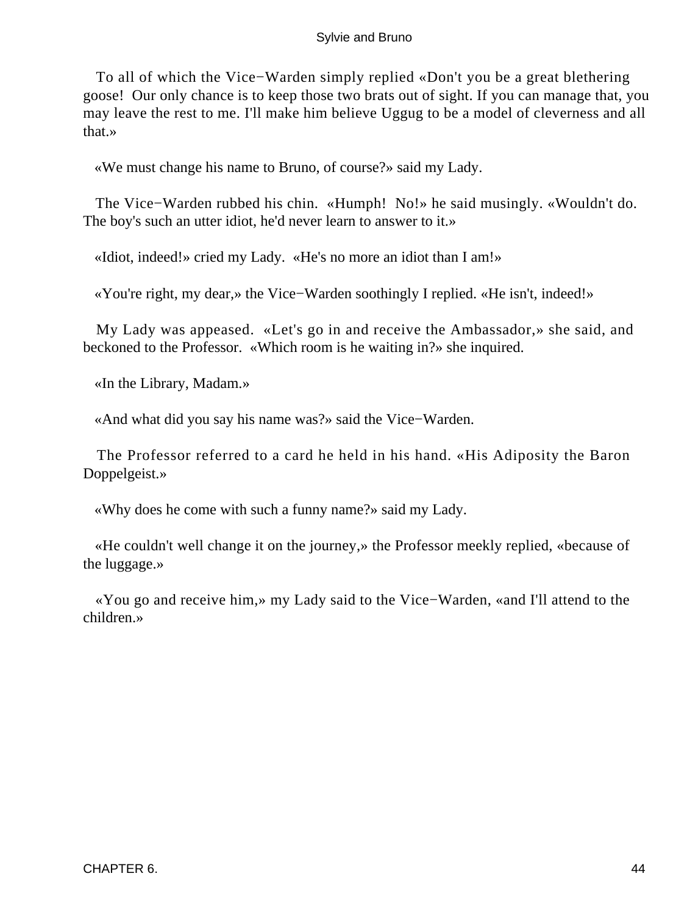To all of which the Vice−Warden simply replied «Don't you be a great blethering goose! Our only chance is to keep those two brats out of sight. If you can manage that, you may leave the rest to me. I'll make him believe Uggug to be a model of cleverness and all that.»

«We must change his name to Bruno, of course?» said my Lady.

The Vice−Warden rubbed his chin. «Humph! No!» he said musingly. «Wouldn't do. The boy's such an utter idiot, he'd never learn to answer to it.»

«Idiot, indeed!» cried my Lady. «He's no more an idiot than I am!»

«You're right, my dear,» the Vice−Warden soothingly I replied. «He isn't, indeed!»

My Lady was appeased. «Let's go in and receive the Ambassador,» she said, and beckoned to the Professor. «Which room is he waiting in?» she inquired.

«In the Library, Madam.»

«And what did you say his name was?» said the Vice−Warden.

The Professor referred to a card he held in his hand. «His Adiposity the Baron Doppelgeist.»

«Why does he come with such a funny name?» said my Lady.

«He couldn't well change it on the journey,» the Professor meekly replied, «because of the luggage.»

«You go and receive him,» my Lady said to the Vice−Warden, «and I'll attend to the children.»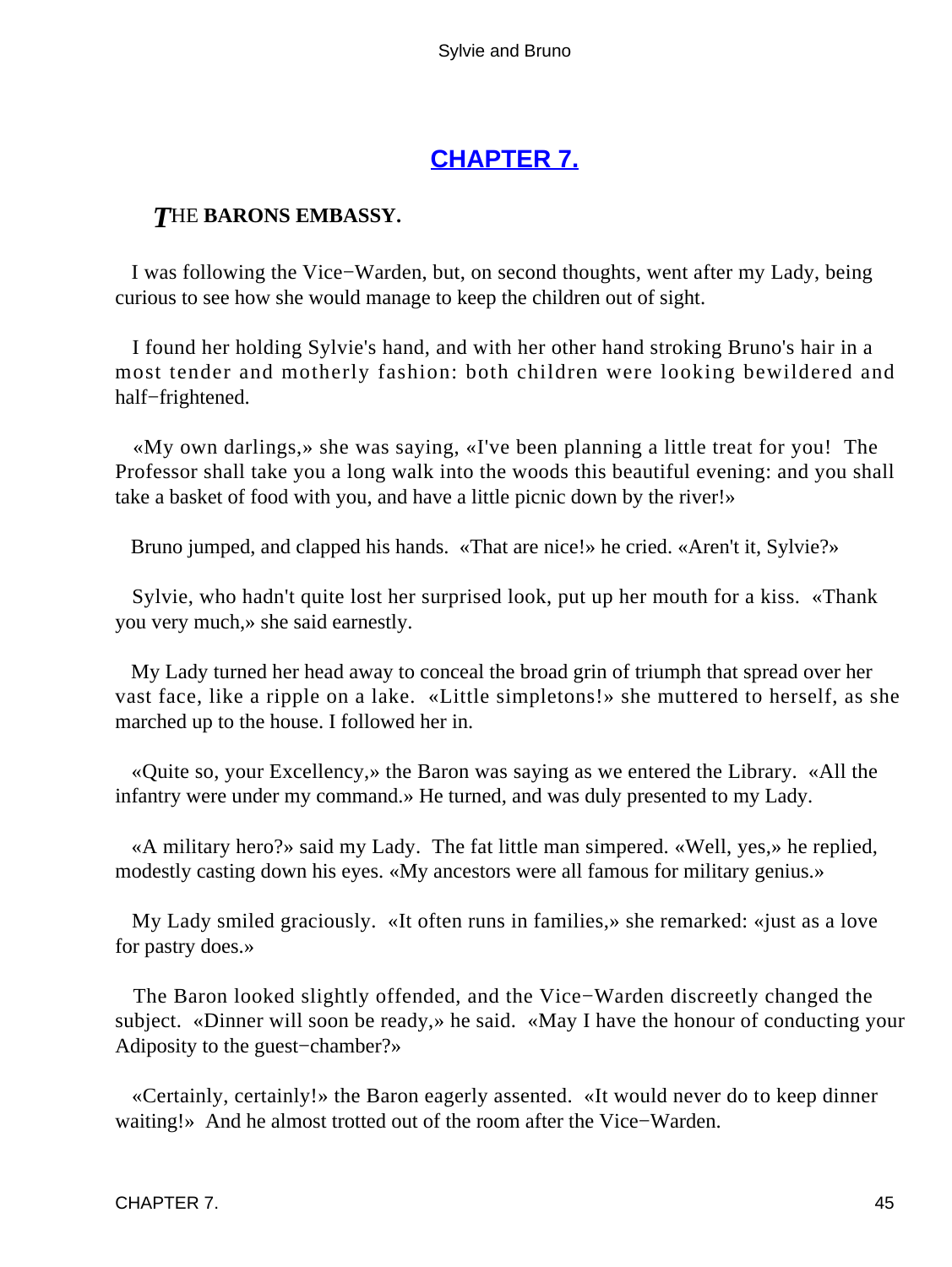## CHAPTER 7.

***T*HE BARONS EMBASSY.**

I was following the Vice−Warden, but, on second thoughts, went after my Lady, being curious to see how she would manage to keep the children out of sight.

I found her holding Sylvie's hand, and with her other hand stroking Bruno's hair in a most tender and motherly fashion: both children were looking bewildered and half−frightened.

«My own darlings,» she was saying, «I've been planning a little treat for you! The Professor shall take you a long walk into the woods this beautiful evening: and you shall take a basket of food with you, and have a little picnic down by the river!»

Bruno jumped, and clapped his hands. «That are nice!» he cried. «Aren't it, Sylvie?»

Sylvie, who hadn't quite lost her surprised look, put up her mouth for a kiss. «Thank you very much,» she said earnestly.

My Lady turned her head away to conceal the broad grin of triumph that spread over her vast face, like a ripple on a lake. «Little simpletons!» she muttered to herself, as she marched up to the house. I followed her in.

«Quite so, your Excellency,» the Baron was saying as we entered the Library. «All the infantry were under my command.» He turned, and was duly presented to my Lady.

«A military hero?» said my Lady. The fat little man simpered. «Well, yes,» he replied, modestly casting down his eyes. «My ancestors were all famous for military genius.»

My Lady smiled graciously. «It often runs in families,» she remarked: «just as a love for pastry does.»

The Baron looked slightly offended, and the Vice−Warden discreetly changed the subject. «Dinner will soon be ready,» he said. «May I have the honour of conducting your Adiposity to the guest−chamber?»

«Certainly, certainly!» the Baron eagerly assented. «It would never do to keep dinner waiting!» And he almost trotted out of the room after the Vice−Warden.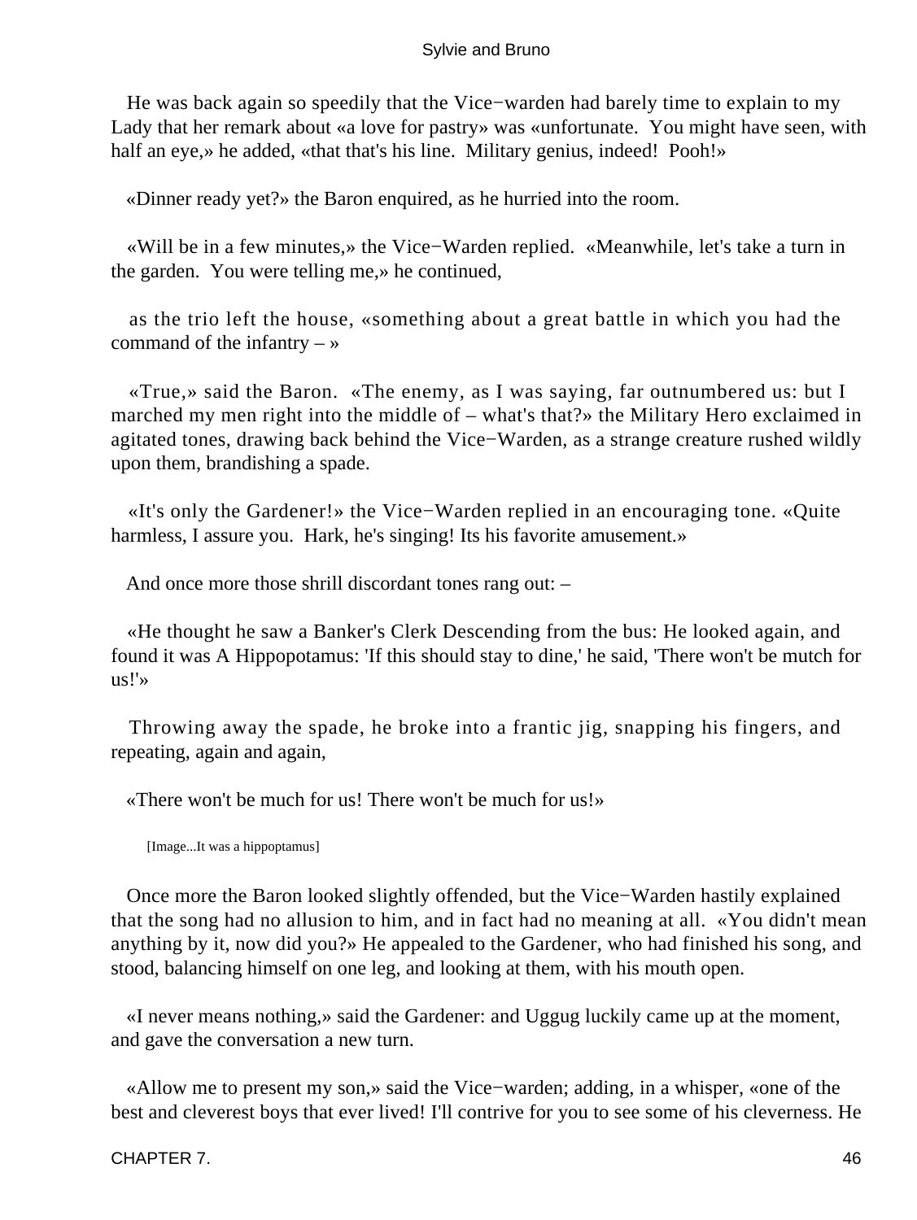He was back again so speedily that the Vice−warden had barely time to explain to my Lady that her remark about «a love for pastry» was «unfortunate. You might have seen, with half an eye,» he added, «that that's his line. Military genius, indeed! Pooh!»

«Dinner ready yet?» the Baron enquired, as he hurried into the room.

«Will be in a few minutes,» the Vice−Warden replied. «Meanwhile, let's take a turn in the garden. You were telling me,» he continued,

as the trio left the house, «something about a great battle in which you had the command of the infantry – »

«True,» said the Baron. «The enemy, as I was saying, far outnumbered us: but I marched my men right into the middle of – what's that?» the Military Hero exclaimed in agitated tones, drawing back behind the Vice−Warden, as a strange creature rushed wildly upon them, brandishing a spade.

«It's only the Gardener!» the Vice−Warden replied in an encouraging tone. «Quite harmless, I assure you. Hark, he's singing! Its his favorite amusement.»

And once more those shrill discordant tones rang out: –

«He thought he saw a Banker's Clerk Descending from the bus: He looked again, and found it was A Hippopotamus: 'If this should stay to dine,' he said, 'There won't be mutch for us!'»

Throwing away the spade, he broke into a frantic jig, snapping his fingers, and repeating, again and again,

«There won't be much for us! There won't be much for us!»

[Image...It was a hippoptamus]

Once more the Baron looked slightly offended, but the Vice−Warden hastily explained that the song had no allusion to him, and in fact had no meaning at all. «You didn't mean anything by it, now did you?» He appealed to the Gardener, who had finished his song, and stood, balancing himself on one leg, and looking at them, with his mouth open.

«I never means nothing,» said the Gardener: and Uggug luckily came up at the moment, and gave the conversation a new turn.

«Allow me to present my son,» said the Vice−warden; adding, in a whisper, «one of the best and cleverest boys that ever lived! I'll contrive for you to see some of his cleverness. He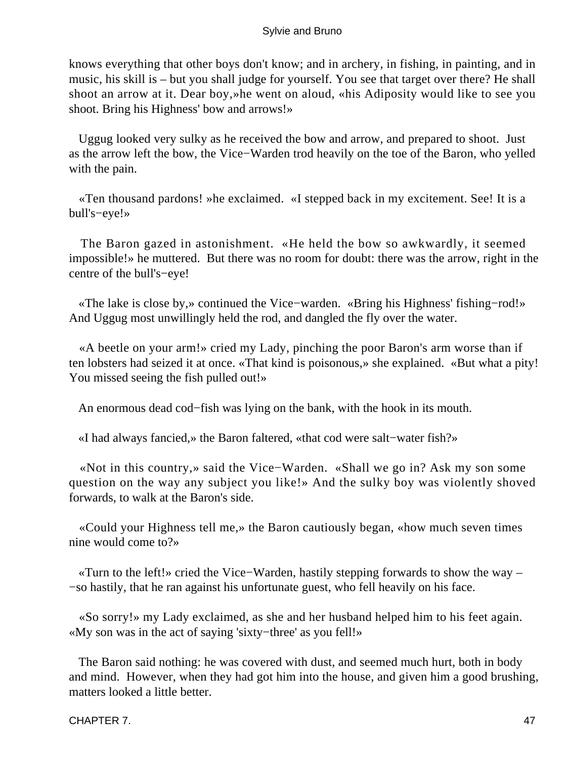knows everything that other boys don't know; and in archery, in fishing, in painting, and in music, his skill is – but you shall judge for yourself. You see that target over there? He shall shoot an arrow at it. Dear boy,»he went on aloud, «his Adiposity would like to see you shoot. Bring his Highness' bow and arrows!»

Uggug looked very sulky as he received the bow and arrow, and prepared to shoot. Just as the arrow left the bow, the Vice−Warden trod heavily on the toe of the Baron, who yelled with the pain.

«Ten thousand pardons! »he exclaimed. «I stepped back in my excitement. See! It is a bull's−eye!»

The Baron gazed in astonishment. «He held the bow so awkwardly, it seemed impossible!» he muttered. But there was no room for doubt: there was the arrow, right in the centre of the bull's−eye!

«The lake is close by,» continued the Vice−warden. «Bring his Highness' fishing−rod!» And Uggug most unwillingly held the rod, and dangled the fly over the water.

«A beetle on your arm!» cried my Lady, pinching the poor Baron's arm worse than if ten lobsters had seized it at once. «That kind is poisonous,» she explained. «But what a pity! You missed seeing the fish pulled out!»

An enormous dead cod−fish was lying on the bank, with the hook in its mouth.

«I had always fancied,» the Baron faltered, «that cod were salt−water fish?»

«Not in this country,» said the Vice−Warden. «Shall we go in? Ask my son some question on the way any subject you like!» And the sulky boy was violently shoved forwards, to walk at the Baron's side.

«Could your Highness tell me,» the Baron cautiously began, «how much seven times nine would come to?»

«Turn to the left!» cried the Vice−Warden, hastily stepping forwards to show the way – −so hastily, that he ran against his unfortunate guest, who fell heavily on his face.

«So sorry!» my Lady exclaimed, as she and her husband helped him to his feet again. «My son was in the act of saying 'sixty−three' as you fell!»

The Baron said nothing: he was covered with dust, and seemed much hurt, both in body and mind. However, when they had got him into the house, and given him a good brushing, matters looked a little better.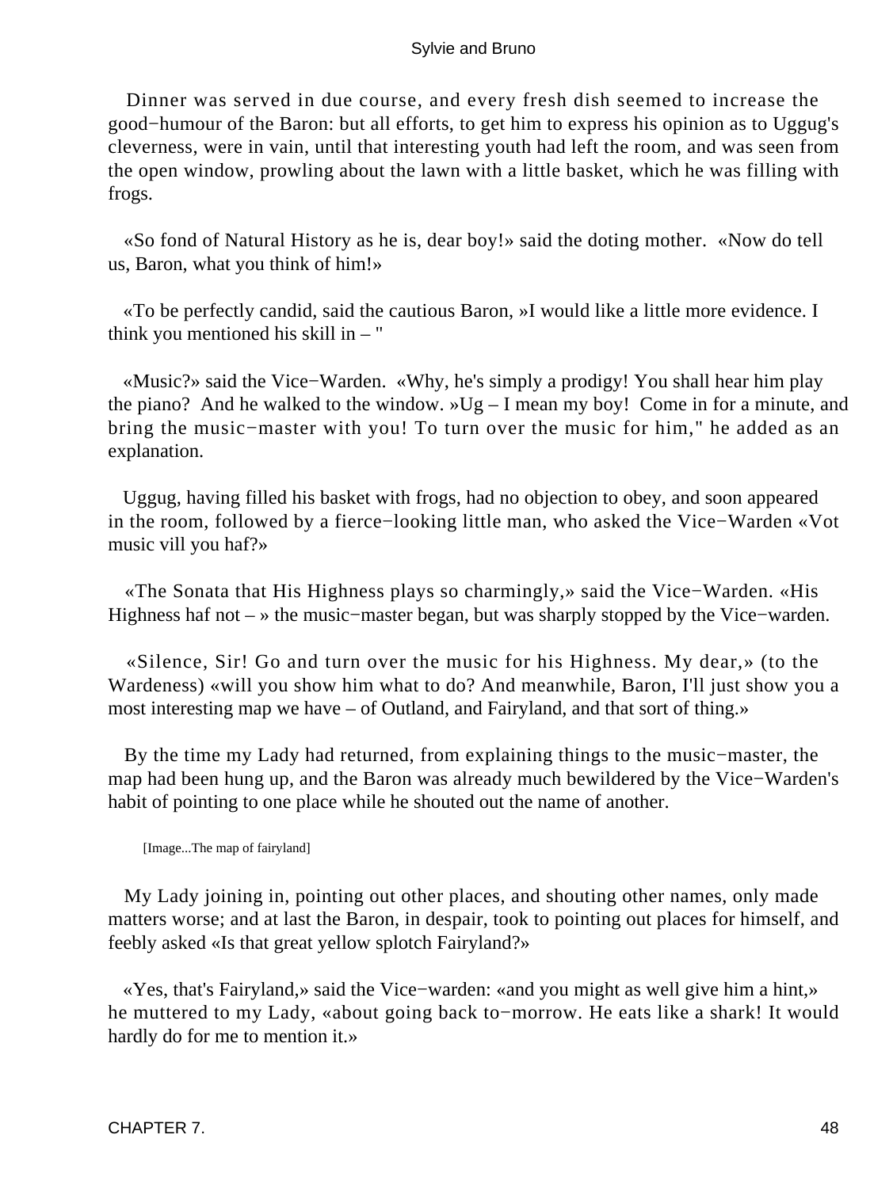Dinner was served in due course, and every fresh dish seemed to increase the good−humour of the Baron: but all efforts, to get him to express his opinion as to Uggug's cleverness, were in vain, until that interesting youth had left the room, and was seen from the open window, prowling about the lawn with a little basket, which he was filling with frogs.

«So fond of Natural History as he is, dear boy!» said the doting mother. «Now do tell us, Baron, what you think of him!»

«To be perfectly candid, said the cautious Baron, »I would like a little more evidence. I think you mentioned his skill in – "

«Music?» said the Vice−Warden. «Why, he's simply a prodigy! You shall hear him play the piano? And he walked to the window. »Ug – I mean my boy! Come in for a minute, and bring the music−master with you! To turn over the music for him," he added as an explanation.

Uggug, having filled his basket with frogs, had no objection to obey, and soon appeared in the room, followed by a fierce−looking little man, who asked the Vice−Warden «Vot music vill you haf?»

«The Sonata that His Highness plays so charmingly,» said the Vice−Warden. «His Highness haf not – » the music−master began, but was sharply stopped by the Vice−warden.

«Silence, Sir! Go and turn over the music for his Highness. My dear,» (to the Wardeness) «will you show him what to do? And meanwhile, Baron, I'll just show you a most interesting map we have – of Outland, and Fairyland, and that sort of thing.»

By the time my Lady had returned, from explaining things to the music−master, the map had been hung up, and the Baron was already much bewildered by the Vice−Warden's habit of pointing to one place while he shouted out the name of another.

[Image...The map of fairyland]

My Lady joining in, pointing out other places, and shouting other names, only made matters worse; and at last the Baron, in despair, took to pointing out places for himself, and feebly asked «Is that great yellow splotch Fairyland?»

«Yes, that's Fairyland,» said the Vice−warden: «and you might as well give him a hint,» he muttered to my Lady, «about going back to−morrow. He eats like a shark! It would hardly do for me to mention it.»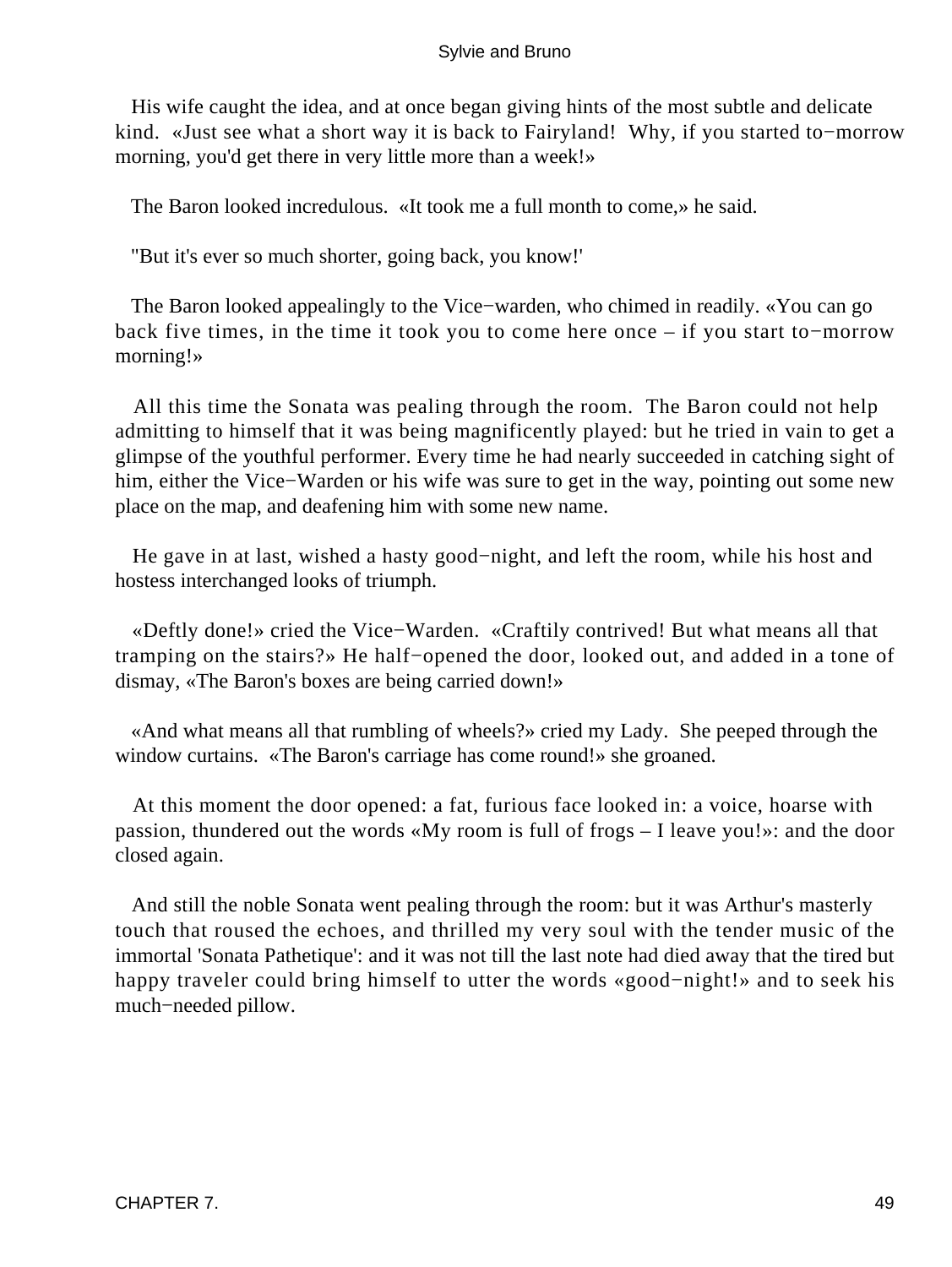His wife caught the idea, and at once began giving hints of the most subtle and delicate kind. «Just see what a short way it is back to Fairyland! Why, if you started to−morrow morning, you'd get there in very little more than a week!»

The Baron looked incredulous. «It took me a full month to come,» he said.

"But it's ever so much shorter, going back, you know!'

The Baron looked appealingly to the Vice−warden, who chimed in readily. «You can go back five times, in the time it took you to come here once – if you start to−morrow morning!»

All this time the Sonata was pealing through the room. The Baron could not help admitting to himself that it was being magnificently played: but he tried in vain to get a glimpse of the youthful performer. Every time he had nearly succeeded in catching sight of him, either the Vice−Warden or his wife was sure to get in the way, pointing out some new place on the map, and deafening him with some new name.

He gave in at last, wished a hasty good−night, and left the room, while his host and hostess interchanged looks of triumph.

«Deftly done!» cried the Vice−Warden. «Craftily contrived! But what means all that tramping on the stairs?» He half−opened the door, looked out, and added in a tone of dismay, «The Baron's boxes are being carried down!»

«And what means all that rumbling of wheels?» cried my Lady. She peeped through the window curtains. «The Baron's carriage has come round!» she groaned.

At this moment the door opened: a fat, furious face looked in: a voice, hoarse with passion, thundered out the words «My room is full of frogs – I leave you!»: and the door closed again.

And still the noble Sonata went pealing through the room: but it was Arthur's masterly touch that roused the echoes, and thrilled my very soul with the tender music of the immortal 'Sonata Pathetique': and it was not till the last note had died away that the tired but happy traveler could bring himself to utter the words «good−night!» and to seek his much−needed pillow.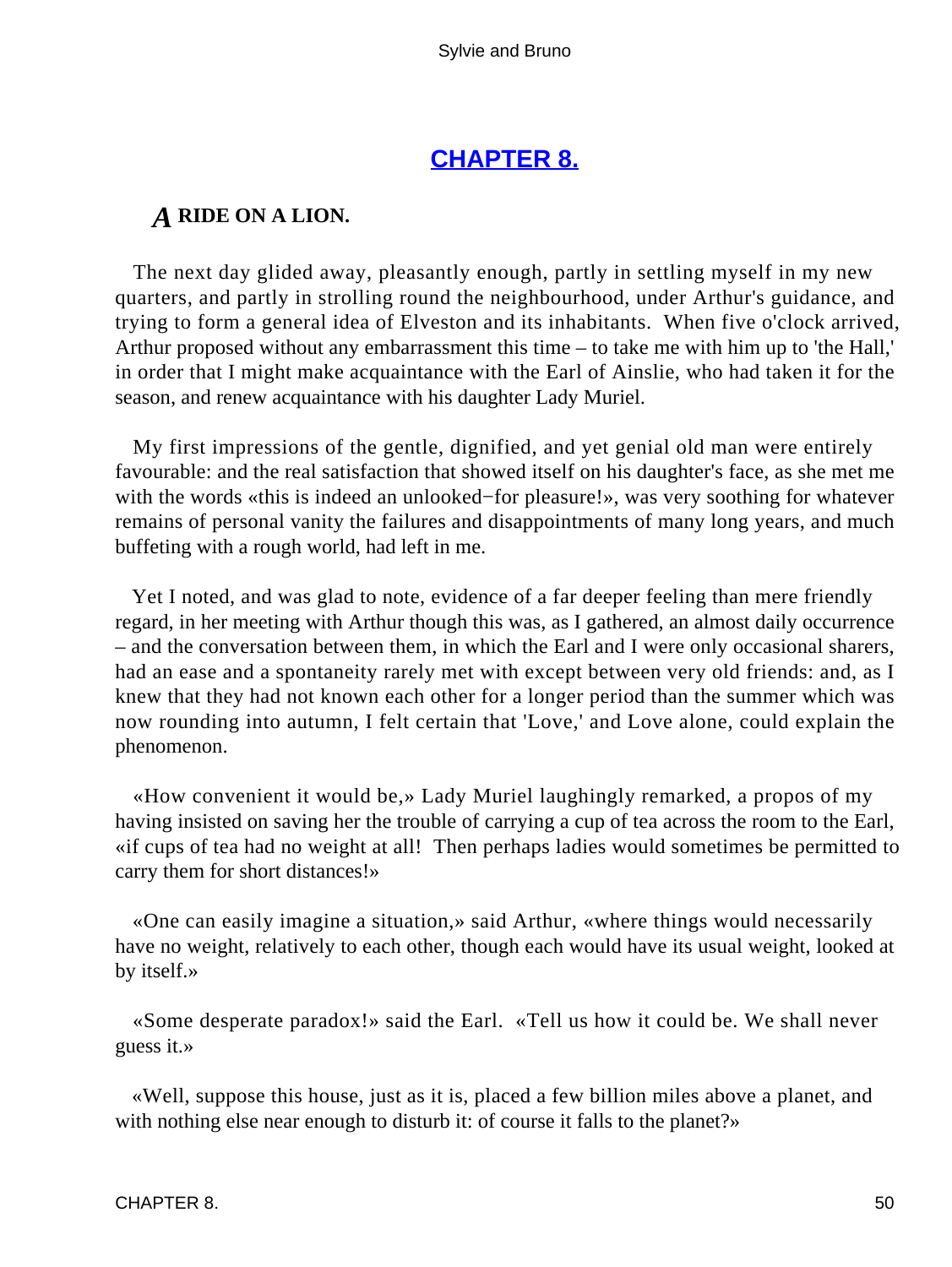## CHAPTER 8.

### *A* RIDE ON A LION.

The next day glided away, pleasantly enough, partly in settling myself in my new quarters, and partly in strolling round the neighbourhood, under Arthur's guidance, and trying to form a general idea of Elveston and its inhabitants. When five o'clock arrived, Arthur proposed without any embarrassment this time – to take me with him up to 'the Hall,' in order that I might make acquaintance with the Earl of Ainslie, who had taken it for the season, and renew acquaintance with his daughter Lady Muriel.

My first impressions of the gentle, dignified, and yet genial old man were entirely favourable: and the real satisfaction that showed itself on his daughter's face, as she met me with the words «this is indeed an unlooked−for pleasure!», was very soothing for whatever remains of personal vanity the failures and disappointments of many long years, and much buffeting with a rough world, had left in me.

Yet I noted, and was glad to note, evidence of a far deeper feeling than mere friendly regard, in her meeting with Arthur though this was, as I gathered, an almost daily occurrence – and the conversation between them, in which the Earl and I were only occasional sharers, had an ease and a spontaneity rarely met with except between very old friends: and, as I knew that they had not known each other for a longer period than the summer which was now rounding into autumn, I felt certain that 'Love,' and Love alone, could explain the phenomenon.

«How convenient it would be,» Lady Muriel laughingly remarked, a propos of my having insisted on saving her the trouble of carrying a cup of tea across the room to the Earl, «if cups of tea had no weight at all! Then perhaps ladies would sometimes be permitted to carry them for short distances!»

«One can easily imagine a situation,» said Arthur, «where things would necessarily have no weight, relatively to each other, though each would have its usual weight, looked at by itself.»

«Some desperate paradox!» said the Earl. «Tell us how it could be. We shall never guess it.»

«Well, suppose this house, just as it is, placed a few billion miles above a planet, and with nothing else near enough to disturb it: of course it falls to the planet?»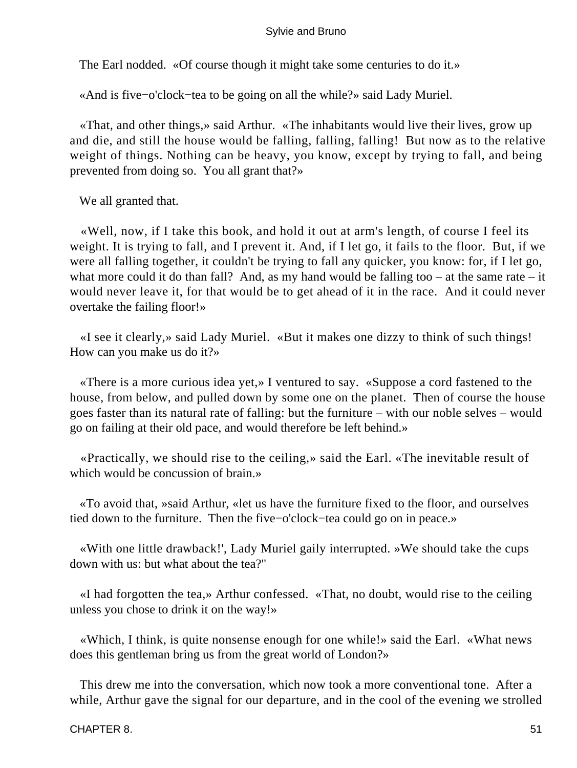The Earl nodded. «Of course though it might take some centuries to do it.»

«And is five−o'clock−tea to be going on all the while?» said Lady Muriel.

«That, and other things,» said Arthur. «The inhabitants would live their lives, grow up and die, and still the house would be falling, falling, falling! But now as to the relative weight of things. Nothing can be heavy, you know, except by trying to fall, and being prevented from doing so. You all grant that?»

We all granted that.

«Well, now, if I take this book, and hold it out at arm's length, of course I feel its weight. It is trying to fall, and I prevent it. And, if I let go, it fails to the floor. But, if we were all falling together, it couldn't be trying to fall any quicker, you know: for, if I let go, what more could it do than fall? And, as my hand would be falling too – at the same rate – it would never leave it, for that would be to get ahead of it in the race. And it could never overtake the failing floor!»

«I see it clearly,» said Lady Muriel. «But it makes one dizzy to think of such things! How can you make us do it?»

«There is a more curious idea yet,» I ventured to say. «Suppose a cord fastened to the house, from below, and pulled down by some one on the planet. Then of course the house goes faster than its natural rate of falling: but the furniture – with our noble selves – would go on failing at their old pace, and would therefore be left behind.»

«Practically, we should rise to the ceiling,» said the Earl. «The inevitable result of which would be concussion of brain.»

«To avoid that, »said Arthur, «let us have the furniture fixed to the floor, and ourselves tied down to the furniture. Then the five−o'clock−tea could go on in peace.»

«With one little drawback!', Lady Muriel gaily interrupted. »We should take the cups down with us: but what about the tea?"

«I had forgotten the tea,» Arthur confessed. «That, no doubt, would rise to the ceiling unless you chose to drink it on the way!»

«Which, I think, is quite nonsense enough for one while!» said the Earl. «What news does this gentleman bring us from the great world of London?»

This drew me into the conversation, which now took a more conventional tone. After a while, Arthur gave the signal for our departure, and in the cool of the evening we strolled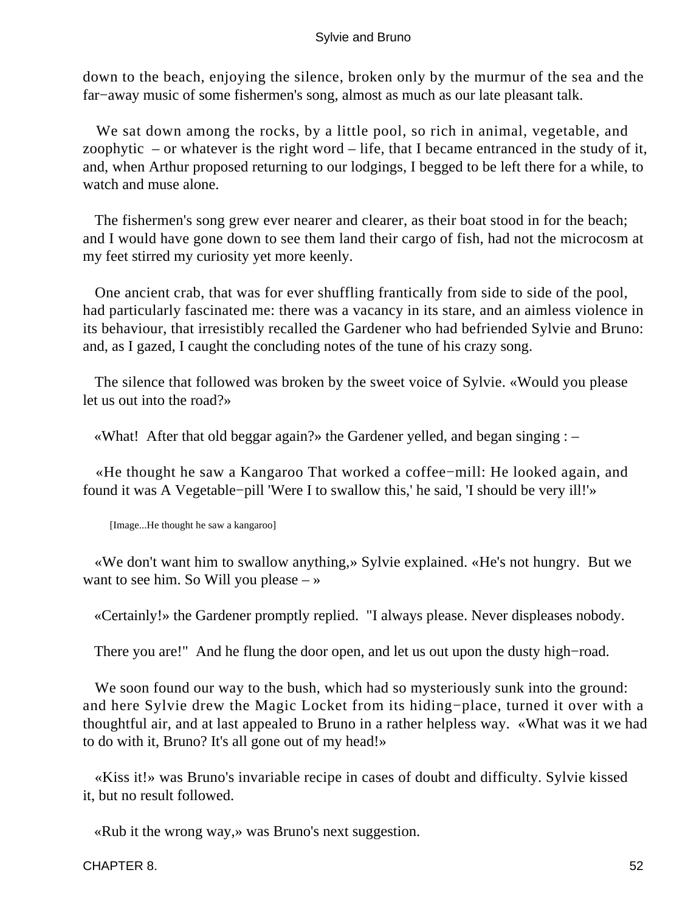down to the beach, enjoying the silence, broken only by the murmur of the sea and the far−away music of some fishermen's song, almost as much as our late pleasant talk.

We sat down among the rocks, by a little pool, so rich in animal, vegetable, and zoophytic – or whatever is the right word – life, that I became entranced in the study of it, and, when Arthur proposed returning to our lodgings, I begged to be left there for a while, to watch and muse alone.

The fishermen's song grew ever nearer and clearer, as their boat stood in for the beach; and I would have gone down to see them land their cargo of fish, had not the microcosm at my feet stirred my curiosity yet more keenly.

One ancient crab, that was for ever shuffling frantically from side to side of the pool, had particularly fascinated me: there was a vacancy in its stare, and an aimless violence in its behaviour, that irresistibly recalled the Gardener who had befriended Sylvie and Bruno: and, as I gazed, I caught the concluding notes of the tune of his crazy song.

The silence that followed was broken by the sweet voice of Sylvie. «Would you please let us out into the road?»

«What! After that old beggar again?» the Gardener yelled, and began singing : –

«He thought he saw a Kangaroo That worked a coffee−mill: He looked again, and found it was A Vegetable−pill 'Were I to swallow this,' he said, 'I should be very ill!'»

[Image...He thought he saw a kangaroo]

«We don't want him to swallow anything,» Sylvie explained. «He's not hungry. But we want to see him. So Will you please – »

«Certainly!» the Gardener promptly replied. "I always please. Never displeases nobody.

There you are!" And he flung the door open, and let us out upon the dusty high−road.

We soon found our way to the bush, which had so mysteriously sunk into the ground: and here Sylvie drew the Magic Locket from its hiding−place, turned it over with a thoughtful air, and at last appealed to Bruno in a rather helpless way. «What was it we had to do with it, Bruno? It's all gone out of my head!»

«Kiss it!» was Bruno's invariable recipe in cases of doubt and difficulty. Sylvie kissed it, but no result followed.

«Rub it the wrong way,» was Bruno's next suggestion.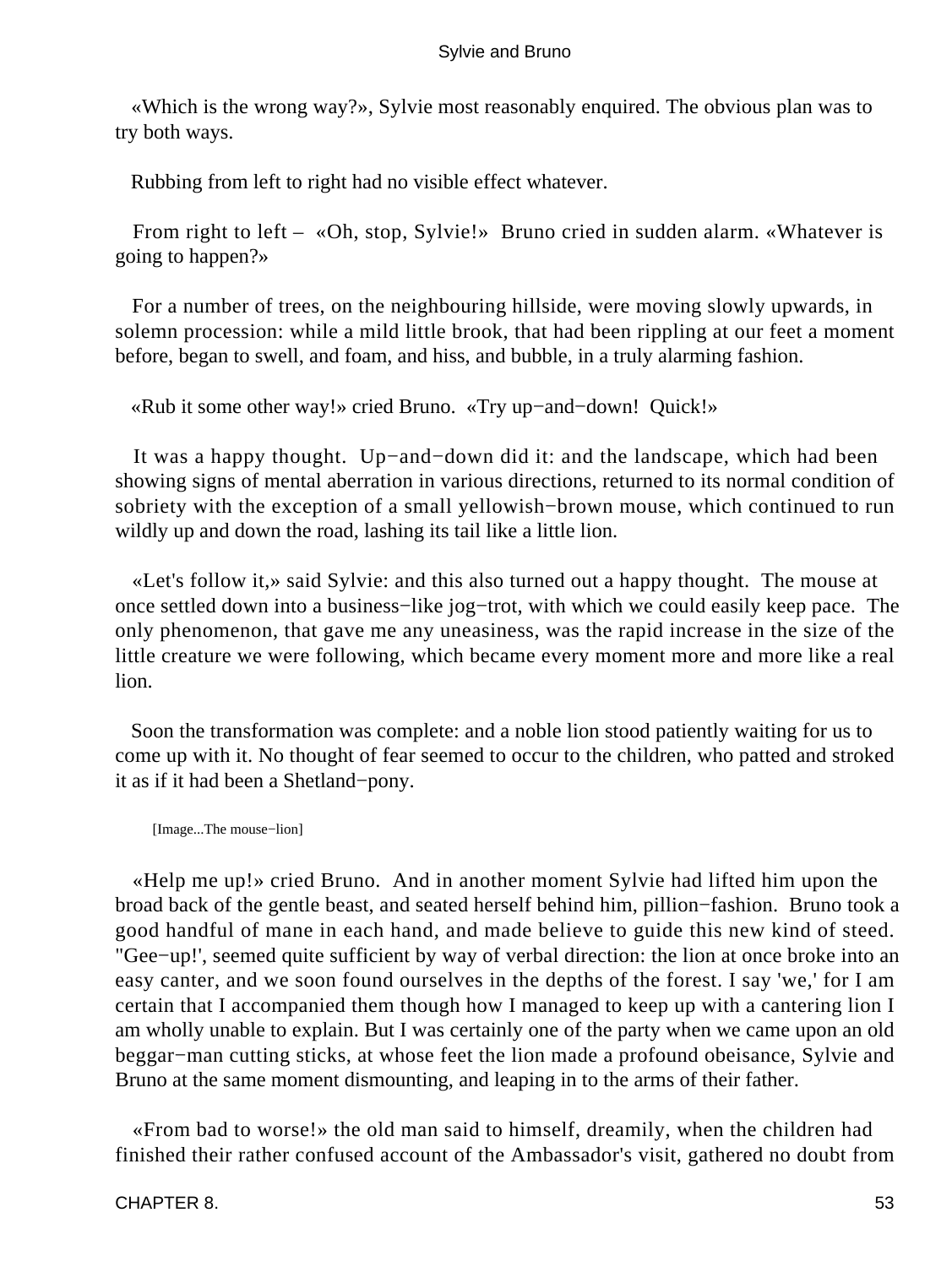«Which is the wrong way?», Sylvie most reasonably enquired. The obvious plan was to try both ways.

Rubbing from left to right had no visible effect whatever.

From right to left – «Oh, stop, Sylvie!» Bruno cried in sudden alarm. «Whatever is going to happen?»

For a number of trees, on the neighbouring hillside, were moving slowly upwards, in solemn procession: while a mild little brook, that had been rippling at our feet a moment before, began to swell, and foam, and hiss, and bubble, in a truly alarming fashion.

«Rub it some other way!» cried Bruno. «Try up−and−down! Quick!»

It was a happy thought. Up−and−down did it: and the landscape, which had been showing signs of mental aberration in various directions, returned to its normal condition of sobriety with the exception of a small yellowish−brown mouse, which continued to run wildly up and down the road, lashing its tail like a little lion.

«Let's follow it,» said Sylvie: and this also turned out a happy thought. The mouse at once settled down into a business−like jog−trot, with which we could easily keep pace. The only phenomenon, that gave me any uneasiness, was the rapid increase in the size of the little creature we were following, which became every moment more and more like a real lion.

Soon the transformation was complete: and a noble lion stood patiently waiting for us to come up with it. No thought of fear seemed to occur to the children, who patted and stroked it as if it had been a Shetland−pony.

[Image...The mouse−lion]

«Help me up!» cried Bruno. And in another moment Sylvie had lifted him upon the broad back of the gentle beast, and seated herself behind him, pillion−fashion. Bruno took a good handful of mane in each hand, and made believe to guide this new kind of steed. "Gee−up!', seemed quite sufficient by way of verbal direction: the lion at once broke into an easy canter, and we soon found ourselves in the depths of the forest. I say 'we,' for I am certain that I accompanied them though how I managed to keep up with a cantering lion I am wholly unable to explain. But I was certainly one of the party when we came upon an old beggar−man cutting sticks, at whose feet the lion made a profound obeisance, Sylvie and Bruno at the same moment dismounting, and leaping in to the arms of their father.

«From bad to worse!» the old man said to himself, dreamily, when the children had finished their rather confused account of the Ambassador's visit, gathered no doubt from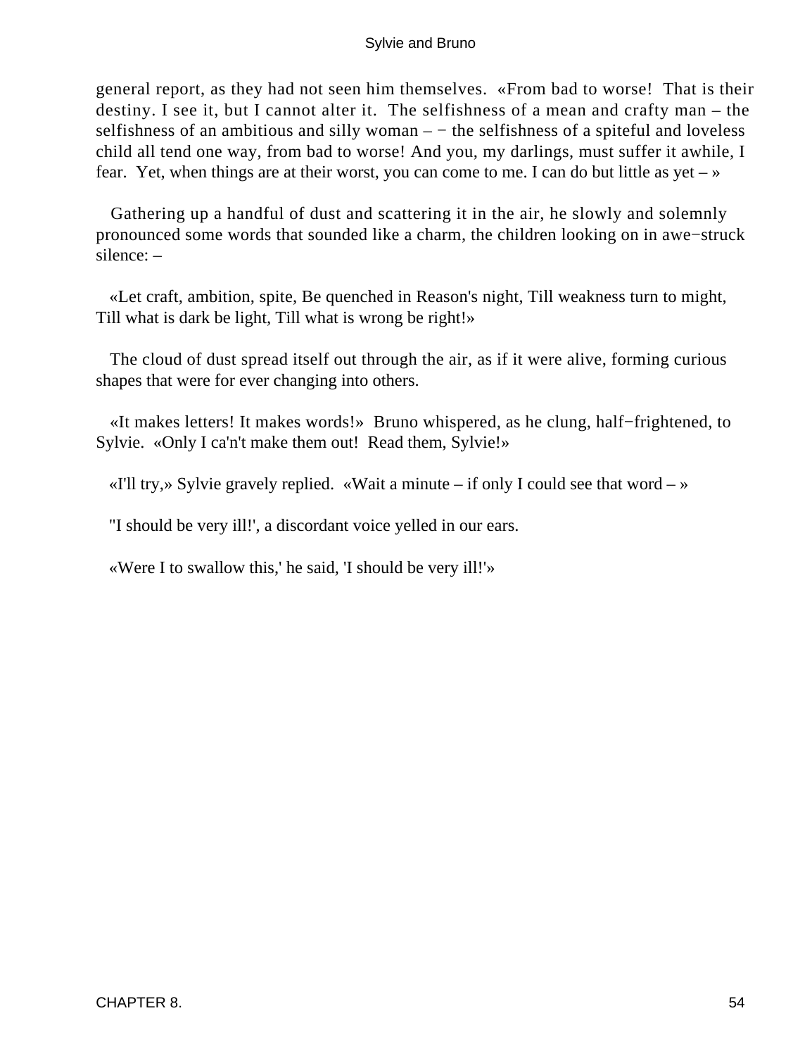general report, as they had not seen him themselves. «From bad to worse! That is their destiny. I see it, but I cannot alter it. The selfishness of a mean and crafty man – the selfishness of an ambitious and silly woman – − the selfishness of a spiteful and loveless child all tend one way, from bad to worse! And you, my darlings, must suffer it awhile, I fear. Yet, when things are at their worst, you can come to me. I can do but little as yet – »

Gathering up a handful of dust and scattering it in the air, he slowly and solemnly pronounced some words that sounded like a charm, the children looking on in awe−struck silence: –

«Let craft, ambition, spite, Be quenched in Reason's night, Till weakness turn to might, Till what is dark be light, Till what is wrong be right!»

The cloud of dust spread itself out through the air, as if it were alive, forming curious shapes that were for ever changing into others.

«It makes letters! It makes words!» Bruno whispered, as he clung, half−frightened, to Sylvie. «Only I ca'n't make them out! Read them, Sylvie!»

«I'll try,» Sylvie gravely replied. «Wait a minute – if only I could see that word – »

"I should be very ill!', a discordant voice yelled in our ears.

«Were I to swallow this,' he said, 'I should be very ill!'»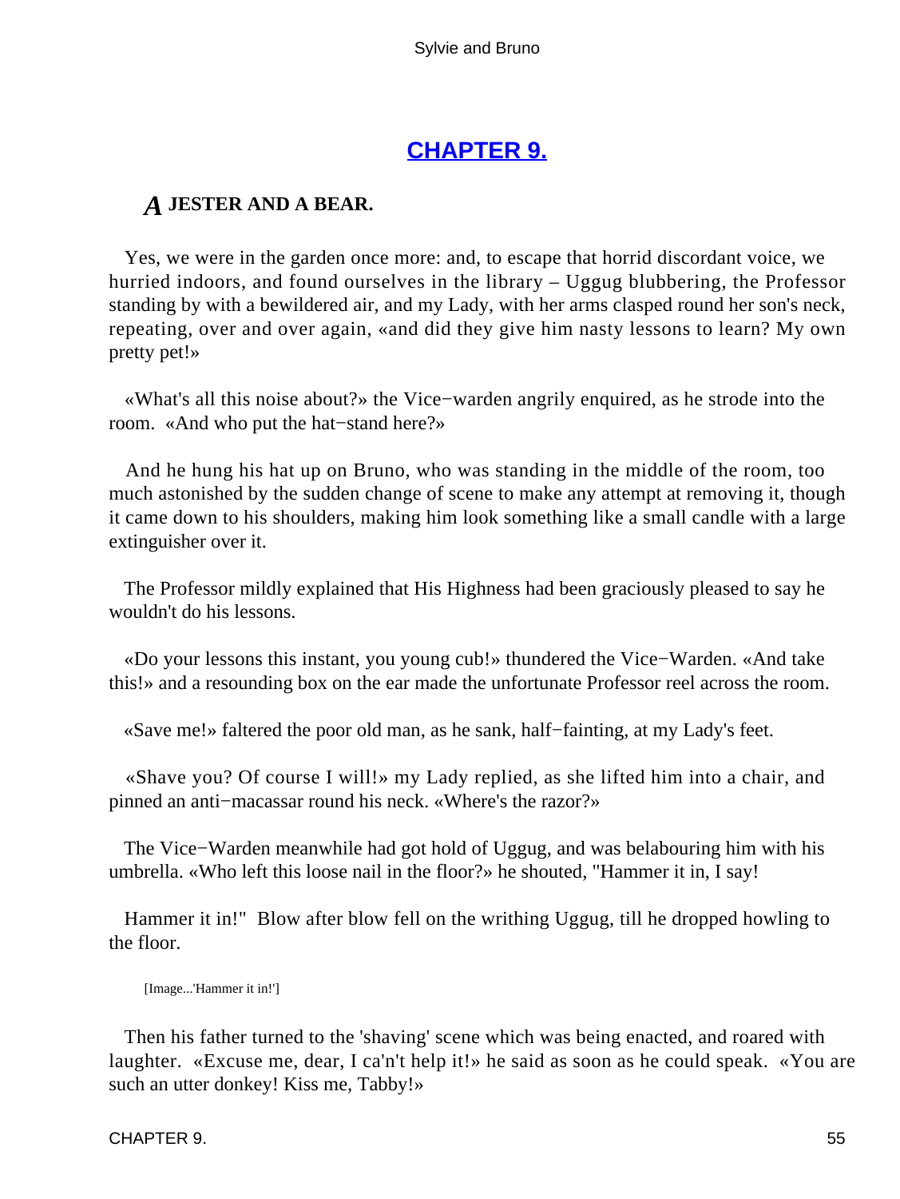## CHAPTER 9.

### *A* JESTER AND A BEAR.

Yes, we were in the garden once more: and, to escape that horrid discordant voice, we hurried indoors, and found ourselves in the library – Uggug blubbering, the Professor standing by with a bewildered air, and my Lady, with her arms clasped round her son's neck, repeating, over and over again, «and did they give him nasty lessons to learn? My own pretty pet!»

«What's all this noise about?» the Vice−warden angrily enquired, as he strode into the room. «And who put the hat−stand here?»

And he hung his hat up on Bruno, who was standing in the middle of the room, too much astonished by the sudden change of scene to make any attempt at removing it, though it came down to his shoulders, making him look something like a small candle with a large extinguisher over it.

The Professor mildly explained that His Highness had been graciously pleased to say he wouldn't do his lessons.

«Do your lessons this instant, you young cub!» thundered the Vice−Warden. «And take this!» and a resounding box on the ear made the unfortunate Professor reel across the room.

«Save me!» faltered the poor old man, as he sank, half−fainting, at my Lady's feet.

«Shave you? Of course I will!» my Lady replied, as she lifted him into a chair, and pinned an anti−macassar round his neck. «Where's the razor?»

The Vice−Warden meanwhile had got hold of Uggug, and was belabouring him with his umbrella. «Who left this loose nail in the floor?» he shouted, "Hammer it in, I say!

Hammer it in!" Blow after blow fell on the writhing Uggug, till he dropped howling to the floor.

[Image...'Hammer it in!']

Then his father turned to the 'shaving' scene which was being enacted, and roared with laughter. «Excuse me, dear, I ca'n't help it!» he said as soon as he could speak. «You are such an utter donkey! Kiss me, Tabby!»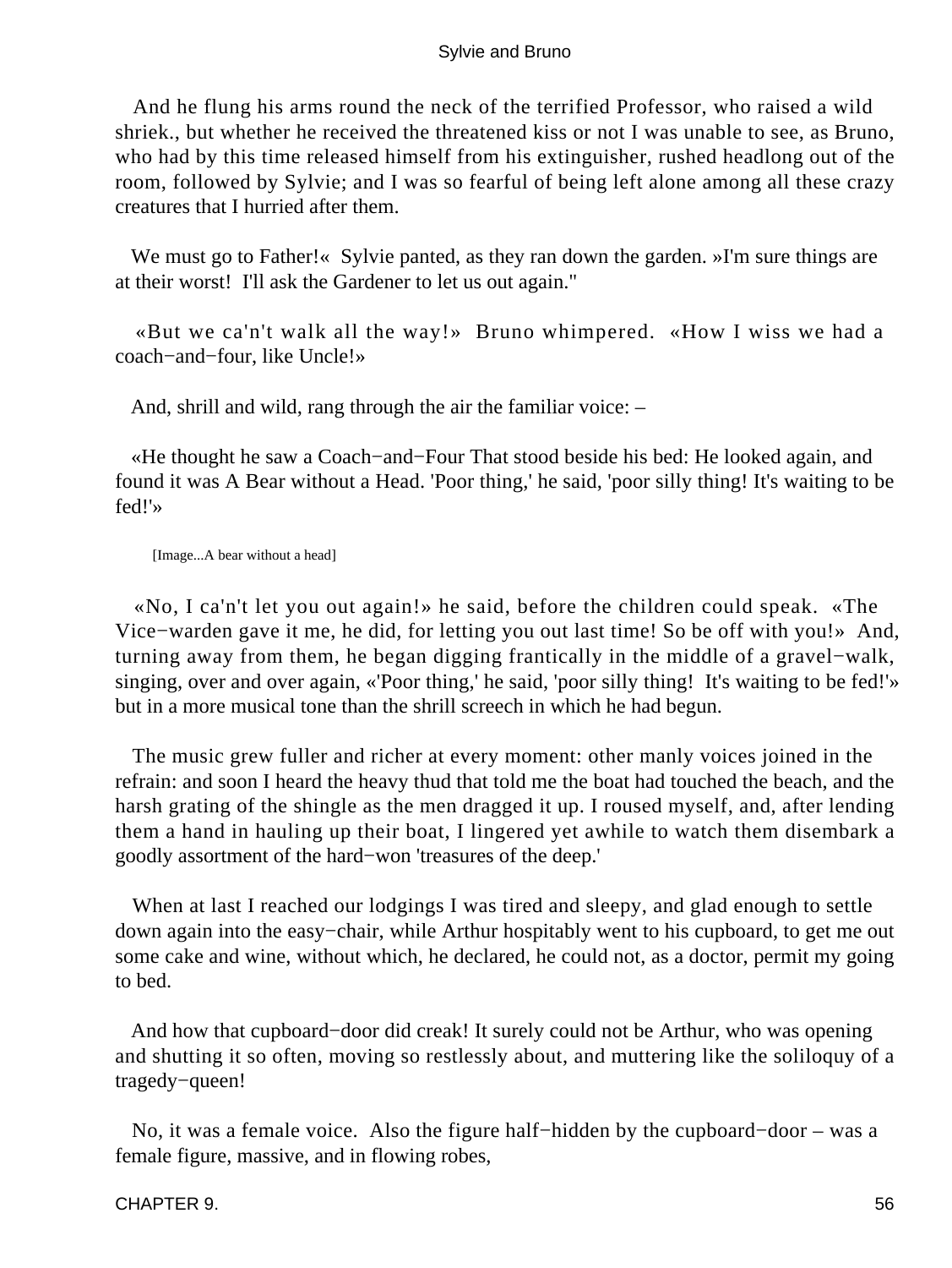And he flung his arms round the neck of the terrified Professor, who raised a wild shriek., but whether he received the threatened kiss or not I was unable to see, as Bruno, who had by this time released himself from his extinguisher, rushed headlong out of the room, followed by Sylvie; and I was so fearful of being left alone among all these crazy creatures that I hurried after them.

We must go to Father!« Sylvie panted, as they ran down the garden. »I'm sure things are at their worst! I'll ask the Gardener to let us out again."

«But we ca'n't walk all the way!» Bruno whimpered. «How I wiss we had a coach−and−four, like Uncle!»

And, shrill and wild, rang through the air the familiar voice: –

«He thought he saw a Coach−and−Four That stood beside his bed: He looked again, and found it was A Bear without a Head. 'Poor thing,' he said, 'poor silly thing! It's waiting to be fed!'»

[Image...A bear without a head]

«No, I ca'n't let you out again!» he said, before the children could speak. «The Vice−warden gave it me, he did, for letting you out last time! So be off with you!» And, turning away from them, he began digging frantically in the middle of a gravel−walk, singing, over and over again, «'Poor thing,' he said, 'poor silly thing! It's waiting to be fed!'» but in a more musical tone than the shrill screech in which he had begun.

The music grew fuller and richer at every moment: other manly voices joined in the refrain: and soon I heard the heavy thud that told me the boat had touched the beach, and the harsh grating of the shingle as the men dragged it up. I roused myself, and, after lending them a hand in hauling up their boat, I lingered yet awhile to watch them disembark a goodly assortment of the hard−won 'treasures of the deep.'

When at last I reached our lodgings I was tired and sleepy, and glad enough to settle down again into the easy−chair, while Arthur hospitably went to his cupboard, to get me out some cake and wine, without which, he declared, he could not, as a doctor, permit my going to bed.

And how that cupboard−door did creak! It surely could not be Arthur, who was opening and shutting it so often, moving so restlessly about, and muttering like the soliloquy of a tragedy−queen!

No, it was a female voice. Also the figure half−hidden by the cupboard−door – was a female figure, massive, and in flowing robes,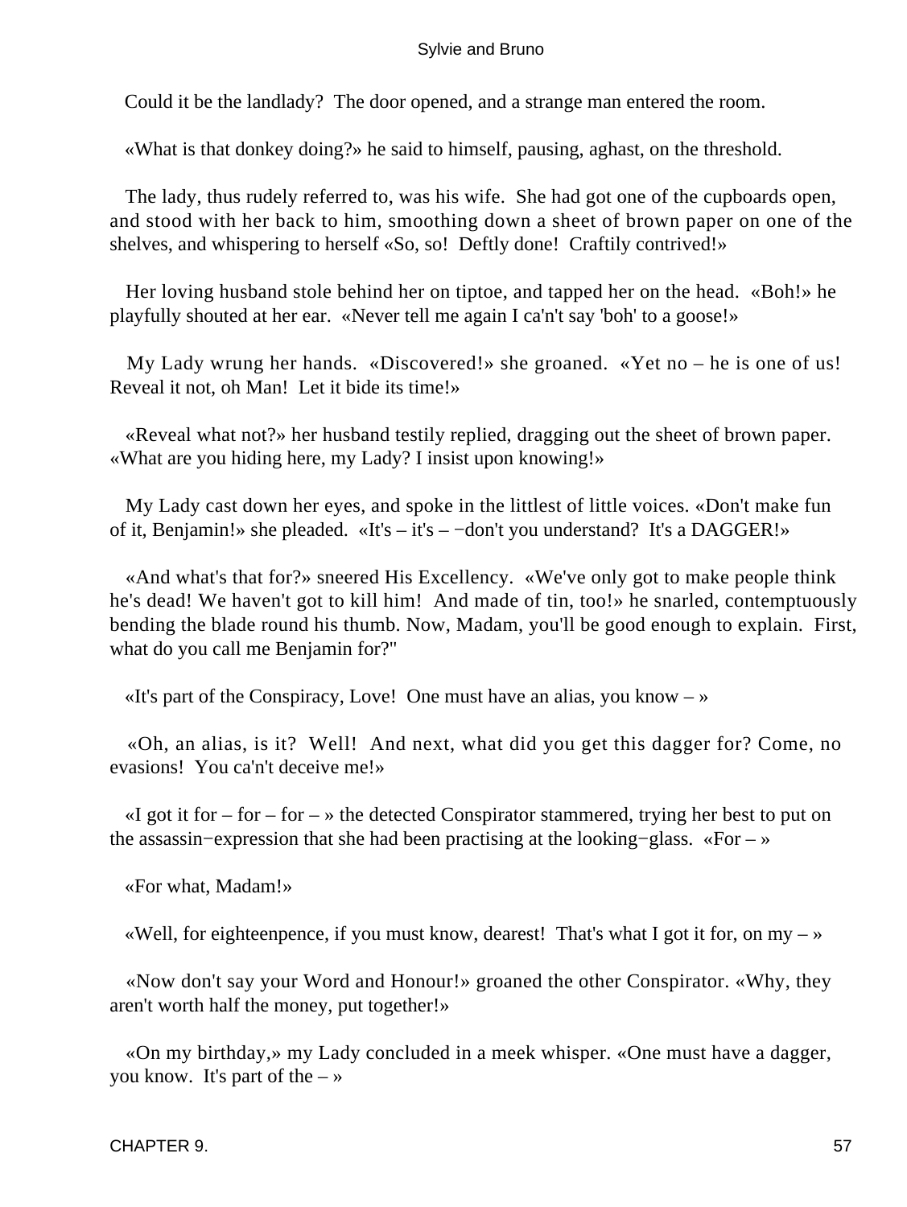Could it be the landlady? The door opened, and a strange man entered the room.

«What is that donkey doing?» he said to himself, pausing, aghast, on the threshold.

The lady, thus rudely referred to, was his wife. She had got one of the cupboards open, and stood with her back to him, smoothing down a sheet of brown paper on one of the shelves, and whispering to herself «So, so! Deftly done! Craftily contrived!»

Her loving husband stole behind her on tiptoe, and tapped her on the head. «Boh!» he playfully shouted at her ear. «Never tell me again I ca'n't say 'boh' to a goose!»

My Lady wrung her hands. «Discovered!» she groaned. «Yet no – he is one of us! Reveal it not, oh Man! Let it bide its time!»

«Reveal what not?» her husband testily replied, dragging out the sheet of brown paper. «What are you hiding here, my Lady? I insist upon knowing!»

My Lady cast down her eyes, and spoke in the littlest of little voices. «Don't make fun of it, Benjamin!» she pleaded. «It's – it's – −don't you understand? It's a DAGGER!»

«And what's that for?» sneered His Excellency. «We've only got to make people think he's dead! We haven't got to kill him! And made of tin, too!» he snarled, contemptuously bending the blade round his thumb. Now, Madam, you'll be good enough to explain. First, what do you call me Benjamin for?"

«It's part of the Conspiracy, Love! One must have an alias, you know – »

«Oh, an alias, is it? Well! And next, what did you get this dagger for? Come, no evasions! You ca'n't deceive me!»

«I got it for – for – for – » the detected Conspirator stammered, trying her best to put on the assassin−expression that she had been practising at the looking−glass. «For – »

«For what, Madam!»

«Well, for eighteenpence, if you must know, dearest! That's what I got it for, on my – »

«Now don't say your Word and Honour!» groaned the other Conspirator. «Why, they aren't worth half the money, put together!»

«On my birthday,» my Lady concluded in a meek whisper. «One must have a dagger, you know. It's part of the – »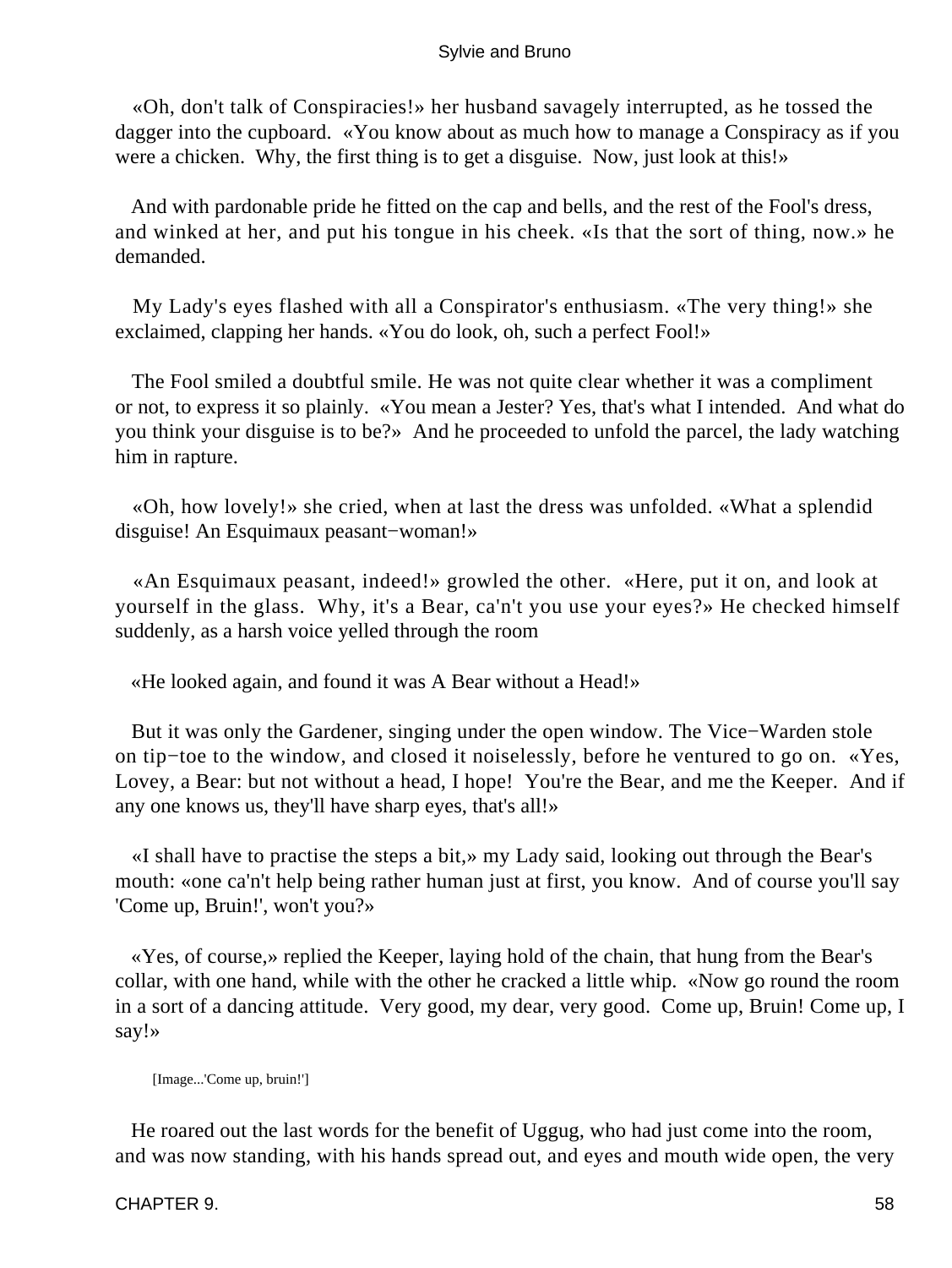«Oh, don't talk of Conspiracies!» her husband savagely interrupted, as he tossed the dagger into the cupboard. «You know about as much how to manage a Conspiracy as if you were a chicken. Why, the first thing is to get a disguise. Now, just look at this!»

And with pardonable pride he fitted on the cap and bells, and the rest of the Fool's dress, and winked at her, and put his tongue in his cheek. «Is that the sort of thing, now.» he demanded.

My Lady's eyes flashed with all a Conspirator's enthusiasm. «The very thing!» she exclaimed, clapping her hands. «You do look, oh, such a perfect Fool!»

The Fool smiled a doubtful smile. He was not quite clear whether it was a compliment or not, to express it so plainly. «You mean a Jester? Yes, that's what I intended. And what do you think your disguise is to be?» And he proceeded to unfold the parcel, the lady watching him in rapture.

«Oh, how lovely!» she cried, when at last the dress was unfolded. «What a splendid disguise! An Esquimaux peasant−woman!»

«An Esquimaux peasant, indeed!» growled the other. «Here, put it on, and look at yourself in the glass. Why, it's a Bear, ca'n't you use your eyes?» He checked himself suddenly, as a harsh voice yelled through the room

«He looked again, and found it was A Bear without a Head!»

But it was only the Gardener, singing under the open window. The Vice−Warden stole on tip−toe to the window, and closed it noiselessly, before he ventured to go on. «Yes, Lovey, a Bear: but not without a head, I hope! You're the Bear, and me the Keeper. And if any one knows us, they'll have sharp eyes, that's all!»

«I shall have to practise the steps a bit,» my Lady said, looking out through the Bear's mouth: «one ca'n't help being rather human just at first, you know. And of course you'll say 'Come up, Bruin!', won't you?»

«Yes, of course,» replied the Keeper, laying hold of the chain, that hung from the Bear's collar, with one hand, while with the other he cracked a little whip. «Now go round the room in a sort of a dancing attitude. Very good, my dear, very good. Come up, Bruin! Come up, I say!»

[Image...'Come up, bruin!']

He roared out the last words for the benefit of Uggug, who had just come into the room, and was now standing, with his hands spread out, and eyes and mouth wide open, the very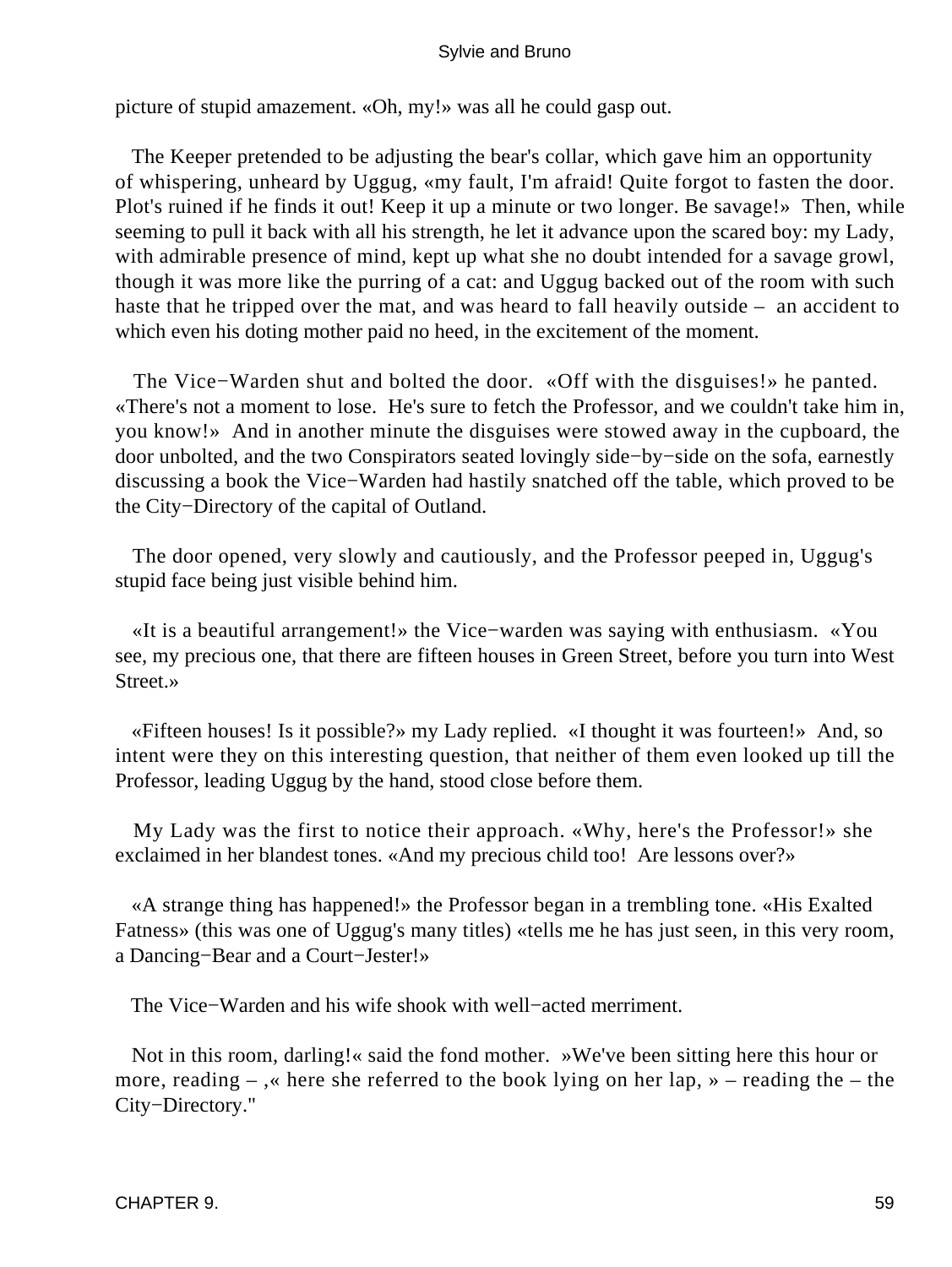picture of stupid amazement. «Oh, my!» was all he could gasp out.

The Keeper pretended to be adjusting the bear's collar, which gave him an opportunity of whispering, unheard by Uggug, «my fault, I'm afraid! Quite forgot to fasten the door. Plot's ruined if he finds it out! Keep it up a minute or two longer. Be savage!» Then, while seeming to pull it back with all his strength, he let it advance upon the scared boy: my Lady, with admirable presence of mind, kept up what she no doubt intended for a savage growl, though it was more like the purring of a cat: and Uggug backed out of the room with such haste that he tripped over the mat, and was heard to fall heavily outside – an accident to which even his doting mother paid no heed, in the excitement of the moment.

The Vice−Warden shut and bolted the door. «Off with the disguises!» he panted. «There's not a moment to lose. He's sure to fetch the Professor, and we couldn't take him in, you know!» And in another minute the disguises were stowed away in the cupboard, the door unbolted, and the two Conspirators seated lovingly side−by−side on the sofa, earnestly discussing a book the Vice−Warden had hastily snatched off the table, which proved to be the City−Directory of the capital of Outland.

The door opened, very slowly and cautiously, and the Professor peeped in, Uggug's stupid face being just visible behind him.

«It is a beautiful arrangement!» the Vice−warden was saying with enthusiasm. «You see, my precious one, that there are fifteen houses in Green Street, before you turn into West Street.»

«Fifteen houses! Is it possible?» my Lady replied. «I thought it was fourteen!» And, so intent were they on this interesting question, that neither of them even looked up till the Professor, leading Uggug by the hand, stood close before them.

My Lady was the first to notice their approach. «Why, here's the Professor!» she exclaimed in her blandest tones. «And my precious child too! Are lessons over?»

«A strange thing has happened!» the Professor began in a trembling tone. «His Exalted Fatness» (this was one of Uggug's many titles) «tells me he has just seen, in this very room, a Dancing−Bear and a Court−Jester!»

The Vice−Warden and his wife shook with well−acted merriment.

Not in this room, darling!« said the fond mother. »We've been sitting here this hour or more, reading – ,« here she referred to the book lying on her lap, » – reading the – the City−Directory."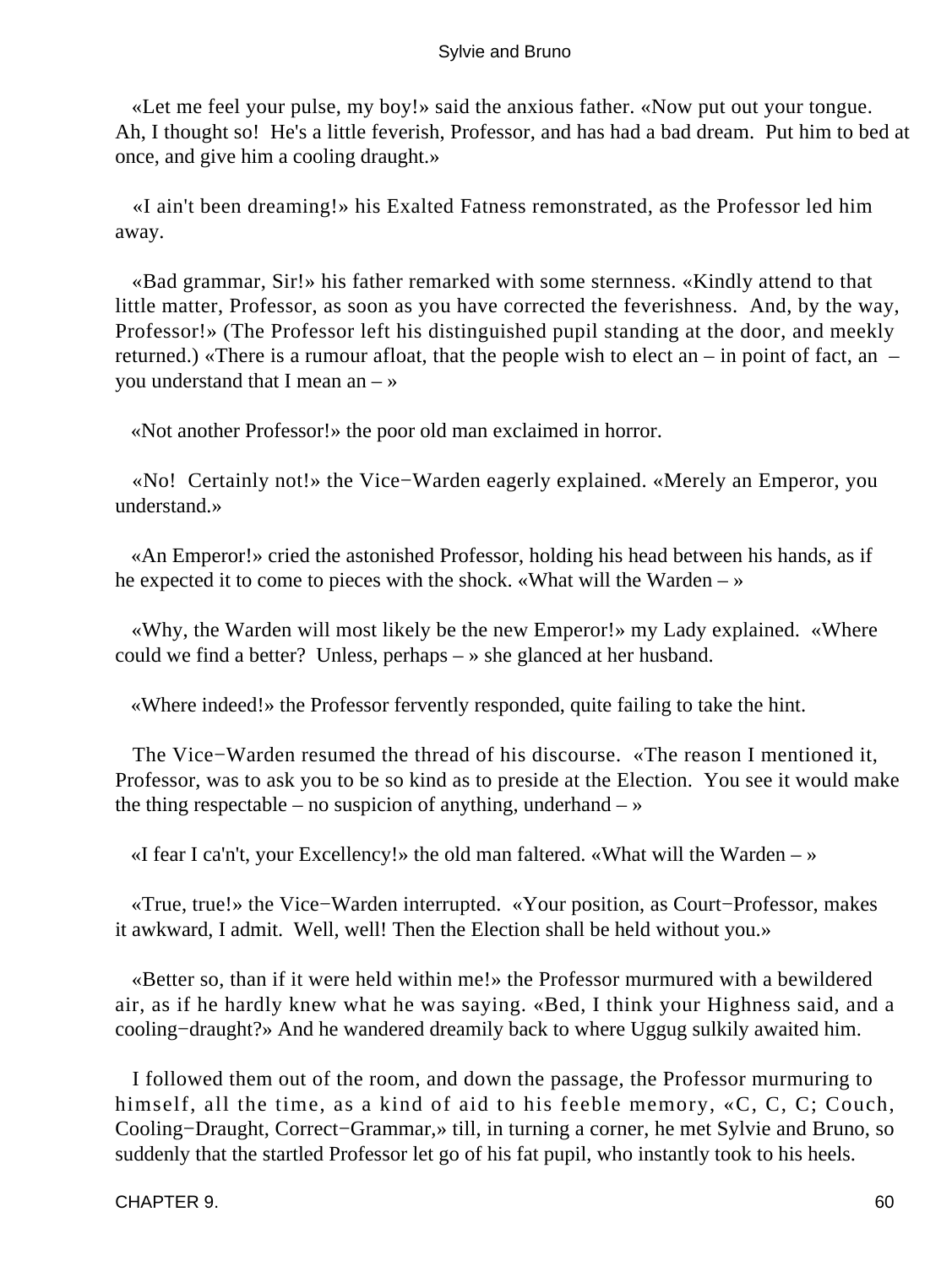«Let me feel your pulse, my boy!» said the anxious father. «Now put out your tongue. Ah, I thought so! He's a little feverish, Professor, and has had a bad dream. Put him to bed at once, and give him a cooling draught.»

«I ain't been dreaming!» his Exalted Fatness remonstrated, as the Professor led him away.

«Bad grammar, Sir!» his father remarked with some sternness. «Kindly attend to that little matter, Professor, as soon as you have corrected the feverishness. And, by the way, Professor!» (The Professor left his distinguished pupil standing at the door, and meekly returned.) «There is a rumour afloat, that the people wish to elect an – in point of fact, an – you understand that I mean an – »

«Not another Professor!» the poor old man exclaimed in horror.

«No! Certainly not!» the Vice−Warden eagerly explained. «Merely an Emperor, you understand.»

«An Emperor!» cried the astonished Professor, holding his head between his hands, as if he expected it to come to pieces with the shock. «What will the Warden – »

«Why, the Warden will most likely be the new Emperor!» my Lady explained. «Where could we find a better? Unless, perhaps – » she glanced at her husband.

«Where indeed!» the Professor fervently responded, quite failing to take the hint.

The Vice−Warden resumed the thread of his discourse. «The reason I mentioned it, Professor, was to ask you to be so kind as to preside at the Election. You see it would make the thing respectable – no suspicion of anything, underhand – »

«I fear I ca'n't, your Excellency!» the old man faltered. «What will the Warden – »

«True, true!» the Vice−Warden interrupted. «Your position, as Court−Professor, makes it awkward, I admit. Well, well! Then the Election shall be held without you.»

«Better so, than if it were held within me!» the Professor murmured with a bewildered air, as if he hardly knew what he was saying. «Bed, I think your Highness said, and a cooling−draught?» And he wandered dreamily back to where Uggug sulkily awaited him.

I followed them out of the room, and down the passage, the Professor murmuring to himself, all the time, as a kind of aid to his feeble memory, «C, C, C; Couch, Cooling−Draught, Correct−Grammar,» till, in turning a corner, he met Sylvie and Bruno, so suddenly that the startled Professor let go of his fat pupil, who instantly took to his heels.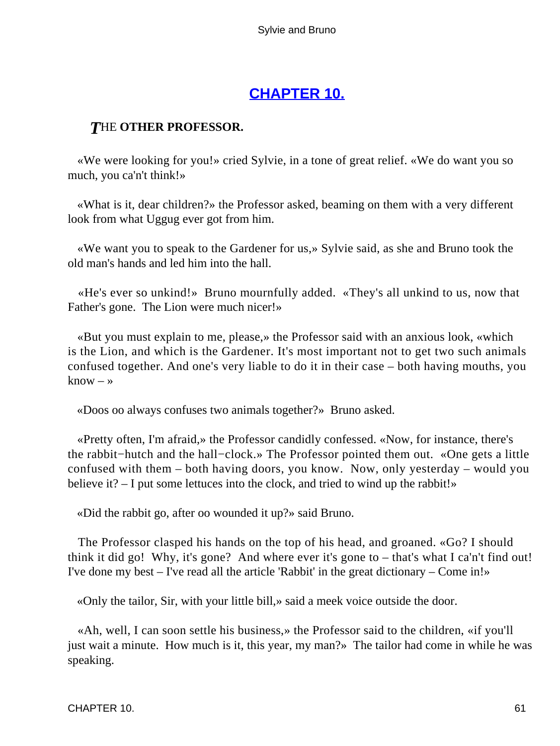## CHAPTER 10.

***T*HE OTHER PROFESSOR.**

«We were looking for you!» cried Sylvie, in a tone of great relief. «We do want you so much, you ca'n't think!»

«What is it, dear children?» the Professor asked, beaming on them with a very different look from what Uggug ever got from him.

«We want you to speak to the Gardener for us,» Sylvie said, as she and Bruno took the old man's hands and led him into the hall.

«He's ever so unkind!» Bruno mournfully added. «They's all unkind to us, now that Father's gone. The Lion were much nicer!»

«But you must explain to me, please,» the Professor said with an anxious look, «which is the Lion, and which is the Gardener. It's most important not to get two such animals confused together. And one's very liable to do it in their case – both having mouths, you know – »

«Doos oo always confuses two animals together?» Bruno asked.

«Pretty often, I'm afraid,» the Professor candidly confessed. «Now, for instance, there's the rabbit−hutch and the hall−clock.» The Professor pointed them out. «One gets a little confused with them – both having doors, you know. Now, only yesterday – would you believe it? – I put some lettuces into the clock, and tried to wind up the rabbit!»

«Did the rabbit go, after oo wounded it up?» said Bruno.

The Professor clasped his hands on the top of his head, and groaned. «Go? I should think it did go! Why, it's gone? And where ever it's gone to – that's what I ca'n't find out! I've done my best – I've read all the article 'Rabbit' in the great dictionary – Come in!»

«Only the tailor, Sir, with your little bill,» said a meek voice outside the door.

«Ah, well, I can soon settle his business,» the Professor said to the children, «if you'll just wait a minute. How much is it, this year, my man?» The tailor had come in while he was speaking.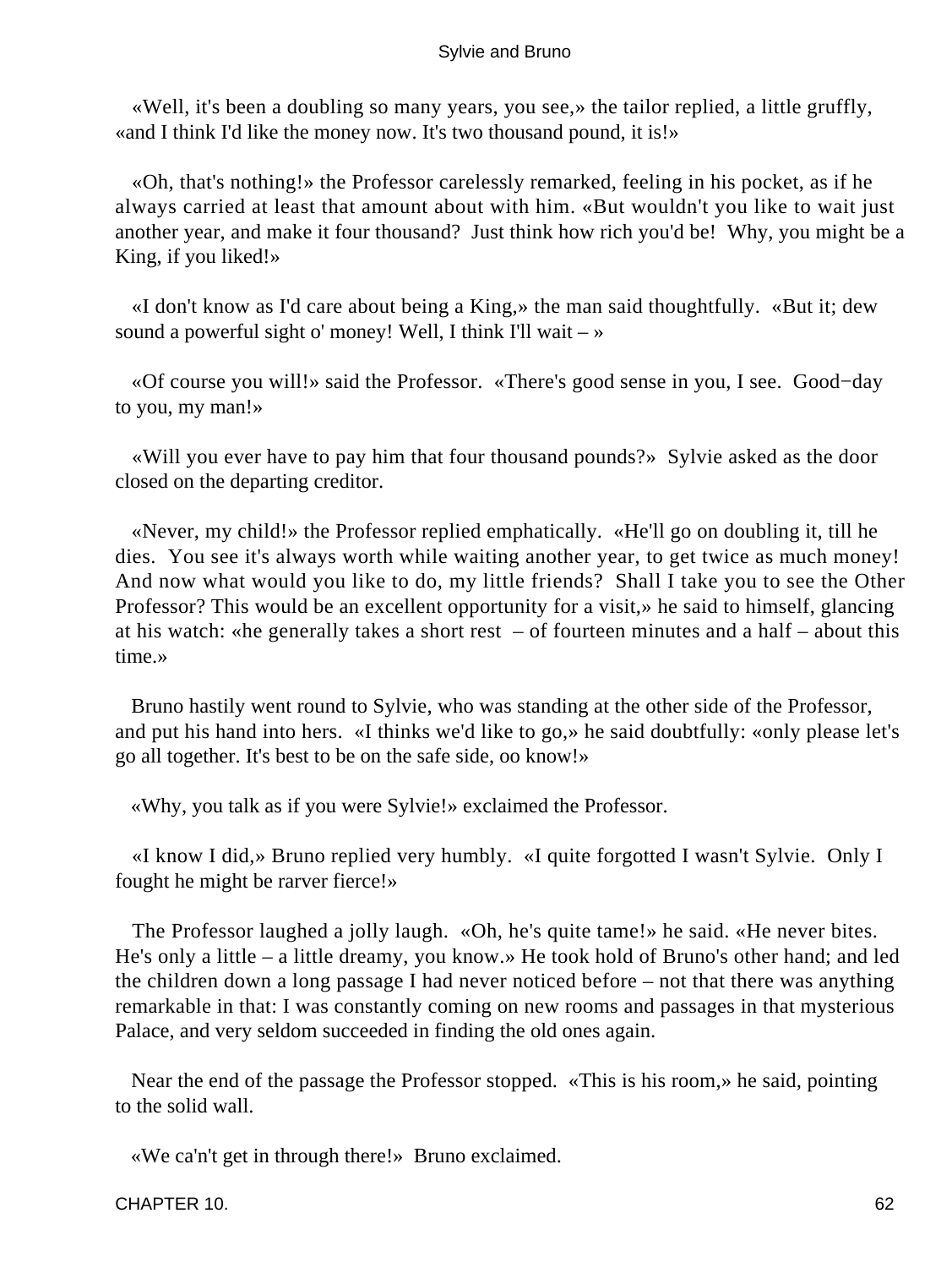«Well, it's been a doubling so many years, you see,» the tailor replied, a little gruffly, «and I think I'd like the money now. It's two thousand pound, it is!»

«Oh, that's nothing!» the Professor carelessly remarked, feeling in his pocket, as if he always carried at least that amount about with him. «But wouldn't you like to wait just another year, and make it four thousand? Just think how rich you'd be! Why, you might be a King, if you liked!»

«I don't know as I'd care about being a King,» the man said thoughtfully. «But it; dew sound a powerful sight o' money! Well, I think I'll wait – »

«Of course you will!» said the Professor. «There's good sense in you, I see. Good−day to you, my man!»

«Will you ever have to pay him that four thousand pounds?» Sylvie asked as the door closed on the departing creditor.

«Never, my child!» the Professor replied emphatically. «He'll go on doubling it, till he dies. You see it's always worth while waiting another year, to get twice as much money! And now what would you like to do, my little friends? Shall I take you to see the Other Professor? This would be an excellent opportunity for a visit,» he said to himself, glancing at his watch: «he generally takes a short rest – of fourteen minutes and a half – about this time.»

Bruno hastily went round to Sylvie, who was standing at the other side of the Professor, and put his hand into hers. «I thinks we'd like to go,» he said doubtfully: «only please let's go all together. It's best to be on the safe side, oo know!»

«Why, you talk as if you were Sylvie!» exclaimed the Professor.

«I know I did,» Bruno replied very humbly. «I quite forgotted I wasn't Sylvie. Only I fought he might be rarver fierce!»

The Professor laughed a jolly laugh. «Oh, he's quite tame!» he said. «He never bites. He's only a little – a little dreamy, you know.» He took hold of Bruno's other hand; and led the children down a long passage I had never noticed before – not that there was anything remarkable in that: I was constantly coming on new rooms and passages in that mysterious Palace, and very seldom succeeded in finding the old ones again.

Near the end of the passage the Professor stopped. «This is his room,» he said, pointing to the solid wall.

«We ca'n't get in through there!» Bruno exclaimed.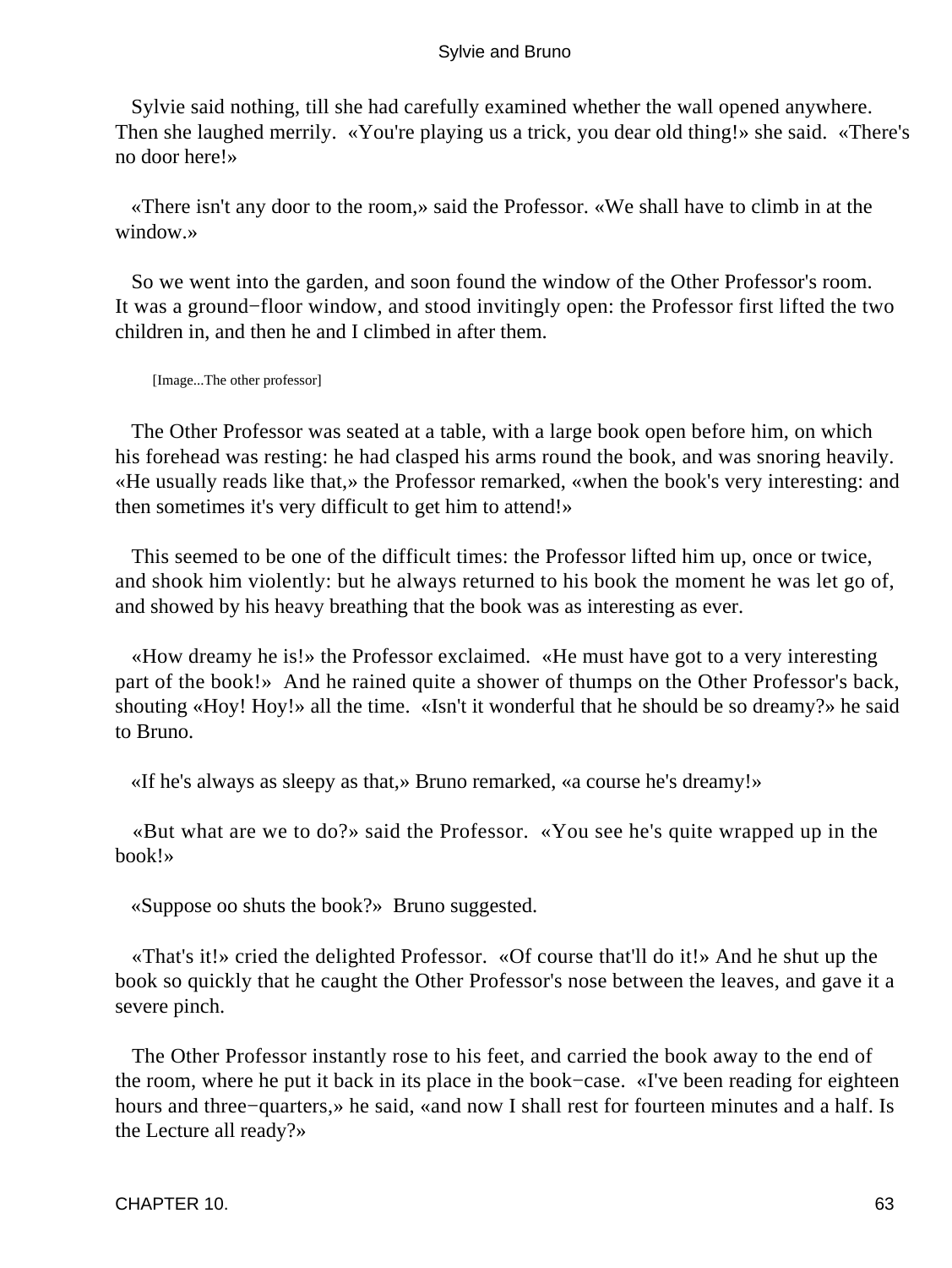Sylvie said nothing, till she had carefully examined whether the wall opened anywhere. Then she laughed merrily. «You're playing us a trick, you dear old thing!» she said. «There's no door here!»

«There isn't any door to the room,» said the Professor. «We shall have to climb in at the window.»

So we went into the garden, and soon found the window of the Other Professor's room. It was a ground−floor window, and stood invitingly open: the Professor first lifted the two children in, and then he and I climbed in after them.

[Image...The other professor]

The Other Professor was seated at a table, with a large book open before him, on which his forehead was resting: he had clasped his arms round the book, and was snoring heavily. «He usually reads like that,» the Professor remarked, «when the book's very interesting: and then sometimes it's very difficult to get him to attend!»

This seemed to be one of the difficult times: the Professor lifted him up, once or twice, and shook him violently: but he always returned to his book the moment he was let go of, and showed by his heavy breathing that the book was as interesting as ever.

«How dreamy he is!» the Professor exclaimed. «He must have got to a very interesting part of the book!» And he rained quite a shower of thumps on the Other Professor's back, shouting «Hoy! Hoy!» all the time. «Isn't it wonderful that he should be so dreamy?» he said to Bruno.

«If he's always as sleepy as that,» Bruno remarked, «a course he's dreamy!»

«But what are we to do?» said the Professor. «You see he's quite wrapped up in the book!»

«Suppose oo shuts the book?» Bruno suggested.

«That's it!» cried the delighted Professor. «Of course that'll do it!» And he shut up the book so quickly that he caught the Other Professor's nose between the leaves, and gave it a severe pinch.

The Other Professor instantly rose to his feet, and carried the book away to the end of the room, where he put it back in its place in the book−case. «I've been reading for eighteen hours and three−quarters,» he said, «and now I shall rest for fourteen minutes and a half. Is the Lecture all ready?»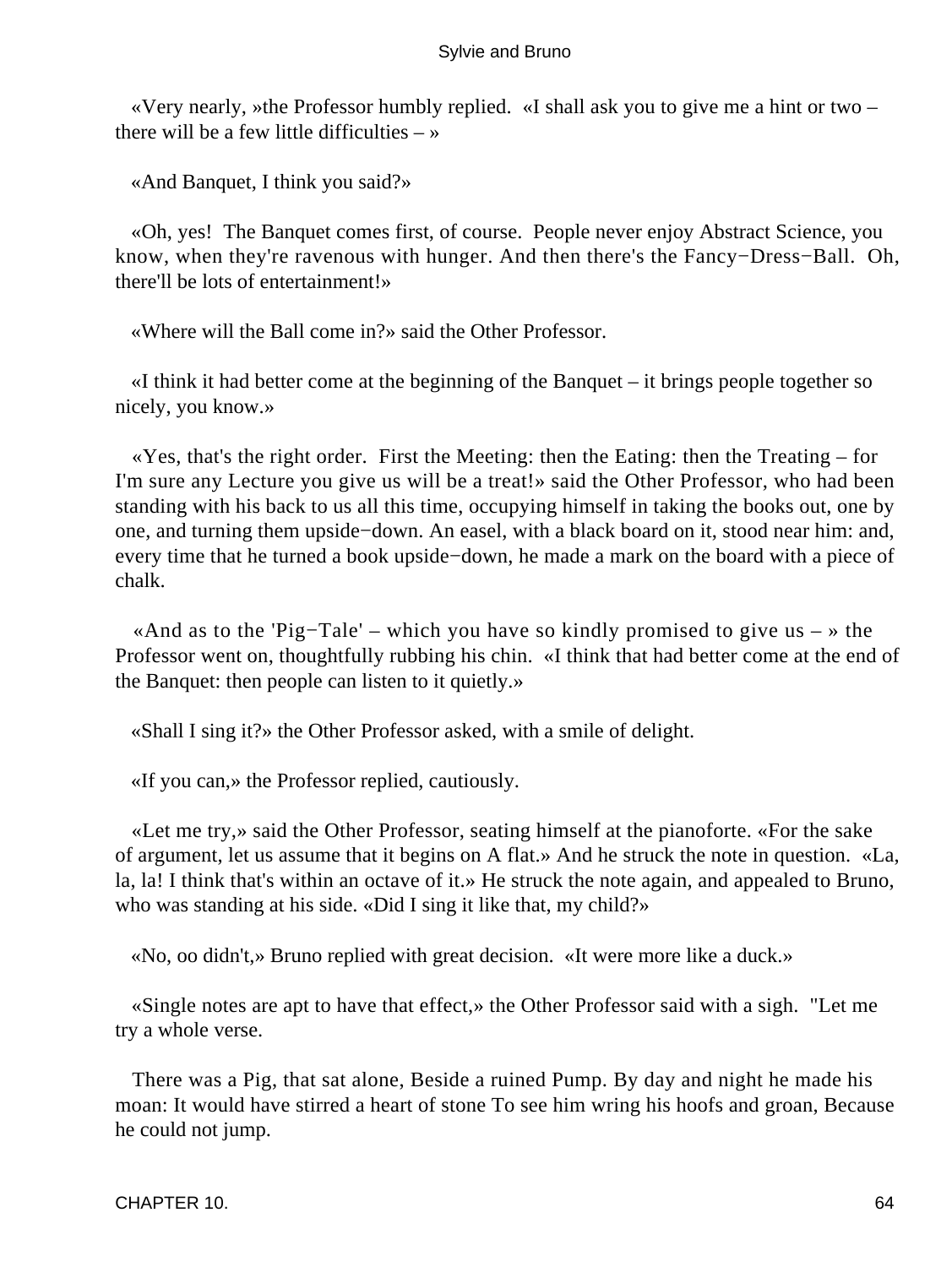«Very nearly, »the Professor humbly replied. «I shall ask you to give me a hint or two – there will be a few little difficulties – »

«And Banquet, I think you said?»

«Oh, yes! The Banquet comes first, of course. People never enjoy Abstract Science, you know, when they're ravenous with hunger. And then there's the Fancy−Dress−Ball. Oh, there'll be lots of entertainment!»

«Where will the Ball come in?» said the Other Professor.

«I think it had better come at the beginning of the Banquet – it brings people together so nicely, you know.»

«Yes, that's the right order. First the Meeting: then the Eating: then the Treating – for I'm sure any Lecture you give us will be a treat!» said the Other Professor, who had been standing with his back to us all this time, occupying himself in taking the books out, one by one, and turning them upside−down. An easel, with a black board on it, stood near him: and, every time that he turned a book upside−down, he made a mark on the board with a piece of chalk.

«And as to the 'Pig−Tale' – which you have so kindly promised to give us – » the Professor went on, thoughtfully rubbing his chin. «I think that had better come at the end of the Banquet: then people can listen to it quietly.»

«Shall I sing it?» the Other Professor asked, with a smile of delight.

«If you can,» the Professor replied, cautiously.

«Let me try,» said the Other Professor, seating himself at the pianoforte. «For the sake of argument, let us assume that it begins on A flat.» And he struck the note in question. «La, la, la! I think that's within an octave of it.» He struck the note again, and appealed to Bruno, who was standing at his side. «Did I sing it like that, my child?»

«No, oo didn't,» Bruno replied with great decision. «It were more like a duck.»

«Single notes are apt to have that effect,» the Other Professor said with a sigh. "Let me try a whole verse.

There was a Pig, that sat alone, Beside a ruined Pump. By day and night he made his moan: It would have stirred a heart of stone To see him wring his hoofs and groan, Because he could not jump.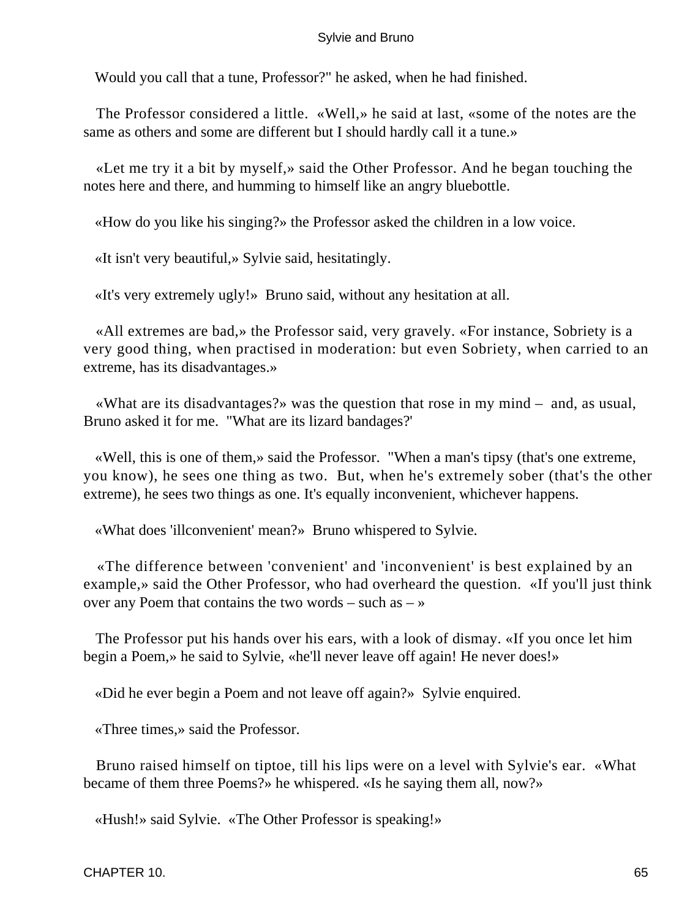Would you call that a tune, Professor?" he asked, when he had finished.

The Professor considered a little. «Well,» he said at last, «some of the notes are the same as others and some are different but I should hardly call it a tune.»

«Let me try it a bit by myself,» said the Other Professor. And he began touching the notes here and there, and humming to himself like an angry bluebottle.

«How do you like his singing?» the Professor asked the children in a low voice.

«It isn't very beautiful,» Sylvie said, hesitatingly.

«It's very extremely ugly!» Bruno said, without any hesitation at all.

«All extremes are bad,» the Professor said, very gravely. «For instance, Sobriety is a very good thing, when practised in moderation: but even Sobriety, when carried to an extreme, has its disadvantages.»

«What are its disadvantages?» was the question that rose in my mind – and, as usual, Bruno asked it for me. "What are its lizard bandages?'

«Well, this is one of them,» said the Professor. "When a man's tipsy (that's one extreme, you know), he sees one thing as two. But, when he's extremely sober (that's the other extreme), he sees two things as one. It's equally inconvenient, whichever happens.

«What does 'illconvenient' mean?» Bruno whispered to Sylvie.

«The difference between 'convenient' and 'inconvenient' is best explained by an example,» said the Other Professor, who had overheard the question. «If you'll just think over any Poem that contains the two words – such as – »

The Professor put his hands over his ears, with a look of dismay. «If you once let him begin a Poem,» he said to Sylvie, «he'll never leave off again! He never does!»

«Did he ever begin a Poem and not leave off again?» Sylvie enquired.

«Three times,» said the Professor.

Bruno raised himself on tiptoe, till his lips were on a level with Sylvie's ear. «What became of them three Poems?» he whispered. «Is he saying them all, now?»

«Hush!» said Sylvie. «The Other Professor is speaking!»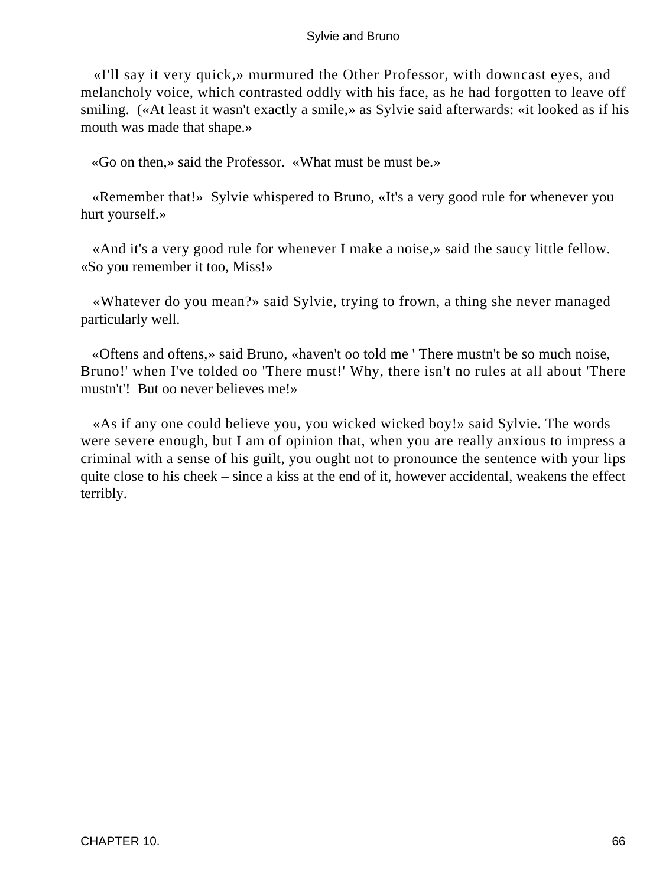«I'll say it very quick,» murmured the Other Professor, with downcast eyes, and melancholy voice, which contrasted oddly with his face, as he had forgotten to leave off smiling. («At least it wasn't exactly a smile,» as Sylvie said afterwards: «it looked as if his mouth was made that shape.»

«Go on then,» said the Professor. «What must be must be.»

«Remember that!» Sylvie whispered to Bruno, «It's a very good rule for whenever you hurt yourself.»

«And it's a very good rule for whenever I make a noise,» said the saucy little fellow. «So you remember it too, Miss!»

«Whatever do you mean?» said Sylvie, trying to frown, a thing she never managed particularly well.

«Oftens and oftens,» said Bruno, «haven't oo told me ' There mustn't be so much noise, Bruno!' when I've tolded oo 'There must!' Why, there isn't no rules at all about 'There mustn't'! But oo never believes me!»

«As if any one could believe you, you wicked wicked boy!» said Sylvie. The words were severe enough, but I am of opinion that, when you are really anxious to impress a criminal with a sense of his guilt, you ought not to pronounce the sentence with your lips quite close to his cheek – since a kiss at the end of it, however accidental, weakens the effect terribly.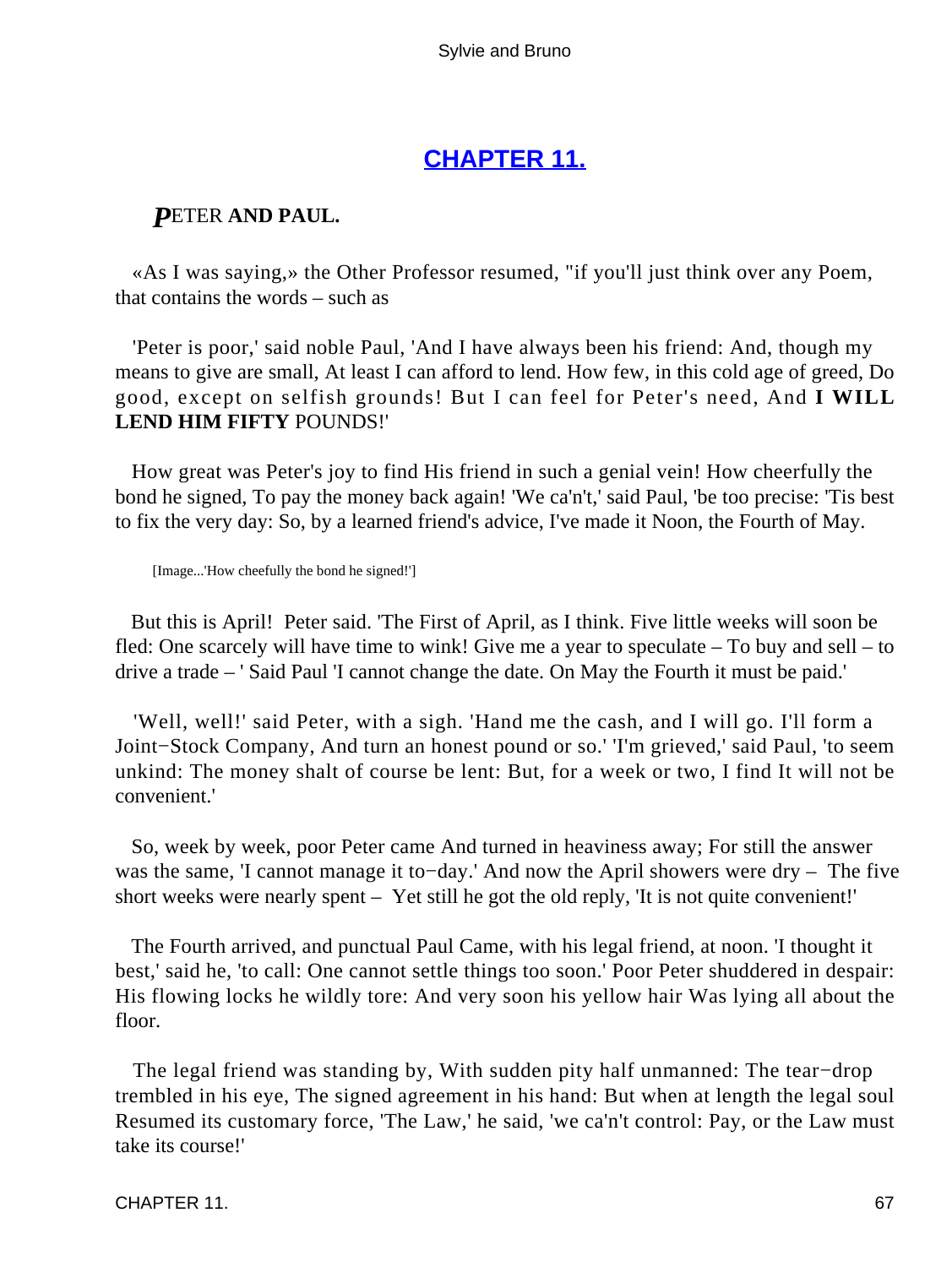## [CHAPTER 11.](#)

### *P*ETER **AND PAUL.**

«As I was saying,» the Other Professor resumed, "if you'll just think over any Poem, that contains the words – such as

'Peter is poor,' said noble Paul, 'And I have always been his friend: And, though my means to give are small, At least I can afford to lend. How few, in this cold age of greed, Do good, except on selfish grounds! But I can feel for Peter's need, And **I WILL LEND HIM FIFTY** POUNDS!'

How great was Peter's joy to find His friend in such a genial vein! How cheerfully the bond he signed, To pay the money back again! 'We ca'n't,' said Paul, 'be too precise: 'Tis best to fix the very day: So, by a learned friend's advice, I've made it Noon, the Fourth of May.

[Image...'How cheefully the bond he signed!']

But this is April! Peter said. 'The First of April, as I think. Five little weeks will soon be fled: One scarcely will have time to wink! Give me a year to speculate – To buy and sell – to drive a trade – ' Said Paul 'I cannot change the date. On May the Fourth it must be paid.'

'Well, well!' said Peter, with a sigh. 'Hand me the cash, and I will go. I'll form a Joint−Stock Company, And turn an honest pound or so.' 'I'm grieved,' said Paul, 'to seem unkind: The money shalt of course be lent: But, for a week or two, I find It will not be convenient.'

So, week by week, poor Peter came And turned in heaviness away; For still the answer was the same, 'I cannot manage it to−day.' And now the April showers were dry – The five short weeks were nearly spent – Yet still he got the old reply, 'It is not quite convenient!'

The Fourth arrived, and punctual Paul Came, with his legal friend, at noon. 'I thought it best,' said he, 'to call: One cannot settle things too soon.' Poor Peter shuddered in despair: His flowing locks he wildly tore: And very soon his yellow hair Was lying all about the floor.

The legal friend was standing by, With sudden pity half unmanned: The tear−drop trembled in his eye, The signed agreement in his hand: But when at length the legal soul Resumed its customary force, 'The Law,' he said, 'we ca'n't control: Pay, or the Law must take its course!'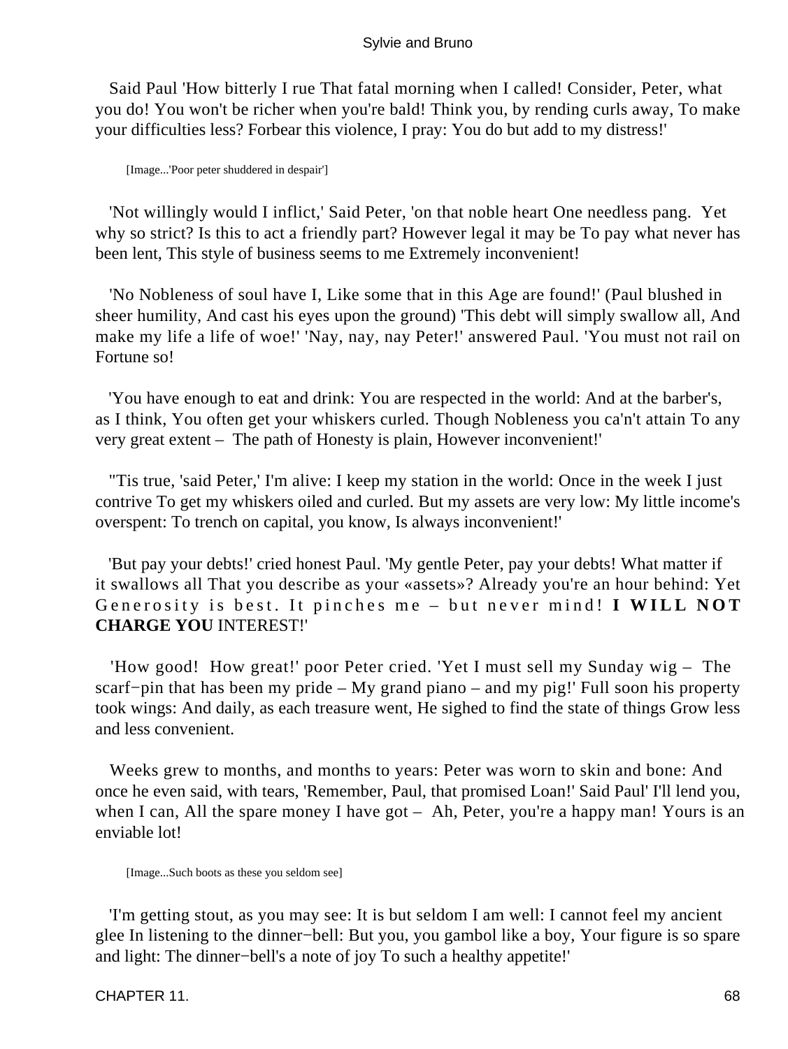Said Paul 'How bitterly I rue That fatal morning when I called! Consider, Peter, what you do! You won't be richer when you're bald! Think you, by rending curls away, To make your difficulties less? Forbear this violence, I pray: You do but add to my distress!'

[Image...'Poor peter shuddered in despair']

'Not willingly would I inflict,' Said Peter, 'on that noble heart One needless pang. Yet why so strict? Is this to act a friendly part? However legal it may be To pay what never has been lent, This style of business seems to me Extremely inconvenient!

'No Nobleness of soul have I, Like some that in this Age are found!' (Paul blushed in sheer humility, And cast his eyes upon the ground) 'This debt will simply swallow all, And make my life a life of woe!' 'Nay, nay, nay Peter!' answered Paul. 'You must not rail on Fortune so!

'You have enough to eat and drink: You are respected in the world: And at the barber's, as I think, You often get your whiskers curled. Though Nobleness you ca'n't attain To any very great extent – The path of Honesty is plain, However inconvenient!'

''Tis true, 'said Peter,' I'm alive: I keep my station in the world: Once in the week I just contrive To get my whiskers oiled and curled. But my assets are very low: My little income's overspent: To trench on capital, you know, Is always inconvenient!'

'But pay your debts!' cried honest Paul. 'My gentle Peter, pay your debts! What matter if it swallows all That you describe as your «assets»? Already you're an hour behind: Yet G e n e r o s i t y  i s  b e s t .  I t  p i n c h e s  m e  –  b u t  n e v e r  m i n d !  **I  W I L L  N O T  CHARGE YOU** INTEREST!'

'How good! How great!' poor Peter cried. 'Yet I must sell my Sunday wig – The scarf−pin that has been my pride – My grand piano – and my pig!' Full soon his property took wings: And daily, as each treasure went, He sighed to find the state of things Grow less and less convenient.

Weeks grew to months, and months to years: Peter was worn to skin and bone: And once he even said, with tears, 'Remember, Paul, that promised Loan!' Said Paul' I'll lend you, when I can, All the spare money I have got – Ah, Peter, you're a happy man! Yours is an enviable lot!

[Image...Such boots as these you seldom see]

'I'm getting stout, as you may see: It is but seldom I am well: I cannot feel my ancient glee In listening to the dinner−bell: But you, you gambol like a boy, Your figure is so spare and light: The dinner−bell's a note of joy To such a healthy appetite!'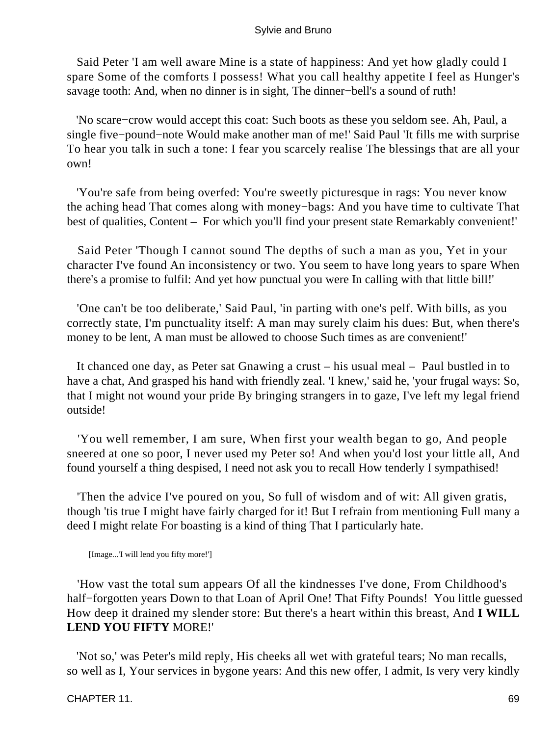Said Peter 'I am well aware Mine is a state of happiness: And yet how gladly could I spare Some of the comforts I possess! What you call healthy appetite I feel as Hunger's savage tooth: And, when no dinner is in sight, The dinner−bell's a sound of ruth!

'No scare−crow would accept this coat: Such boots as these you seldom see. Ah, Paul, a single five−pound−note Would make another man of me!' Said Paul 'It fills me with surprise To hear you talk in such a tone: I fear you scarcely realise The blessings that are all your own!

'You're safe from being overfed: You're sweetly picturesque in rags: You never know the aching head That comes along with money−bags: And you have time to cultivate That best of qualities, Content – For which you'll find your present state Remarkably convenient!'

Said Peter 'Though I cannot sound The depths of such a man as you, Yet in your character I've found An inconsistency or two. You seem to have long years to spare When there's a promise to fulfil: And yet how punctual you were In calling with that little bill!'

'One can't be too deliberate,' Said Paul, 'in parting with one's pelf. With bills, as you correctly state, I'm punctuality itself: A man may surely claim his dues: But, when there's money to be lent, A man must be allowed to choose Such times as are convenient!'

It chanced one day, as Peter sat Gnawing a crust – his usual meal – Paul bustled in to have a chat, And grasped his hand with friendly zeal. 'I knew,' said he, 'your frugal ways: So, that I might not wound your pride By bringing strangers in to gaze, I've left my legal friend outside!

'You well remember, I am sure, When first your wealth began to go, And people sneered at one so poor, I never used my Peter so! And when you'd lost your little all, And found yourself a thing despised, I need not ask you to recall How tenderly I sympathised!

'Then the advice I've poured on you, So full of wisdom and of wit: All given gratis, though 'tis true I might have fairly charged for it! But I refrain from mentioning Full many a deed I might relate For boasting is a kind of thing That I particularly hate.

[Image...'I will lend you fifty more!']

'How vast the total sum appears Of all the kindnesses I've done, From Childhood's half−forgotten years Down to that Loan of April One! That Fifty Pounds! You little guessed How deep it drained my slender store: But there's a heart within this breast, And **I WILL LEND YOU FIFTY** MORE!'

'Not so,' was Peter's mild reply, His cheeks all wet with grateful tears; No man recalls, so well as I, Your services in bygone years: And this new offer, I admit, Is very very kindly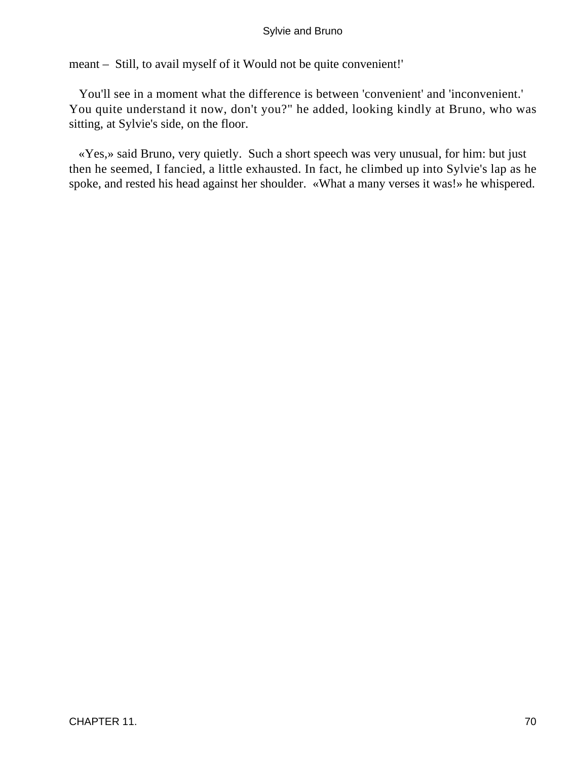meant – Still, to avail myself of it Would not be quite convenient!'

You'll see in a moment what the difference is between 'convenient' and 'inconvenient.' You quite understand it now, don't you?" he added, looking kindly at Bruno, who was sitting, at Sylvie's side, on the floor.

«Yes,» said Bruno, very quietly. Such a short speech was very unusual, for him: but just then he seemed, I fancied, a little exhausted. In fact, he climbed up into Sylvie's lap as he spoke, and rested his head against her shoulder. «What a many verses it was!» he whispered.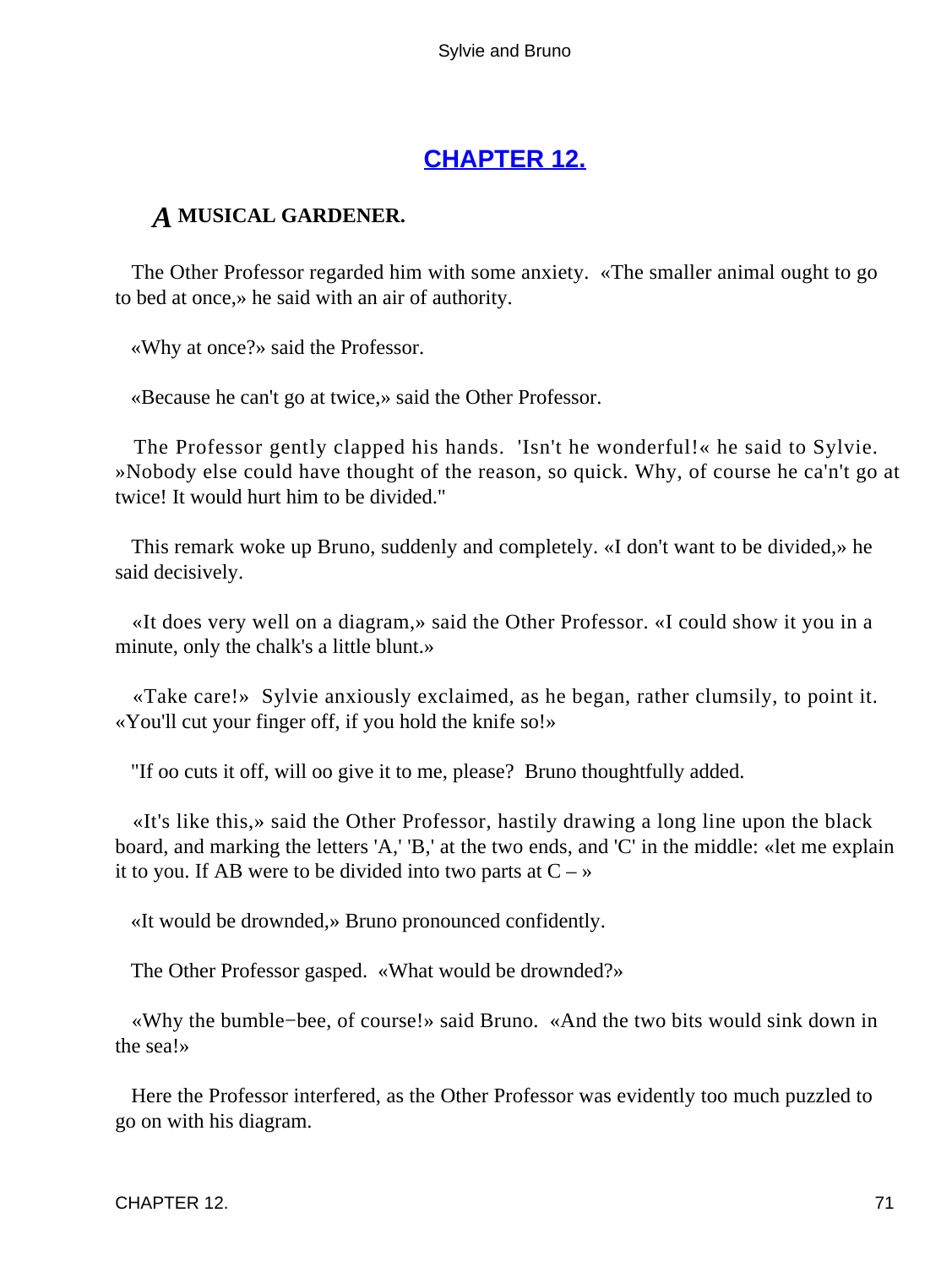## [CHAPTER 12.](#)

### *A* MUSICAL GARDENER.

The Other Professor regarded him with some anxiety. «The smaller animal ought to go to bed at once,» he said with an air of authority.

«Why at once?» said the Professor.

«Because he can't go at twice,» said the Other Professor.

The Professor gently clapped his hands. 'Isn't he wonderful!« he said to Sylvie. »Nobody else could have thought of the reason, so quick. Why, of course he ca'n't go at twice! It would hurt him to be divided."

This remark woke up Bruno, suddenly and completely. «I don't want to be divided,» he said decisively.

«It does very well on a diagram,» said the Other Professor. «I could show it you in a minute, only the chalk's a little blunt.»

«Take care!» Sylvie anxiously exclaimed, as he began, rather clumsily, to point it. «You'll cut your finger off, if you hold the knife so!»

"If oo cuts it off, will oo give it to me, please? Bruno thoughtfully added.

«It's like this,» said the Other Professor, hastily drawing a long line upon the black board, and marking the letters 'A,' 'B,' at the two ends, and 'C' in the middle: «let me explain it to you. If AB were to be divided into two parts at C – »

«It would be drownded,» Bruno pronounced confidently.

The Other Professor gasped. «What would be drownded?»

«Why the bumble−bee, of course!» said Bruno. «And the two bits would sink down in the sea!»

Here the Professor interfered, as the Other Professor was evidently too much puzzled to go on with his diagram.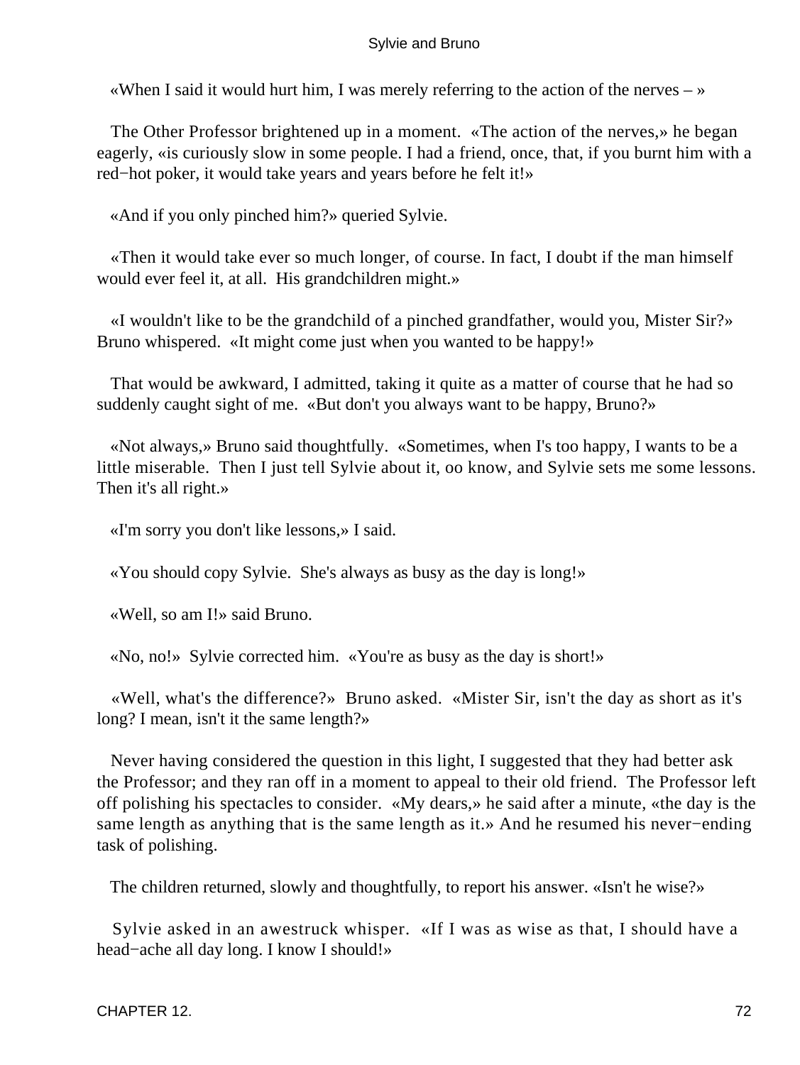«When I said it would hurt him, I was merely referring to the action of the nerves – »

The Other Professor brightened up in a moment. «The action of the nerves,» he began eagerly, «is curiously slow in some people. I had a friend, once, that, if you burnt him with a red−hot poker, it would take years and years before he felt it!»

«And if you only pinched him?» queried Sylvie.

«Then it would take ever so much longer, of course. In fact, I doubt if the man himself would ever feel it, at all. His grandchildren might.»

«I wouldn't like to be the grandchild of a pinched grandfather, would you, Mister Sir?» Bruno whispered. «It might come just when you wanted to be happy!»

That would be awkward, I admitted, taking it quite as a matter of course that he had so suddenly caught sight of me. «But don't you always want to be happy, Bruno?»

«Not always,» Bruno said thoughtfully. «Sometimes, when I's too happy, I wants to be a little miserable. Then I just tell Sylvie about it, oo know, and Sylvie sets me some lessons. Then it's all right.»

«I'm sorry you don't like lessons,» I said.

«You should copy Sylvie. She's always as busy as the day is long!»

«Well, so am I!» said Bruno.

«No, no!» Sylvie corrected him. «You're as busy as the day is short!»

«Well, what's the difference?» Bruno asked. «Mister Sir, isn't the day as short as it's long? I mean, isn't it the same length?»

Never having considered the question in this light, I suggested that they had better ask the Professor; and they ran off in a moment to appeal to their old friend. The Professor left off polishing his spectacles to consider. «My dears,» he said after a minute, «the day is the same length as anything that is the same length as it.» And he resumed his never−ending task of polishing.

The children returned, slowly and thoughtfully, to report his answer. «Isn't he wise?»

Sylvie asked in an awestruck whisper. «If I was as wise as that, I should have a head−ache all day long. I know I should!»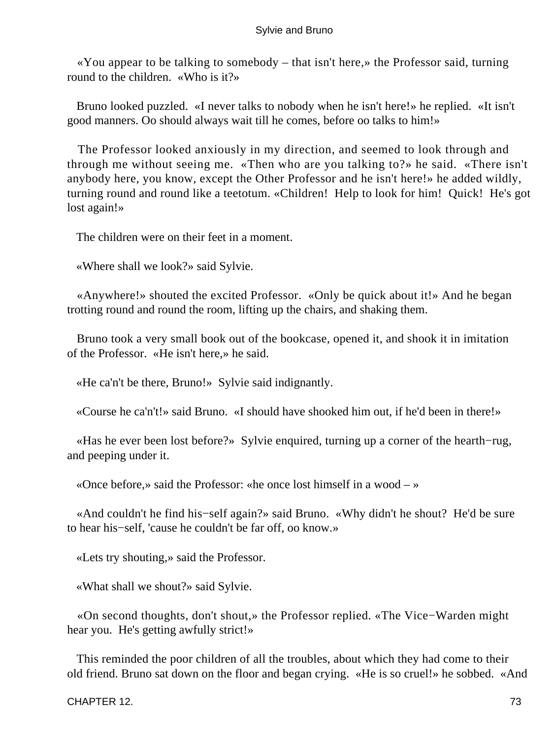«You appear to be talking to somebody – that isn't here,» the Professor said, turning round to the children. «Who is it?»

Bruno looked puzzled. «I never talks to nobody when he isn't here!» he replied. «It isn't good manners. Oo should always wait till he comes, before oo talks to him!»

The Professor looked anxiously in my direction, and seemed to look through and through me without seeing me. «Then who are you talking to?» he said. «There isn't anybody here, you know, except the Other Professor and he isn't here!» he added wildly, turning round and round like a teetotum. «Children! Help to look for him! Quick! He's got lost again!»

The children were on their feet in a moment.

«Where shall we look?» said Sylvie.

«Anywhere!» shouted the excited Professor. «Only be quick about it!» And he began trotting round and round the room, lifting up the chairs, and shaking them.

Bruno took a very small book out of the bookcase, opened it, and shook it in imitation of the Professor. «He isn't here,» he said.

«He ca'n't be there, Bruno!» Sylvie said indignantly.

«Course he ca'n't!» said Bruno. «I should have shooked him out, if he'd been in there!»

«Has he ever been lost before?» Sylvie enquired, turning up a corner of the hearth−rug, and peeping under it.

«Once before,» said the Professor: «he once lost himself in a wood – »

«And couldn't he find his−self again?» said Bruno. «Why didn't he shout? He'd be sure to hear his−self, 'cause he couldn't be far off, oo know.»

«Lets try shouting,» said the Professor.

«What shall we shout?» said Sylvie.

«On second thoughts, don't shout,» the Professor replied. «The Vice−Warden might hear you. He's getting awfully strict!»

This reminded the poor children of all the troubles, about which they had come to their old friend. Bruno sat down on the floor and began crying. «He is so cruel!» he sobbed. «And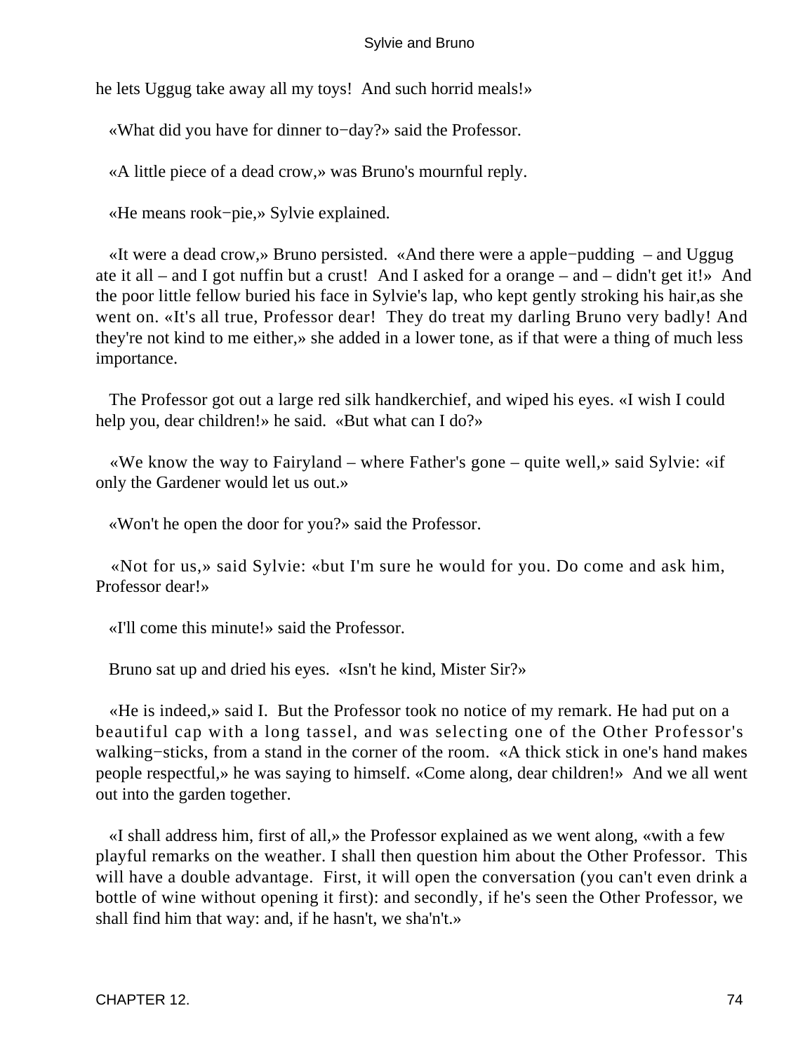he lets Uggug take away all my toys! And such horrid meals!»

«What did you have for dinner to−day?» said the Professor.

«A little piece of a dead crow,» was Bruno's mournful reply.

«He means rook−pie,» Sylvie explained.

«It were a dead crow,» Bruno persisted. «And there were a apple−pudding – and Uggug ate it all – and I got nuffin but a crust! And I asked for a orange – and – didn't get it!» And the poor little fellow buried his face in Sylvie's lap, who kept gently stroking his hair,as she went on. «It's all true, Professor dear! They do treat my darling Bruno very badly! And they're not kind to me either,» she added in a lower tone, as if that were a thing of much less importance.

The Professor got out a large red silk handkerchief, and wiped his eyes. «I wish I could help you, dear children!» he said. «But what can I do?»

«We know the way to Fairyland – where Father's gone – quite well,» said Sylvie: «if only the Gardener would let us out.»

«Won't he open the door for you?» said the Professor.

«Not for us,» said Sylvie: «but I'm sure he would for you. Do come and ask him, Professor dear!»

«I'll come this minute!» said the Professor.

Bruno sat up and dried his eyes. «Isn't he kind, Mister Sir?»

«He is indeed,» said I. But the Professor took no notice of my remark. He had put on a beautiful cap with a long tassel, and was selecting one of the Other Professor's walking−sticks, from a stand in the corner of the room. «A thick stick in one's hand makes people respectful,» he was saying to himself. «Come along, dear children!» And we all went out into the garden together.

«I shall address him, first of all,» the Professor explained as we went along, «with a few playful remarks on the weather. I shall then question him about the Other Professor. This will have a double advantage. First, it will open the conversation (you can't even drink a bottle of wine without opening it first): and secondly, if he's seen the Other Professor, we shall find him that way: and, if he hasn't, we sha'n't.»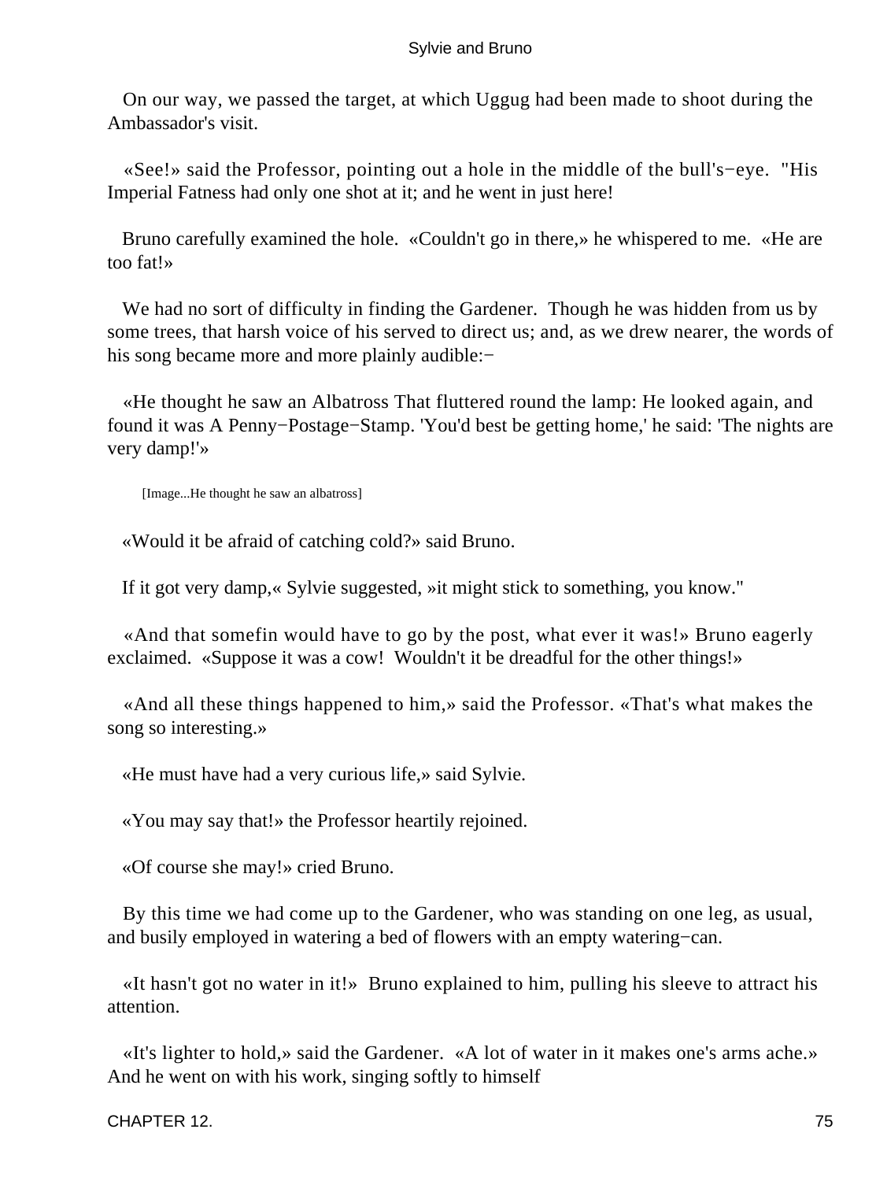On our way, we passed the target, at which Uggug had been made to shoot during the Ambassador's visit.

«See!» said the Professor, pointing out a hole in the middle of the bull's−eye. "His Imperial Fatness had only one shot at it; and he went in just here!

Bruno carefully examined the hole. «Couldn't go in there,» he whispered to me. «He are too fat!»

We had no sort of difficulty in finding the Gardener. Though he was hidden from us by some trees, that harsh voice of his served to direct us; and, as we drew nearer, the words of his song became more and more plainly audible:−

«He thought he saw an Albatross That fluttered round the lamp: He looked again, and found it was A Penny−Postage−Stamp. 'You'd best be getting home,' he said: 'The nights are very damp!'»

[Image...He thought he saw an albatross]

«Would it be afraid of catching cold?» said Bruno.

If it got very damp,« Sylvie suggested, »it might stick to something, you know."

«And that somefin would have to go by the post, what ever it was!» Bruno eagerly exclaimed. «Suppose it was a cow! Wouldn't it be dreadful for the other things!»

«And all these things happened to him,» said the Professor. «That's what makes the song so interesting.»

«He must have had a very curious life,» said Sylvie.

«You may say that!» the Professor heartily rejoined.

«Of course she may!» cried Bruno.

By this time we had come up to the Gardener, who was standing on one leg, as usual, and busily employed in watering a bed of flowers with an empty watering−can.

«It hasn't got no water in it!» Bruno explained to him, pulling his sleeve to attract his attention.

«It's lighter to hold,» said the Gardener. «A lot of water in it makes one's arms ache.» And he went on with his work, singing softly to himself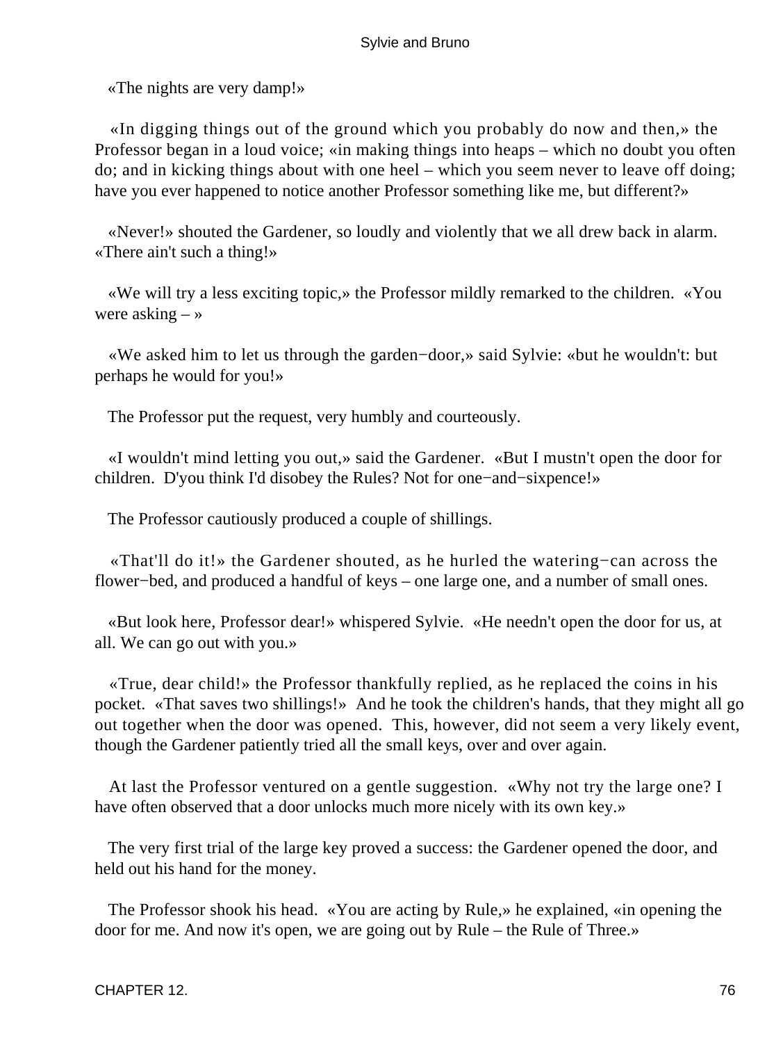«The nights are very damp!»

«In digging things out of the ground which you probably do now and then,» the Professor began in a loud voice; «in making things into heaps – which no doubt you often do; and in kicking things about with one heel – which you seem never to leave off doing; have you ever happened to notice another Professor something like me, but different?»

«Never!» shouted the Gardener, so loudly and violently that we all drew back in alarm. «There ain't such a thing!»

«We will try a less exciting topic,» the Professor mildly remarked to the children. «You were asking – »

«We asked him to let us through the garden−door,» said Sylvie: «but he wouldn't: but perhaps he would for you!»

The Professor put the request, very humbly and courteously.

«I wouldn't mind letting you out,» said the Gardener. «But I mustn't open the door for children. D'you think I'd disobey the Rules? Not for one−and−sixpence!»

The Professor cautiously produced a couple of shillings.

«That'll do it!» the Gardener shouted, as he hurled the watering−can across the flower−bed, and produced a handful of keys – one large one, and a number of small ones.

«But look here, Professor dear!» whispered Sylvie. «He needn't open the door for us, at all. We can go out with you.»

«True, dear child!» the Professor thankfully replied, as he replaced the coins in his pocket. «That saves two shillings!» And he took the children's hands, that they might all go out together when the door was opened. This, however, did not seem a very likely event, though the Gardener patiently tried all the small keys, over and over again.

At last the Professor ventured on a gentle suggestion. «Why not try the large one? I have often observed that a door unlocks much more nicely with its own key.»

The very first trial of the large key proved a success: the Gardener opened the door, and held out his hand for the money.

The Professor shook his head. «You are acting by Rule,» he explained, «in opening the door for me. And now it's open, we are going out by Rule – the Rule of Three.»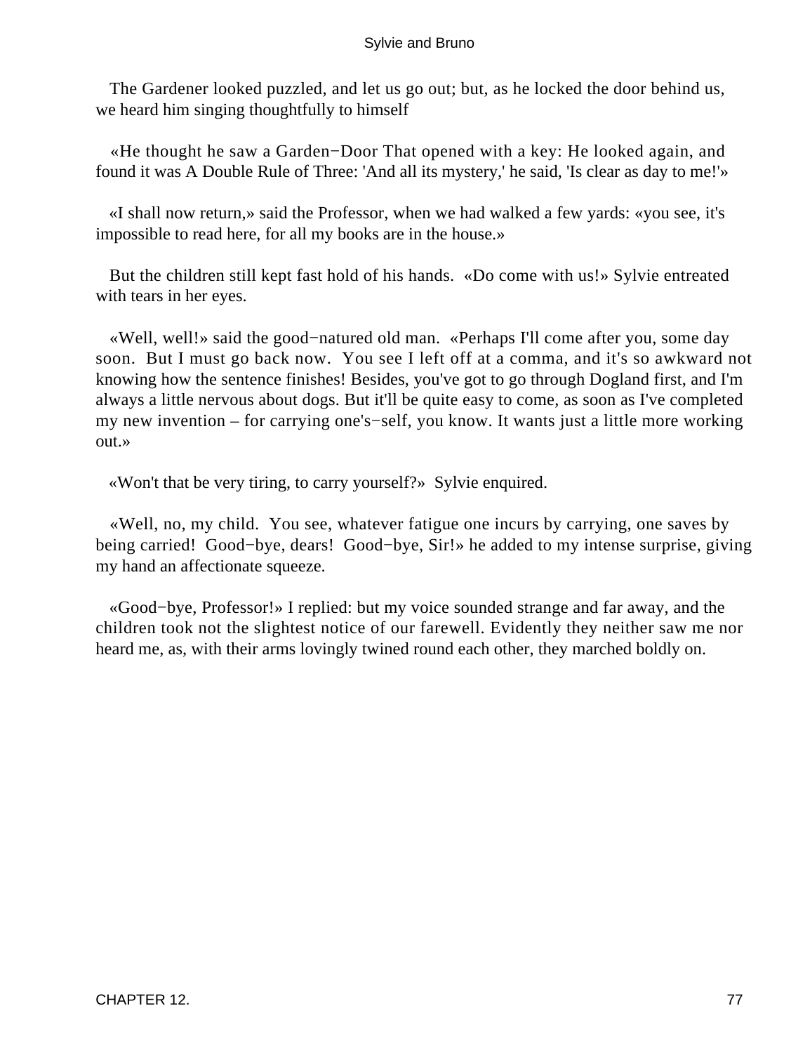The Gardener looked puzzled, and let us go out; but, as he locked the door behind us, we heard him singing thoughtfully to himself

«He thought he saw a Garden−Door That opened with a key: He looked again, and found it was A Double Rule of Three: 'And all its mystery,' he said, 'Is clear as day to me!'»

«I shall now return,» said the Professor, when we had walked a few yards: «you see, it's impossible to read here, for all my books are in the house.»

But the children still kept fast hold of his hands. «Do come with us!» Sylvie entreated with tears in her eyes.

«Well, well!» said the good−natured old man. «Perhaps I'll come after you, some day soon. But I must go back now. You see I left off at a comma, and it's so awkward not knowing how the sentence finishes! Besides, you've got to go through Dogland first, and I'm always a little nervous about dogs. But it'll be quite easy to come, as soon as I've completed my new invention – for carrying one's−self, you know. It wants just a little more working out.»

«Won't that be very tiring, to carry yourself?» Sylvie enquired.

«Well, no, my child. You see, whatever fatigue one incurs by carrying, one saves by being carried! Good−bye, dears! Good−bye, Sir!» he added to my intense surprise, giving my hand an affectionate squeeze.

«Good−bye, Professor!» I replied: but my voice sounded strange and far away, and the children took not the slightest notice of our farewell. Evidently they neither saw me nor heard me, as, with their arms lovingly twined round each other, they marched boldly on.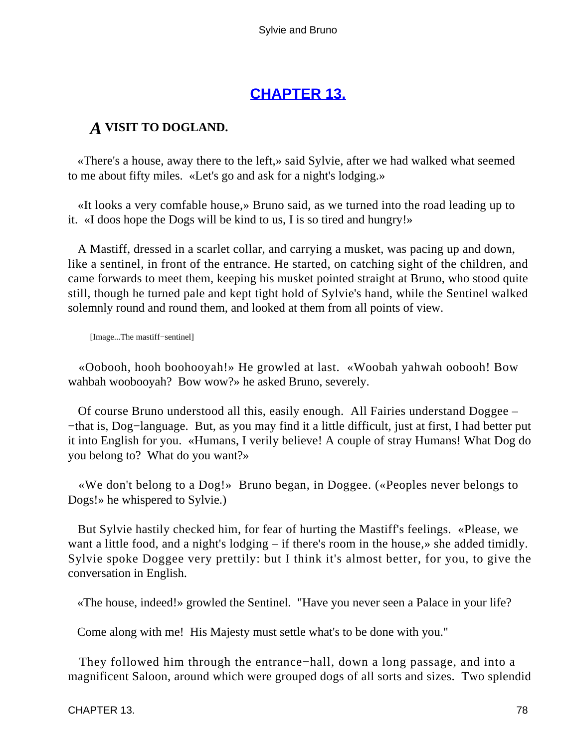## CHAPTER 13.

### *A* VISIT TO DOGLAND.

«There's a house, away there to the left,» said Sylvie, after we had walked what seemed to me about fifty miles. «Let's go and ask for a night's lodging.»

«It looks a very comfable house,» Bruno said, as we turned into the road leading up to it. «I doos hope the Dogs will be kind to us, I is so tired and hungry!»

A Mastiff, dressed in a scarlet collar, and carrying a musket, was pacing up and down, like a sentinel, in front of the entrance. He started, on catching sight of the children, and came forwards to meet them, keeping his musket pointed straight at Bruno, who stood quite still, though he turned pale and kept tight hold of Sylvie's hand, while the Sentinel walked solemnly round and round them, and looked at them from all points of view.

[Image...The mastiff−sentinel]

«Oobooh, hooh boohooyah!» He growled at last. «Woobah yahwah oobooh! Bow wahbah woobooyah? Bow wow?» he asked Bruno, severely.

Of course Bruno understood all this, easily enough. All Fairies understand Doggee – −that is, Dog−language. But, as you may find it a little difficult, just at first, I had better put it into English for you. «Humans, I verily believe! A couple of stray Humans! What Dog do you belong to? What do you want?»

«We don't belong to a Dog!» Bruno began, in Doggee. («Peoples never belongs to Dogs!» he whispered to Sylvie.)

But Sylvie hastily checked him, for fear of hurting the Mastiff's feelings. «Please, we want a little food, and a night's lodging – if there's room in the house,» she added timidly. Sylvie spoke Doggee very prettily: but I think it's almost better, for you, to give the conversation in English.

«The house, indeed!» growled the Sentinel. "Have you never seen a Palace in your life?

Come along with me! His Majesty must settle what's to be done with you."

They followed him through the entrance−hall, down a long passage, and into a magnificent Saloon, around which were grouped dogs of all sorts and sizes. Two splendid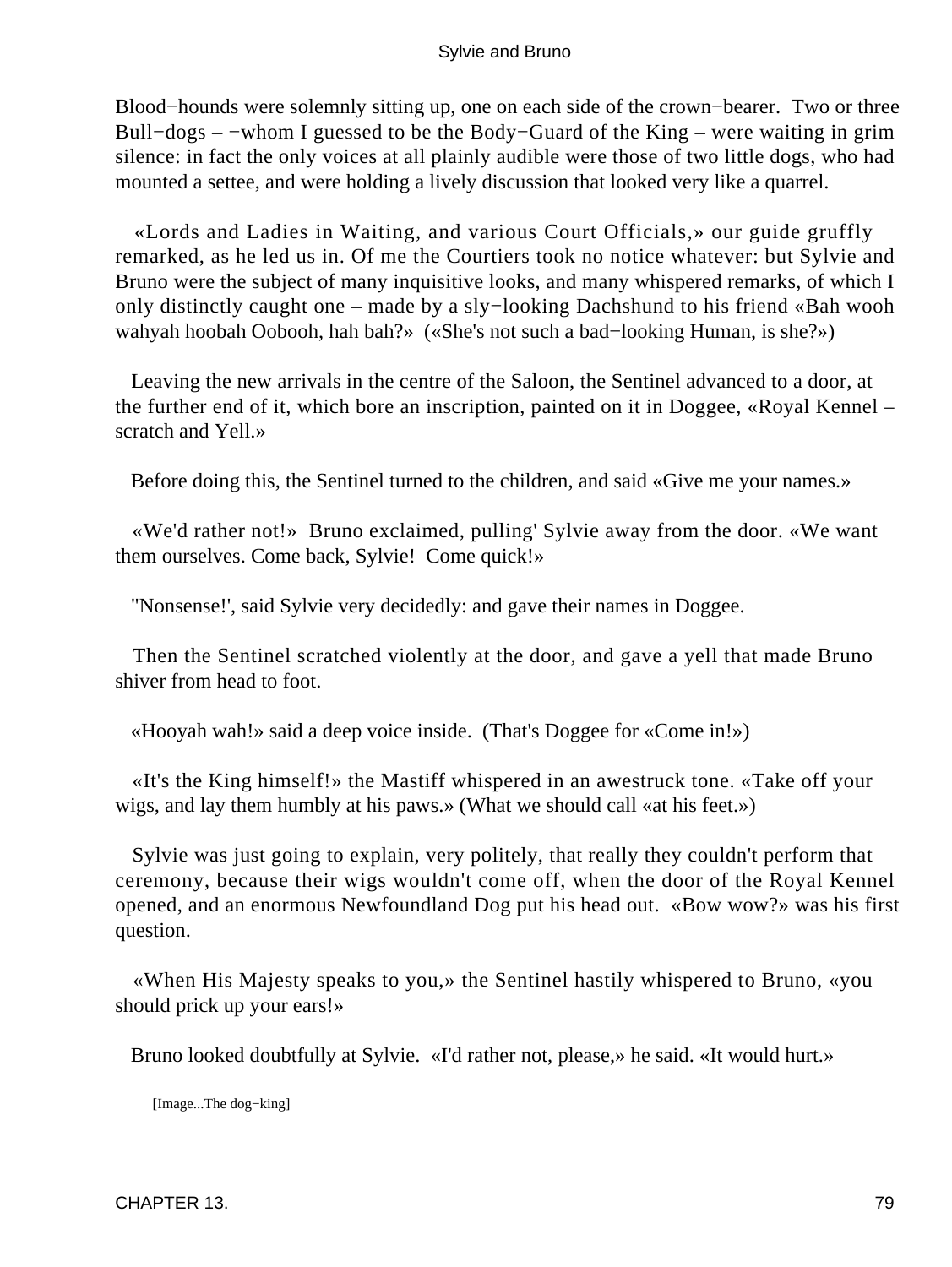Blood−hounds were solemnly sitting up, one on each side of the crown−bearer. Two or three Bull−dogs – −whom I guessed to be the Body−Guard of the King – were waiting in grim silence: in fact the only voices at all plainly audible were those of two little dogs, who had mounted a settee, and were holding a lively discussion that looked very like a quarrel.

«Lords and Ladies in Waiting, and various Court Officials,» our guide gruffly remarked, as he led us in. Of me the Courtiers took no notice whatever: but Sylvie and Bruno were the subject of many inquisitive looks, and many whispered remarks, of which I only distinctly caught one – made by a sly−looking Dachshund to his friend «Bah wooh wahyah hoobah Oobooh, hah bah?» («She's not such a bad−looking Human, is she?»)

Leaving the new arrivals in the centre of the Saloon, the Sentinel advanced to a door, at the further end of it, which bore an inscription, painted on it in Doggee, «Royal Kennel – scratch and Yell.»

Before doing this, the Sentinel turned to the children, and said «Give me your names.»

«We'd rather not!» Bruno exclaimed, pulling' Sylvie away from the door. «We want them ourselves. Come back, Sylvie! Come quick!»

"Nonsense!', said Sylvie very decidedly: and gave their names in Doggee.

Then the Sentinel scratched violently at the door, and gave a yell that made Bruno shiver from head to foot.

«Hooyah wah!» said a deep voice inside. (That's Doggee for «Come in!»)

«It's the King himself!» the Mastiff whispered in an awestruck tone. «Take off your wigs, and lay them humbly at his paws.» (What we should call «at his feet.»)

Sylvie was just going to explain, very politely, that really they couldn't perform that ceremony, because their wigs wouldn't come off, when the door of the Royal Kennel opened, and an enormous Newfoundland Dog put his head out. «Bow wow?» was his first question.

«When His Majesty speaks to you,» the Sentinel hastily whispered to Bruno, «you should prick up your ears!»

Bruno looked doubtfully at Sylvie. «I'd rather not, please,» he said. «It would hurt.»

[Image...The dog−king]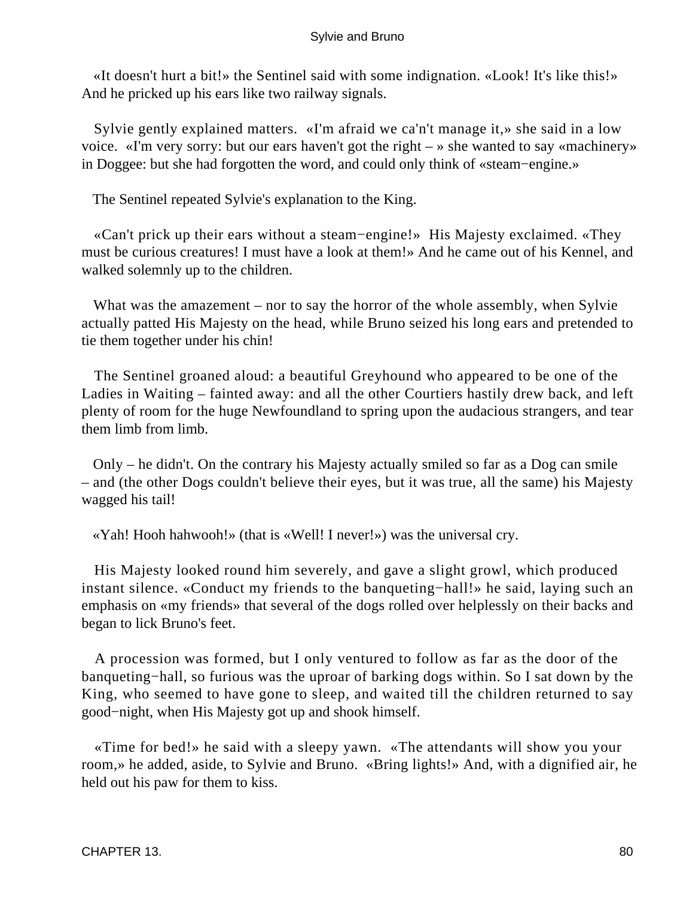«It doesn't hurt a bit!» the Sentinel said with some indignation. «Look! It's like this!» And he pricked up his ears like two railway signals.

Sylvie gently explained matters. «I'm afraid we ca'n't manage it,» she said in a low voice. «I'm very sorry: but our ears haven't got the right – » she wanted to say «machinery» in Doggee: but she had forgotten the word, and could only think of «steam−engine.»

The Sentinel repeated Sylvie's explanation to the King.

«Can't prick up their ears without a steam−engine!» His Majesty exclaimed. «They must be curious creatures! I must have a look at them!» And he came out of his Kennel, and walked solemnly up to the children.

What was the amazement – nor to say the horror of the whole assembly, when Sylvie actually patted His Majesty on the head, while Bruno seized his long ears and pretended to tie them together under his chin!

The Sentinel groaned aloud: a beautiful Greyhound who appeared to be one of the Ladies in Waiting – fainted away: and all the other Courtiers hastily drew back, and left plenty of room for the huge Newfoundland to spring upon the audacious strangers, and tear them limb from limb.

Only – he didn't. On the contrary his Majesty actually smiled so far as a Dog can smile – and (the other Dogs couldn't believe their eyes, but it was true, all the same) his Majesty wagged his tail!

«Yah! Hooh hahwooh!» (that is «Well! I never!») was the universal cry.

His Majesty looked round him severely, and gave a slight growl, which produced instant silence. «Conduct my friends to the banqueting−hall!» he said, laying such an emphasis on «my friends» that several of the dogs rolled over helplessly on their backs and began to lick Bruno's feet.

A procession was formed, but I only ventured to follow as far as the door of the banqueting−hall, so furious was the uproar of barking dogs within. So I sat down by the King, who seemed to have gone to sleep, and waited till the children returned to say good−night, when His Majesty got up and shook himself.

«Time for bed!» he said with a sleepy yawn. «The attendants will show you your room,» he added, aside, to Sylvie and Bruno. «Bring lights!» And, with a dignified air, he held out his paw for them to kiss.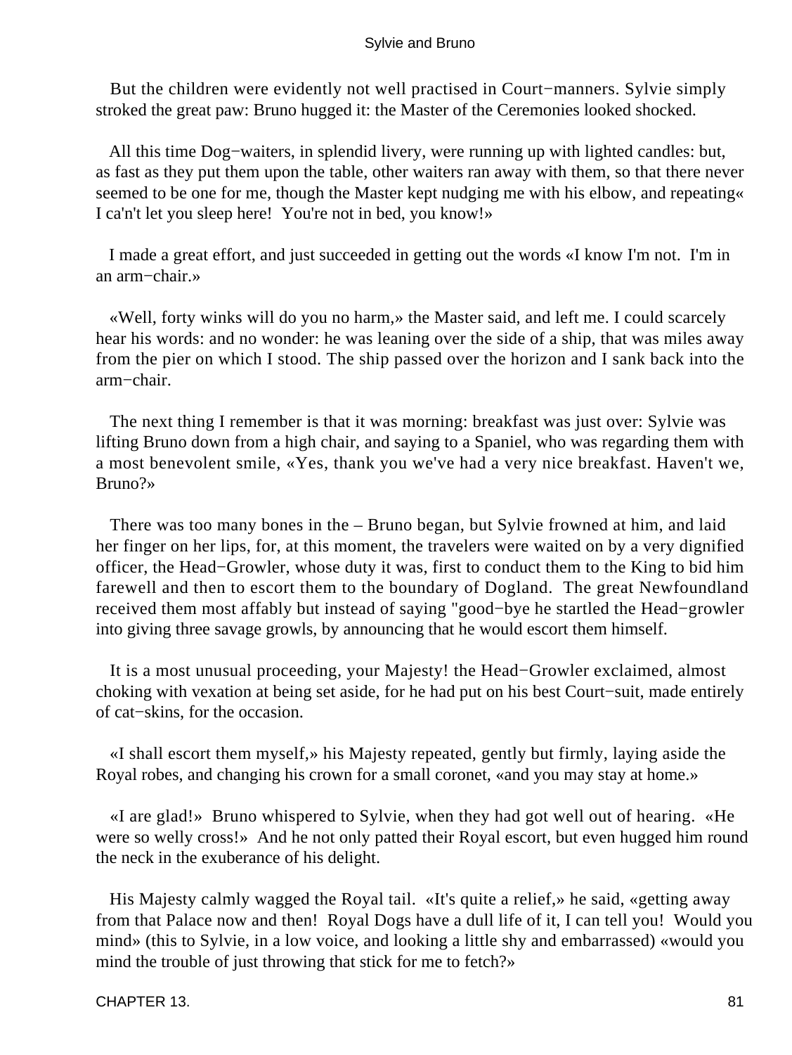But the children were evidently not well practised in Court−manners. Sylvie simply stroked the great paw: Bruno hugged it: the Master of the Ceremonies looked shocked.

All this time Dog−waiters, in splendid livery, were running up with lighted candles: but, as fast as they put them upon the table, other waiters ran away with them, so that there never seemed to be one for me, though the Master kept nudging me with his elbow, and repeating« I ca'n't let you sleep here! You're not in bed, you know!»

I made a great effort, and just succeeded in getting out the words «I know I'm not. I'm in an arm−chair.»

«Well, forty winks will do you no harm,» the Master said, and left me. I could scarcely hear his words: and no wonder: he was leaning over the side of a ship, that was miles away from the pier on which I stood. The ship passed over the horizon and I sank back into the arm−chair.

The next thing I remember is that it was morning: breakfast was just over: Sylvie was lifting Bruno down from a high chair, and saying to a Spaniel, who was regarding them with a most benevolent smile, «Yes, thank you we've had a very nice breakfast. Haven't we, Bruno?»

There was too many bones in the – Bruno began, but Sylvie frowned at him, and laid her finger on her lips, for, at this moment, the travelers were waited on by a very dignified officer, the Head−Growler, whose duty it was, first to conduct them to the King to bid him farewell and then to escort them to the boundary of Dogland. The great Newfoundland received them most affably but instead of saying "good−bye he startled the Head−growler into giving three savage growls, by announcing that he would escort them himself.

It is a most unusual proceeding, your Majesty! the Head−Growler exclaimed, almost choking with vexation at being set aside, for he had put on his best Court−suit, made entirely of cat−skins, for the occasion.

«I shall escort them myself,» his Majesty repeated, gently but firmly, laying aside the Royal robes, and changing his crown for a small coronet, «and you may stay at home.»

«I are glad!» Bruno whispered to Sylvie, when they had got well out of hearing. «He were so welly cross!» And he not only patted their Royal escort, but even hugged him round the neck in the exuberance of his delight.

His Majesty calmly wagged the Royal tail. «It's quite a relief,» he said, «getting away from that Palace now and then! Royal Dogs have a dull life of it, I can tell you! Would you mind» (this to Sylvie, in a low voice, and looking a little shy and embarrassed) «would you mind the trouble of just throwing that stick for me to fetch?»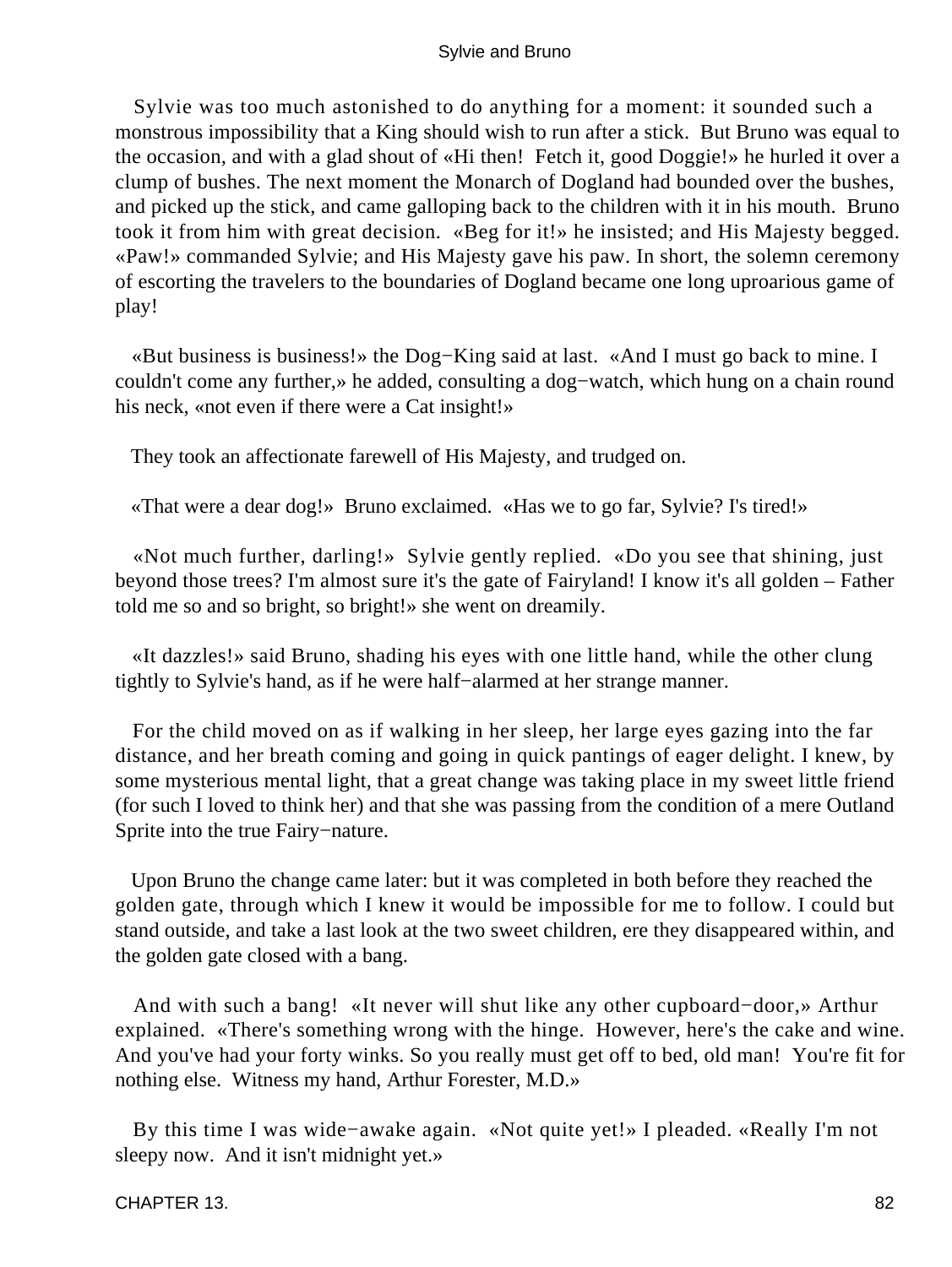Sylvie was too much astonished to do anything for a moment: it sounded such a monstrous impossibility that a King should wish to run after a stick. But Bruno was equal to the occasion, and with a glad shout of «Hi then! Fetch it, good Doggie!» he hurled it over a clump of bushes. The next moment the Monarch of Dogland had bounded over the bushes, and picked up the stick, and came galloping back to the children with it in his mouth. Bruno took it from him with great decision. «Beg for it!» he insisted; and His Majesty begged. «Paw!» commanded Sylvie; and His Majesty gave his paw. In short, the solemn ceremony of escorting the travelers to the boundaries of Dogland became one long uproarious game of play!

«But business is business!» the Dog−King said at last. «And I must go back to mine. I couldn't come any further,» he added, consulting a dog−watch, which hung on a chain round his neck, «not even if there were a Cat insight!»

They took an affectionate farewell of His Majesty, and trudged on.

«That were a dear dog!» Bruno exclaimed. «Has we to go far, Sylvie? I's tired!»

«Not much further, darling!» Sylvie gently replied. «Do you see that shining, just beyond those trees? I'm almost sure it's the gate of Fairyland! I know it's all golden – Father told me so and so bright, so bright!» she went on dreamily.

«It dazzles!» said Bruno, shading his eyes with one little hand, while the other clung tightly to Sylvie's hand, as if he were half−alarmed at her strange manner.

For the child moved on as if walking in her sleep, her large eyes gazing into the far distance, and her breath coming and going in quick pantings of eager delight. I knew, by some mysterious mental light, that a great change was taking place in my sweet little friend (for such I loved to think her) and that she was passing from the condition of a mere Outland Sprite into the true Fairy−nature.

Upon Bruno the change came later: but it was completed in both before they reached the golden gate, through which I knew it would be impossible for me to follow. I could but stand outside, and take a last look at the two sweet children, ere they disappeared within, and the golden gate closed with a bang.

And with such a bang! «It never will shut like any other cupboard−door,» Arthur explained. «There's something wrong with the hinge. However, here's the cake and wine. And you've had your forty winks. So you really must get off to bed, old man! You're fit for nothing else. Witness my hand, Arthur Forester, M.D.»

By this time I was wide−awake again. «Not quite yet!» I pleaded. «Really I'm not sleepy now. And it isn't midnight yet.»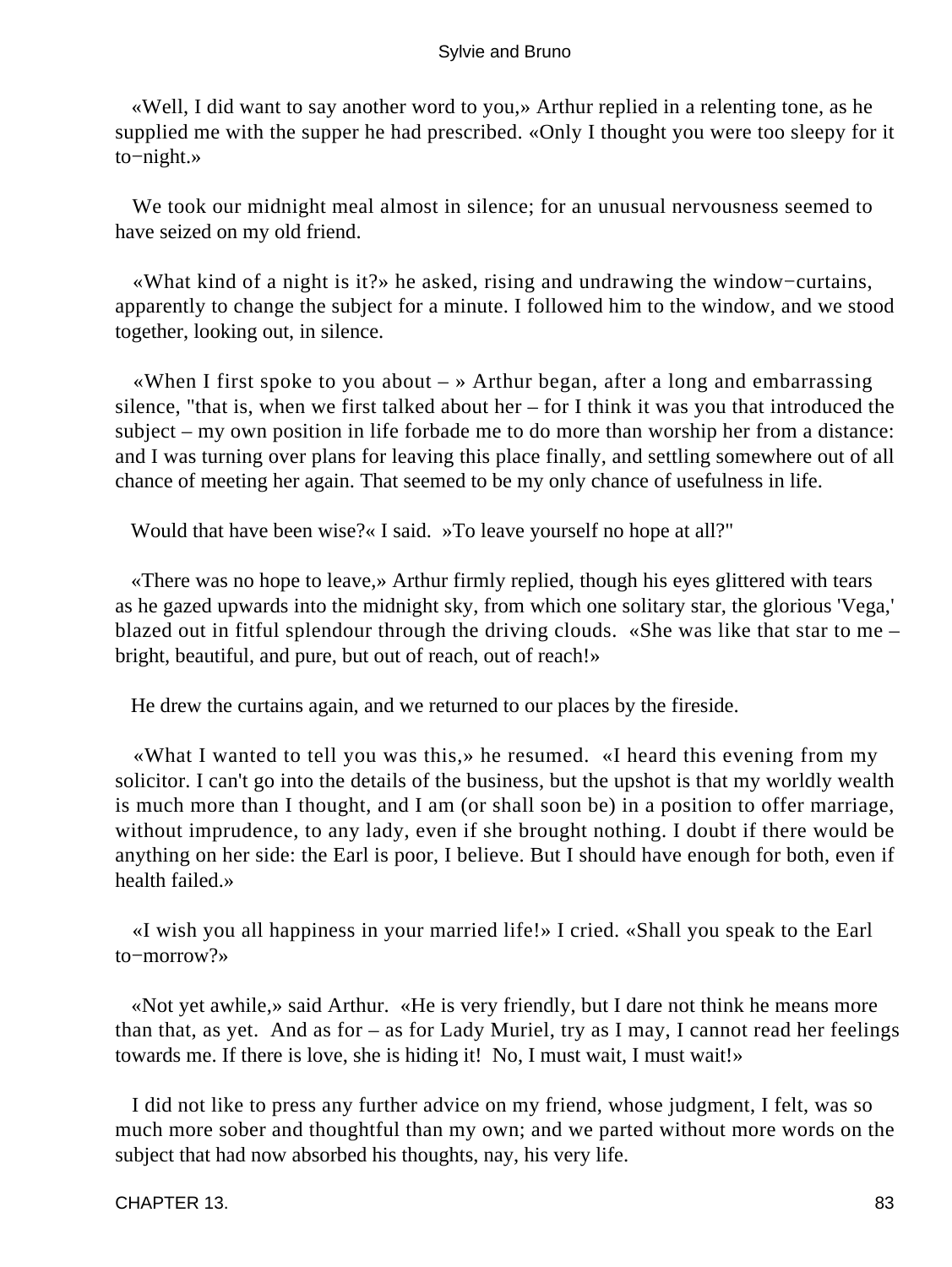«Well, I did want to say another word to you,» Arthur replied in a relenting tone, as he supplied me with the supper he had prescribed. «Only I thought you were too sleepy for it to−night.»

We took our midnight meal almost in silence; for an unusual nervousness seemed to have seized on my old friend.

«What kind of a night is it?» he asked, rising and undrawing the window−curtains, apparently to change the subject for a minute. I followed him to the window, and we stood together, looking out, in silence.

«When I first spoke to you about – » Arthur began, after a long and embarrassing silence, "that is, when we first talked about her – for I think it was you that introduced the subject – my own position in life forbade me to do more than worship her from a distance: and I was turning over plans for leaving this place finally, and settling somewhere out of all chance of meeting her again. That seemed to be my only chance of usefulness in life.

Would that have been wise?« I said. »To leave yourself no hope at all?"

«There was no hope to leave,» Arthur firmly replied, though his eyes glittered with tears as he gazed upwards into the midnight sky, from which one solitary star, the glorious 'Vega,' blazed out in fitful splendour through the driving clouds. «She was like that star to me – bright, beautiful, and pure, but out of reach, out of reach!»

He drew the curtains again, and we returned to our places by the fireside.

«What I wanted to tell you was this,» he resumed. «I heard this evening from my solicitor. I can't go into the details of the business, but the upshot is that my worldly wealth is much more than I thought, and I am (or shall soon be) in a position to offer marriage, without imprudence, to any lady, even if she brought nothing. I doubt if there would be anything on her side: the Earl is poor, I believe. But I should have enough for both, even if health failed.»

«I wish you all happiness in your married life!» I cried. «Shall you speak to the Earl to−morrow?»

«Not yet awhile,» said Arthur. «He is very friendly, but I dare not think he means more than that, as yet. And as for – as for Lady Muriel, try as I may, I cannot read her feelings towards me. If there is love, she is hiding it! No, I must wait, I must wait!»

I did not like to press any further advice on my friend, whose judgment, I felt, was so much more sober and thoughtful than my own; and we parted without more words on the subject that had now absorbed his thoughts, nay, his very life.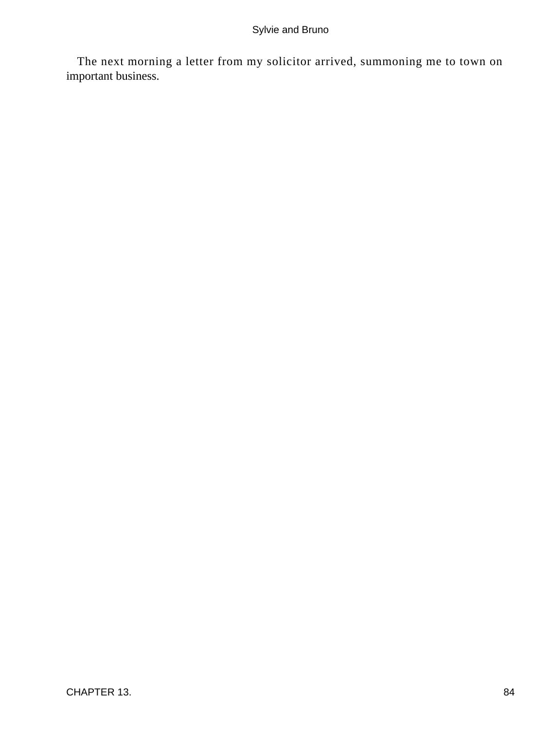The next morning a letter from my solicitor arrived, summoning me to town on important business.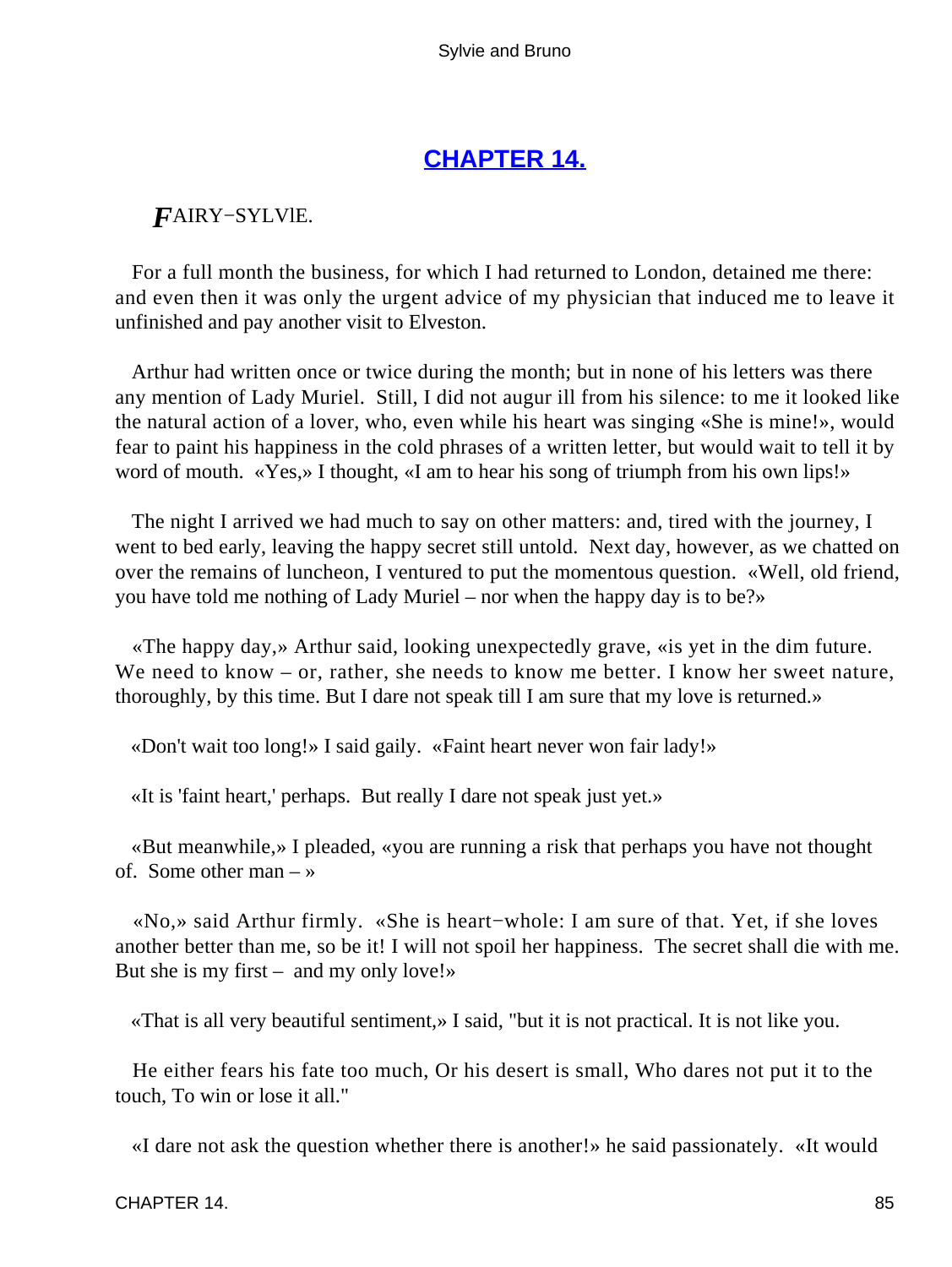## [CHAPTER 14.](#)

*F*AIRY−SYLVIE.

For a full month the business, for which I had returned to London, detained me there: and even then it was only the urgent advice of my physician that induced me to leave it unfinished and pay another visit to Elveston.

Arthur had written once or twice during the month; but in none of his letters was there any mention of Lady Muriel. Still, I did not augur ill from his silence: to me it looked like the natural action of a lover, who, even while his heart was singing «She is mine!», would fear to paint his happiness in the cold phrases of a written letter, but would wait to tell it by word of mouth. «Yes,» I thought, «I am to hear his song of triumph from his own lips!»

The night I arrived we had much to say on other matters: and, tired with the journey, I went to bed early, leaving the happy secret still untold. Next day, however, as we chatted on over the remains of luncheon, I ventured to put the momentous question. «Well, old friend, you have told me nothing of Lady Muriel – nor when the happy day is to be?»

«The happy day,» Arthur said, looking unexpectedly grave, «is yet in the dim future. We need to know – or, rather, she needs to know me better. I know her sweet nature, thoroughly, by this time. But I dare not speak till I am sure that my love is returned.»

«Don't wait too long!» I said gaily. «Faint heart never won fair lady!»

«It is 'faint heart,' perhaps. But really I dare not speak just yet.»

«But meanwhile,» I pleaded, «you are running a risk that perhaps you have not thought of. Some other man – »

«No,» said Arthur firmly. «She is heart−whole: I am sure of that. Yet, if she loves another better than me, so be it! I will not spoil her happiness. The secret shall die with me. But she is my first – and my only love!»

«That is all very beautiful sentiment,» I said, "but it is not practical. It is not like you.

He either fears his fate too much, Or his desert is small, Who dares not put it to the touch, To win or lose it all."

«I dare not ask the question whether there is another!» he said passionately. «It would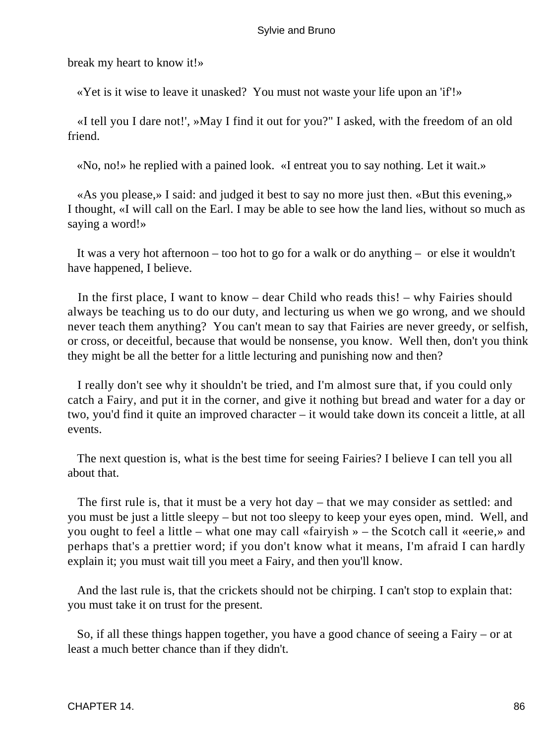break my heart to know it!»

«Yet is it wise to leave it unasked? You must not waste your life upon an 'if'!»

«I tell you I dare not!', »May I find it out for you?" I asked, with the freedom of an old friend.

«No, no!» he replied with a pained look. «I entreat you to say nothing. Let it wait.»

«As you please,» I said: and judged it best to say no more just then. «But this evening,» I thought, «I will call on the Earl. I may be able to see how the land lies, without so much as saying a word!»

It was a very hot afternoon – too hot to go for a walk or do anything – or else it wouldn't have happened, I believe.

In the first place, I want to know – dear Child who reads this! – why Fairies should always be teaching us to do our duty, and lecturing us when we go wrong, and we should never teach them anything? You can't mean to say that Fairies are never greedy, or selfish, or cross, or deceitful, because that would be nonsense, you know. Well then, don't you think they might be all the better for a little lecturing and punishing now and then?

I really don't see why it shouldn't be tried, and I'm almost sure that, if you could only catch a Fairy, and put it in the corner, and give it nothing but bread and water for a day or two, you'd find it quite an improved character – it would take down its conceit a little, at all events.

The next question is, what is the best time for seeing Fairies? I believe I can tell you all about that.

The first rule is, that it must be a very hot day – that we may consider as settled: and you must be just a little sleepy – but not too sleepy to keep your eyes open, mind. Well, and you ought to feel a little – what one may call «fairyish » – the Scotch call it «eerie,» and perhaps that's a prettier word; if you don't know what it means, I'm afraid I can hardly explain it; you must wait till you meet a Fairy, and then you'll know.

And the last rule is, that the crickets should not be chirping. I can't stop to explain that: you must take it on trust for the present.

So, if all these things happen together, you have a good chance of seeing a Fairy – or at least a much better chance than if they didn't.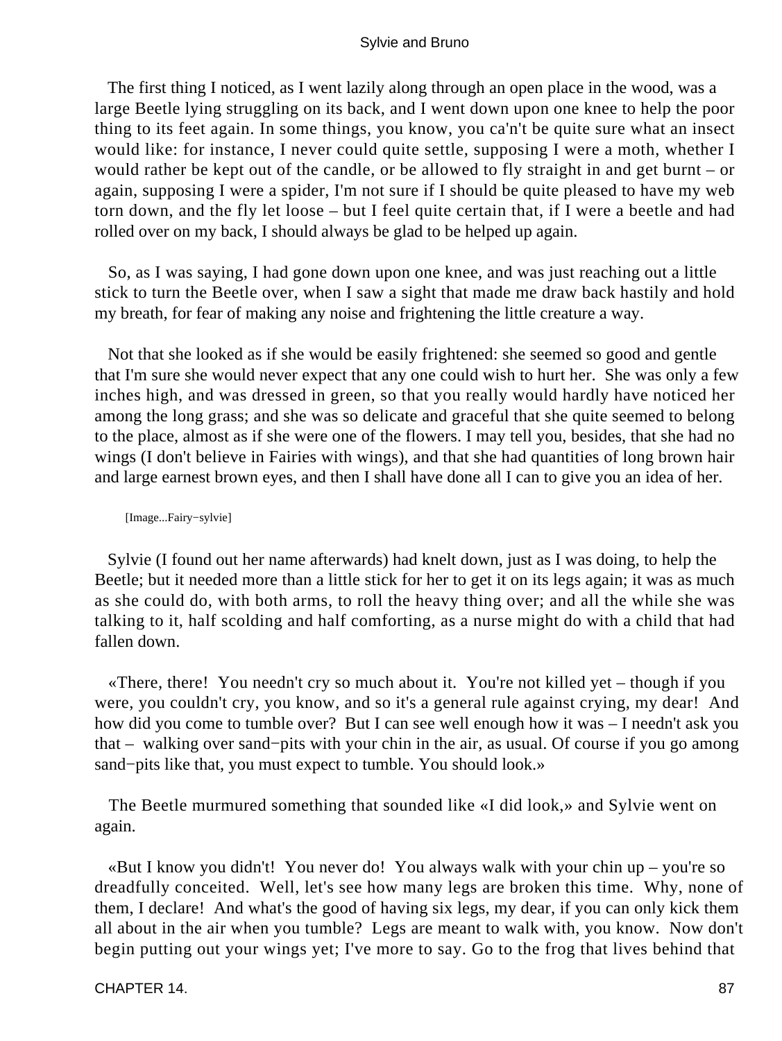The first thing I noticed, as I went lazily along through an open place in the wood, was a large Beetle lying struggling on its back, and I went down upon one knee to help the poor thing to its feet again. In some things, you know, you ca'n't be quite sure what an insect would like: for instance, I never could quite settle, supposing I were a moth, whether I would rather be kept out of the candle, or be allowed to fly straight in and get burnt – or again, supposing I were a spider, I'm not sure if I should be quite pleased to have my web torn down, and the fly let loose – but I feel quite certain that, if I were a beetle and had rolled over on my back, I should always be glad to be helped up again.

So, as I was saying, I had gone down upon one knee, and was just reaching out a little stick to turn the Beetle over, when I saw a sight that made me draw back hastily and hold my breath, for fear of making any noise and frightening the little creature a way.

Not that she looked as if she would be easily frightened: she seemed so good and gentle that I'm sure she would never expect that any one could wish to hurt her. She was only a few inches high, and was dressed in green, so that you really would hardly have noticed her among the long grass; and she was so delicate and graceful that she quite seemed to belong to the place, almost as if she were one of the flowers. I may tell you, besides, that she had no wings (I don't believe in Fairies with wings), and that she had quantities of long brown hair and large earnest brown eyes, and then I shall have done all I can to give you an idea of her.

[Image...Fairy−sylvie]

Sylvie (I found out her name afterwards) had knelt down, just as I was doing, to help the Beetle; but it needed more than a little stick for her to get it on its legs again; it was as much as she could do, with both arms, to roll the heavy thing over; and all the while she was talking to it, half scolding and half comforting, as a nurse might do with a child that had fallen down.

«There, there! You needn't cry so much about it. You're not killed yet – though if you were, you couldn't cry, you know, and so it's a general rule against crying, my dear! And how did you come to tumble over? But I can see well enough how it was – I needn't ask you that – walking over sand−pits with your chin in the air, as usual. Of course if you go among sand−pits like that, you must expect to tumble. You should look.»

The Beetle murmured something that sounded like «I did look,» and Sylvie went on again.

«But I know you didn't! You never do! You always walk with your chin up – you're so dreadfully conceited. Well, let's see how many legs are broken this time. Why, none of them, I declare! And what's the good of having six legs, my dear, if you can only kick them all about in the air when you tumble? Legs are meant to walk with, you know. Now don't begin putting out your wings yet; I've more to say. Go to the frog that lives behind that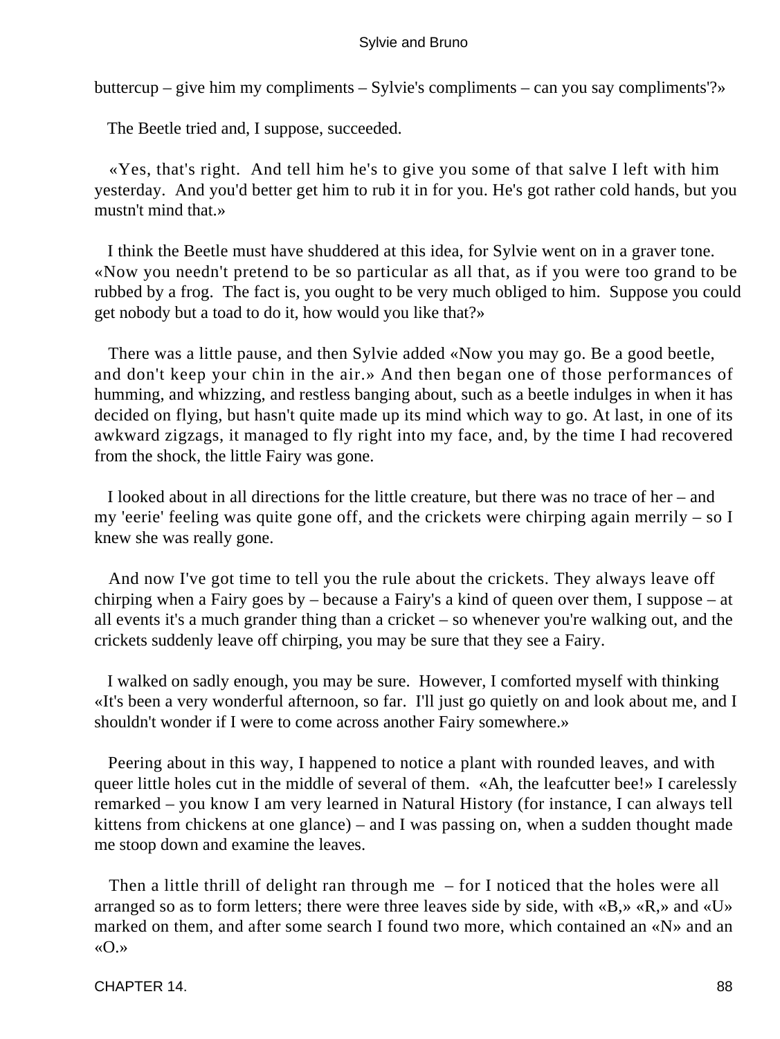buttercup – give him my compliments – Sylvie's compliments – can you say compliments'?»

The Beetle tried and, I suppose, succeeded.

«Yes, that's right. And tell him he's to give you some of that salve I left with him yesterday. And you'd better get him to rub it in for you. He's got rather cold hands, but you mustn't mind that.»

I think the Beetle must have shuddered at this idea, for Sylvie went on in a graver tone. «Now you needn't pretend to be so particular as all that, as if you were too grand to be rubbed by a frog. The fact is, you ought to be very much obliged to him. Suppose you could get nobody but a toad to do it, how would you like that?»

There was a little pause, and then Sylvie added «Now you may go. Be a good beetle, and don't keep your chin in the air.» And then began one of those performances of humming, and whizzing, and restless banging about, such as a beetle indulges in when it has decided on flying, but hasn't quite made up its mind which way to go. At last, in one of its awkward zigzags, it managed to fly right into my face, and, by the time I had recovered from the shock, the little Fairy was gone.

I looked about in all directions for the little creature, but there was no trace of her – and my 'eerie' feeling was quite gone off, and the crickets were chirping again merrily – so I knew she was really gone.

And now I've got time to tell you the rule about the crickets. They always leave off chirping when a Fairy goes by – because a Fairy's a kind of queen over them, I suppose – at all events it's a much grander thing than a cricket – so whenever you're walking out, and the crickets suddenly leave off chirping, you may be sure that they see a Fairy.

I walked on sadly enough, you may be sure. However, I comforted myself with thinking «It's been a very wonderful afternoon, so far. I'll just go quietly on and look about me, and I shouldn't wonder if I were to come across another Fairy somewhere.»

Peering about in this way, I happened to notice a plant with rounded leaves, and with queer little holes cut in the middle of several of them. «Ah, the leafcutter bee!» I carelessly remarked – you know I am very learned in Natural History (for instance, I can always tell kittens from chickens at one glance) – and I was passing on, when a sudden thought made me stoop down and examine the leaves.

Then a little thrill of delight ran through me – for I noticed that the holes were all arranged so as to form letters; there were three leaves side by side, with «B,» «R,» and «U» marked on them, and after some search I found two more, which contained an «N» and an «O.»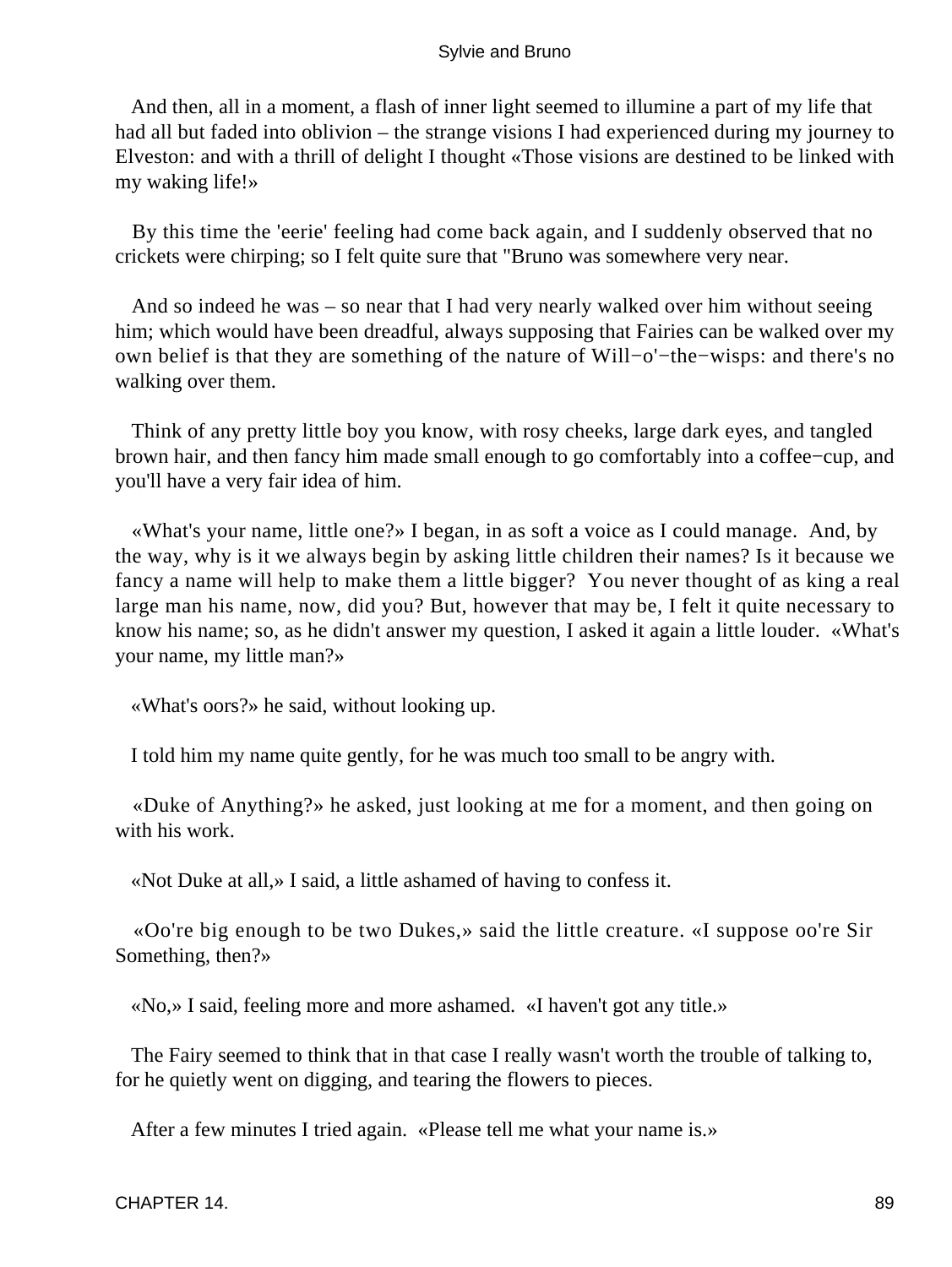And then, all in a moment, a flash of inner light seemed to illumine a part of my life that had all but faded into oblivion – the strange visions I had experienced during my journey to Elveston: and with a thrill of delight I thought «Those visions are destined to be linked with my waking life!»

By this time the 'eerie' feeling had come back again, and I suddenly observed that no crickets were chirping; so I felt quite sure that "Bruno was somewhere very near.

And so indeed he was – so near that I had very nearly walked over him without seeing him; which would have been dreadful, always supposing that Fairies can be walked over my own belief is that they are something of the nature of Will−o'−the−wisps: and there's no walking over them.

Think of any pretty little boy you know, with rosy cheeks, large dark eyes, and tangled brown hair, and then fancy him made small enough to go comfortably into a coffee−cup, and you'll have a very fair idea of him.

«What's your name, little one?» I began, in as soft a voice as I could manage. And, by the way, why is it we always begin by asking little children their names? Is it because we fancy a name will help to make them a little bigger? You never thought of as king a real large man his name, now, did you? But, however that may be, I felt it quite necessary to know his name; so, as he didn't answer my question, I asked it again a little louder. «What's your name, my little man?»

«What's oors?» he said, without looking up.

I told him my name quite gently, for he was much too small to be angry with.

«Duke of Anything?» he asked, just looking at me for a moment, and then going on with his work.

«Not Duke at all,» I said, a little ashamed of having to confess it.

«Oo're big enough to be two Dukes,» said the little creature. «I suppose oo're Sir Something, then?»

«No,» I said, feeling more and more ashamed. «I haven't got any title.»

The Fairy seemed to think that in that case I really wasn't worth the trouble of talking to, for he quietly went on digging, and tearing the flowers to pieces.

After a few minutes I tried again. «Please tell me what your name is.»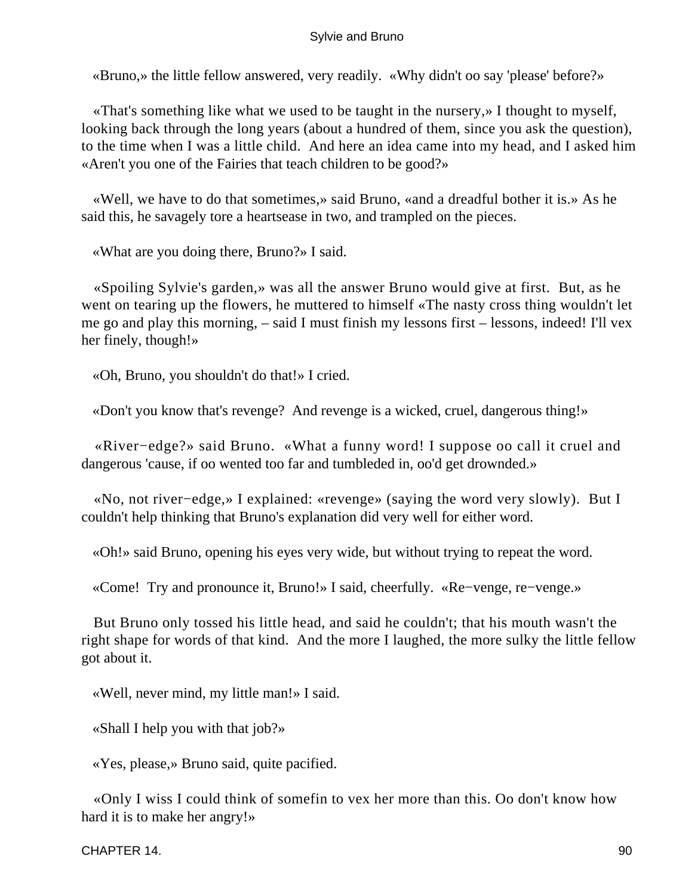«Bruno,» the little fellow answered, very readily. «Why didn't oo say 'please' before?»

«That's something like what we used to be taught in the nursery,» I thought to myself, looking back through the long years (about a hundred of them, since you ask the question), to the time when I was a little child. And here an idea came into my head, and I asked him «Aren't you one of the Fairies that teach children to be good?»

«Well, we have to do that sometimes,» said Bruno, «and a dreadful bother it is.» As he said this, he savagely tore a heartsease in two, and trampled on the pieces.

«What are you doing there, Bruno?» I said.

«Spoiling Sylvie's garden,» was all the answer Bruno would give at first. But, as he went on tearing up the flowers, he muttered to himself «The nasty cross thing wouldn't let me go and play this morning, – said I must finish my lessons first – lessons, indeed! I'll vex her finely, though!»

«Oh, Bruno, you shouldn't do that!» I cried.

«Don't you know that's revenge? And revenge is a wicked, cruel, dangerous thing!»

«River−edge?» said Bruno. «What a funny word! I suppose oo call it cruel and dangerous 'cause, if oo wented too far and tumbleded in, oo'd get drownded.»

«No, not river−edge,» I explained: «revenge» (saying the word very slowly). But I couldn't help thinking that Bruno's explanation did very well for either word.

«Oh!» said Bruno, opening his eyes very wide, but without trying to repeat the word.

«Come! Try and pronounce it, Bruno!» I said, cheerfully. «Re−venge, re−venge.»

But Bruno only tossed his little head, and said he couldn't; that his mouth wasn't the right shape for words of that kind. And the more I laughed, the more sulky the little fellow got about it.

«Well, never mind, my little man!» I said.

«Shall I help you with that job?»

«Yes, please,» Bruno said, quite pacified.

«Only I wiss I could think of somefin to vex her more than this. Oo don't know how hard it is to make her angry!»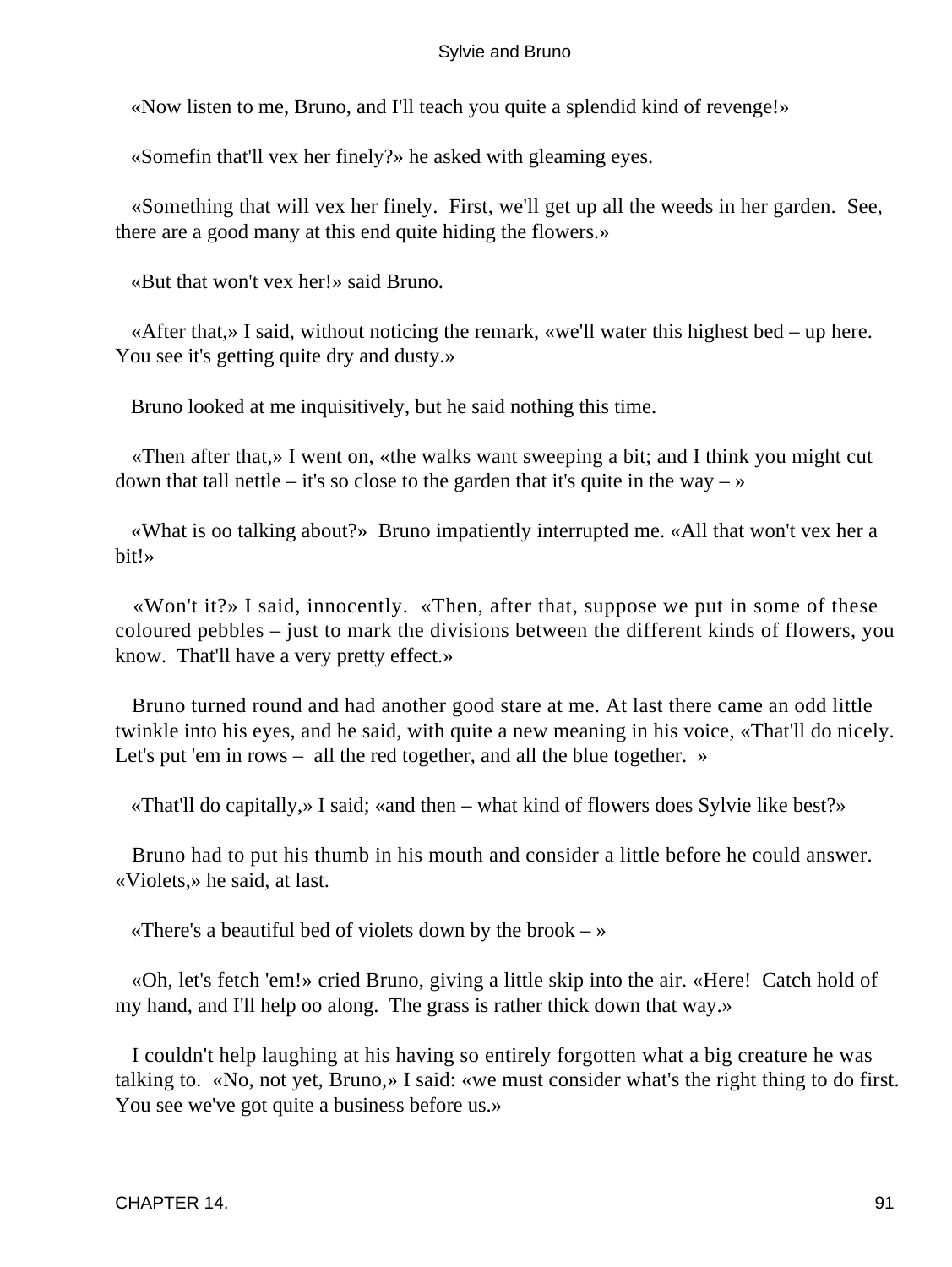«Now listen to me, Bruno, and I'll teach you quite a splendid kind of revenge!»

«Somefin that'll vex her finely?» he asked with gleaming eyes.

«Something that will vex her finely. First, we'll get up all the weeds in her garden. See, there are a good many at this end quite hiding the flowers.»

«But that won't vex her!» said Bruno.

«After that,» I said, without noticing the remark, «we'll water this highest bed – up here. You see it's getting quite dry and dusty.»

Bruno looked at me inquisitively, but he said nothing this time.

«Then after that,» I went on, «the walks want sweeping a bit; and I think you might cut down that tall nettle – it's so close to the garden that it's quite in the way – »

«What is oo talking about?» Bruno impatiently interrupted me. «All that won't vex her a bit!»

«Won't it?» I said, innocently. «Then, after that, suppose we put in some of these coloured pebbles – just to mark the divisions between the different kinds of flowers, you know. That'll have a very pretty effect.»

Bruno turned round and had another good stare at me. At last there came an odd little twinkle into his eyes, and he said, with quite a new meaning in his voice, «That'll do nicely. Let's put 'em in rows – all the red together, and all the blue together. »

«That'll do capitally,» I said; «and then – what kind of flowers does Sylvie like best?»

Bruno had to put his thumb in his mouth and consider a little before he could answer. «Violets,» he said, at last.

«There's a beautiful bed of violets down by the brook – »

«Oh, let's fetch 'em!» cried Bruno, giving a little skip into the air. «Here! Catch hold of my hand, and I'll help oo along. The grass is rather thick down that way.»

I couldn't help laughing at his having so entirely forgotten what a big creature he was talking to. «No, not yet, Bruno,» I said: «we must consider what's the right thing to do first. You see we've got quite a business before us.»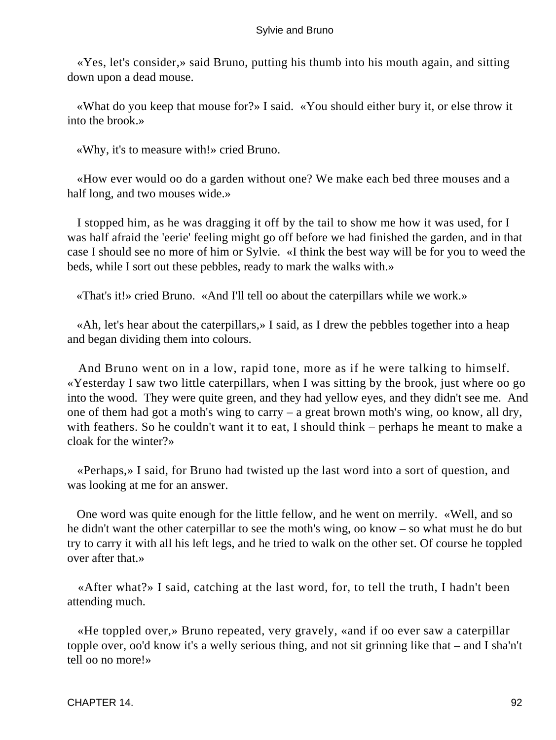«Yes, let's consider,» said Bruno, putting his thumb into his mouth again, and sitting down upon a dead mouse.

«What do you keep that mouse for?» I said. «You should either bury it, or else throw it into the brook.»

«Why, it's to measure with!» cried Bruno.

«How ever would oo do a garden without one? We make each bed three mouses and a half long, and two mouses wide.»

I stopped him, as he was dragging it off by the tail to show me how it was used, for I was half afraid the 'eerie' feeling might go off before we had finished the garden, and in that case I should see no more of him or Sylvie. «I think the best way will be for you to weed the beds, while I sort out these pebbles, ready to mark the walks with.»

«That's it!» cried Bruno. «And I'll tell oo about the caterpillars while we work.»

«Ah, let's hear about the caterpillars,» I said, as I drew the pebbles together into a heap and began dividing them into colours.

And Bruno went on in a low, rapid tone, more as if he were talking to himself. «Yesterday I saw two little caterpillars, when I was sitting by the brook, just where oo go into the wood. They were quite green, and they had yellow eyes, and they didn't see me. And one of them had got a moth's wing to carry – a great brown moth's wing, oo know, all dry, with feathers. So he couldn't want it to eat, I should think – perhaps he meant to make a cloak for the winter?»

«Perhaps,» I said, for Bruno had twisted up the last word into a sort of question, and was looking at me for an answer.

One word was quite enough for the little fellow, and he went on merrily. «Well, and so he didn't want the other caterpillar to see the moth's wing, oo know – so what must he do but try to carry it with all his left legs, and he tried to walk on the other set. Of course he toppled over after that.»

«After what?» I said, catching at the last word, for, to tell the truth, I hadn't been attending much.

«He toppled over,» Bruno repeated, very gravely, «and if oo ever saw a caterpillar topple over, oo'd know it's a welly serious thing, and not sit grinning like that – and I sha'n't tell oo no more!»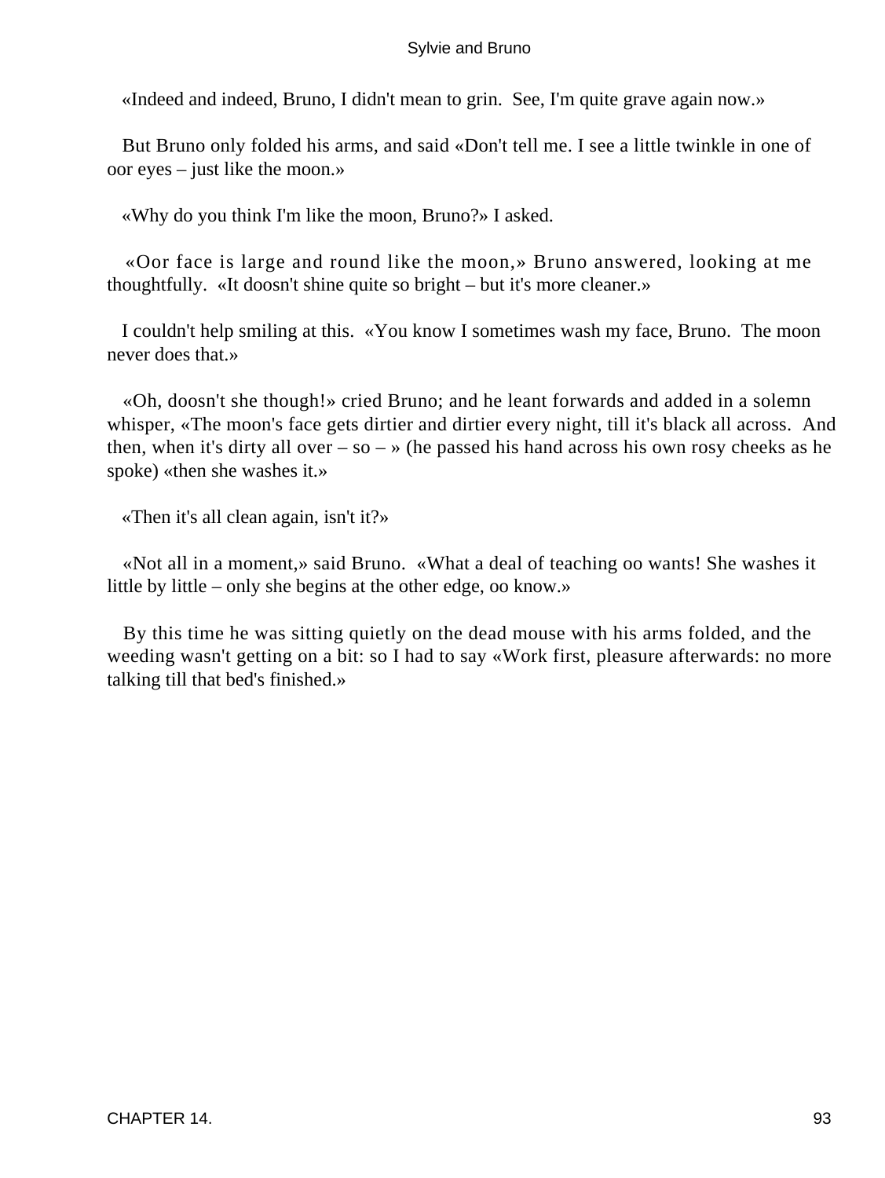«Indeed and indeed, Bruno, I didn't mean to grin. See, I'm quite grave again now.»

But Bruno only folded his arms, and said «Don't tell me. I see a little twinkle in one of oor eyes – just like the moon.»

«Why do you think I'm like the moon, Bruno?» I asked.

«Oor face is large and round like the moon,» Bruno answered, looking at me thoughtfully. «It doosn't shine quite so bright – but it's more cleaner.»

I couldn't help smiling at this. «You know I sometimes wash my face, Bruno. The moon never does that.»

«Oh, doosn't she though!» cried Bruno; and he leant forwards and added in a solemn whisper, «The moon's face gets dirtier and dirtier every night, till it's black all across. And then, when it's dirty all over – so – » (he passed his hand across his own rosy cheeks as he spoke) «then she washes it.»

«Then it's all clean again, isn't it?»

«Not all in a moment,» said Bruno. «What a deal of teaching oo wants! She washes it little by little – only she begins at the other edge, oo know.»

By this time he was sitting quietly on the dead mouse with his arms folded, and the weeding wasn't getting on a bit: so I had to say «Work first, pleasure afterwards: no more talking till that bed's finished.»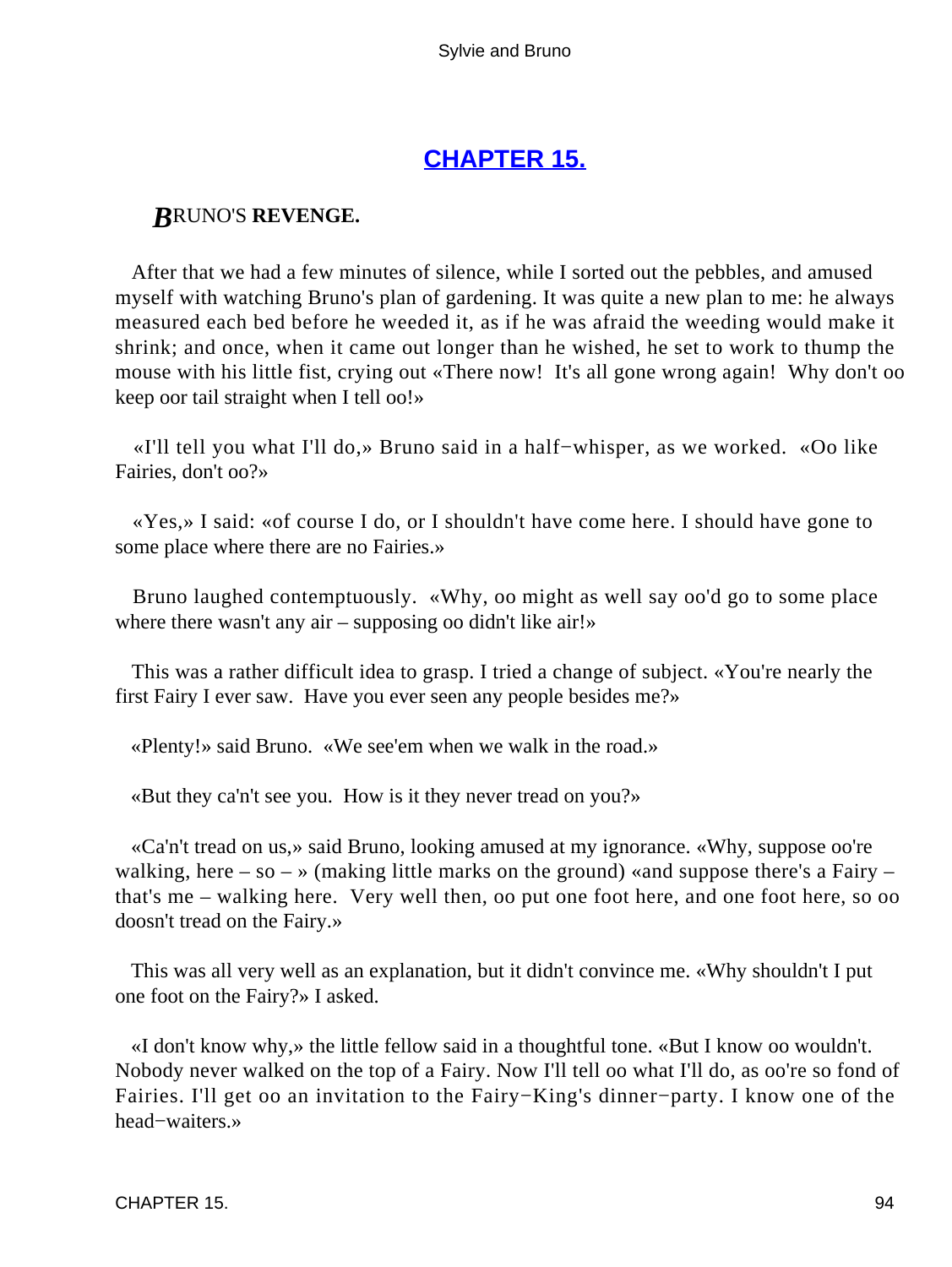# [CHAPTER 15.](#)

## *B*RUNO'S **REVENGE.**

After that we had a few minutes of silence, while I sorted out the pebbles, and amused myself with watching Bruno's plan of gardening. It was quite a new plan to me: he always measured each bed before he weeded it, as if he was afraid the weeding would make it shrink; and once, when it came out longer than he wished, he set to work to thump the mouse with his little fist, crying out «There now! It's all gone wrong again! Why don't oo keep oor tail straight when I tell oo!»

«I'll tell you what I'll do,» Bruno said in a half−whisper, as we worked. «Oo like Fairies, don't oo?»

«Yes,» I said: «of course I do, or I shouldn't have come here. I should have gone to some place where there are no Fairies.»

Bruno laughed contemptuously. «Why, oo might as well say oo'd go to some place where there wasn't any air – supposing oo didn't like air!»

This was a rather difficult idea to grasp. I tried a change of subject. «You're nearly the first Fairy I ever saw. Have you ever seen any people besides me?»

«Plenty!» said Bruno. «We see'em when we walk in the road.»

«But they ca'n't see you. How is it they never tread on you?»

«Ca'n't tread on us,» said Bruno, looking amused at my ignorance. «Why, suppose oo're walking, here – so – » (making little marks on the ground) «and suppose there's a Fairy – that's me – walking here. Very well then, oo put one foot here, and one foot here, so oo doosn't tread on the Fairy.»

This was all very well as an explanation, but it didn't convince me. «Why shouldn't I put one foot on the Fairy?» I asked.

«I don't know why,» the little fellow said in a thoughtful tone. «But I know oo wouldn't. Nobody never walked on the top of a Fairy. Now I'll tell oo what I'll do, as oo're so fond of Fairies. I'll get oo an invitation to the Fairy−King's dinner−party. I know one of the head−waiters.»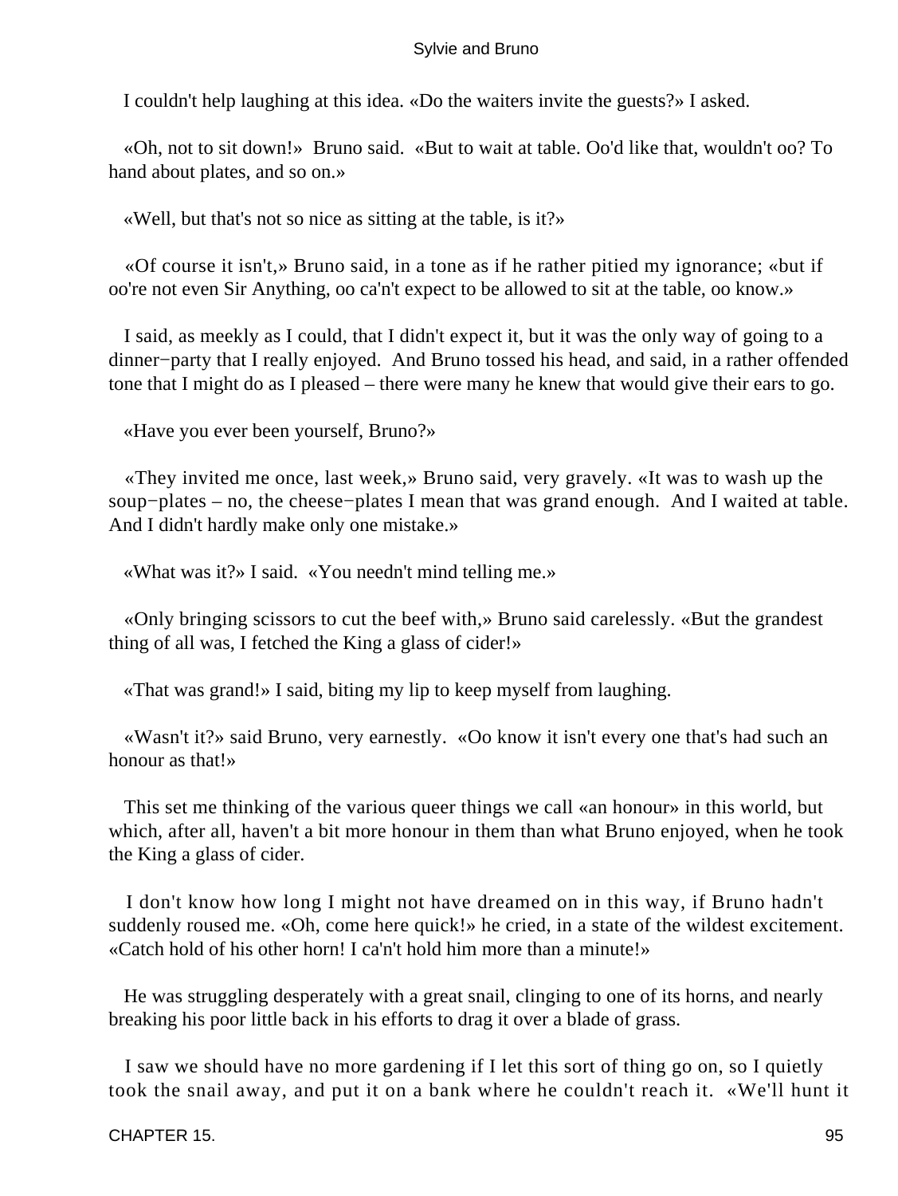I couldn't help laughing at this idea. «Do the waiters invite the guests?» I asked.

«Oh, not to sit down!» Bruno said. «But to wait at table. Oo'd like that, wouldn't oo? To hand about plates, and so on.»

«Well, but that's not so nice as sitting at the table, is it?»

«Of course it isn't,» Bruno said, in a tone as if he rather pitied my ignorance; «but if oo're not even Sir Anything, oo ca'n't expect to be allowed to sit at the table, oo know.»

I said, as meekly as I could, that I didn't expect it, but it was the only way of going to a dinner−party that I really enjoyed. And Bruno tossed his head, and said, in a rather offended tone that I might do as I pleased – there were many he knew that would give their ears to go.

«Have you ever been yourself, Bruno?»

«They invited me once, last week,» Bruno said, very gravely. «It was to wash up the soup−plates – no, the cheese−plates I mean that was grand enough. And I waited at table. And I didn't hardly make only one mistake.»

«What was it?» I said. «You needn't mind telling me.»

«Only bringing scissors to cut the beef with,» Bruno said carelessly. «But the grandest thing of all was, I fetched the King a glass of cider!»

«That was grand!» I said, biting my lip to keep myself from laughing.

«Wasn't it?» said Bruno, very earnestly. «Oo know it isn't every one that's had such an honour as that!»

This set me thinking of the various queer things we call «an honour» in this world, but which, after all, haven't a bit more honour in them than what Bruno enjoyed, when he took the King a glass of cider.

I don't know how long I might not have dreamed on in this way, if Bruno hadn't suddenly roused me. «Oh, come here quick!» he cried, in a state of the wildest excitement. «Catch hold of his other horn! I ca'n't hold him more than a minute!»

He was struggling desperately with a great snail, clinging to one of its horns, and nearly breaking his poor little back in his efforts to drag it over a blade of grass.

I saw we should have no more gardening if I let this sort of thing go on, so I quietly took the snail away, and put it on a bank where he couldn't reach it. «We'll hunt it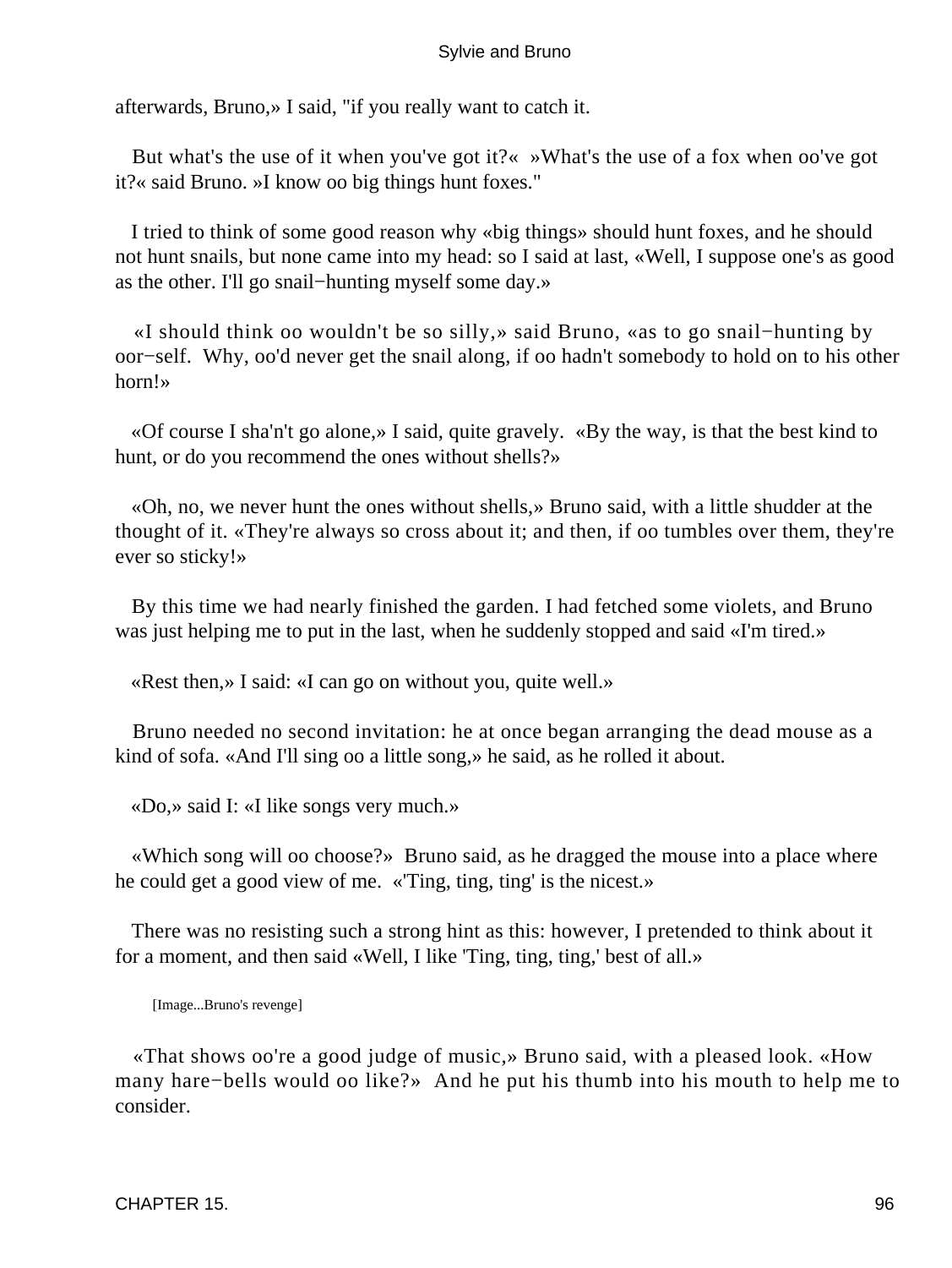afterwards, Bruno,» I said, "if you really want to catch it.

But what's the use of it when you've got it?« »What's the use of a fox when oo've got it?« said Bruno. »I know oo big things hunt foxes."

I tried to think of some good reason why «big things» should hunt foxes, and he should not hunt snails, but none came into my head: so I said at last, «Well, I suppose one's as good as the other. I'll go snail−hunting myself some day.»

«I should think oo wouldn't be so silly,» said Bruno, «as to go snail−hunting by oor−self. Why, oo'd never get the snail along, if oo hadn't somebody to hold on to his other horn!»

«Of course I sha'n't go alone,» I said, quite gravely. «By the way, is that the best kind to hunt, or do you recommend the ones without shells?»

«Oh, no, we never hunt the ones without shells,» Bruno said, with a little shudder at the thought of it. «They're always so cross about it; and then, if oo tumbles over them, they're ever so sticky!»

By this time we had nearly finished the garden. I had fetched some violets, and Bruno was just helping me to put in the last, when he suddenly stopped and said «I'm tired.»

«Rest then,» I said: «I can go on without you, quite well.»

Bruno needed no second invitation: he at once began arranging the dead mouse as a kind of sofa. «And I'll sing oo a little song,» he said, as he rolled it about.

«Do,» said I: «I like songs very much.»

«Which song will oo choose?» Bruno said, as he dragged the mouse into a place where he could get a good view of me. «'Ting, ting, ting' is the nicest.»

There was no resisting such a strong hint as this: however, I pretended to think about it for a moment, and then said «Well, I like 'Ting, ting, ting,' best of all.»

[Image...Bruno's revenge]

«That shows oo're a good judge of music,» Bruno said, with a pleased look. «How many hare−bells would oo like?» And he put his thumb into his mouth to help me to consider.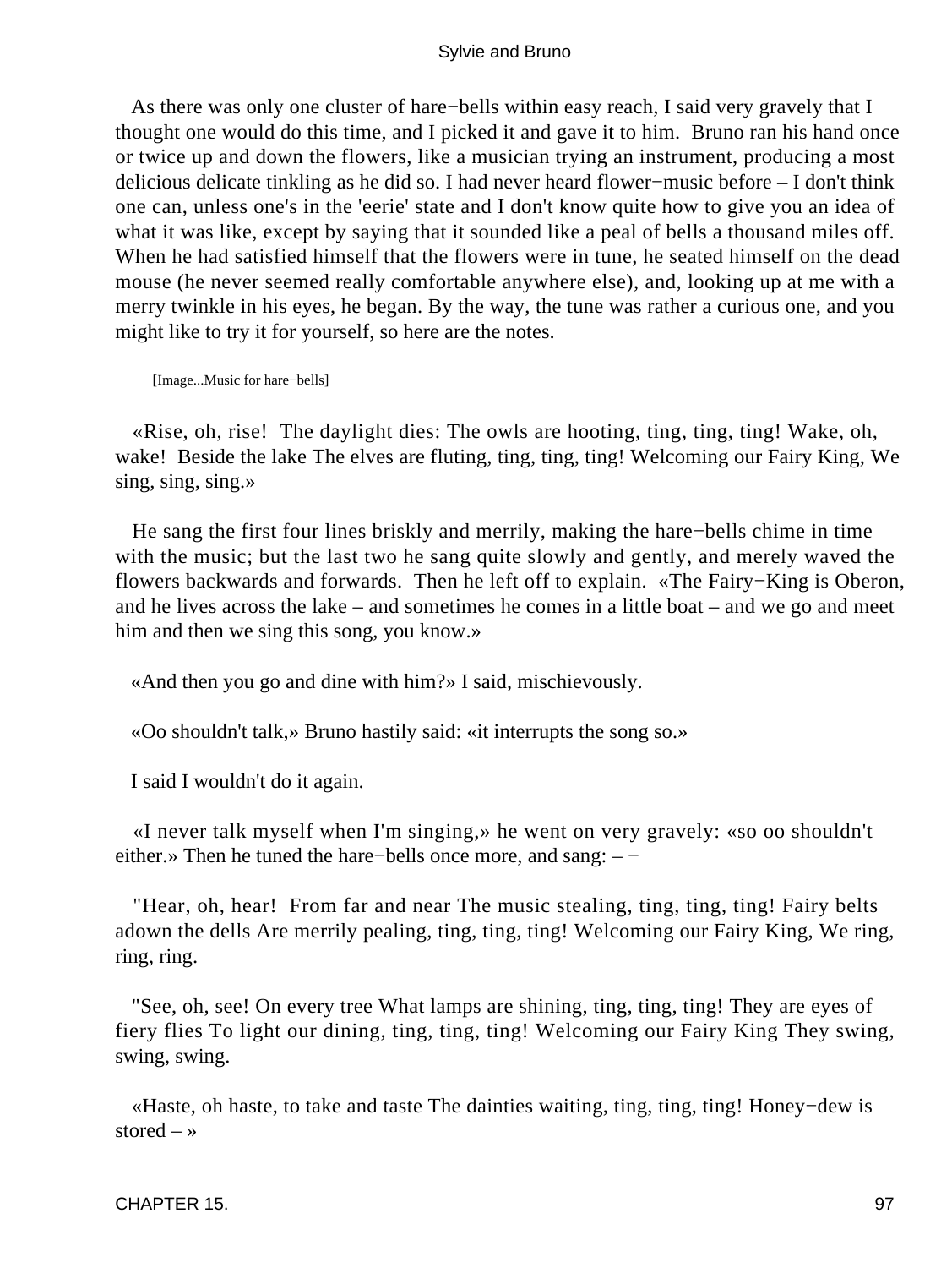As there was only one cluster of hare−bells within easy reach, I said very gravely that I thought one would do this time, and I picked it and gave it to him. Bruno ran his hand once or twice up and down the flowers, like a musician trying an instrument, producing a most delicious delicate tinkling as he did so. I had never heard flower−music before – I don't think one can, unless one's in the 'eerie' state and I don't know quite how to give you an idea of what it was like, except by saying that it sounded like a peal of bells a thousand miles off. When he had satisfied himself that the flowers were in tune, he seated himself on the dead mouse (he never seemed really comfortable anywhere else), and, looking up at me with a merry twinkle in his eyes, he began. By the way, the tune was rather a curious one, and you might like to try it for yourself, so here are the notes.

[Image...Music for hare−bells]

«Rise, oh, rise! The daylight dies: The owls are hooting, ting, ting, ting! Wake, oh, wake! Beside the lake The elves are fluting, ting, ting, ting! Welcoming our Fairy King, We sing, sing, sing.»

He sang the first four lines briskly and merrily, making the hare−bells chime in time with the music; but the last two he sang quite slowly and gently, and merely waved the flowers backwards and forwards. Then he left off to explain. «The Fairy−King is Oberon, and he lives across the lake – and sometimes he comes in a little boat – and we go and meet him and then we sing this song, you know.»

«And then you go and dine with him?» I said, mischievously.

«Oo shouldn't talk,» Bruno hastily said: «it interrupts the song so.»

I said I wouldn't do it again.

«I never talk myself when I'm singing,» he went on very gravely: «so oo shouldn't either.» Then he tuned the hare−bells once more, and sang: – −

"Hear, oh, hear! From far and near The music stealing, ting, ting, ting! Fairy belts adown the dells Are merrily pealing, ting, ting, ting! Welcoming our Fairy King, We ring, ring, ring.

"See, oh, see! On every tree What lamps are shining, ting, ting, ting! They are eyes of fiery flies To light our dining, ting, ting, ting! Welcoming our Fairy King They swing, swing, swing.

«Haste, oh haste, to take and taste The dainties waiting, ting, ting, ting! Honey−dew is stored – »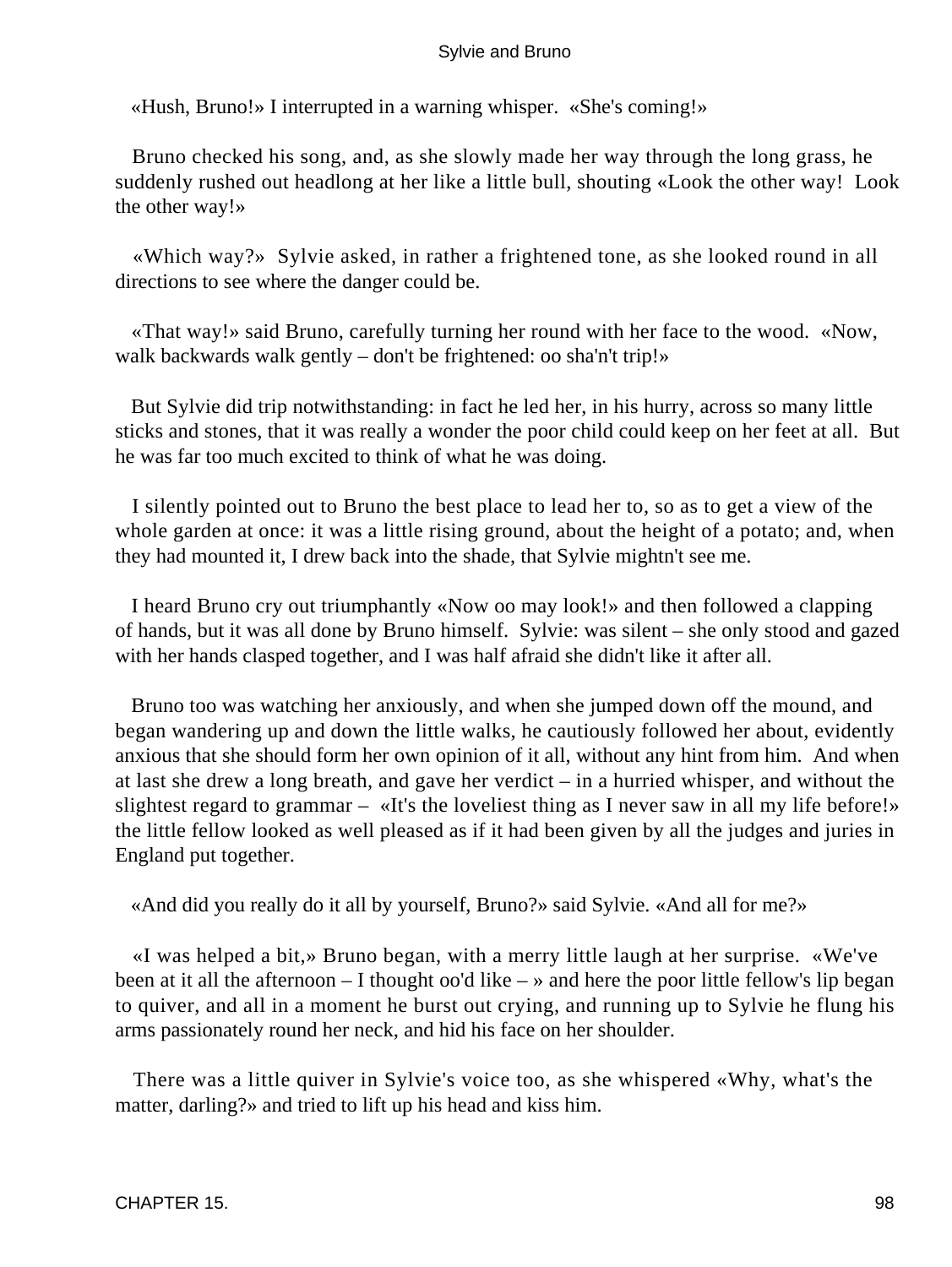«Hush, Bruno!» I interrupted in a warning whisper. «She's coming!»

Bruno checked his song, and, as she slowly made her way through the long grass, he suddenly rushed out headlong at her like a little bull, shouting «Look the other way! Look the other way!»

«Which way?» Sylvie asked, in rather a frightened tone, as she looked round in all directions to see where the danger could be.

«That way!» said Bruno, carefully turning her round with her face to the wood. «Now, walk backwards walk gently – don't be frightened: oo sha'n't trip!»

But Sylvie did trip notwithstanding: in fact he led her, in his hurry, across so many little sticks and stones, that it was really a wonder the poor child could keep on her feet at all. But he was far too much excited to think of what he was doing.

I silently pointed out to Bruno the best place to lead her to, so as to get a view of the whole garden at once: it was a little rising ground, about the height of a potato; and, when they had mounted it, I drew back into the shade, that Sylvie mightn't see me.

I heard Bruno cry out triumphantly «Now oo may look!» and then followed a clapping of hands, but it was all done by Bruno himself. Sylvie: was silent – she only stood and gazed with her hands clasped together, and I was half afraid she didn't like it after all.

Bruno too was watching her anxiously, and when she jumped down off the mound, and began wandering up and down the little walks, he cautiously followed her about, evidently anxious that she should form her own opinion of it all, without any hint from him. And when at last she drew a long breath, and gave her verdict – in a hurried whisper, and without the slightest regard to grammar – «It's the loveliest thing as I never saw in all my life before!» the little fellow looked as well pleased as if it had been given by all the judges and juries in England put together.

«And did you really do it all by yourself, Bruno?» said Sylvie. «And all for me?»

«I was helped a bit,» Bruno began, with a merry little laugh at her surprise. «We've been at it all the afternoon – I thought oo'd like – » and here the poor little fellow's lip began to quiver, and all in a moment he burst out crying, and running up to Sylvie he flung his arms passionately round her neck, and hid his face on her shoulder.

There was a little quiver in Sylvie's voice too, as she whispered «Why, what's the matter, darling?» and tried to lift up his head and kiss him.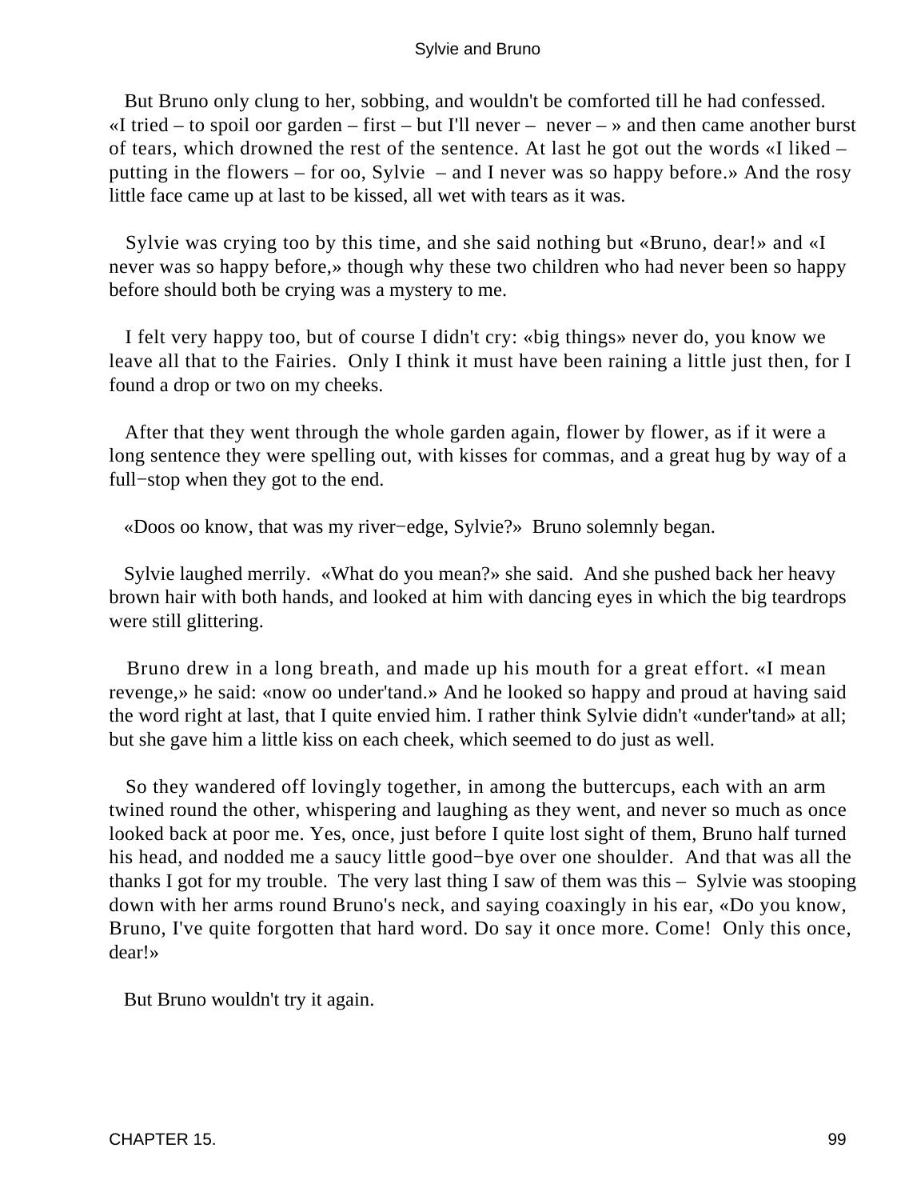But Bruno only clung to her, sobbing, and wouldn't be comforted till he had confessed. «I tried – to spoil oor garden – first – but I'll never – never – » and then came another burst of tears, which drowned the rest of the sentence. At last he got out the words «I liked – putting in the flowers – for oo, Sylvie – and I never was so happy before.» And the rosy little face came up at last to be kissed, all wet with tears as it was.

Sylvie was crying too by this time, and she said nothing but «Bruno, dear!» and «I never was so happy before,» though why these two children who had never been so happy before should both be crying was a mystery to me.

I felt very happy too, but of course I didn't cry: «big things» never do, you know we leave all that to the Fairies. Only I think it must have been raining a little just then, for I found a drop or two on my cheeks.

After that they went through the whole garden again, flower by flower, as if it were a long sentence they were spelling out, with kisses for commas, and a great hug by way of a full−stop when they got to the end.

«Doos oo know, that was my river−edge, Sylvie?» Bruno solemnly began.

Sylvie laughed merrily. «What do you mean?» she said. And she pushed back her heavy brown hair with both hands, and looked at him with dancing eyes in which the big teardrops were still glittering.

Bruno drew in a long breath, and made up his mouth for a great effort. «I mean revenge,» he said: «now oo under'tand.» And he looked so happy and proud at having said the word right at last, that I quite envied him. I rather think Sylvie didn't «under'tand» at all; but she gave him a little kiss on each cheek, which seemed to do just as well.

So they wandered off lovingly together, in among the buttercups, each with an arm twined round the other, whispering and laughing as they went, and never so much as once looked back at poor me. Yes, once, just before I quite lost sight of them, Bruno half turned his head, and nodded me a saucy little good−bye over one shoulder. And that was all the thanks I got for my trouble. The very last thing I saw of them was this – Sylvie was stooping down with her arms round Bruno's neck, and saying coaxingly in his ear, «Do you know, Bruno, I've quite forgotten that hard word. Do say it once more. Come! Only this once, dear!»

But Bruno wouldn't try it again.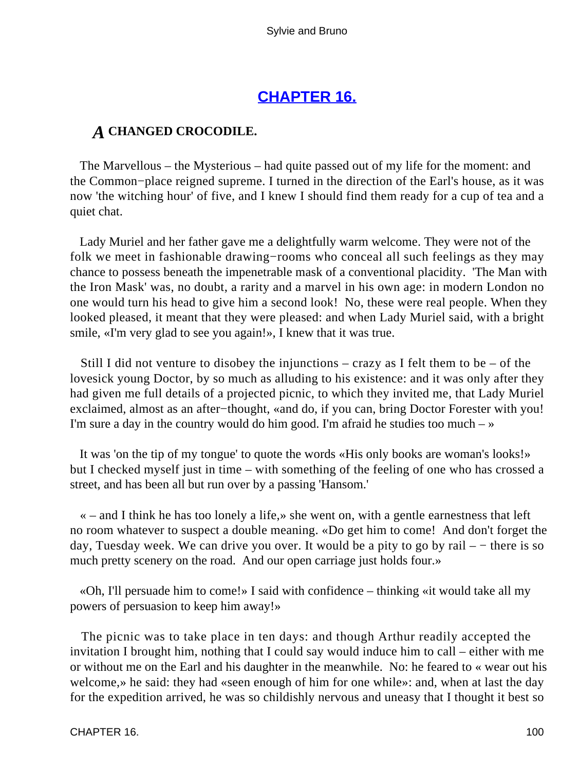## CHAPTER 16.

### *A* CHANGED CROCODILE.

The Marvellous – the Mysterious – had quite passed out of my life for the moment: and the Common−place reigned supreme. I turned in the direction of the Earl's house, as it was now 'the witching hour' of five, and I knew I should find them ready for a cup of tea and a quiet chat.

Lady Muriel and her father gave me a delightfully warm welcome. They were not of the folk we meet in fashionable drawing−rooms who conceal all such feelings as they may chance to possess beneath the impenetrable mask of a conventional placidity. 'The Man with the Iron Mask' was, no doubt, a rarity and a marvel in his own age: in modern London no one would turn his head to give him a second look! No, these were real people. When they looked pleased, it meant that they were pleased: and when Lady Muriel said, with a bright smile, «I'm very glad to see you again!», I knew that it was true.

Still I did not venture to disobey the injunctions – crazy as I felt them to be – of the lovesick young Doctor, by so much as alluding to his existence: and it was only after they had given me full details of a projected picnic, to which they invited me, that Lady Muriel exclaimed, almost as an after−thought, «and do, if you can, bring Doctor Forester with you! I'm sure a day in the country would do him good. I'm afraid he studies too much – »

It was 'on the tip of my tongue' to quote the words «His only books are woman's looks!» but I checked myself just in time – with something of the feeling of one who has crossed a street, and has been all but run over by a passing 'Hansom.'

« – and I think he has too lonely a life,» she went on, with a gentle earnestness that left no room whatever to suspect a double meaning. «Do get him to come! And don't forget the day, Tuesday week. We can drive you over. It would be a pity to go by rail – − there is so much pretty scenery on the road. And our open carriage just holds four.»

«Oh, I'll persuade him to come!» I said with confidence – thinking «it would take all my powers of persuasion to keep him away!»

The picnic was to take place in ten days: and though Arthur readily accepted the invitation I brought him, nothing that I could say would induce him to call – either with me or without me on the Earl and his daughter in the meanwhile. No: he feared to « wear out his welcome,» he said: they had «seen enough of him for one while»: and, when at last the day for the expedition arrived, he was so childishly nervous and uneasy that I thought it best so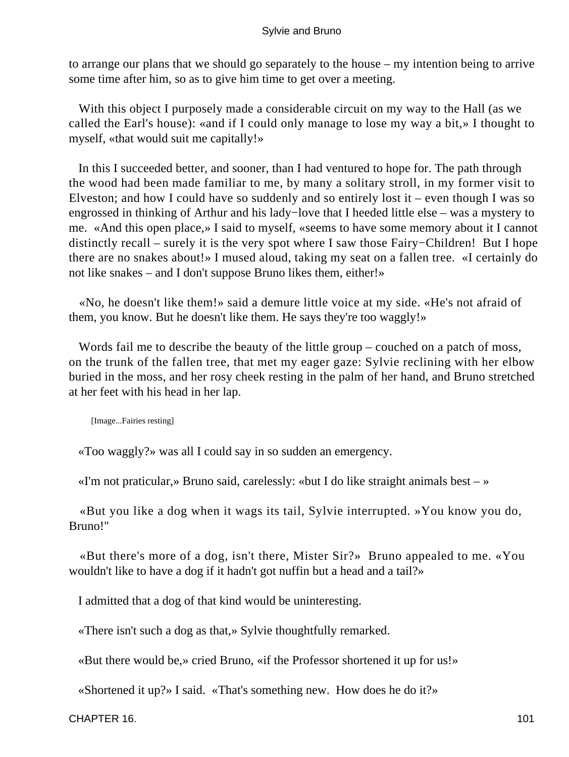to arrange our plans that we should go separately to the house – my intention being to arrive some time after him, so as to give him time to get over a meeting.

With this object I purposely made a considerable circuit on my way to the Hall (as we called the Earl's house): «and if I could only manage to lose my way a bit,» I thought to myself, «that would suit me capitally!»

In this I succeeded better, and sooner, than I had ventured to hope for. The path through the wood had been made familiar to me, by many a solitary stroll, in my former visit to Elveston; and how I could have so suddenly and so entirely lost it – even though I was so engrossed in thinking of Arthur and his lady−love that I heeded little else – was a mystery to me. «And this open place,» I said to myself, «seems to have some memory about it I cannot distinctly recall – surely it is the very spot where I saw those Fairy−Children! But I hope there are no snakes about!» I mused aloud, taking my seat on a fallen tree. «I certainly do not like snakes – and I don't suppose Bruno likes them, either!»

«No, he doesn't like them!» said a demure little voice at my side. «He's not afraid of them, you know. But he doesn't like them. He says they're too waggly!»

Words fail me to describe the beauty of the little group – couched on a patch of moss, on the trunk of the fallen tree, that met my eager gaze: Sylvie reclining with her elbow buried in the moss, and her rosy cheek resting in the palm of her hand, and Bruno stretched at her feet with his head in her lap.

[Image...Fairies resting]

«Too waggly?» was all I could say in so sudden an emergency.

«I'm not praticular,» Bruno said, carelessly: «but I do like straight animals best – »

«But you like a dog when it wags its tail, Sylvie interrupted. »You know you do, Bruno!"

«But there's more of a dog, isn't there, Mister Sir?» Bruno appealed to me. «You wouldn't like to have a dog if it hadn't got nuffin but a head and a tail?»

I admitted that a dog of that kind would be uninteresting.

«There isn't such a dog as that,» Sylvie thoughtfully remarked.

«But there would be,» cried Bruno, «if the Professor shortened it up for us!»

«Shortened it up?» I said. «That's something new. How does he do it?»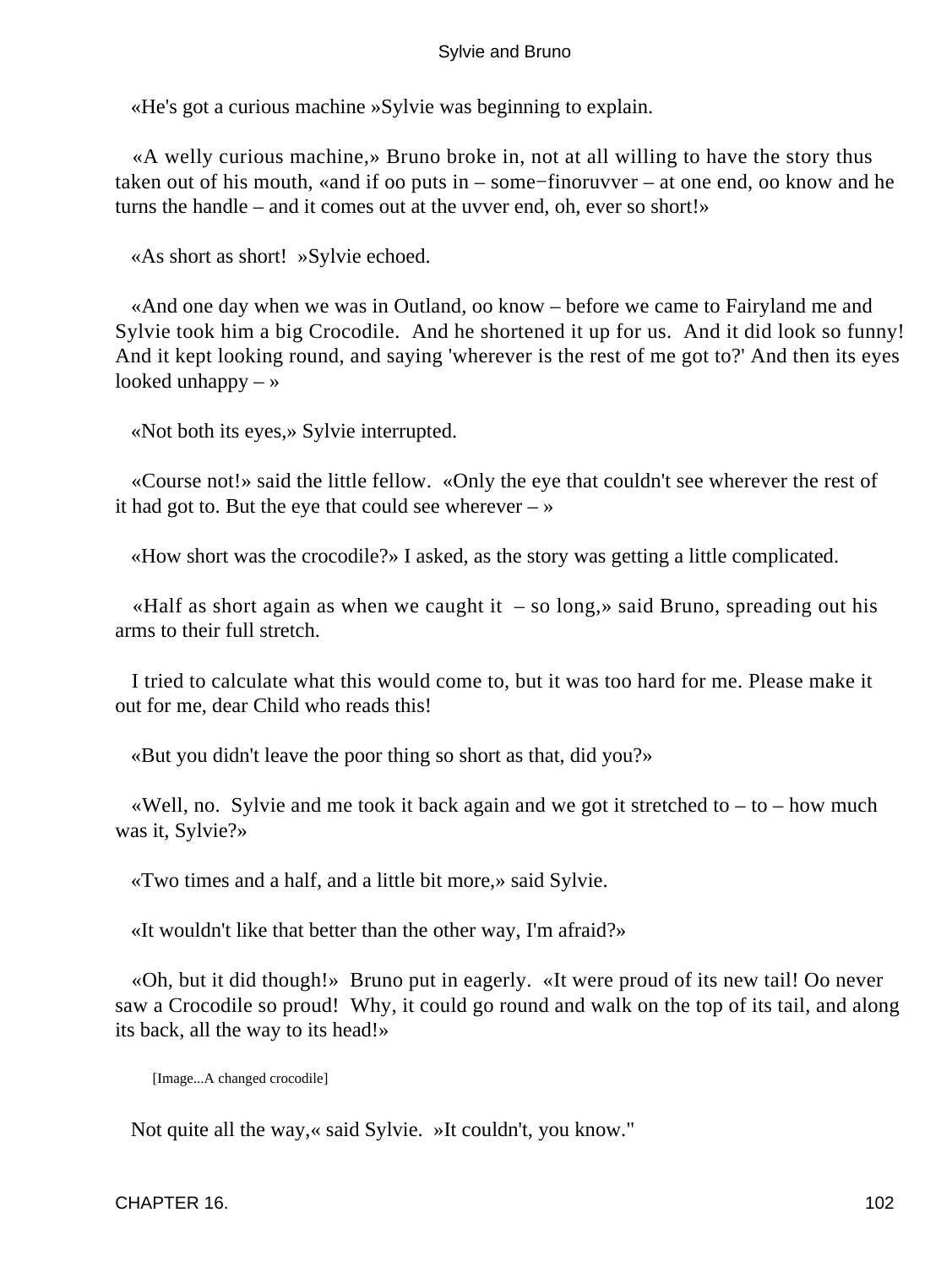«He's got a curious machine »Sylvie was beginning to explain.

«A welly curious machine,» Bruno broke in, not at all willing to have the story thus taken out of his mouth, «and if oo puts in – some−finoruvver – at one end, oo know and he turns the handle – and it comes out at the uvver end, oh, ever so short!»

«As short as short! »Sylvie echoed.

«And one day when we was in Outland, oo know – before we came to Fairyland me and Sylvie took him a big Crocodile. And he shortened it up for us. And it did look so funny! And it kept looking round, and saying 'wherever is the rest of me got to?' And then its eyes looked unhappy – »

«Not both its eyes,» Sylvie interrupted.

«Course not!» said the little fellow. «Only the eye that couldn't see wherever the rest of it had got to. But the eye that could see wherever – »

«How short was the crocodile?» I asked, as the story was getting a little complicated.

«Half as short again as when we caught it – so long,» said Bruno, spreading out his arms to their full stretch.

I tried to calculate what this would come to, but it was too hard for me. Please make it out for me, dear Child who reads this!

«But you didn't leave the poor thing so short as that, did you?»

«Well, no. Sylvie and me took it back again and we got it stretched to – to – how much was it, Sylvie?»

«Two times and a half, and a little bit more,» said Sylvie.

«It wouldn't like that better than the other way, I'm afraid?»

«Oh, but it did though!» Bruno put in eagerly. «It were proud of its new tail! Oo never saw a Crocodile so proud! Why, it could go round and walk on the top of its tail, and along its back, all the way to its head!»

[Image...A changed crocodile]

Not quite all the way,« said Sylvie. »It couldn't, you know."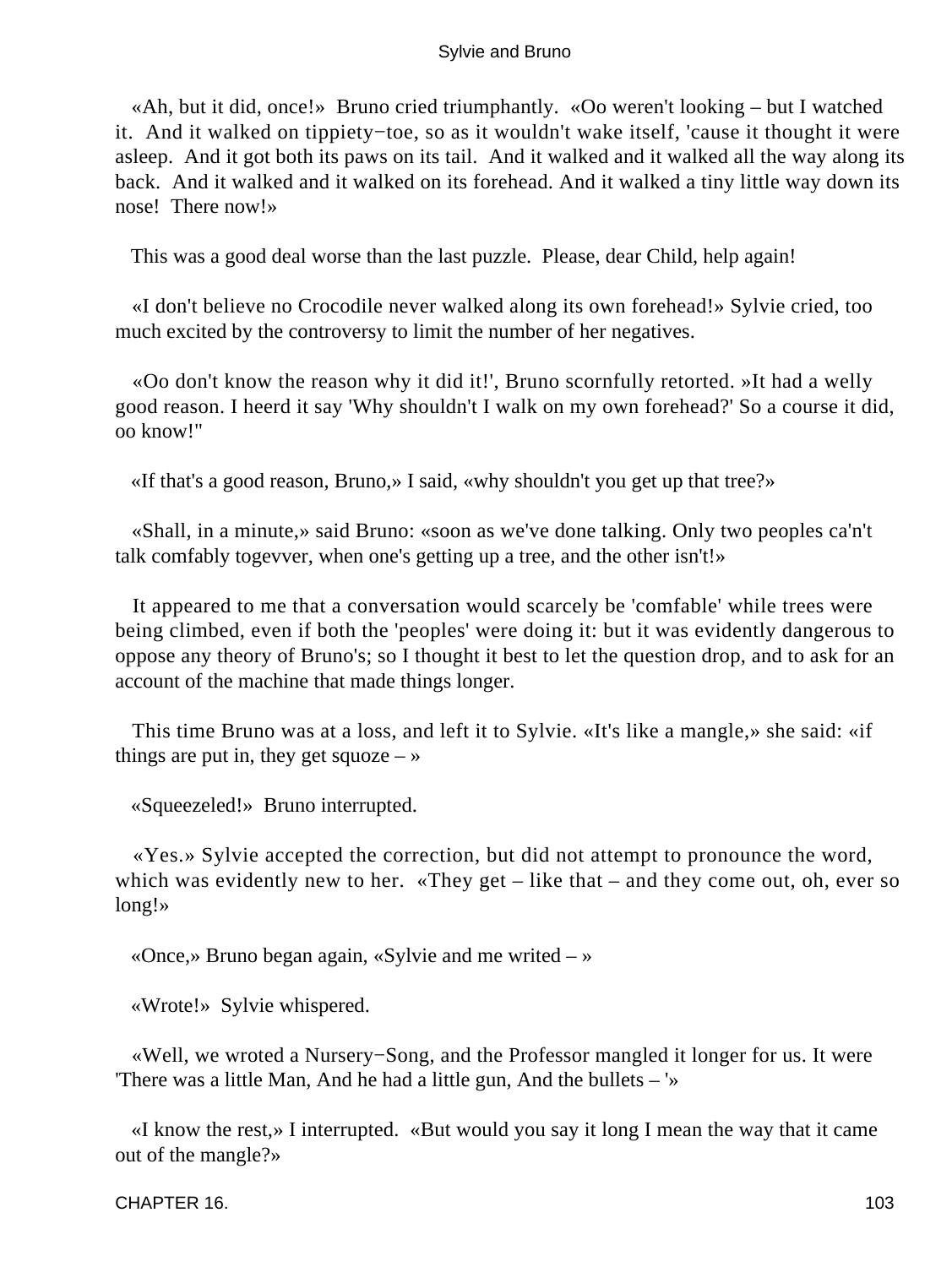«Ah, but it did, once!» Bruno cried triumphantly. «Oo weren't looking – but I watched it. And it walked on tippiety−toe, so as it wouldn't wake itself, 'cause it thought it were asleep. And it got both its paws on its tail. And it walked and it walked all the way along its back. And it walked and it walked on its forehead. And it walked a tiny little way down its nose! There now!»

This was a good deal worse than the last puzzle. Please, dear Child, help again!

«I don't believe no Crocodile never walked along its own forehead!» Sylvie cried, too much excited by the controversy to limit the number of her negatives.

«Oo don't know the reason why it did it!', Bruno scornfully retorted. »It had a welly good reason. I heerd it say 'Why shouldn't I walk on my own forehead?' So a course it did, oo know!"

«If that's a good reason, Bruno,» I said, «why shouldn't you get up that tree?»

«Shall, in a minute,» said Bruno: «soon as we've done talking. Only two peoples ca'n't talk comfably togevver, when one's getting up a tree, and the other isn't!»

It appeared to me that a conversation would scarcely be 'comfable' while trees were being climbed, even if both the 'peoples' were doing it: but it was evidently dangerous to oppose any theory of Bruno's; so I thought it best to let the question drop, and to ask for an account of the machine that made things longer.

This time Bruno was at a loss, and left it to Sylvie. «It's like a mangle,» she said: «if things are put in, they get squoze – »

«Squeezeled!» Bruno interrupted.

«Yes.» Sylvie accepted the correction, but did not attempt to pronounce the word, which was evidently new to her. «They get – like that – and they come out, oh, ever so long!»

«Once,» Bruno began again, «Sylvie and me writed – »

«Wrote!» Sylvie whispered.

«Well, we wroted a Nursery−Song, and the Professor mangled it longer for us. It were 'There was a little Man, And he had a little gun, And the bullets – '»

«I know the rest,» I interrupted. «But would you say it long I mean the way that it came out of the mangle?»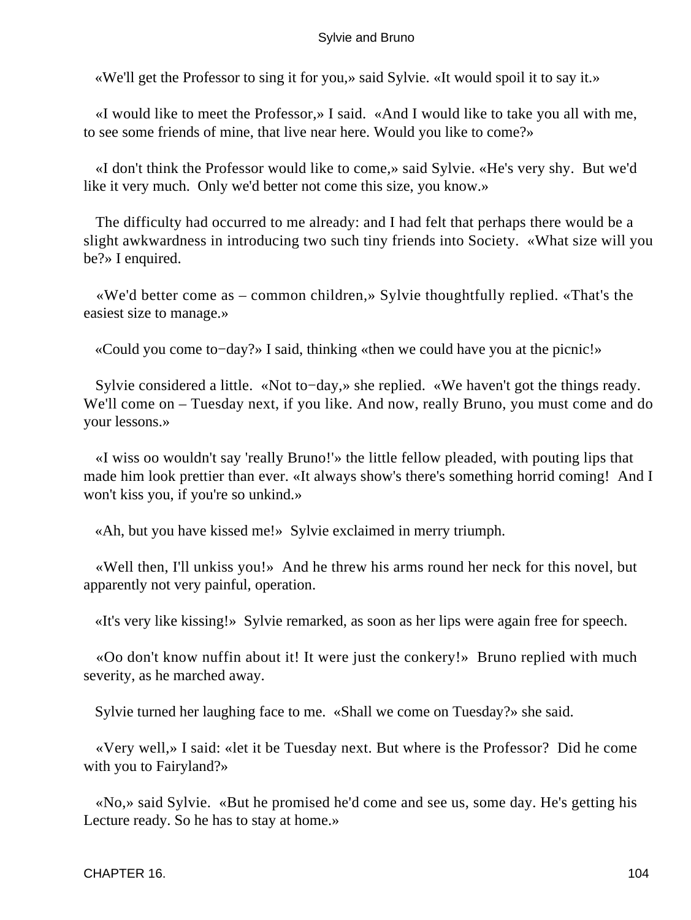«We'll get the Professor to sing it for you,» said Sylvie. «It would spoil it to say it.»

«I would like to meet the Professor,» I said. «And I would like to take you all with me, to see some friends of mine, that live near here. Would you like to come?»

«I don't think the Professor would like to come,» said Sylvie. «He's very shy. But we'd like it very much. Only we'd better not come this size, you know.»

The difficulty had occurred to me already: and I had felt that perhaps there would be a slight awkwardness in introducing two such tiny friends into Society. «What size will you be?» I enquired.

«We'd better come as – common children,» Sylvie thoughtfully replied. «That's the easiest size to manage.»

«Could you come to−day?» I said, thinking «then we could have you at the picnic!»

Sylvie considered a little. «Not to−day,» she replied. «We haven't got the things ready. We'll come on – Tuesday next, if you like. And now, really Bruno, you must come and do your lessons.»

«I wiss oo wouldn't say 'really Bruno!'» the little fellow pleaded, with pouting lips that made him look prettier than ever. «It always show's there's something horrid coming! And I won't kiss you, if you're so unkind.»

«Ah, but you have kissed me!» Sylvie exclaimed in merry triumph.

«Well then, I'll unkiss you!» And he threw his arms round her neck for this novel, but apparently not very painful, operation.

«It's very like kissing!» Sylvie remarked, as soon as her lips were again free for speech.

«Oo don't know nuffin about it! It were just the conkery!» Bruno replied with much severity, as he marched away.

Sylvie turned her laughing face to me. «Shall we come on Tuesday?» she said.

«Very well,» I said: «let it be Tuesday next. But where is the Professor? Did he come with you to Fairyland?»

«No,» said Sylvie. «But he promised he'd come and see us, some day. He's getting his Lecture ready. So he has to stay at home.»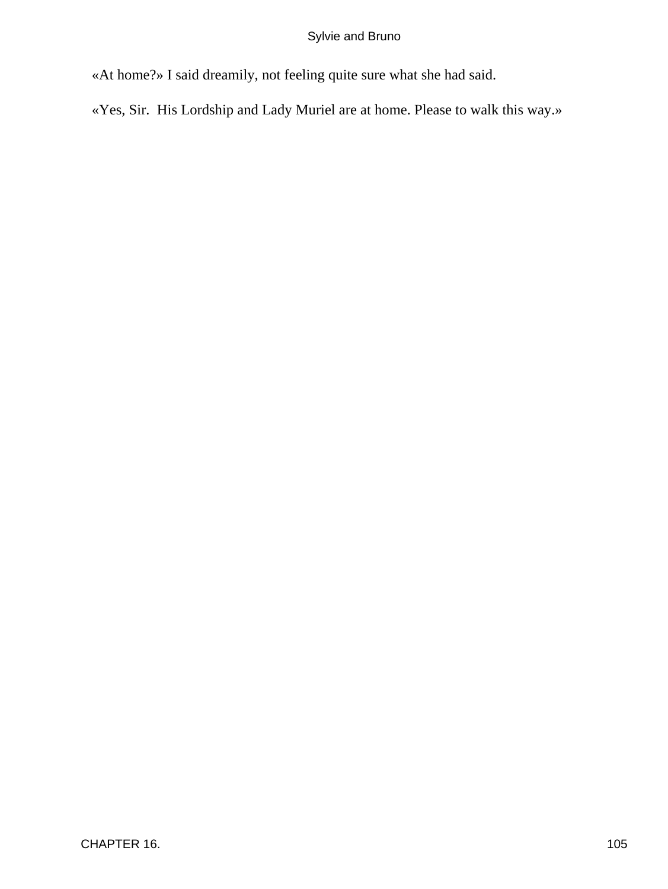«At home?» I said dreamily, not feeling quite sure what she had said.

«Yes, Sir.  His Lordship and Lady Muriel are at home. Please to walk this way.»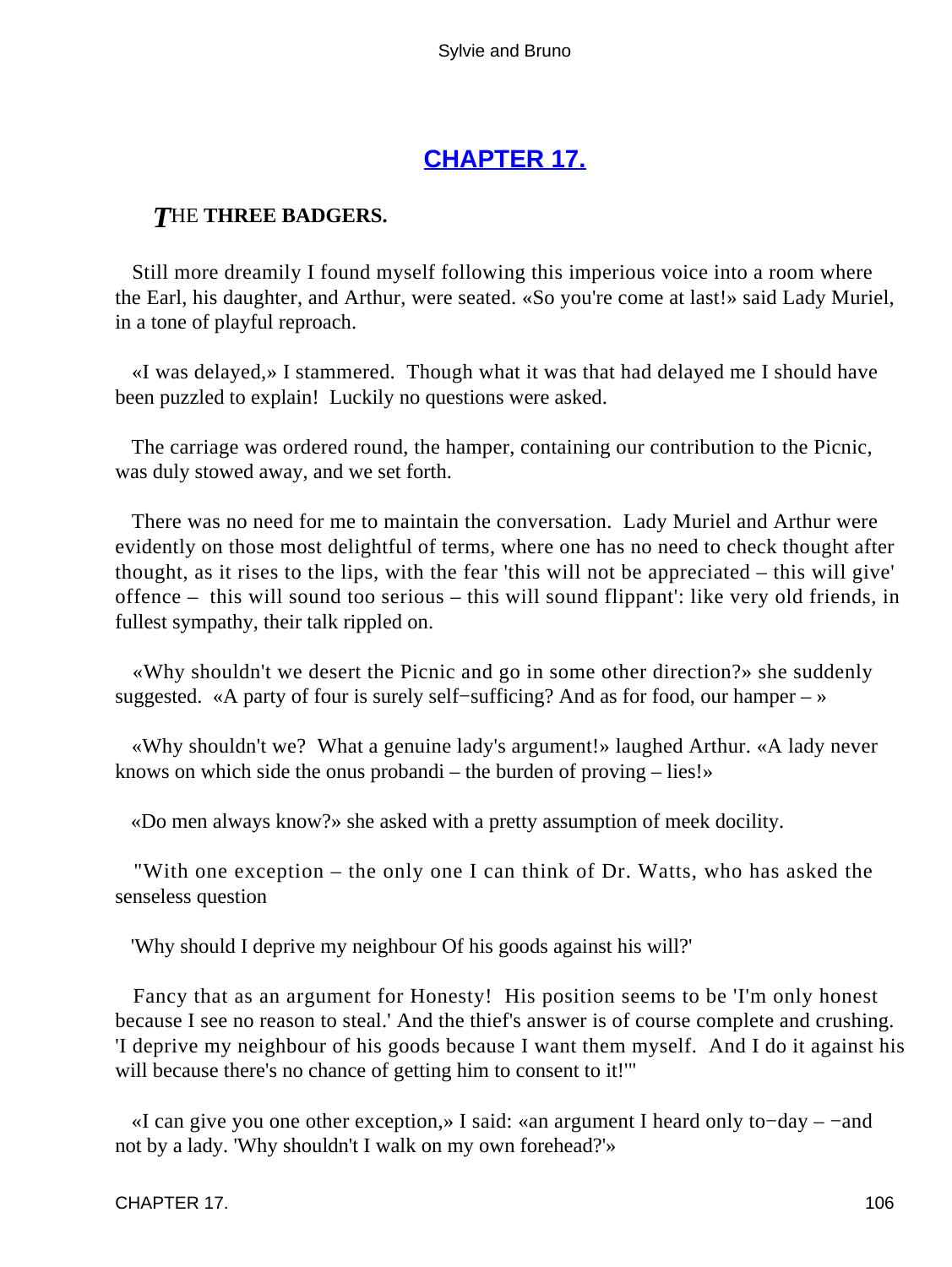## CHAPTER 17.

***T*HE THREE BADGERS.**

Still more dreamily I found myself following this imperious voice into a room where the Earl, his daughter, and Arthur, were seated. «So you're come at last!» said Lady Muriel, in a tone of playful reproach.

«I was delayed,» I stammered. Though what it was that had delayed me I should have been puzzled to explain! Luckily no questions were asked.

The carriage was ordered round, the hamper, containing our contribution to the Picnic, was duly stowed away, and we set forth.

There was no need for me to maintain the conversation. Lady Muriel and Arthur were evidently on those most delightful of terms, where one has no need to check thought after thought, as it rises to the lips, with the fear 'this will not be appreciated – this will give' offence – this will sound too serious – this will sound flippant': like very old friends, in fullest sympathy, their talk rippled on.

«Why shouldn't we desert the Picnic and go in some other direction?» she suddenly suggested. «A party of four is surely self−sufficing? And as for food, our hamper – »

«Why shouldn't we? What a genuine lady's argument!» laughed Arthur. «A lady never knows on which side the onus probandi – the burden of proving – lies!»

«Do men always know?» she asked with a pretty assumption of meek docility.

"With one exception – the only one I can think of Dr. Watts, who has asked the senseless question

'Why should I deprive my neighbour Of his goods against his will?'

Fancy that as an argument for Honesty! His position seems to be 'I'm only honest because I see no reason to steal.' And the thief's answer is of course complete and crushing. 'I deprive my neighbour of his goods because I want them myself. And I do it against his will because there's no chance of getting him to consent to it!'"

«I can give you one other exception,» I said: «an argument I heard only to−day – −and not by a lady. 'Why shouldn't I walk on my own forehead?'»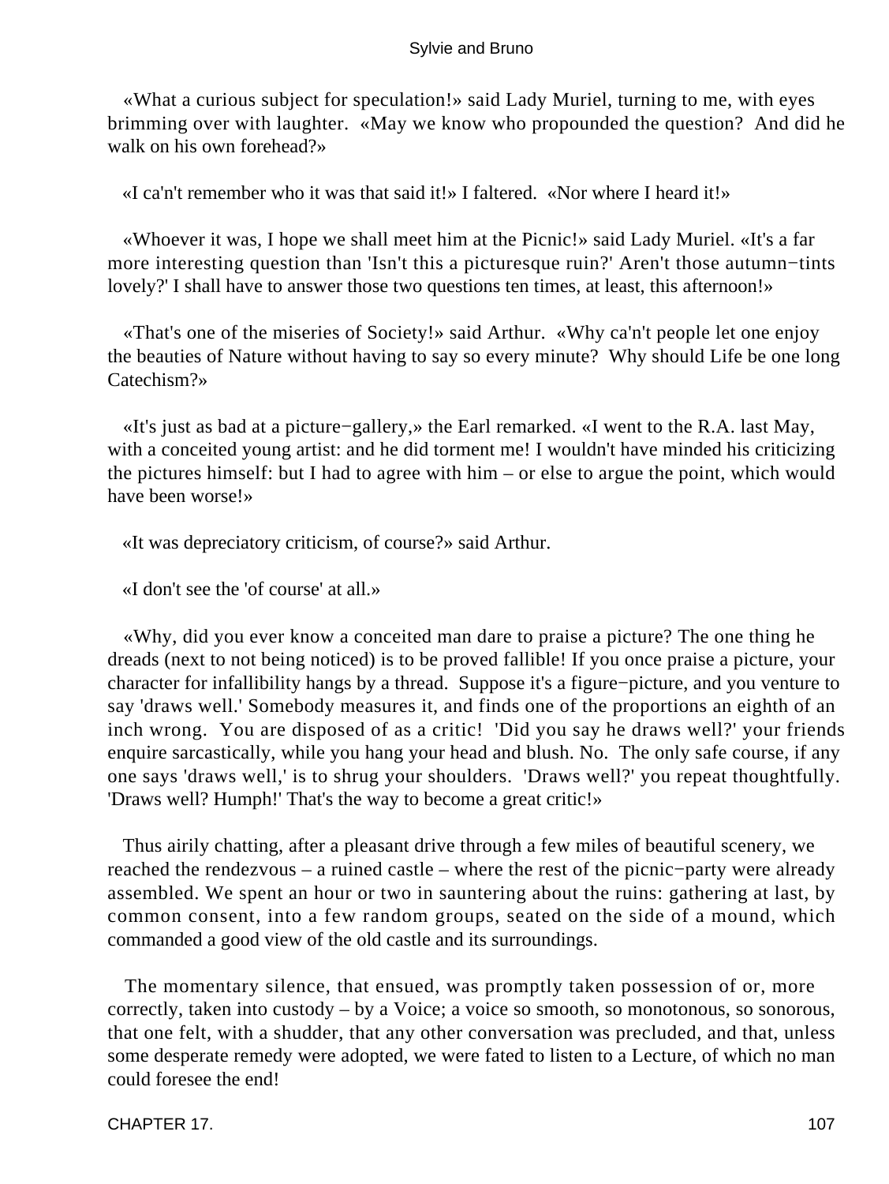«What a curious subject for speculation!» said Lady Muriel, turning to me, with eyes brimming over with laughter. «May we know who propounded the question? And did he walk on his own forehead?»

«I ca'n't remember who it was that said it!» I faltered. «Nor where I heard it!»

«Whoever it was, I hope we shall meet him at the Picnic!» said Lady Muriel. «It's a far more interesting question than 'Isn't this a picturesque ruin?' Aren't those autumn−tints lovely?' I shall have to answer those two questions ten times, at least, this afternoon!»

«That's one of the miseries of Society!» said Arthur. «Why ca'n't people let one enjoy the beauties of Nature without having to say so every minute? Why should Life be one long Catechism?»

«It's just as bad at a picture−gallery,» the Earl remarked. «I went to the R.A. last May, with a conceited young artist: and he did torment me! I wouldn't have minded his criticizing the pictures himself: but I had to agree with him – or else to argue the point, which would have been worse!»

«It was depreciatory criticism, of course?» said Arthur.

«I don't see the 'of course' at all.»

«Why, did you ever know a conceited man dare to praise a picture? The one thing he dreads (next to not being noticed) is to be proved fallible! If you once praise a picture, your character for infallibility hangs by a thread. Suppose it's a figure−picture, and you venture to say 'draws well.' Somebody measures it, and finds one of the proportions an eighth of an inch wrong. You are disposed of as a critic! 'Did you say he draws well?' your friends enquire sarcastically, while you hang your head and blush. No. The only safe course, if any one says 'draws well,' is to shrug your shoulders. 'Draws well?' you repeat thoughtfully. 'Draws well? Humph!' That's the way to become a great critic!»

Thus airily chatting, after a pleasant drive through a few miles of beautiful scenery, we reached the rendezvous – a ruined castle – where the rest of the picnic−party were already assembled. We spent an hour or two in sauntering about the ruins: gathering at last, by common consent, into a few random groups, seated on the side of a mound, which commanded a good view of the old castle and its surroundings.

The momentary silence, that ensued, was promptly taken possession of or, more correctly, taken into custody – by a Voice; a voice so smooth, so monotonous, so sonorous, that one felt, with a shudder, that any other conversation was precluded, and that, unless some desperate remedy were adopted, we were fated to listen to a Lecture, of which no man could foresee the end!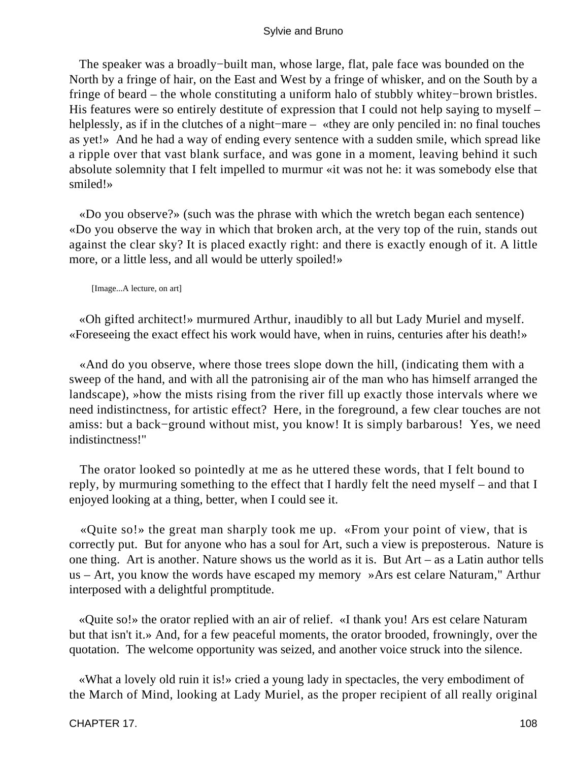The speaker was a broadly−built man, whose large, flat, pale face was bounded on the North by a fringe of hair, on the East and West by a fringe of whisker, and on the South by a fringe of beard – the whole constituting a uniform halo of stubbly whitey−brown bristles. His features were so entirely destitute of expression that I could not help saying to myself – helplessly, as if in the clutches of a night−mare – «they are only penciled in: no final touches as yet!» And he had a way of ending every sentence with a sudden smile, which spread like a ripple over that vast blank surface, and was gone in a moment, leaving behind it such absolute solemnity that I felt impelled to murmur «it was not he: it was somebody else that smiled!»

«Do you observe?» (such was the phrase with which the wretch began each sentence) «Do you observe the way in which that broken arch, at the very top of the ruin, stands out against the clear sky? It is placed exactly right: and there is exactly enough of it. A little more, or a little less, and all would be utterly spoiled!»

[Image...A lecture, on art]

«Oh gifted architect!» murmured Arthur, inaudibly to all but Lady Muriel and myself. «Foreseeing the exact effect his work would have, when in ruins, centuries after his death!»

«And do you observe, where those trees slope down the hill, (indicating them with a sweep of the hand, and with all the patronising air of the man who has himself arranged the landscape), »how the mists rising from the river fill up exactly those intervals where we need indistinctness, for artistic effect? Here, in the foreground, a few clear touches are not amiss: but a back−ground without mist, you know! It is simply barbarous! Yes, we need indistinctness!"

The orator looked so pointedly at me as he uttered these words, that I felt bound to reply, by murmuring something to the effect that I hardly felt the need myself – and that I enjoyed looking at a thing, better, when I could see it.

«Quite so!» the great man sharply took me up. «From your point of view, that is correctly put. But for anyone who has a soul for Art, such a view is preposterous. Nature is one thing. Art is another. Nature shows us the world as it is. But Art – as a Latin author tells us – Art, you know the words have escaped my memory »Ars est celare Naturam," Arthur interposed with a delightful promptitude.

«Quite so!» the orator replied with an air of relief. «I thank you! Ars est celare Naturam but that isn't it.» And, for a few peaceful moments, the orator brooded, frowningly, over the quotation. The welcome opportunity was seized, and another voice struck into the silence.

«What a lovely old ruin it is!» cried a young lady in spectacles, the very embodiment of the March of Mind, looking at Lady Muriel, as the proper recipient of all really original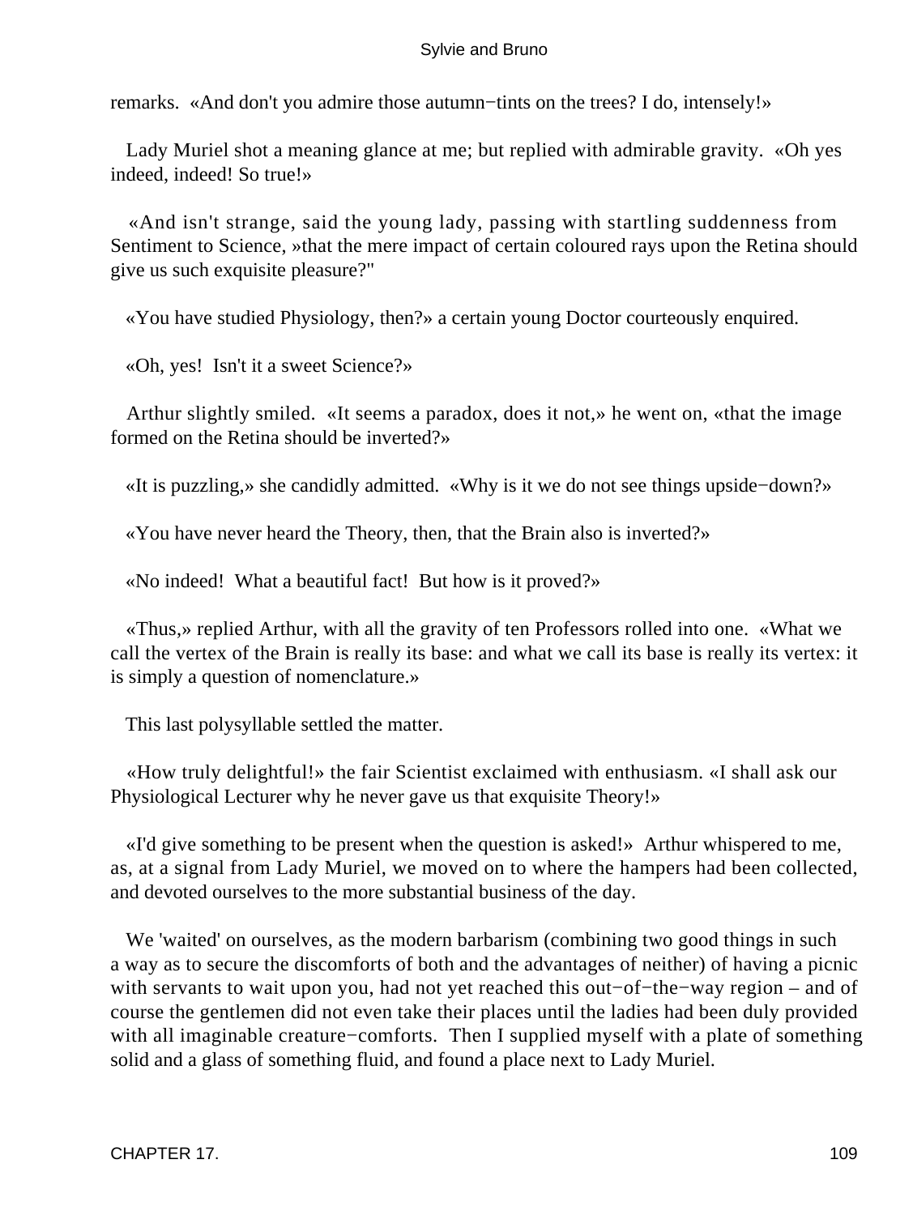remarks. «And don't you admire those autumn−tints on the trees? I do, intensely!»

Lady Muriel shot a meaning glance at me; but replied with admirable gravity. «Oh yes indeed, indeed! So true!»

«And isn't strange, said the young lady, passing with startling suddenness from Sentiment to Science, »that the mere impact of certain coloured rays upon the Retina should give us such exquisite pleasure?"

«You have studied Physiology, then?» a certain young Doctor courteously enquired.

«Oh, yes! Isn't it a sweet Science?»

Arthur slightly smiled. «It seems a paradox, does it not,» he went on, «that the image formed on the Retina should be inverted?»

«It is puzzling,» she candidly admitted. «Why is it we do not see things upside−down?»

«You have never heard the Theory, then, that the Brain also is inverted?»

«No indeed! What a beautiful fact! But how is it proved?»

«Thus,» replied Arthur, with all the gravity of ten Professors rolled into one. «What we call the vertex of the Brain is really its base: and what we call its base is really its vertex: it is simply a question of nomenclature.»

This last polysyllable settled the matter.

«How truly delightful!» the fair Scientist exclaimed with enthusiasm. «I shall ask our Physiological Lecturer why he never gave us that exquisite Theory!»

«I'd give something to be present when the question is asked!» Arthur whispered to me, as, at a signal from Lady Muriel, we moved on to where the hampers had been collected, and devoted ourselves to the more substantial business of the day.

We 'waited' on ourselves, as the modern barbarism (combining two good things in such a way as to secure the discomforts of both and the advantages of neither) of having a picnic with servants to wait upon you, had not yet reached this out−of−the−way region – and of course the gentlemen did not even take their places until the ladies had been duly provided with all imaginable creature−comforts. Then I supplied myself with a plate of something solid and a glass of something fluid, and found a place next to Lady Muriel.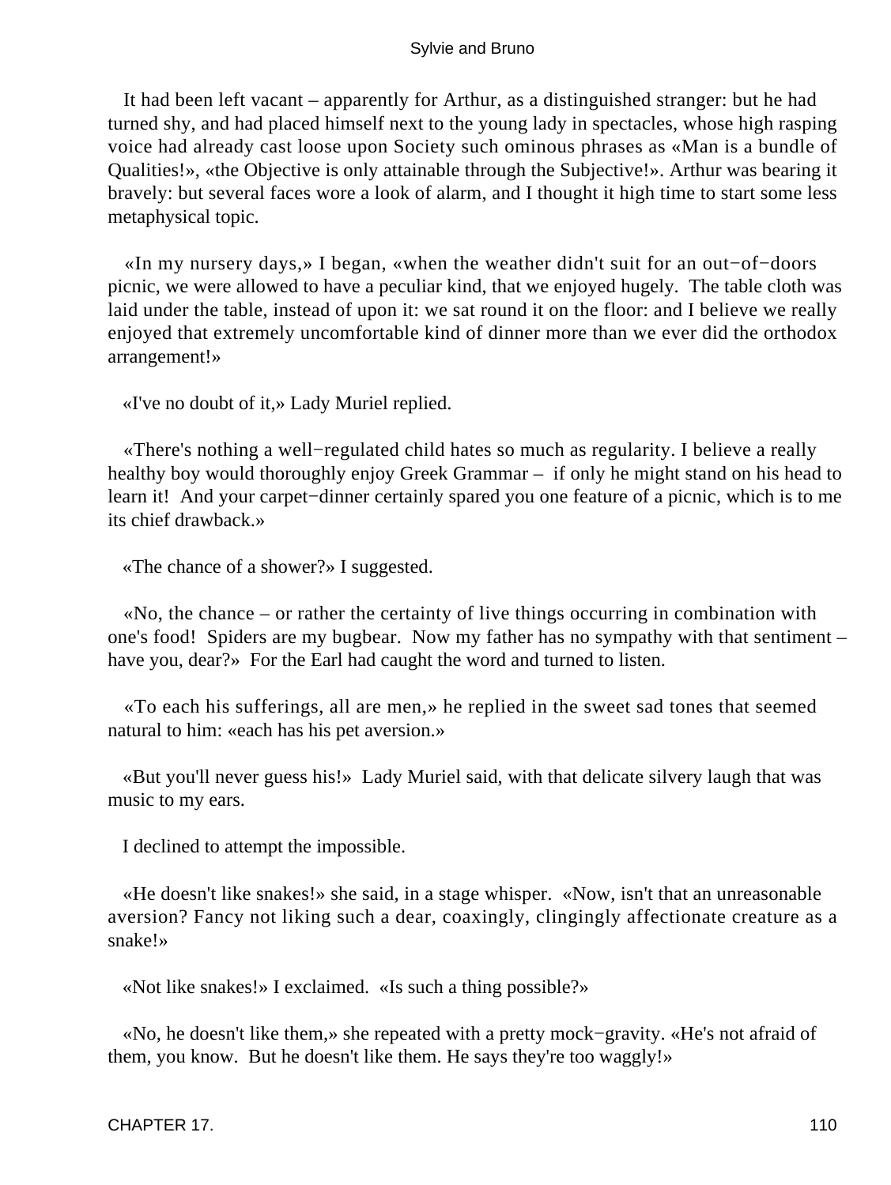It had been left vacant – apparently for Arthur, as a distinguished stranger: but he had turned shy, and had placed himself next to the young lady in spectacles, whose high rasping voice had already cast loose upon Society such ominous phrases as «Man is a bundle of Qualities!», «the Objective is only attainable through the Subjective!». Arthur was bearing it bravely: but several faces wore a look of alarm, and I thought it high time to start some less metaphysical topic.

«In my nursery days,» I began, «when the weather didn't suit for an out−of−doors picnic, we were allowed to have a peculiar kind, that we enjoyed hugely. The table cloth was laid under the table, instead of upon it: we sat round it on the floor: and I believe we really enjoyed that extremely uncomfortable kind of dinner more than we ever did the orthodox arrangement!»

«I've no doubt of it,» Lady Muriel replied.

«There's nothing a well−regulated child hates so much as regularity. I believe a really healthy boy would thoroughly enjoy Greek Grammar – if only he might stand on his head to learn it! And your carpet−dinner certainly spared you one feature of a picnic, which is to me its chief drawback.»

«The chance of a shower?» I suggested.

«No, the chance – or rather the certainty of live things occurring in combination with one's food! Spiders are my bugbear. Now my father has no sympathy with that sentiment – have you, dear?» For the Earl had caught the word and turned to listen.

«To each his sufferings, all are men,» he replied in the sweet sad tones that seemed natural to him: «each has his pet aversion.»

«But you'll never guess his!» Lady Muriel said, with that delicate silvery laugh that was music to my ears.

I declined to attempt the impossible.

«He doesn't like snakes!» she said, in a stage whisper. «Now, isn't that an unreasonable aversion? Fancy not liking such a dear, coaxingly, clingingly affectionate creature as a snake!»

«Not like snakes!» I exclaimed. «Is such a thing possible?»

«No, he doesn't like them,» she repeated with a pretty mock−gravity. «He's not afraid of them, you know. But he doesn't like them. He says they're too waggly!»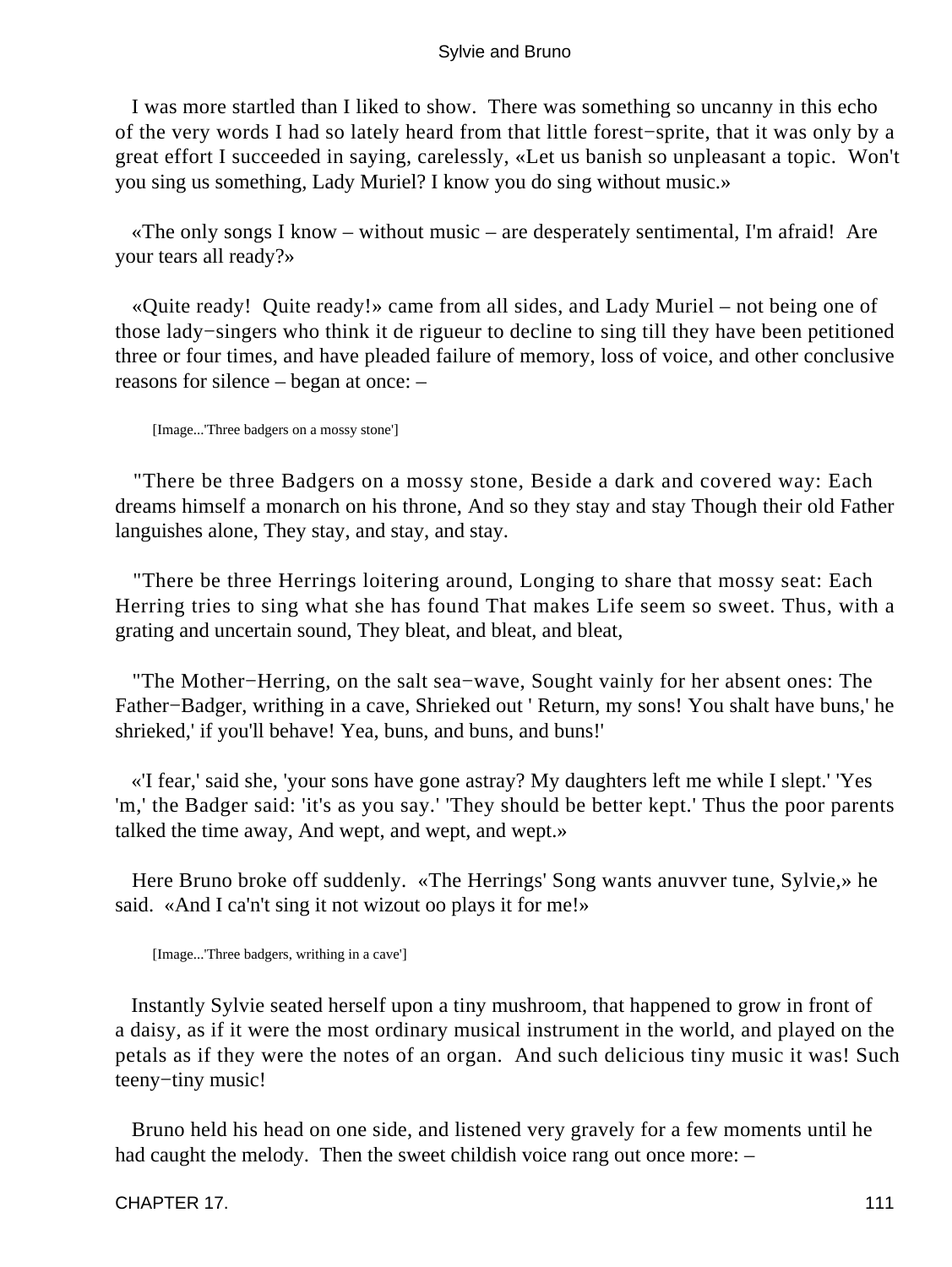I was more startled than I liked to show. There was something so uncanny in this echo of the very words I had so lately heard from that little forest−sprite, that it was only by a great effort I succeeded in saying, carelessly, «Let us banish so unpleasant a topic. Won't you sing us something, Lady Muriel? I know you do sing without music.»

«The only songs I know – without music – are desperately sentimental, I'm afraid! Are your tears all ready?»

«Quite ready! Quite ready!» came from all sides, and Lady Muriel – not being one of those lady−singers who think it de rigueur to decline to sing till they have been petitioned three or four times, and have pleaded failure of memory, loss of voice, and other conclusive reasons for silence – began at once: –

[Image...'Three badgers on a mossy stone']

"There be three Badgers on a mossy stone, Beside a dark and covered way: Each dreams himself a monarch on his throne, And so they stay and stay Though their old Father languishes alone, They stay, and stay, and stay.

"There be three Herrings loitering around, Longing to share that mossy seat: Each Herring tries to sing what she has found That makes Life seem so sweet. Thus, with a grating and uncertain sound, They bleat, and bleat, and bleat,

"The Mother−Herring, on the salt sea−wave, Sought vainly for her absent ones: The Father−Badger, writhing in a cave, Shrieked out ' Return, my sons! You shalt have buns,' he shrieked,' if you'll behave! Yea, buns, and buns, and buns!'

«'I fear,' said she, 'your sons have gone astray? My daughters left me while I slept.' 'Yes 'm,' the Badger said: 'it's as you say.' 'They should be better kept.' Thus the poor parents talked the time away, And wept, and wept, and wept.»

Here Bruno broke off suddenly. «The Herrings' Song wants anuvver tune, Sylvie,» he said. «And I ca'n't sing it not wizout oo plays it for me!»

[Image...'Three badgers, writhing in a cave']

Instantly Sylvie seated herself upon a tiny mushroom, that happened to grow in front of a daisy, as if it were the most ordinary musical instrument in the world, and played on the petals as if they were the notes of an organ. And such delicious tiny music it was! Such teeny−tiny music!

Bruno held his head on one side, and listened very gravely for a few moments until he had caught the melody. Then the sweet childish voice rang out once more: –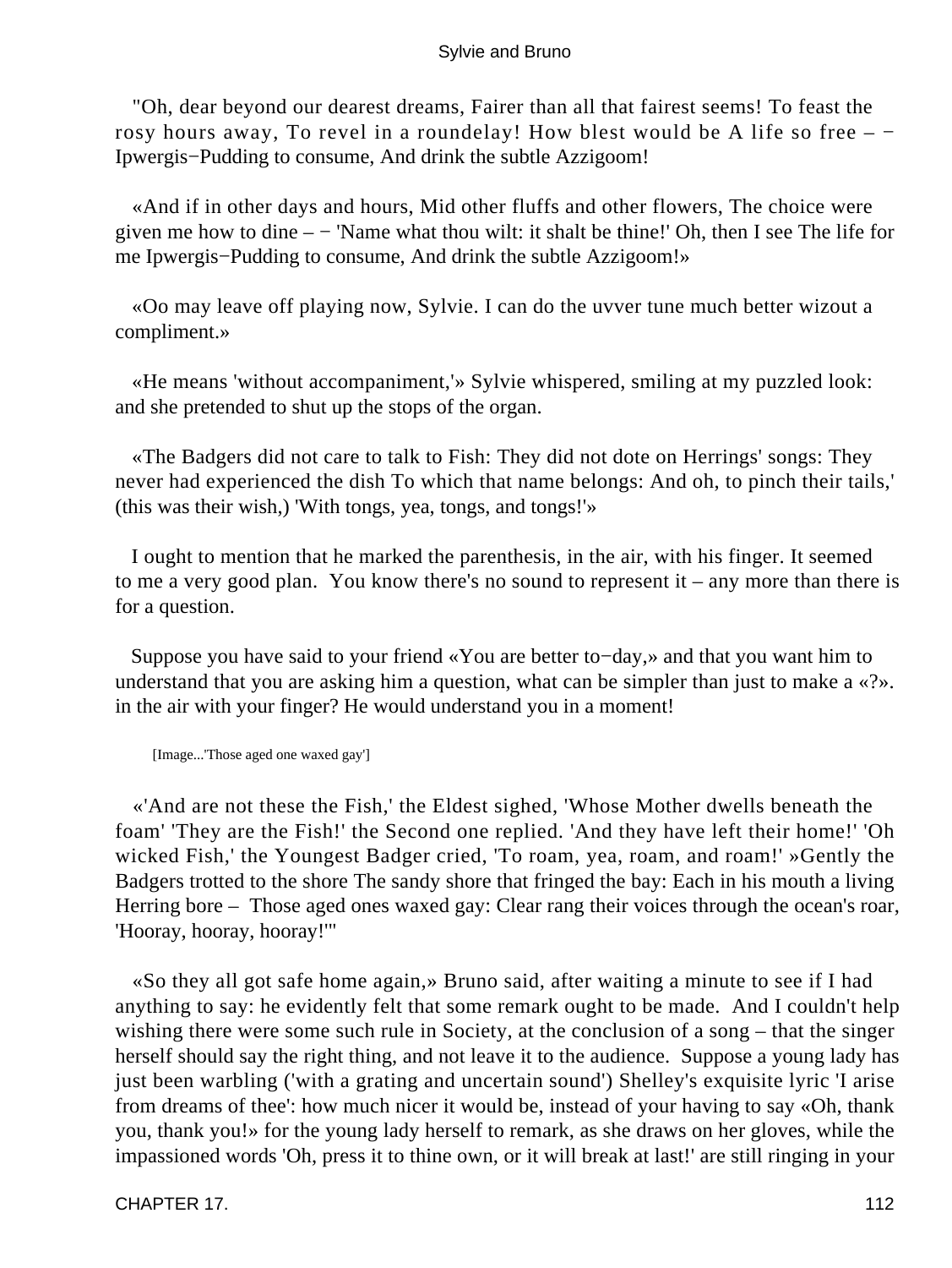"Oh, dear beyond our dearest dreams, Fairer than all that fairest seems! To feast the rosy hours away, To revel in a roundelay! How blest would be A life so free – − Ipwergis−Pudding to consume, And drink the subtle Azzigoom!

«And if in other days and hours, Mid other fluffs and other flowers, The choice were given me how to dine – − 'Name what thou wilt: it shalt be thine!' Oh, then I see The life for me Ipwergis−Pudding to consume, And drink the subtle Azzigoom!»

«Oo may leave off playing now, Sylvie. I can do the uvver tune much better wizout a compliment.»

«He means 'without accompaniment,'» Sylvie whispered, smiling at my puzzled look: and she pretended to shut up the stops of the organ.

«The Badgers did not care to talk to Fish: They did not dote on Herrings' songs: They never had experienced the dish To which that name belongs: And oh, to pinch their tails,' (this was their wish,) 'With tongs, yea, tongs, and tongs!'»

I ought to mention that he marked the parenthesis, in the air, with his finger. It seemed to me a very good plan. You know there's no sound to represent it – any more than there is for a question.

Suppose you have said to your friend «You are better to−day,» and that you want him to understand that you are asking him a question, what can be simpler than just to make a «?». in the air with your finger? He would understand you in a moment!

[Image...'Those aged one waxed gay']

«'And are not these the Fish,' the Eldest sighed, 'Whose Mother dwells beneath the foam' 'They are the Fish!' the Second one replied. 'And they have left their home!' 'Oh wicked Fish,' the Youngest Badger cried, 'To roam, yea, roam, and roam!' »Gently the Badgers trotted to the shore The sandy shore that fringed the bay: Each in his mouth a living Herring bore – Those aged ones waxed gay: Clear rang their voices through the ocean's roar, 'Hooray, hooray, hooray!'"

«So they all got safe home again,» Bruno said, after waiting a minute to see if I had anything to say: he evidently felt that some remark ought to be made. And I couldn't help wishing there were some such rule in Society, at the conclusion of a song – that the singer herself should say the right thing, and not leave it to the audience. Suppose a young lady has just been warbling ('with a grating and uncertain sound') Shelley's exquisite lyric 'I arise from dreams of thee': how much nicer it would be, instead of your having to say «Oh, thank you, thank you!» for the young lady herself to remark, as she draws on her gloves, while the impassioned words 'Oh, press it to thine own, or it will break at last!' are still ringing in your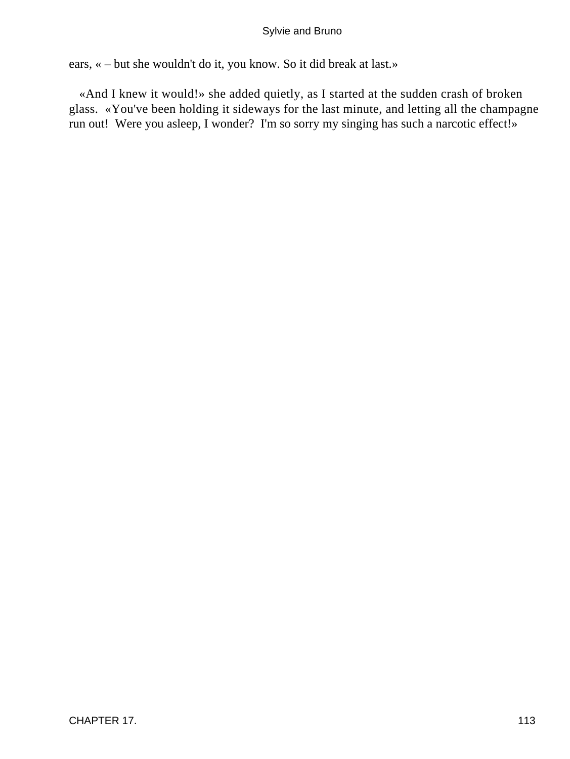ears, « – but she wouldn't do it, you know. So it did break at last.»

«And I knew it would!» she added quietly, as I started at the sudden crash of broken glass. «You've been holding it sideways for the last minute, and letting all the champagne run out! Were you asleep, I wonder? I'm so sorry my singing has such a narcotic effect!»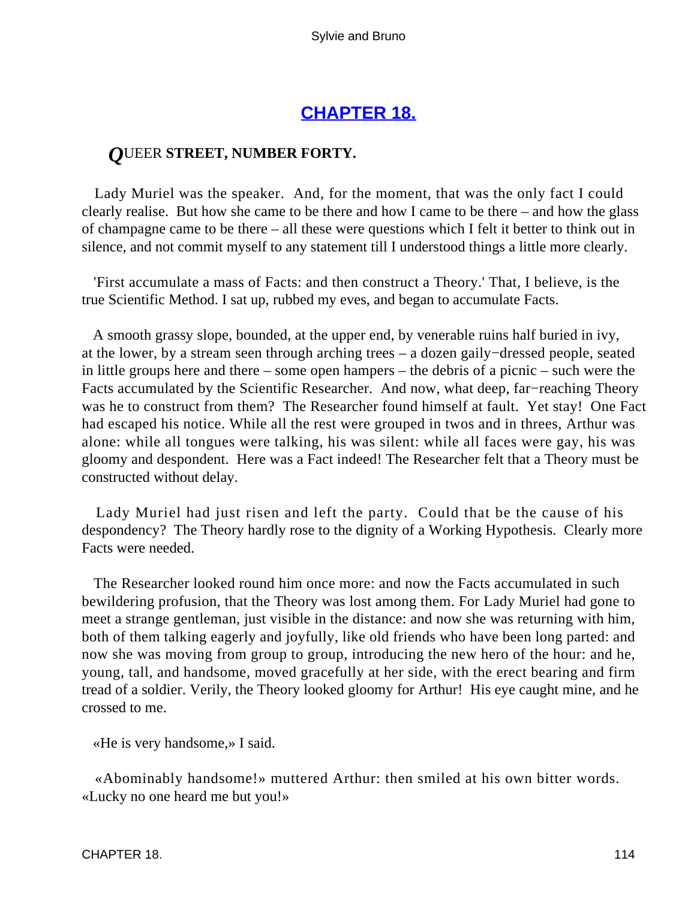## [CHAPTER 18.](#)

### *Q*UEER STREET, NUMBER FORTY.

Lady Muriel was the speaker. And, for the moment, that was the only fact I could clearly realise. But how she came to be there and how I came to be there – and how the glass of champagne came to be there – all these were questions which I felt it better to think out in silence, and not commit myself to any statement till I understood things a little more clearly.

'First accumulate a mass of Facts: and then construct a Theory.' That, I believe, is the true Scientific Method. I sat up, rubbed my eves, and began to accumulate Facts.

A smooth grassy slope, bounded, at the upper end, by venerable ruins half buried in ivy, at the lower, by a stream seen through arching trees – a dozen gaily−dressed people, seated in little groups here and there – some open hampers – the debris of a picnic – such were the Facts accumulated by the Scientific Researcher. And now, what deep, far−reaching Theory was he to construct from them? The Researcher found himself at fault. Yet stay! One Fact had escaped his notice. While all the rest were grouped in twos and in threes, Arthur was alone: while all tongues were talking, his was silent: while all faces were gay, his was gloomy and despondent. Here was a Fact indeed! The Researcher felt that a Theory must be constructed without delay.

Lady Muriel had just risen and left the party. Could that be the cause of his despondency? The Theory hardly rose to the dignity of a Working Hypothesis. Clearly more Facts were needed.

The Researcher looked round him once more: and now the Facts accumulated in such bewildering profusion, that the Theory was lost among them. For Lady Muriel had gone to meet a strange gentleman, just visible in the distance: and now she was returning with him, both of them talking eagerly and joyfully, like old friends who have been long parted: and now she was moving from group to group, introducing the new hero of the hour: and he, young, tall, and handsome, moved gracefully at her side, with the erect bearing and firm tread of a soldier. Verily, the Theory looked gloomy for Arthur! His eye caught mine, and he crossed to me.

«He is very handsome,» I said.

«Abominably handsome!» muttered Arthur: then smiled at his own bitter words. «Lucky no one heard me but you!»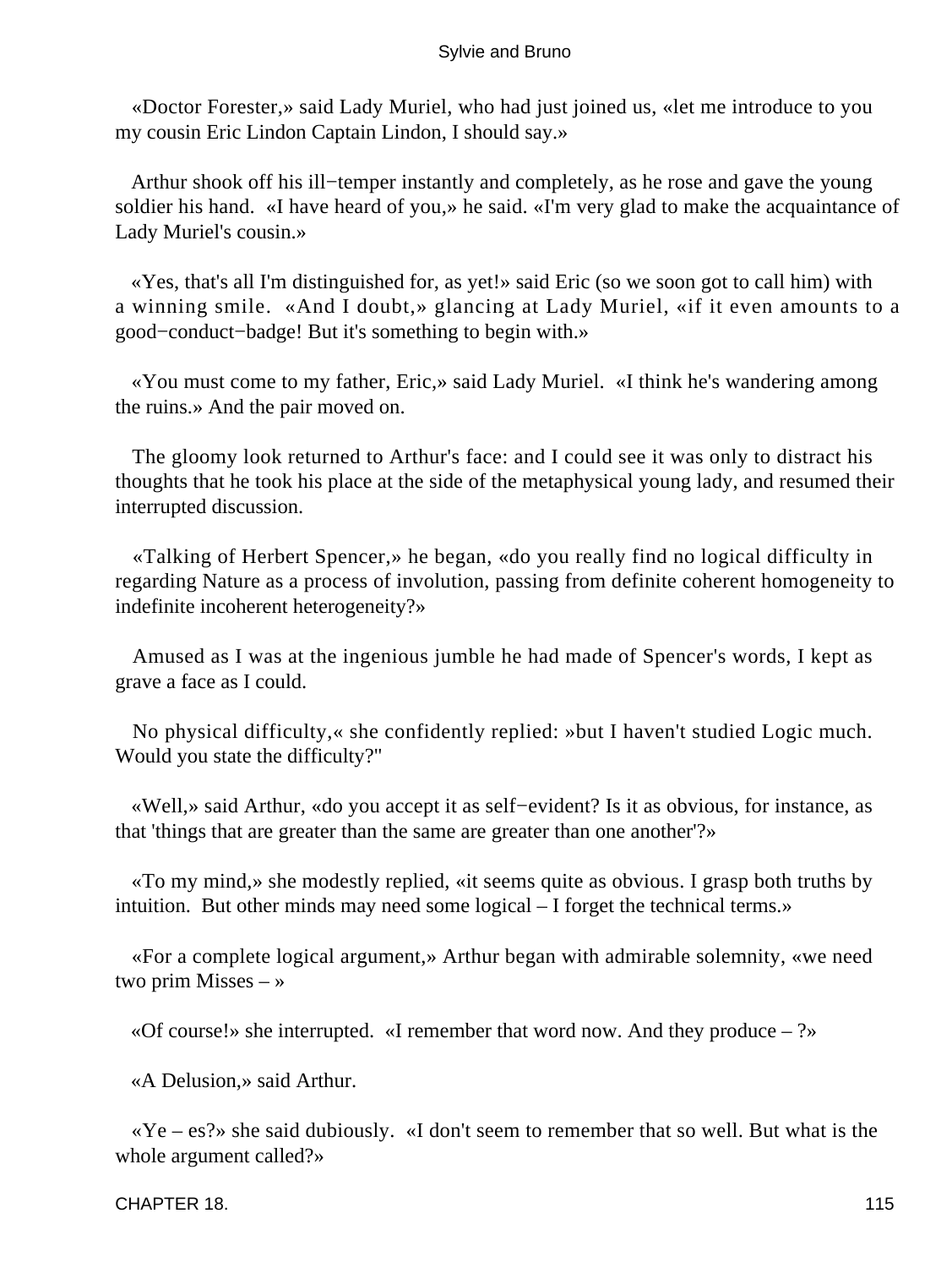«Doctor Forester,» said Lady Muriel, who had just joined us, «let me introduce to you my cousin Eric Lindon Captain Lindon, I should say.»

Arthur shook off his ill−temper instantly and completely, as he rose and gave the young soldier his hand. «I have heard of you,» he said. «I'm very glad to make the acquaintance of Lady Muriel's cousin.»

«Yes, that's all I'm distinguished for, as yet!» said Eric (so we soon got to call him) with a winning smile. «And I doubt,» glancing at Lady Muriel, «if it even amounts to a good−conduct−badge! But it's something to begin with.»

«You must come to my father, Eric,» said Lady Muriel. «I think he's wandering among the ruins.» And the pair moved on.

The gloomy look returned to Arthur's face: and I could see it was only to distract his thoughts that he took his place at the side of the metaphysical young lady, and resumed their interrupted discussion.

«Talking of Herbert Spencer,» he began, «do you really find no logical difficulty in regarding Nature as a process of involution, passing from definite coherent homogeneity to indefinite incoherent heterogeneity?»

Amused as I was at the ingenious jumble he had made of Spencer's words, I kept as grave a face as I could.

No physical difficulty,« she confidently replied: »but I haven't studied Logic much. Would you state the difficulty?"

«Well,» said Arthur, «do you accept it as self−evident? Is it as obvious, for instance, as that 'things that are greater than the same are greater than one another'?»

«To my mind,» she modestly replied, «it seems quite as obvious. I grasp both truths by intuition. But other minds may need some logical – I forget the technical terms.»

«For a complete logical argument,» Arthur began with admirable solemnity, «we need two prim Misses – »

«Of course!» she interrupted. «I remember that word now. And they produce – ?»

«A Delusion,» said Arthur.

«Ye – es?» she said dubiously. «I don't seem to remember that so well. But what is the whole argument called?»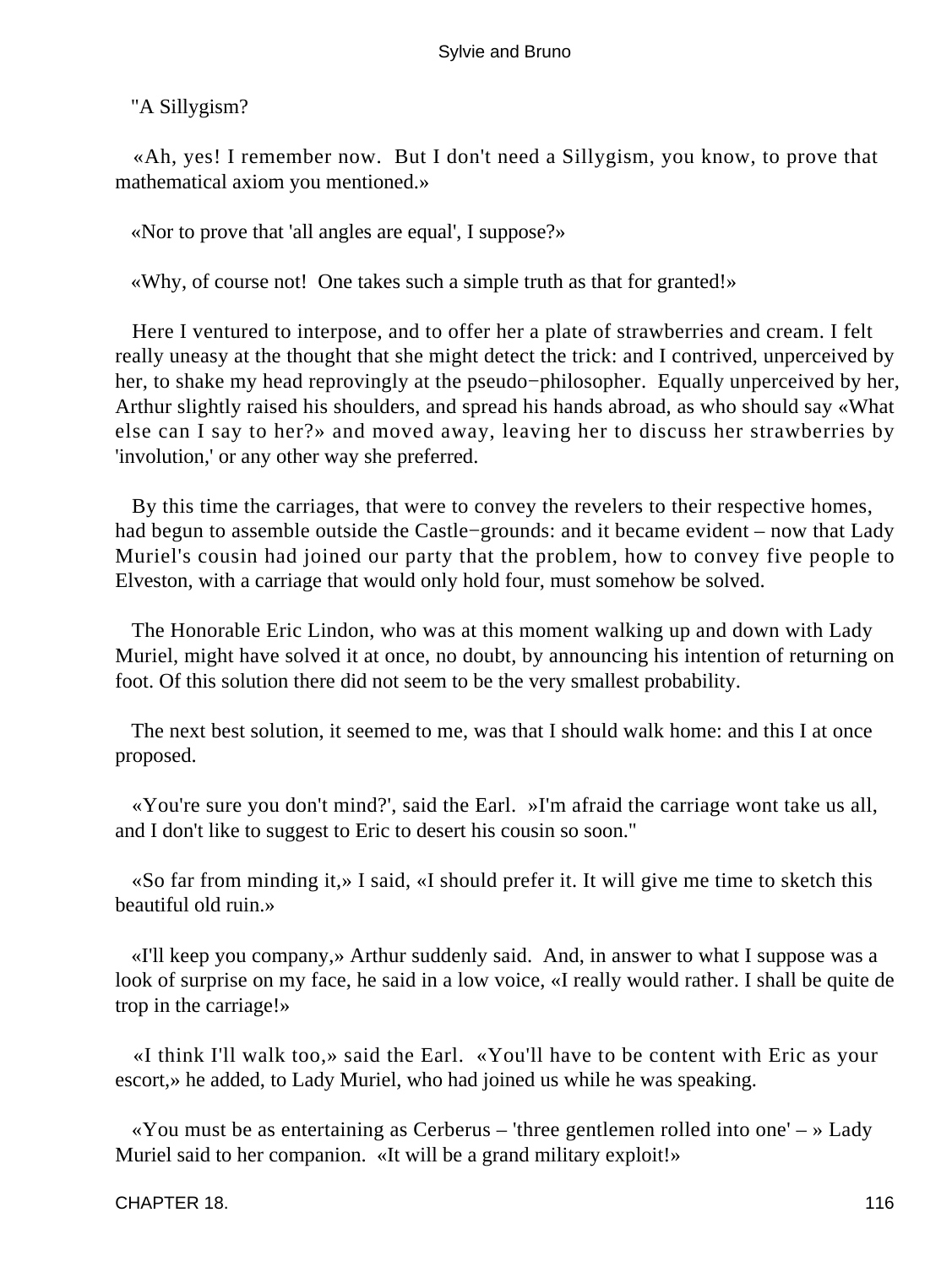"A Sillygism?

«Ah, yes! I remember now. But I don't need a Sillygism, you know, to prove that mathematical axiom you mentioned.»

«Nor to prove that 'all angles are equal', I suppose?»

«Why, of course not! One takes such a simple truth as that for granted!»

Here I ventured to interpose, and to offer her a plate of strawberries and cream. I felt really uneasy at the thought that she might detect the trick: and I contrived, unperceived by her, to shake my head reprovingly at the pseudo−philosopher. Equally unperceived by her, Arthur slightly raised his shoulders, and spread his hands abroad, as who should say «What else can I say to her?» and moved away, leaving her to discuss her strawberries by 'involution,' or any other way she preferred.

By this time the carriages, that were to convey the revelers to their respective homes, had begun to assemble outside the Castle−grounds: and it became evident – now that Lady Muriel's cousin had joined our party that the problem, how to convey five people to Elveston, with a carriage that would only hold four, must somehow be solved.

The Honorable Eric Lindon, who was at this moment walking up and down with Lady Muriel, might have solved it at once, no doubt, by announcing his intention of returning on foot. Of this solution there did not seem to be the very smallest probability.

The next best solution, it seemed to me, was that I should walk home: and this I at once proposed.

«You're sure you don't mind?', said the Earl. »I'm afraid the carriage wont take us all, and I don't like to suggest to Eric to desert his cousin so soon."

«So far from minding it,» I said, «I should prefer it. It will give me time to sketch this beautiful old ruin.»

«I'll keep you company,» Arthur suddenly said. And, in answer to what I suppose was a look of surprise on my face, he said in a low voice, «I really would rather. I shall be quite de trop in the carriage!»

«I think I'll walk too,» said the Earl. «You'll have to be content with Eric as your escort,» he added, to Lady Muriel, who had joined us while he was speaking.

«You must be as entertaining as Cerberus – 'three gentlemen rolled into one' – » Lady Muriel said to her companion. «It will be a grand military exploit!»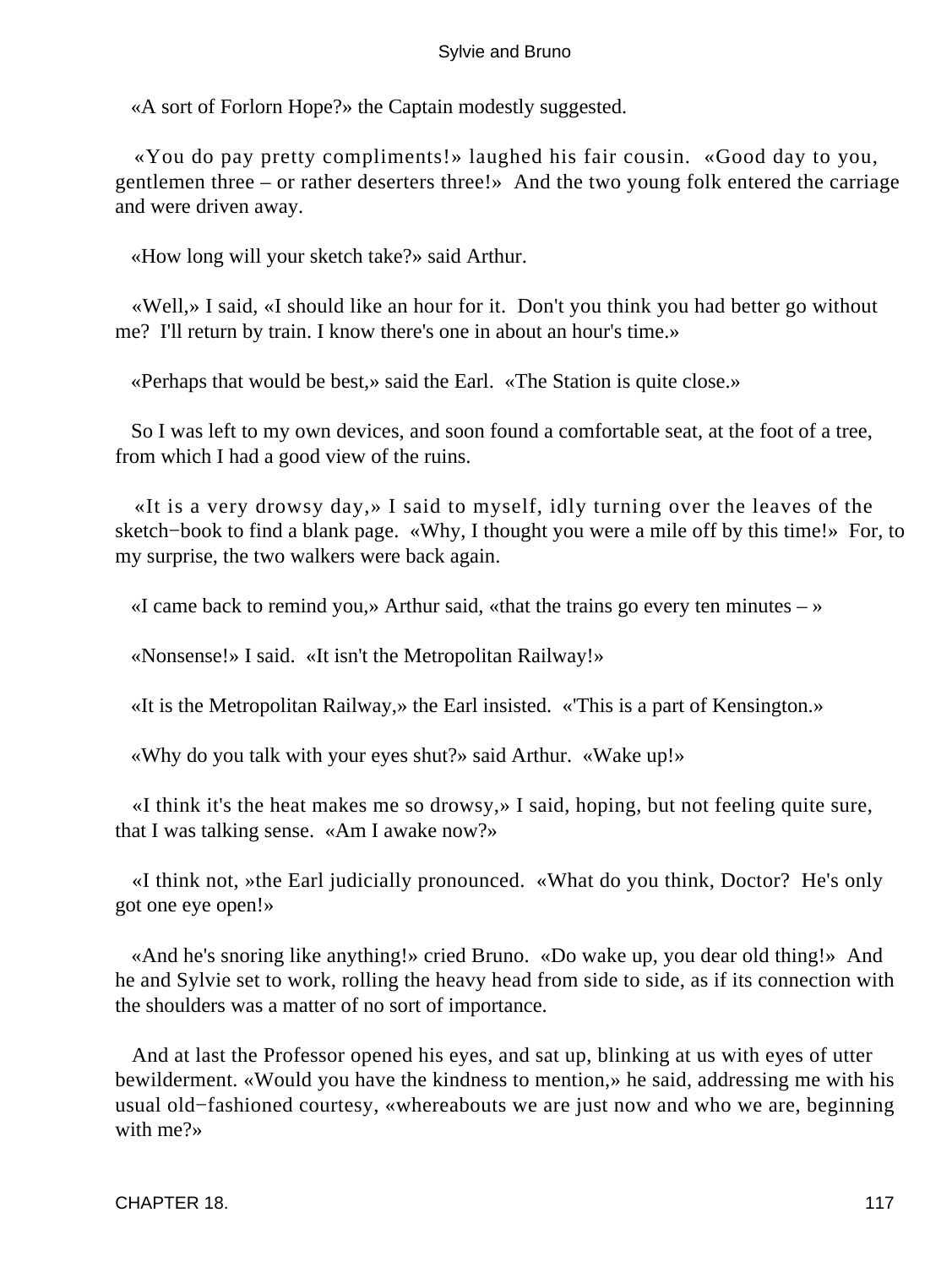«A sort of Forlorn Hope?» the Captain modestly suggested.

«You do pay pretty compliments!» laughed his fair cousin. «Good day to you, gentlemen three – or rather deserters three!» And the two young folk entered the carriage and were driven away.

«How long will your sketch take?» said Arthur.

«Well,» I said, «I should like an hour for it. Don't you think you had better go without me? I'll return by train. I know there's one in about an hour's time.»

«Perhaps that would be best,» said the Earl. «The Station is quite close.»

So I was left to my own devices, and soon found a comfortable seat, at the foot of a tree, from which I had a good view of the ruins.

«It is a very drowsy day,» I said to myself, idly turning over the leaves of the sketch−book to find a blank page. «Why, I thought you were a mile off by this time!» For, to my surprise, the two walkers were back again.

«I came back to remind you,» Arthur said, «that the trains go every ten minutes – »

«Nonsense!» I said. «It isn't the Metropolitan Railway!»

«It is the Metropolitan Railway,» the Earl insisted. «'This is a part of Kensington.»

«Why do you talk with your eyes shut?» said Arthur. «Wake up!»

«I think it's the heat makes me so drowsy,» I said, hoping, but not feeling quite sure, that I was talking sense. «Am I awake now?»

«I think not, »the Earl judicially pronounced. «What do you think, Doctor? He's only got one eye open!»

«And he's snoring like anything!» cried Bruno. «Do wake up, you dear old thing!» And he and Sylvie set to work, rolling the heavy head from side to side, as if its connection with the shoulders was a matter of no sort of importance.

And at last the Professor opened his eyes, and sat up, blinking at us with eyes of utter bewilderment. «Would you have the kindness to mention,» he said, addressing me with his usual old−fashioned courtesy, «whereabouts we are just now and who we are, beginning with me?»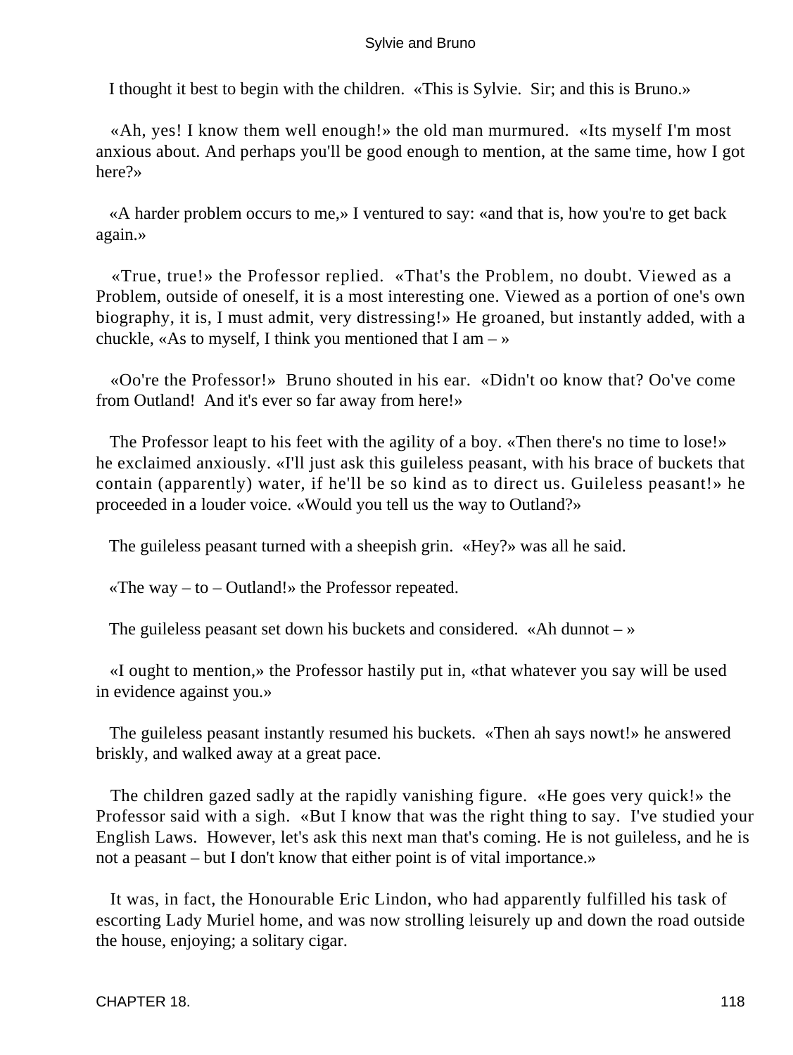I thought it best to begin with the children. «This is Sylvie. Sir; and this is Bruno.»

«Ah, yes! I know them well enough!» the old man murmured. «Its myself I'm most anxious about. And perhaps you'll be good enough to mention, at the same time, how I got here?»

«A harder problem occurs to me,» I ventured to say: «and that is, how you're to get back again.»

«True, true!» the Professor replied. «That's the Problem, no doubt. Viewed as a Problem, outside of oneself, it is a most interesting one. Viewed as a portion of one's own biography, it is, I must admit, very distressing!» He groaned, but instantly added, with a chuckle, «As to myself, I think you mentioned that I am – »

«Oo're the Professor!» Bruno shouted in his ear. «Didn't oo know that? Oo've come from Outland! And it's ever so far away from here!»

The Professor leapt to his feet with the agility of a boy. «Then there's no time to lose!» he exclaimed anxiously. «I'll just ask this guileless peasant, with his brace of buckets that contain (apparently) water, if he'll be so kind as to direct us. Guileless peasant!» he proceeded in a louder voice. «Would you tell us the way to Outland?»

The guileless peasant turned with a sheepish grin. «Hey?» was all he said.

«The way – to – Outland!» the Professor repeated.

The guileless peasant set down his buckets and considered. «Ah dunnot – »

«I ought to mention,» the Professor hastily put in, «that whatever you say will be used in evidence against you.»

The guileless peasant instantly resumed his buckets. «Then ah says nowt!» he answered briskly, and walked away at a great pace.

The children gazed sadly at the rapidly vanishing figure. «He goes very quick!» the Professor said with a sigh. «But I know that was the right thing to say. I've studied your English Laws. However, let's ask this next man that's coming. He is not guileless, and he is not a peasant – but I don't know that either point is of vital importance.»

It was, in fact, the Honourable Eric Lindon, who had apparently fulfilled his task of escorting Lady Muriel home, and was now strolling leisurely up and down the road outside the house, enjoying; a solitary cigar.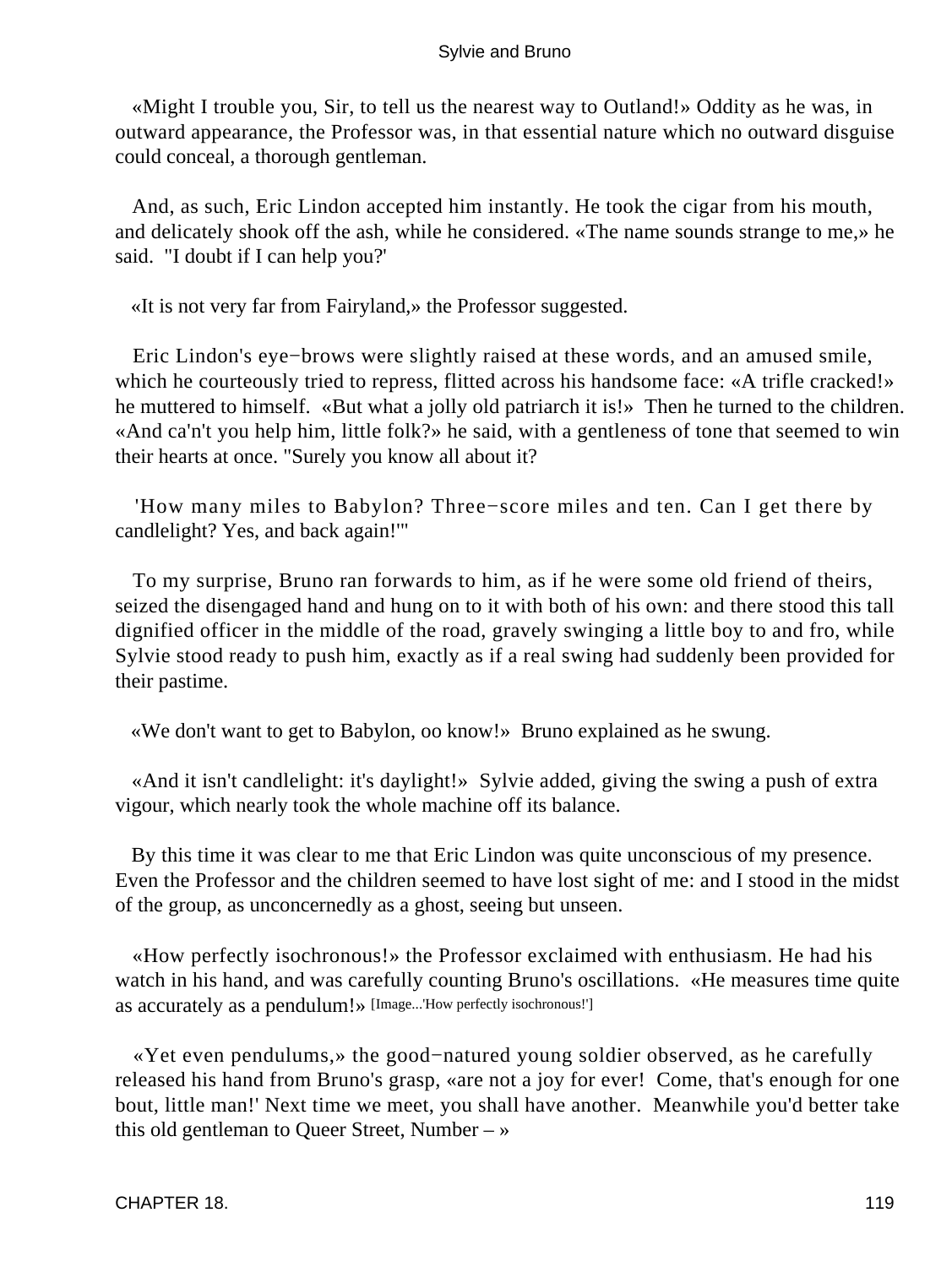«Might I trouble you, Sir, to tell us the nearest way to Outland!» Oddity as he was, in outward appearance, the Professor was, in that essential nature which no outward disguise could conceal, a thorough gentleman.

And, as such, Eric Lindon accepted him instantly. He took the cigar from his mouth, and delicately shook off the ash, while he considered. «The name sounds strange to me,» he said. "I doubt if I can help you?'

«It is not very far from Fairyland,» the Professor suggested.

Eric Lindon's eye−brows were slightly raised at these words, and an amused smile, which he courteously tried to repress, flitted across his handsome face: «A trifle cracked!» he muttered to himself. «But what a jolly old patriarch it is!» Then he turned to the children. «And ca'n't you help him, little folk?» he said, with a gentleness of tone that seemed to win their hearts at once. "Surely you know all about it?

'How many miles to Babylon? Three−score miles and ten. Can I get there by candlelight? Yes, and back again!'"

To my surprise, Bruno ran forwards to him, as if he were some old friend of theirs, seized the disengaged hand and hung on to it with both of his own: and there stood this tall dignified officer in the middle of the road, gravely swinging a little boy to and fro, while Sylvie stood ready to push him, exactly as if a real swing had suddenly been provided for their pastime.

«We don't want to get to Babylon, oo know!» Bruno explained as he swung.

«And it isn't candlelight: it's daylight!» Sylvie added, giving the swing a push of extra vigour, which nearly took the whole machine off its balance.

By this time it was clear to me that Eric Lindon was quite unconscious of my presence. Even the Professor and the children seemed to have lost sight of me: and I stood in the midst of the group, as unconcernedly as a ghost, seeing but unseen.

«How perfectly isochronous!» the Professor exclaimed with enthusiasm. He had his watch in his hand, and was carefully counting Bruno's oscillations. «He measures time quite as accurately as a pendulum!» [Image...'How perfectly isochronous!']

«Yet even pendulums,» the good−natured young soldier observed, as he carefully released his hand from Bruno's grasp, «are not a joy for ever! Come, that's enough for one bout, little man!' Next time we meet, you shall have another. Meanwhile you'd better take this old gentleman to Queer Street, Number – »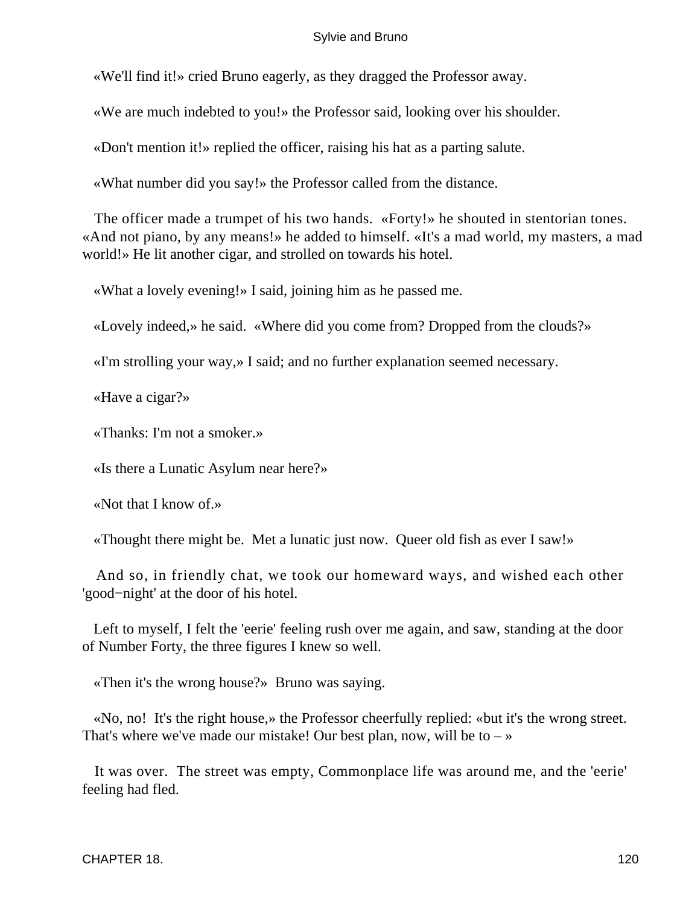«We'll find it!» cried Bruno eagerly, as they dragged the Professor away.

«We are much indebted to you!» the Professor said, looking over his shoulder.

«Don't mention it!» replied the officer, raising his hat as a parting salute.

«What number did you say!» the Professor called from the distance.

The officer made a trumpet of his two hands. «Forty!» he shouted in stentorian tones. «And not piano, by any means!» he added to himself. «It's a mad world, my masters, a mad world!» He lit another cigar, and strolled on towards his hotel.

«What a lovely evening!» I said, joining him as he passed me.

«Lovely indeed,» he said. «Where did you come from? Dropped from the clouds?»

«I'm strolling your way,» I said; and no further explanation seemed necessary.

«Have a cigar?»

«Thanks: I'm not a smoker.»

«Is there a Lunatic Asylum near here?»

«Not that I know of.»

«Thought there might be. Met a lunatic just now. Queer old fish as ever I saw!»

And so, in friendly chat, we took our homeward ways, and wished each other 'good−night' at the door of his hotel.

Left to myself, I felt the 'eerie' feeling rush over me again, and saw, standing at the door of Number Forty, the three figures I knew so well.

«Then it's the wrong house?» Bruno was saying.

«No, no! It's the right house,» the Professor cheerfully replied: «but it's the wrong street. That's where we've made our mistake! Our best plan, now, will be to – »

It was over. The street was empty, Commonplace life was around me, and the 'eerie' feeling had fled.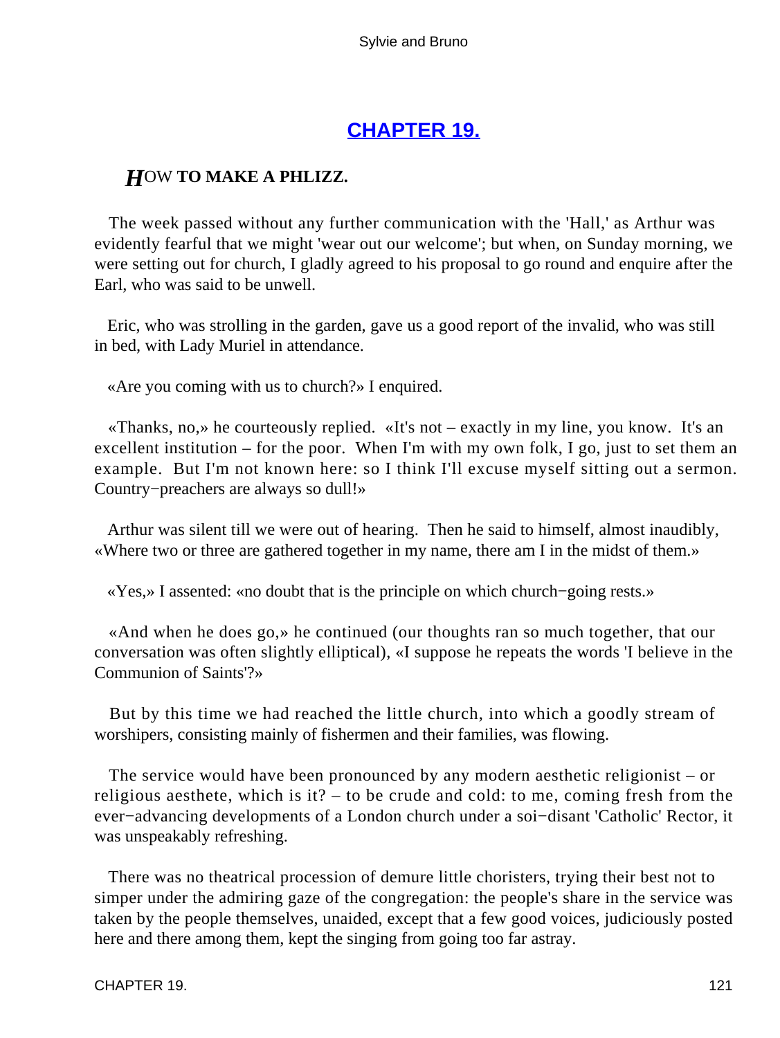## CHAPTER 19.

### *H*OW TO MAKE A PHLIZZ.

The week passed without any further communication with the 'Hall,' as Arthur was evidently fearful that we might 'wear out our welcome'; but when, on Sunday morning, we were setting out for church, I gladly agreed to his proposal to go round and enquire after the Earl, who was said to be unwell.

Eric, who was strolling in the garden, gave us a good report of the invalid, who was still in bed, with Lady Muriel in attendance.

«Are you coming with us to church?» I enquired.

«Thanks, no,» he courteously replied. «It's not – exactly in my line, you know. It's an excellent institution – for the poor. When I'm with my own folk, I go, just to set them an example. But I'm not known here: so I think I'll excuse myself sitting out a sermon. Country−preachers are always so dull!»

Arthur was silent till we were out of hearing. Then he said to himself, almost inaudibly, «Where two or three are gathered together in my name, there am I in the midst of them.»

«Yes,» I assented: «no doubt that is the principle on which church−going rests.»

«And when he does go,» he continued (our thoughts ran so much together, that our conversation was often slightly elliptical), «I suppose he repeats the words 'I believe in the Communion of Saints'?»

But by this time we had reached the little church, into which a goodly stream of worshipers, consisting mainly of fishermen and their families, was flowing.

The service would have been pronounced by any modern aesthetic religionist – or religious aesthete, which is it? – to be crude and cold: to me, coming fresh from the ever−advancing developments of a London church under a soi−disant 'Catholic' Rector, it was unspeakably refreshing.

There was no theatrical procession of demure little choristers, trying their best not to simper under the admiring gaze of the congregation: the people's share in the service was taken by the people themselves, unaided, except that a few good voices, judiciously posted here and there among them, kept the singing from going too far astray.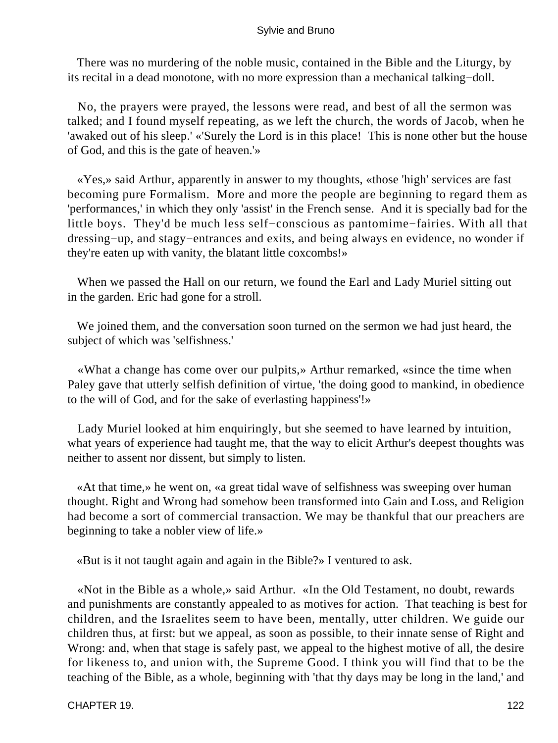There was no murdering of the noble music, contained in the Bible and the Liturgy, by its recital in a dead monotone, with no more expression than a mechanical talking−doll.

No, the prayers were prayed, the lessons were read, and best of all the sermon was talked; and I found myself repeating, as we left the church, the words of Jacob, when he 'awaked out of his sleep.' «'Surely the Lord is in this place! This is none other but the house of God, and this is the gate of heaven.'»

«Yes,» said Arthur, apparently in answer to my thoughts, «those 'high' services are fast becoming pure Formalism. More and more the people are beginning to regard them as 'performances,' in which they only 'assist' in the French sense. And it is specially bad for the little boys. They'd be much less self−conscious as pantomime−fairies. With all that dressing−up, and stagy−entrances and exits, and being always en evidence, no wonder if they're eaten up with vanity, the blatant little coxcombs!»

When we passed the Hall on our return, we found the Earl and Lady Muriel sitting out in the garden. Eric had gone for a stroll.

We joined them, and the conversation soon turned on the sermon we had just heard, the subject of which was 'selfishness.'

«What a change has come over our pulpits,» Arthur remarked, «since the time when Paley gave that utterly selfish definition of virtue, 'the doing good to mankind, in obedience to the will of God, and for the sake of everlasting happiness'!»

Lady Muriel looked at him enquiringly, but she seemed to have learned by intuition, what years of experience had taught me, that the way to elicit Arthur's deepest thoughts was neither to assent nor dissent, but simply to listen.

«At that time,» he went on, «a great tidal wave of selfishness was sweeping over human thought. Right and Wrong had somehow been transformed into Gain and Loss, and Religion had become a sort of commercial transaction. We may be thankful that our preachers are beginning to take a nobler view of life.»

«But is it not taught again and again in the Bible?» I ventured to ask.

«Not in the Bible as a whole,» said Arthur. «In the Old Testament, no doubt, rewards and punishments are constantly appealed to as motives for action. That teaching is best for children, and the Israelites seem to have been, mentally, utter children. We guide our children thus, at first: but we appeal, as soon as possible, to their innate sense of Right and Wrong: and, when that stage is safely past, we appeal to the highest motive of all, the desire for likeness to, and union with, the Supreme Good. I think you will find that to be the teaching of the Bible, as a whole, beginning with 'that thy days may be long in the land,' and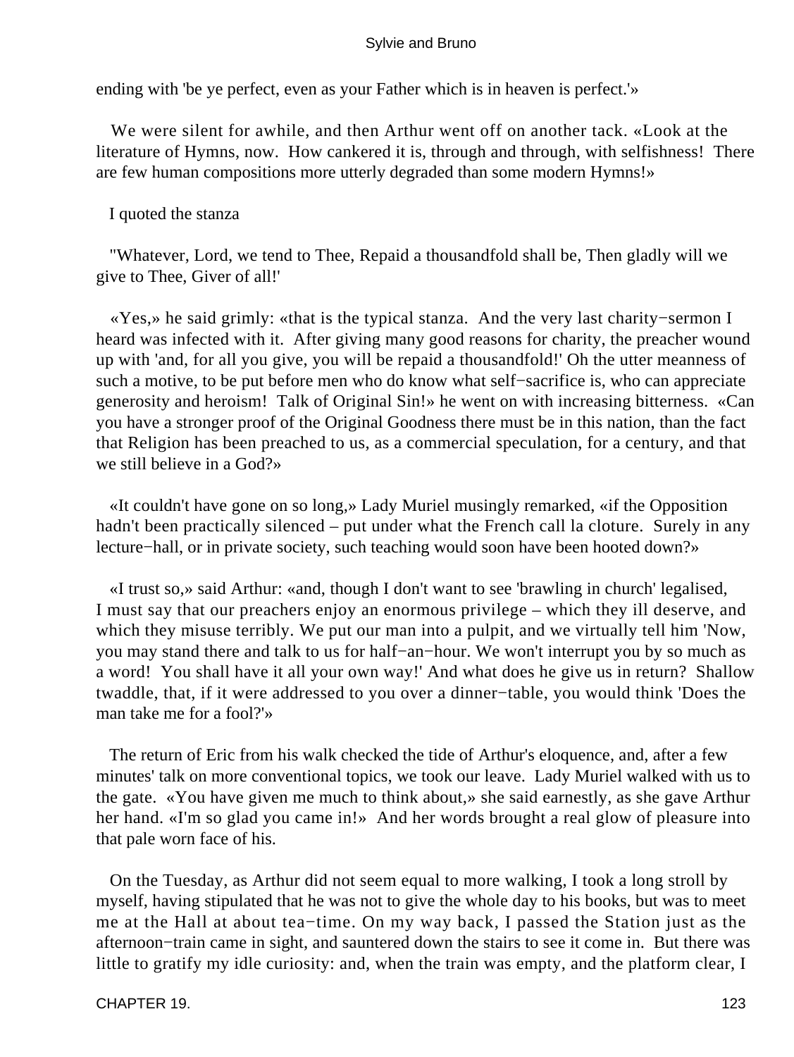ending with 'be ye perfect, even as your Father which is in heaven is perfect.'»

We were silent for awhile, and then Arthur went off on another tack. «Look at the literature of Hymns, now. How cankered it is, through and through, with selfishness! There are few human compositions more utterly degraded than some modern Hymns!»

I quoted the stanza

"Whatever, Lord, we tend to Thee, Repaid a thousandfold shall be, Then gladly will we give to Thee, Giver of all!'

«Yes,» he said grimly: «that is the typical stanza. And the very last charity−sermon I heard was infected with it. After giving many good reasons for charity, the preacher wound up with 'and, for all you give, you will be repaid a thousandfold!' Oh the utter meanness of such a motive, to be put before men who do know what self−sacrifice is, who can appreciate generosity and heroism! Talk of Original Sin!» he went on with increasing bitterness. «Can you have a stronger proof of the Original Goodness there must be in this nation, than the fact that Religion has been preached to us, as a commercial speculation, for a century, and that we still believe in a God?»

«It couldn't have gone on so long,» Lady Muriel musingly remarked, «if the Opposition hadn't been practically silenced – put under what the French call la cloture. Surely in any lecture−hall, or in private society, such teaching would soon have been hooted down?»

«I trust so,» said Arthur: «and, though I don't want to see 'brawling in church' legalised, I must say that our preachers enjoy an enormous privilege – which they ill deserve, and which they misuse terribly. We put our man into a pulpit, and we virtually tell him 'Now, you may stand there and talk to us for half−an−hour. We won't interrupt you by so much as a word! You shall have it all your own way!' And what does he give us in return? Shallow twaddle, that, if it were addressed to you over a dinner−table, you would think 'Does the man take me for a fool?'»

The return of Eric from his walk checked the tide of Arthur's eloquence, and, after a few minutes' talk on more conventional topics, we took our leave. Lady Muriel walked with us to the gate. «You have given me much to think about,» she said earnestly, as she gave Arthur her hand. «I'm so glad you came in!» And her words brought a real glow of pleasure into that pale worn face of his.

On the Tuesday, as Arthur did not seem equal to more walking, I took a long stroll by myself, having stipulated that he was not to give the whole day to his books, but was to meet me at the Hall at about tea−time. On my way back, I passed the Station just as the afternoon−train came in sight, and sauntered down the stairs to see it come in. But there was little to gratify my idle curiosity: and, when the train was empty, and the platform clear, I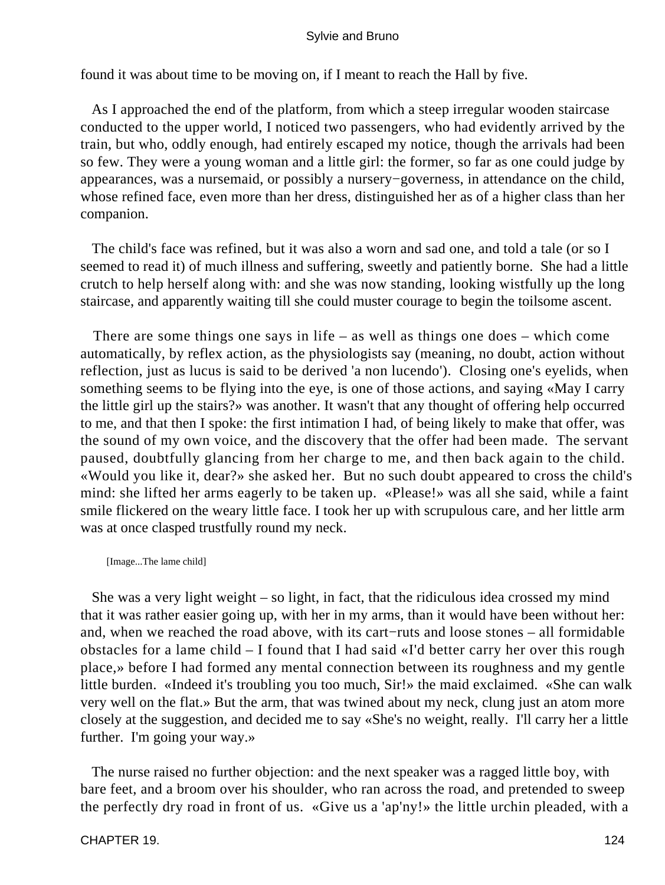found it was about time to be moving on, if I meant to reach the Hall by five.

As I approached the end of the platform, from which a steep irregular wooden staircase conducted to the upper world, I noticed two passengers, who had evidently arrived by the train, but who, oddly enough, had entirely escaped my notice, though the arrivals had been so few. They were a young woman and a little girl: the former, so far as one could judge by appearances, was a nursemaid, or possibly a nursery−governess, in attendance on the child, whose refined face, even more than her dress, distinguished her as of a higher class than her companion.

The child's face was refined, but it was also a worn and sad one, and told a tale (or so I seemed to read it) of much illness and suffering, sweetly and patiently borne. She had a little crutch to help herself along with: and she was now standing, looking wistfully up the long staircase, and apparently waiting till she could muster courage to begin the toilsome ascent.

There are some things one says in life – as well as things one does – which come automatically, by reflex action, as the physiologists say (meaning, no doubt, action without reflection, just as lucus is said to be derived 'a non lucendo'). Closing one's eyelids, when something seems to be flying into the eye, is one of those actions, and saying «May I carry the little girl up the stairs?» was another. It wasn't that any thought of offering help occurred to me, and that then I spoke: the first intimation I had, of being likely to make that offer, was the sound of my own voice, and the discovery that the offer had been made. The servant paused, doubtfully glancing from her charge to me, and then back again to the child. «Would you like it, dear?» she asked her. But no such doubt appeared to cross the child's mind: she lifted her arms eagerly to be taken up. «Please!» was all she said, while a faint smile flickered on the weary little face. I took her up with scrupulous care, and her little arm was at once clasped trustfully round my neck.

[Image...The lame child]

She was a very light weight – so light, in fact, that the ridiculous idea crossed my mind that it was rather easier going up, with her in my arms, than it would have been without her: and, when we reached the road above, with its cart−ruts and loose stones – all formidable obstacles for a lame child – I found that I had said «I'd better carry her over this rough place,» before I had formed any mental connection between its roughness and my gentle little burden. «Indeed it's troubling you too much, Sir!» the maid exclaimed. «She can walk very well on the flat.» But the arm, that was twined about my neck, clung just an atom more closely at the suggestion, and decided me to say «She's no weight, really. I'll carry her a little further. I'm going your way.»

The nurse raised no further objection: and the next speaker was a ragged little boy, with bare feet, and a broom over his shoulder, who ran across the road, and pretended to sweep the perfectly dry road in front of us. «Give us a 'ap'ny!» the little urchin pleaded, with a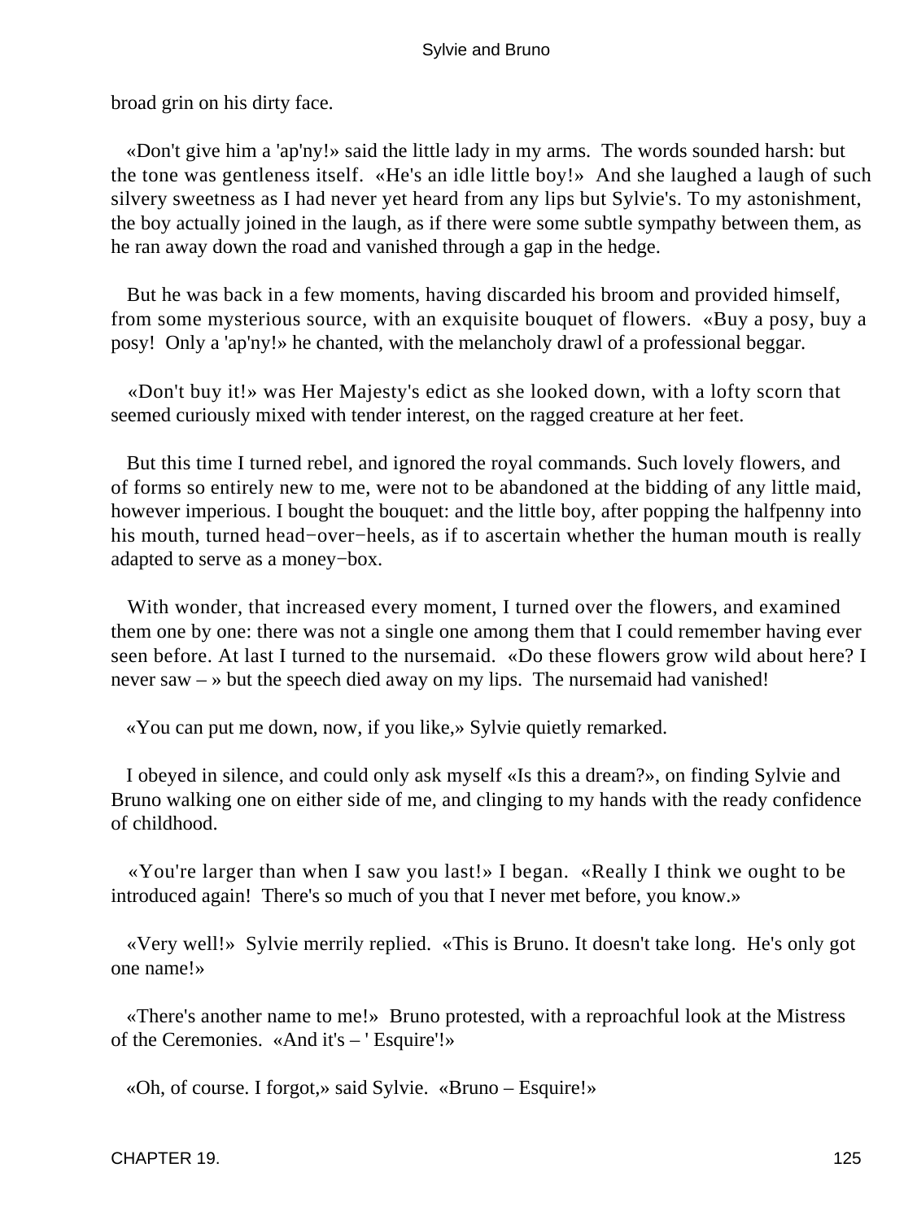broad grin on his dirty face.

«Don't give him a 'ap'ny!» said the little lady in my arms. The words sounded harsh: but the tone was gentleness itself. «He's an idle little boy!» And she laughed a laugh of such silvery sweetness as I had never yet heard from any lips but Sylvie's. To my astonishment, the boy actually joined in the laugh, as if there were some subtle sympathy between them, as he ran away down the road and vanished through a gap in the hedge.

But he was back in a few moments, having discarded his broom and provided himself, from some mysterious source, with an exquisite bouquet of flowers. «Buy a posy, buy a posy! Only a 'ap'ny!» he chanted, with the melancholy drawl of a professional beggar.

«Don't buy it!» was Her Majesty's edict as she looked down, with a lofty scorn that seemed curiously mixed with tender interest, on the ragged creature at her feet.

But this time I turned rebel, and ignored the royal commands. Such lovely flowers, and of forms so entirely new to me, were not to be abandoned at the bidding of any little maid, however imperious. I bought the bouquet: and the little boy, after popping the halfpenny into his mouth, turned head−over−heels, as if to ascertain whether the human mouth is really adapted to serve as a money−box.

With wonder, that increased every moment, I turned over the flowers, and examined them one by one: there was not a single one among them that I could remember having ever seen before. At last I turned to the nursemaid. «Do these flowers grow wild about here? I never saw – » but the speech died away on my lips. The nursemaid had vanished!

«You can put me down, now, if you like,» Sylvie quietly remarked.

I obeyed in silence, and could only ask myself «Is this a dream?», on finding Sylvie and Bruno walking one on either side of me, and clinging to my hands with the ready confidence of childhood.

«You're larger than when I saw you last!» I began. «Really I think we ought to be introduced again! There's so much of you that I never met before, you know.»

«Very well!» Sylvie merrily replied. «This is Bruno. It doesn't take long. He's only got one name!»

«There's another name to me!» Bruno protested, with a reproachful look at the Mistress of the Ceremonies. «And it's – ' Esquire'!»

«Oh, of course. I forgot,» said Sylvie. «Bruno – Esquire!»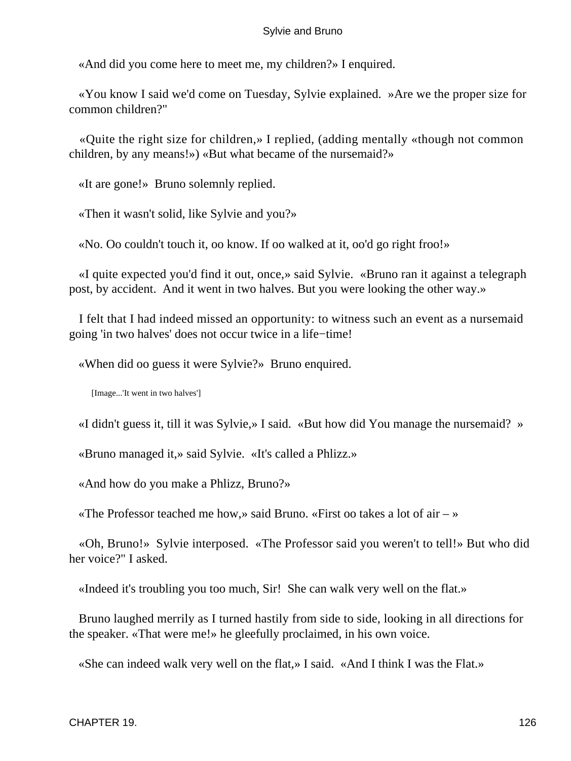«And did you come here to meet me, my children?» I enquired.

«You know I said we'd come on Tuesday, Sylvie explained. »Are we the proper size for common children?"

«Quite the right size for children,» I replied, (adding mentally «though not common children, by any means!») «But what became of the nursemaid?»

«It are gone!» Bruno solemnly replied.

«Then it wasn't solid, like Sylvie and you?»

«No. Oo couldn't touch it, oo know. If oo walked at it, oo'd go right froo!»

«I quite expected you'd find it out, once,» said Sylvie. «Bruno ran it against a telegraph post, by accident. And it went in two halves. But you were looking the other way.»

I felt that I had indeed missed an opportunity: to witness such an event as a nursemaid going 'in two halves' does not occur twice in a life−time!

«When did oo guess it were Sylvie?» Bruno enquired.

[Image...'It went in two halves']

«I didn't guess it, till it was Sylvie,» I said. «But how did You manage the nursemaid? »

«Bruno managed it,» said Sylvie. «It's called a Phlizz.»

«And how do you make a Phlizz, Bruno?»

«The Professor teached me how,» said Bruno. «First oo takes a lot of air – »

«Oh, Bruno!» Sylvie interposed. «The Professor said you weren't to tell!» But who did her voice?" I asked.

«Indeed it's troubling you too much, Sir! She can walk very well on the flat.»

Bruno laughed merrily as I turned hastily from side to side, looking in all directions for the speaker. «That were me!» he gleefully proclaimed, in his own voice.

«She can indeed walk very well on the flat,» I said. «And I think I was the Flat.»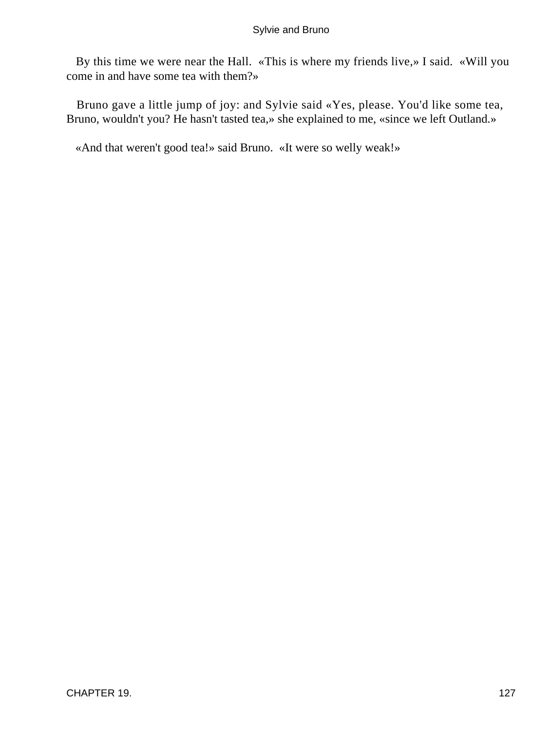By this time we were near the Hall. «This is where my friends live,» I said. «Will you come in and have some tea with them?»

Bruno gave a little jump of joy: and Sylvie said «Yes, please. You'd like some tea, Bruno, wouldn't you? He hasn't tasted tea,» she explained to me, «since we left Outland.»

«And that weren't good tea!» said Bruno. «It were so welly weak!»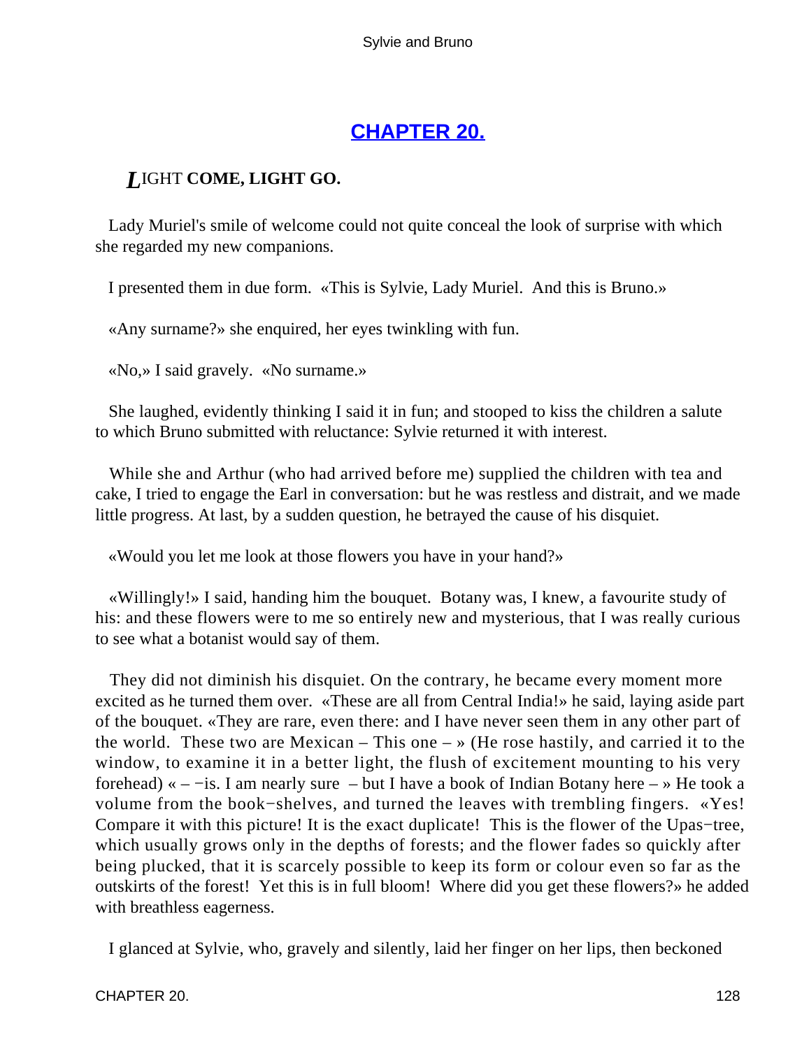## CHAPTER 20.

### LIGHT COME, LIGHT GO.

Lady Muriel's smile of welcome could not quite conceal the look of surprise with which she regarded my new companions.

I presented them in due form. «This is Sylvie, Lady Muriel. And this is Bruno.»

«Any surname?» she enquired, her eyes twinkling with fun.

«No,» I said gravely. «No surname.»

She laughed, evidently thinking I said it in fun; and stooped to kiss the children a salute to which Bruno submitted with reluctance: Sylvie returned it with interest.

While she and Arthur (who had arrived before me) supplied the children with tea and cake, I tried to engage the Earl in conversation: but he was restless and distrait, and we made little progress. At last, by a sudden question, he betrayed the cause of his disquiet.

«Would you let me look at those flowers you have in your hand?»

«Willingly!» I said, handing him the bouquet. Botany was, I knew, a favourite study of his: and these flowers were to me so entirely new and mysterious, that I was really curious to see what a botanist would say of them.

They did not diminish his disquiet. On the contrary, he became every moment more excited as he turned them over. «These are all from Central India!» he said, laying aside part of the bouquet. «They are rare, even there: and I have never seen them in any other part of the world. These two are Mexican – This one – » (He rose hastily, and carried it to the window, to examine it in a better light, the flush of excitement mounting to his very forehead) « – −is. I am nearly sure – but I have a book of Indian Botany here – » He took a volume from the book−shelves, and turned the leaves with trembling fingers. «Yes! Compare it with this picture! It is the exact duplicate! This is the flower of the Upas−tree, which usually grows only in the depths of forests; and the flower fades so quickly after being plucked, that it is scarcely possible to keep its form or colour even so far as the outskirts of the forest! Yet this is in full bloom! Where did you get these flowers?» he added with breathless eagerness.

I glanced at Sylvie, who, gravely and silently, laid her finger on her lips, then beckoned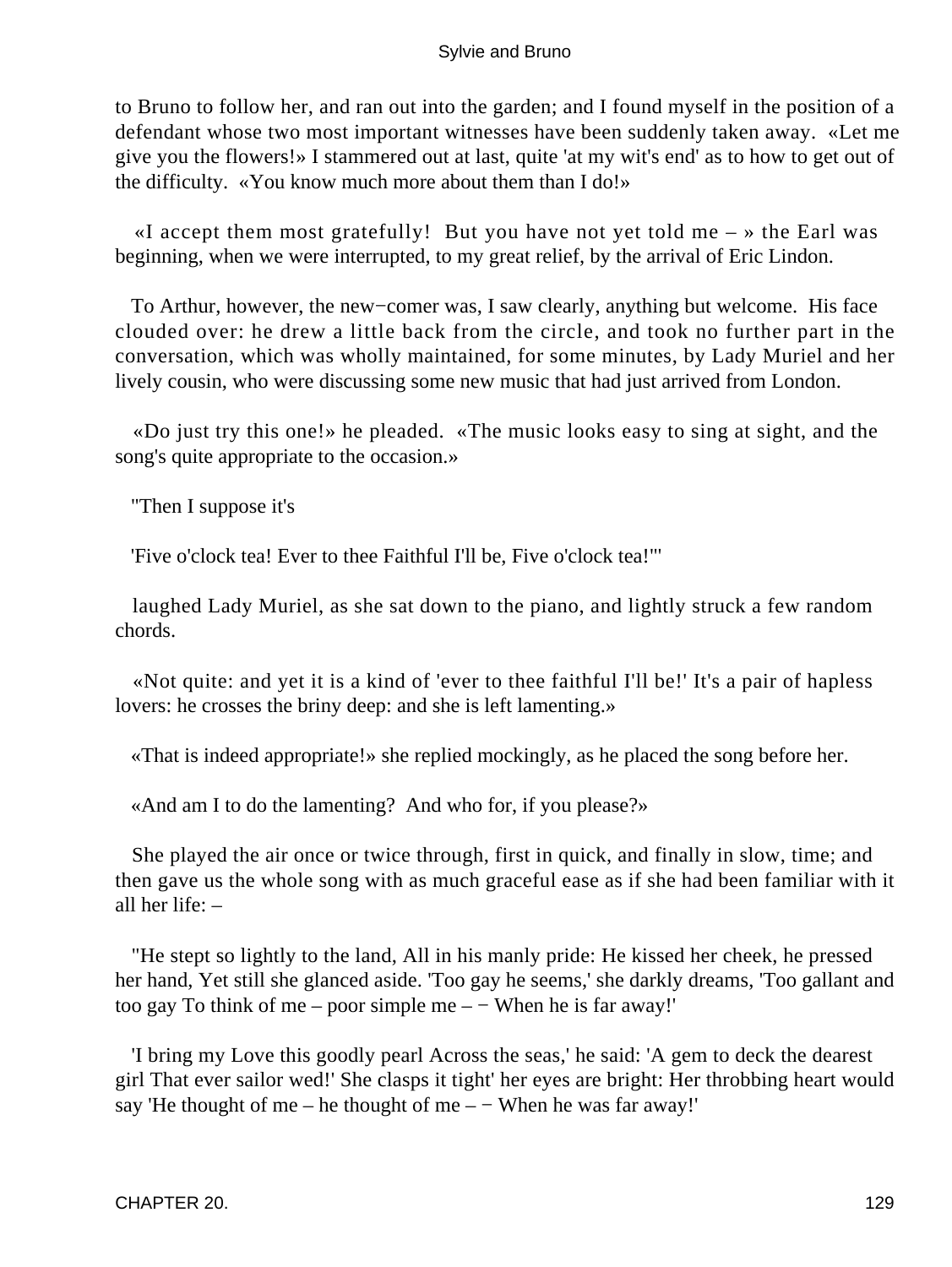to Bruno to follow her, and ran out into the garden; and I found myself in the position of a defendant whose two most important witnesses have been suddenly taken away. «Let me give you the flowers!» I stammered out at last, quite 'at my wit's end' as to how to get out of the difficulty. «You know much more about them than I do!»

«I accept them most gratefully! But you have not yet told me – » the Earl was beginning, when we were interrupted, to my great relief, by the arrival of Eric Lindon.

To Arthur, however, the new−comer was, I saw clearly, anything but welcome. His face clouded over: he drew a little back from the circle, and took no further part in the conversation, which was wholly maintained, for some minutes, by Lady Muriel and her lively cousin, who were discussing some new music that had just arrived from London.

«Do just try this one!» he pleaded. «The music looks easy to sing at sight, and the song's quite appropriate to the occasion.»

"Then I suppose it's

'Five o'clock tea! Ever to thee Faithful I'll be, Five o'clock tea!'"

laughed Lady Muriel, as she sat down to the piano, and lightly struck a few random chords.

«Not quite: and yet it is a kind of 'ever to thee faithful I'll be!' It's a pair of hapless lovers: he crosses the briny deep: and she is left lamenting.»

«That is indeed appropriate!» she replied mockingly, as he placed the song before her.

«And am I to do the lamenting? And who for, if you please?»

She played the air once or twice through, first in quick, and finally in slow, time; and then gave us the whole song with as much graceful ease as if she had been familiar with it all her life: –

"He stept so lightly to the land, All in his manly pride: He kissed her cheek, he pressed her hand, Yet still she glanced aside. 'Too gay he seems,' she darkly dreams, 'Too gallant and too gay To think of me – poor simple me – − When he is far away!'

'I bring my Love this goodly pearl Across the seas,' he said: 'A gem to deck the dearest girl That ever sailor wed!' She clasps it tight' her eyes are bright: Her throbbing heart would say 'He thought of me – he thought of me – − When he was far away!'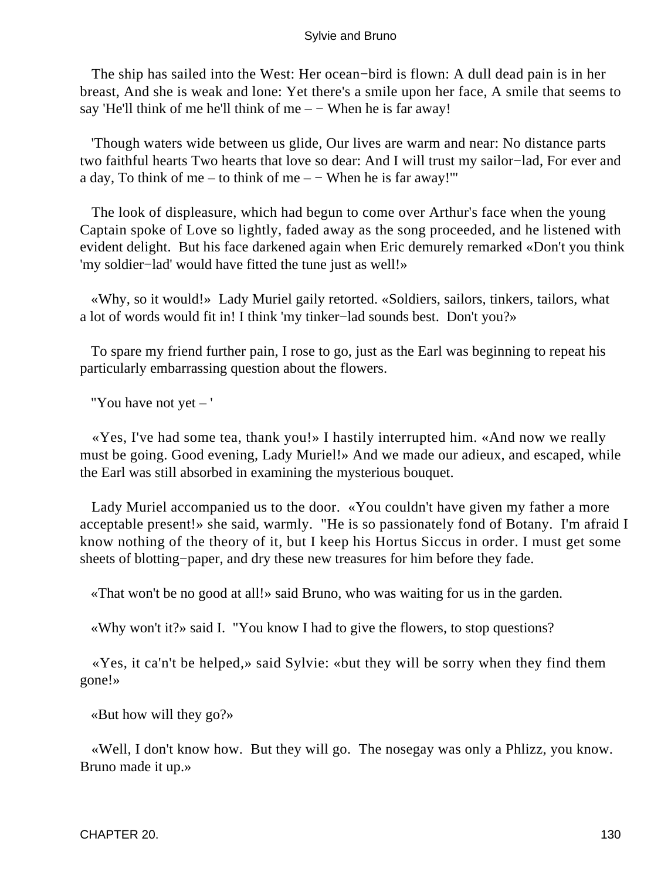The ship has sailed into the West: Her ocean−bird is flown: A dull dead pain is in her breast, And she is weak and lone: Yet there's a smile upon her face, A smile that seems to say 'He'll think of me he'll think of me – − When he is far away!

'Though waters wide between us glide, Our lives are warm and near: No distance parts two faithful hearts Two hearts that love so dear: And I will trust my sailor−lad, For ever and a day, To think of me – to think of me – − When he is far away!'"

The look of displeasure, which had begun to come over Arthur's face when the young Captain spoke of Love so lightly, faded away as the song proceeded, and he listened with evident delight. But his face darkened again when Eric demurely remarked «Don't you think 'my soldier−lad' would have fitted the tune just as well!»

«Why, so it would!» Lady Muriel gaily retorted. «Soldiers, sailors, tinkers, tailors, what a lot of words would fit in! I think 'my tinker−lad sounds best. Don't you?»

To spare my friend further pain, I rose to go, just as the Earl was beginning to repeat his particularly embarrassing question about the flowers.

"You have not yet – '

«Yes, I've had some tea, thank you!» I hastily interrupted him. «And now we really must be going. Good evening, Lady Muriel!» And we made our adieux, and escaped, while the Earl was still absorbed in examining the mysterious bouquet.

Lady Muriel accompanied us to the door. «You couldn't have given my father a more acceptable present!» she said, warmly. "He is so passionately fond of Botany. I'm afraid I know nothing of the theory of it, but I keep his Hortus Siccus in order. I must get some sheets of blotting−paper, and dry these new treasures for him before they fade.

«That won't be no good at all!» said Bruno, who was waiting for us in the garden.

«Why won't it?» said I. "You know I had to give the flowers, to stop questions?

«Yes, it ca'n't be helped,» said Sylvie: «but they will be sorry when they find them gone!»

«But how will they go?»

«Well, I don't know how. But they will go. The nosegay was only a Phlizz, you know. Bruno made it up.»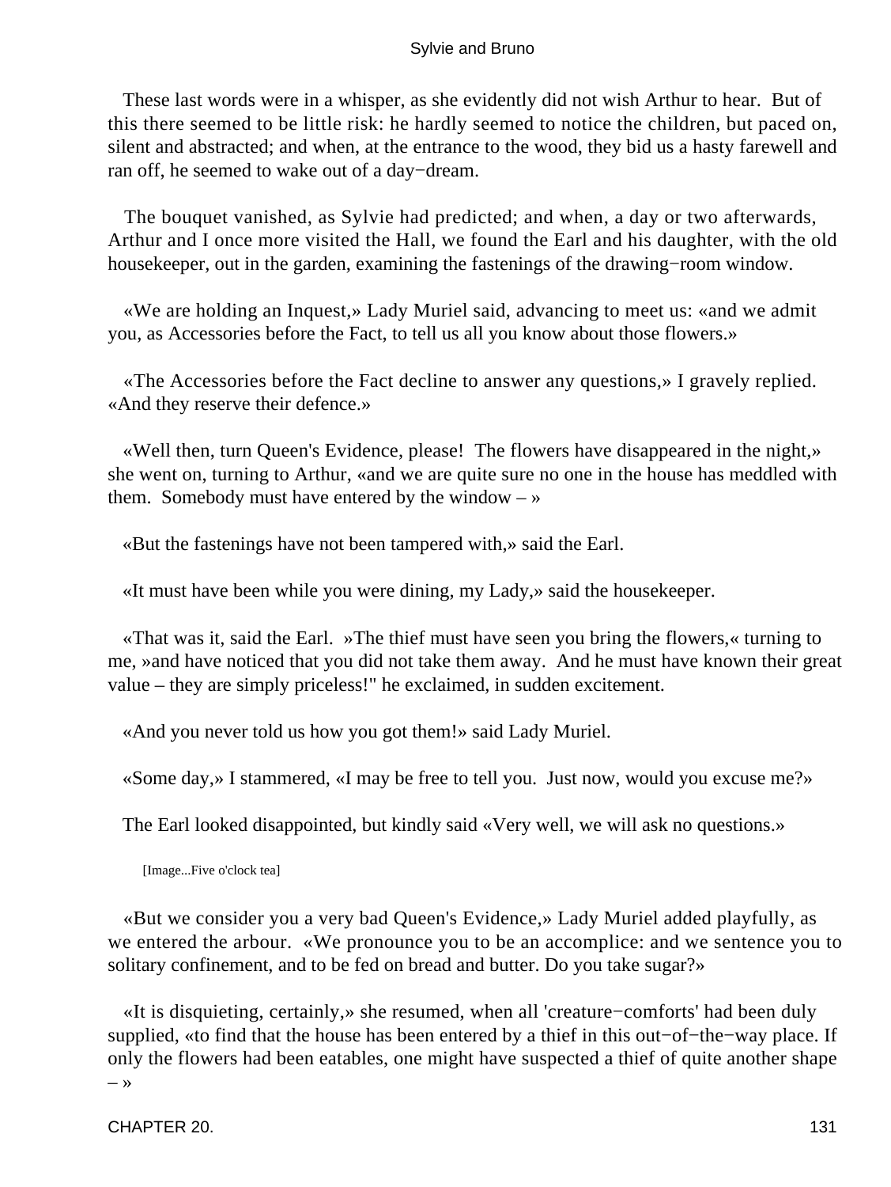These last words were in a whisper, as she evidently did not wish Arthur to hear. But of this there seemed to be little risk: he hardly seemed to notice the children, but paced on, silent and abstracted; and when, at the entrance to the wood, they bid us a hasty farewell and ran off, he seemed to wake out of a day−dream.

The bouquet vanished, as Sylvie had predicted; and when, a day or two afterwards, Arthur and I once more visited the Hall, we found the Earl and his daughter, with the old housekeeper, out in the garden, examining the fastenings of the drawing−room window.

«We are holding an Inquest,» Lady Muriel said, advancing to meet us: «and we admit you, as Accessories before the Fact, to tell us all you know about those flowers.»

«The Accessories before the Fact decline to answer any questions,» I gravely replied. «And they reserve their defence.»

«Well then, turn Queen's Evidence, please! The flowers have disappeared in the night,» she went on, turning to Arthur, «and we are quite sure no one in the house has meddled with them. Somebody must have entered by the window – »

«But the fastenings have not been tampered with,» said the Earl.

«It must have been while you were dining, my Lady,» said the housekeeper.

«That was it, said the Earl. »The thief must have seen you bring the flowers,« turning to me, »and have noticed that you did not take them away. And he must have known their great value – they are simply priceless!" he exclaimed, in sudden excitement.

«And you never told us how you got them!» said Lady Muriel.

«Some day,» I stammered, «I may be free to tell you. Just now, would you excuse me?»

The Earl looked disappointed, but kindly said «Very well, we will ask no questions.»

[Image...Five o'clock tea]

«But we consider you a very bad Queen's Evidence,» Lady Muriel added playfully, as we entered the arbour. «We pronounce you to be an accomplice: and we sentence you to solitary confinement, and to be fed on bread and butter. Do you take sugar?»

«It is disquieting, certainly,» she resumed, when all 'creature−comforts' had been duly supplied, «to find that the house has been entered by a thief in this out−of−the−way place. If only the flowers had been eatables, one might have suspected a thief of quite another shape – »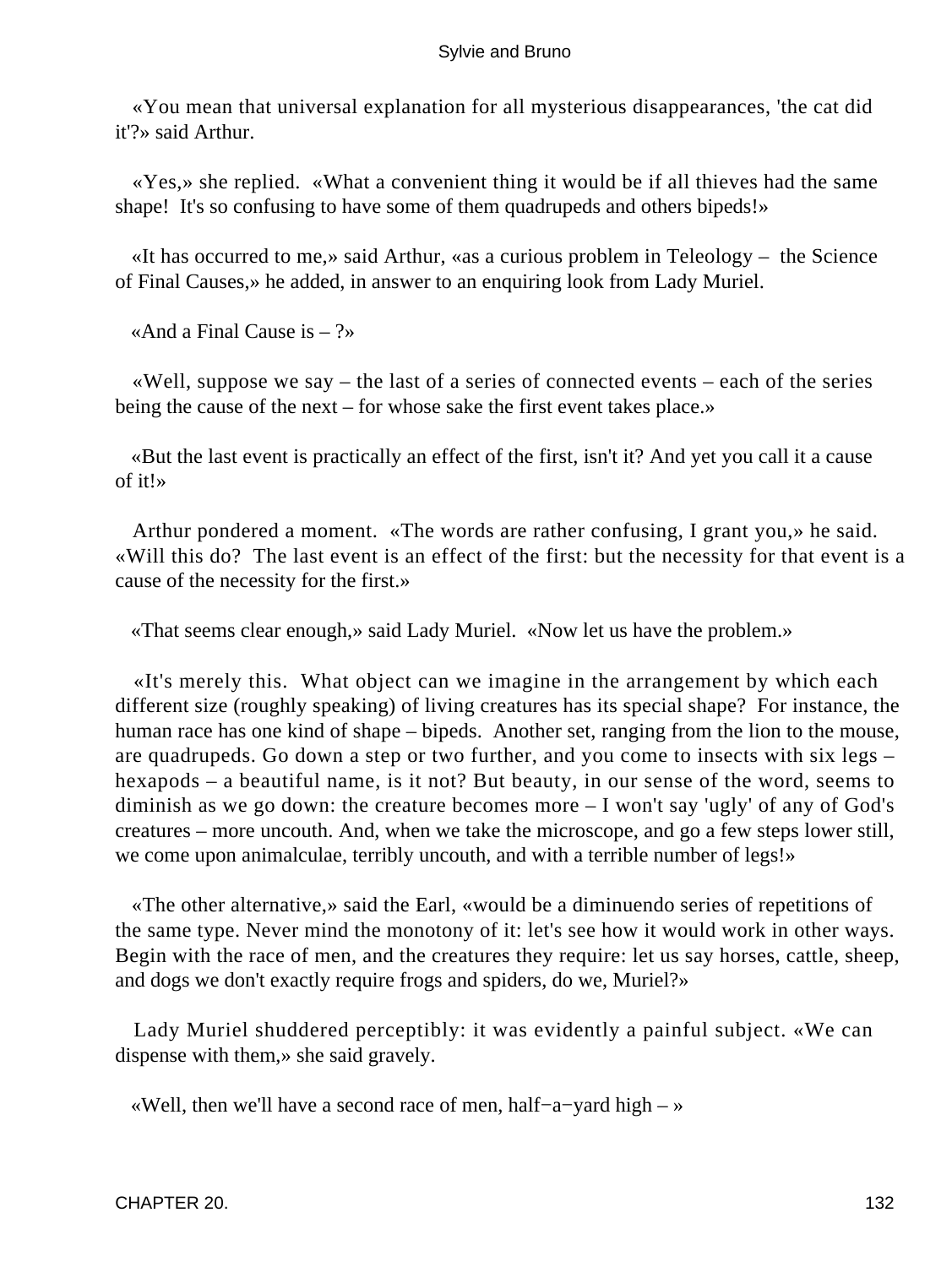«You mean that universal explanation for all mysterious disappearances, 'the cat did it'?» said Arthur.

«Yes,» she replied. «What a convenient thing it would be if all thieves had the same shape! It's so confusing to have some of them quadrupeds and others bipeds!»

«It has occurred to me,» said Arthur, «as a curious problem in Teleology – the Science of Final Causes,» he added, in answer to an enquiring look from Lady Muriel.

«And a Final Cause is – ?»

«Well, suppose we say – the last of a series of connected events – each of the series being the cause of the next – for whose sake the first event takes place.»

«But the last event is practically an effect of the first, isn't it? And yet you call it a cause of it!»

Arthur pondered a moment. «The words are rather confusing, I grant you,» he said. «Will this do? The last event is an effect of the first: but the necessity for that event is a cause of the necessity for the first.»

«That seems clear enough,» said Lady Muriel. «Now let us have the problem.»

«It's merely this. What object can we imagine in the arrangement by which each different size (roughly speaking) of living creatures has its special shape? For instance, the human race has one kind of shape – bipeds. Another set, ranging from the lion to the mouse, are quadrupeds. Go down a step or two further, and you come to insects with six legs – hexapods – a beautiful name, is it not? But beauty, in our sense of the word, seems to diminish as we go down: the creature becomes more – I won't say 'ugly' of any of God's creatures – more uncouth. And, when we take the microscope, and go a few steps lower still, we come upon animalculae, terribly uncouth, and with a terrible number of legs!»

«The other alternative,» said the Earl, «would be a diminuendo series of repetitions of the same type. Never mind the monotony of it: let's see how it would work in other ways. Begin with the race of men, and the creatures they require: let us say horses, cattle, sheep, and dogs we don't exactly require frogs and spiders, do we, Muriel?»

Lady Muriel shuddered perceptibly: it was evidently a painful subject. «We can dispense with them,» she said gravely.

«Well, then we'll have a second race of men, half−a−yard high – »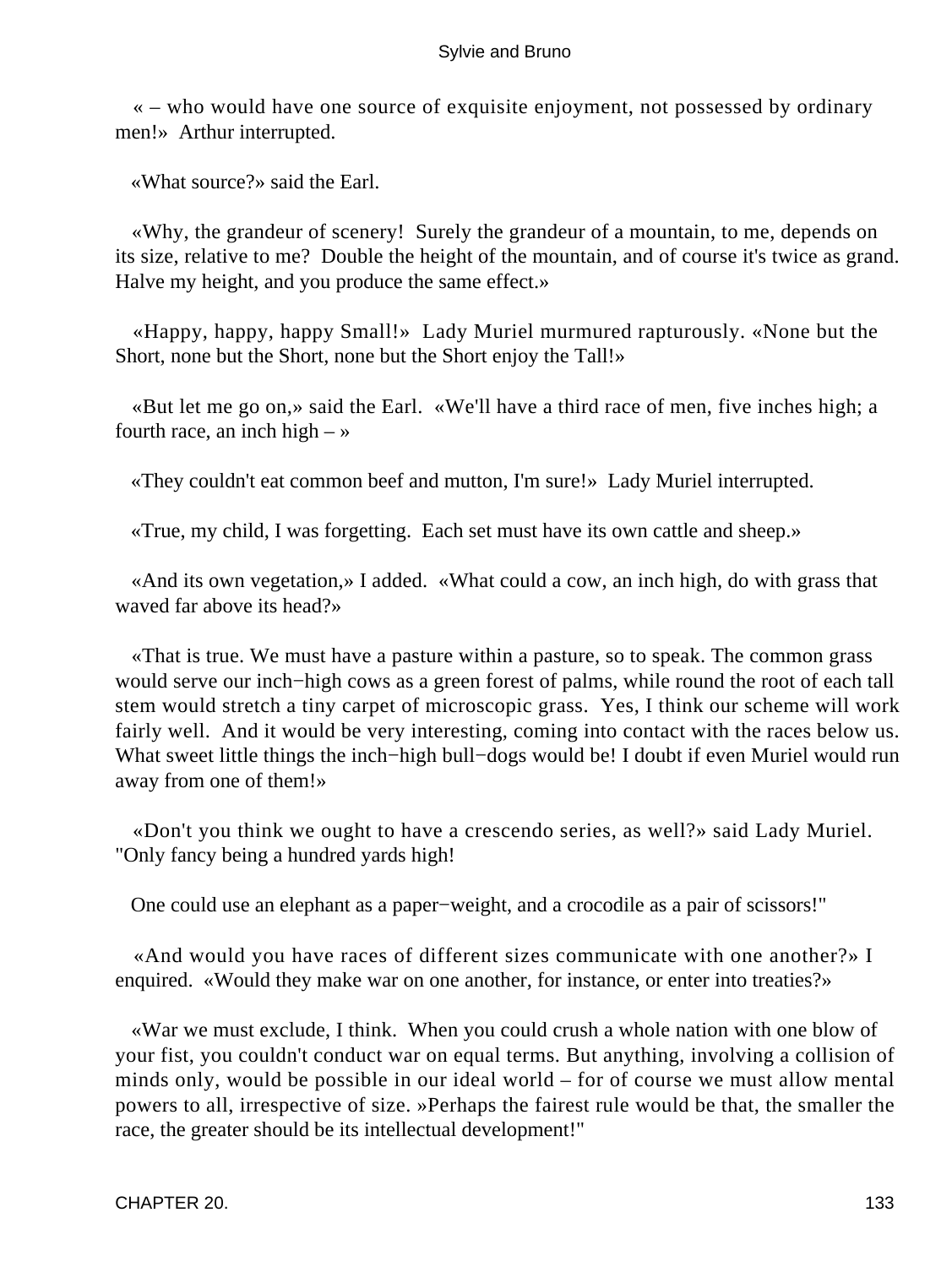« – who would have one source of exquisite enjoyment, not possessed by ordinary men!» Arthur interrupted.

«What source?» said the Earl.

«Why, the grandeur of scenery! Surely the grandeur of a mountain, to me, depends on its size, relative to me? Double the height of the mountain, and of course it's twice as grand. Halve my height, and you produce the same effect.»

«Happy, happy, happy Small!» Lady Muriel murmured rapturously. «None but the Short, none but the Short, none but the Short enjoy the Tall!»

«But let me go on,» said the Earl. «We'll have a third race of men, five inches high; a fourth race, an inch high – »

«They couldn't eat common beef and mutton, I'm sure!» Lady Muriel interrupted.

«True, my child, I was forgetting. Each set must have its own cattle and sheep.»

«And its own vegetation,» I added. «What could a cow, an inch high, do with grass that waved far above its head?»

«That is true. We must have a pasture within a pasture, so to speak. The common grass would serve our inch−high cows as a green forest of palms, while round the root of each tall stem would stretch a tiny carpet of microscopic grass. Yes, I think our scheme will work fairly well. And it would be very interesting, coming into contact with the races below us. What sweet little things the inch−high bull−dogs would be! I doubt if even Muriel would run away from one of them!»

«Don't you think we ought to have a crescendo series, as well?» said Lady Muriel. "Only fancy being a hundred yards high!

One could use an elephant as a paper−weight, and a crocodile as a pair of scissors!"

«And would you have races of different sizes communicate with one another?» I enquired. «Would they make war on one another, for instance, or enter into treaties?»

«War we must exclude, I think. When you could crush a whole nation with one blow of your fist, you couldn't conduct war on equal terms. But anything, involving a collision of minds only, would be possible in our ideal world – for of course we must allow mental powers to all, irrespective of size. »Perhaps the fairest rule would be that, the smaller the race, the greater should be its intellectual development!"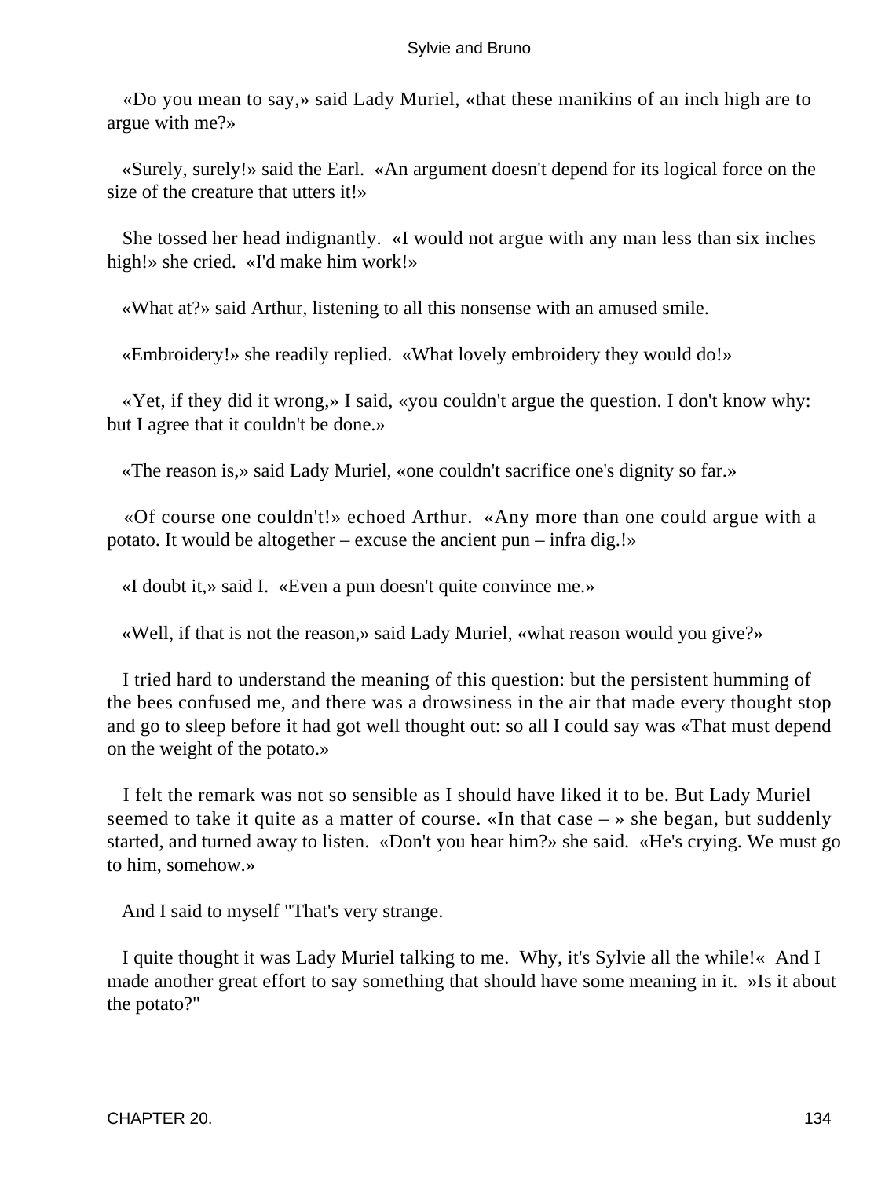«Do you mean to say,» said Lady Muriel, «that these manikins of an inch high are to argue with me?»

«Surely, surely!» said the Earl. «An argument doesn't depend for its logical force on the size of the creature that utters it!»

She tossed her head indignantly. «I would not argue with any man less than six inches high!» she cried. «I'd make him work!»

«What at?» said Arthur, listening to all this nonsense with an amused smile.

«Embroidery!» she readily replied. «What lovely embroidery they would do!»

«Yet, if they did it wrong,» I said, «you couldn't argue the question. I don't know why: but I agree that it couldn't be done.»

«The reason is,» said Lady Muriel, «one couldn't sacrifice one's dignity so far.»

«Of course one couldn't!» echoed Arthur. «Any more than one could argue with a potato. It would be altogether – excuse the ancient pun – infra dig.!»

«I doubt it,» said I. «Even a pun doesn't quite convince me.»

«Well, if that is not the reason,» said Lady Muriel, «what reason would you give?»

I tried hard to understand the meaning of this question: but the persistent humming of the bees confused me, and there was a drowsiness in the air that made every thought stop and go to sleep before it had got well thought out: so all I could say was «That must depend on the weight of the potato.»

I felt the remark was not so sensible as I should have liked it to be. But Lady Muriel seemed to take it quite as a matter of course. «In that case – » she began, but suddenly started, and turned away to listen. «Don't you hear him?» she said. «He's crying. We must go to him, somehow.»

And I said to myself "That's very strange.

I quite thought it was Lady Muriel talking to me. Why, it's Sylvie all the while!« And I made another great effort to say something that should have some meaning in it. »Is it about the potato?"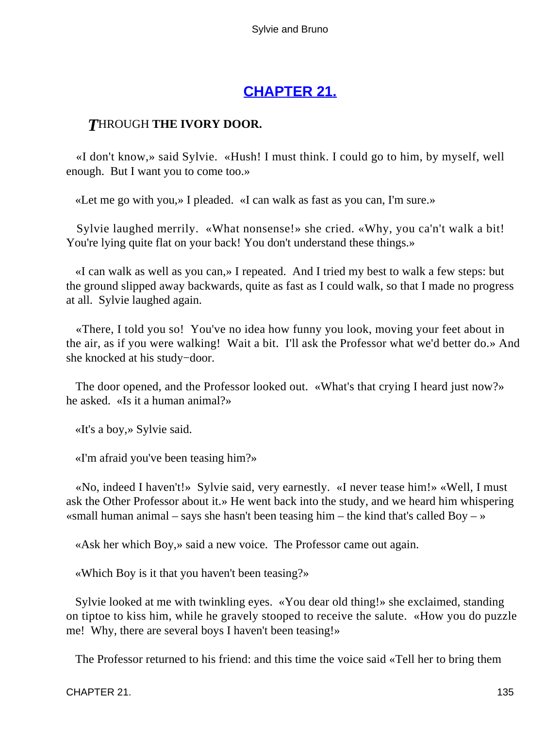## CHAPTER 21.

### *T*HROUGH **THE IVORY DOOR.**

«I don't know,» said Sylvie. «Hush! I must think. I could go to him, by myself, well enough. But I want you to come too.»

«Let me go with you,» I pleaded. «I can walk as fast as you can, I'm sure.»

Sylvie laughed merrily. «What nonsense!» she cried. «Why, you ca'n't walk a bit! You're lying quite flat on your back! You don't understand these things.»

«I can walk as well as you can,» I repeated. And I tried my best to walk a few steps: but the ground slipped away backwards, quite as fast as I could walk, so that I made no progress at all. Sylvie laughed again.

«There, I told you so! You've no idea how funny you look, moving your feet about in the air, as if you were walking! Wait a bit. I'll ask the Professor what we'd better do.» And she knocked at his study−door.

The door opened, and the Professor looked out. «What's that crying I heard just now?» he asked. «Is it a human animal?»

«It's a boy,» Sylvie said.

«I'm afraid you've been teasing him?»

«No, indeed I haven't!» Sylvie said, very earnestly. «I never tease him!» «Well, I must ask the Other Professor about it.» He went back into the study, and we heard him whispering «small human animal – says she hasn't been teasing him – the kind that's called Boy – »

«Ask her which Boy,» said a new voice. The Professor came out again.

«Which Boy is it that you haven't been teasing?»

Sylvie looked at me with twinkling eyes. «You dear old thing!» she exclaimed, standing on tiptoe to kiss him, while he gravely stooped to receive the salute. «How you do puzzle me! Why, there are several boys I haven't been teasing!»

The Professor returned to his friend: and this time the voice said «Tell her to bring them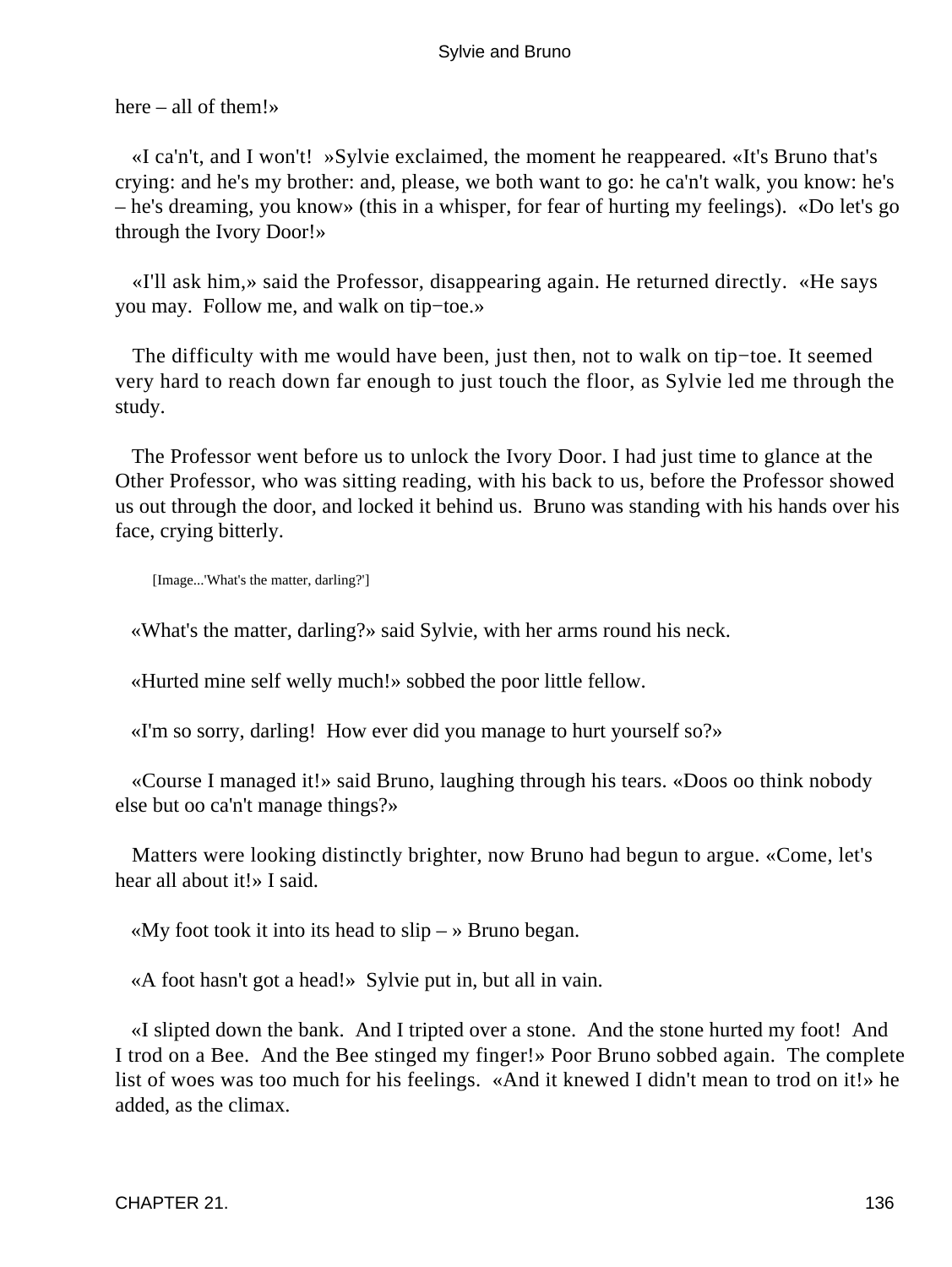here – all of them!»

«I ca'n't, and I won't! »Sylvie exclaimed, the moment he reappeared. «It's Bruno that's crying: and he's my brother: and, please, we both want to go: he ca'n't walk, you know: he's – he's dreaming, you know» (this in a whisper, for fear of hurting my feelings). «Do let's go through the Ivory Door!»

«I'll ask him,» said the Professor, disappearing again. He returned directly. «He says you may. Follow me, and walk on tip−toe.»

The difficulty with me would have been, just then, not to walk on tip−toe. It seemed very hard to reach down far enough to just touch the floor, as Sylvie led me through the study.

The Professor went before us to unlock the Ivory Door. I had just time to glance at the Other Professor, who was sitting reading, with his back to us, before the Professor showed us out through the door, and locked it behind us. Bruno was standing with his hands over his face, crying bitterly.

[Image...'What's the matter, darling?']

«What's the matter, darling?» said Sylvie, with her arms round his neck.

«Hurted mine self welly much!» sobbed the poor little fellow.

«I'm so sorry, darling! How ever did you manage to hurt yourself so?»

«Course I managed it!» said Bruno, laughing through his tears. «Doos oo think nobody else but oo ca'n't manage things?»

Matters were looking distinctly brighter, now Bruno had begun to argue. «Come, let's hear all about it!» I said.

«My foot took it into its head to slip – » Bruno began.

«A foot hasn't got a head!» Sylvie put in, but all in vain.

«I slipted down the bank. And I tripted over a stone. And the stone hurted my foot! And I trod on a Bee. And the Bee stinged my finger!» Poor Bruno sobbed again. The complete list of woes was too much for his feelings. «And it knewed I didn't mean to trod on it!» he added, as the climax.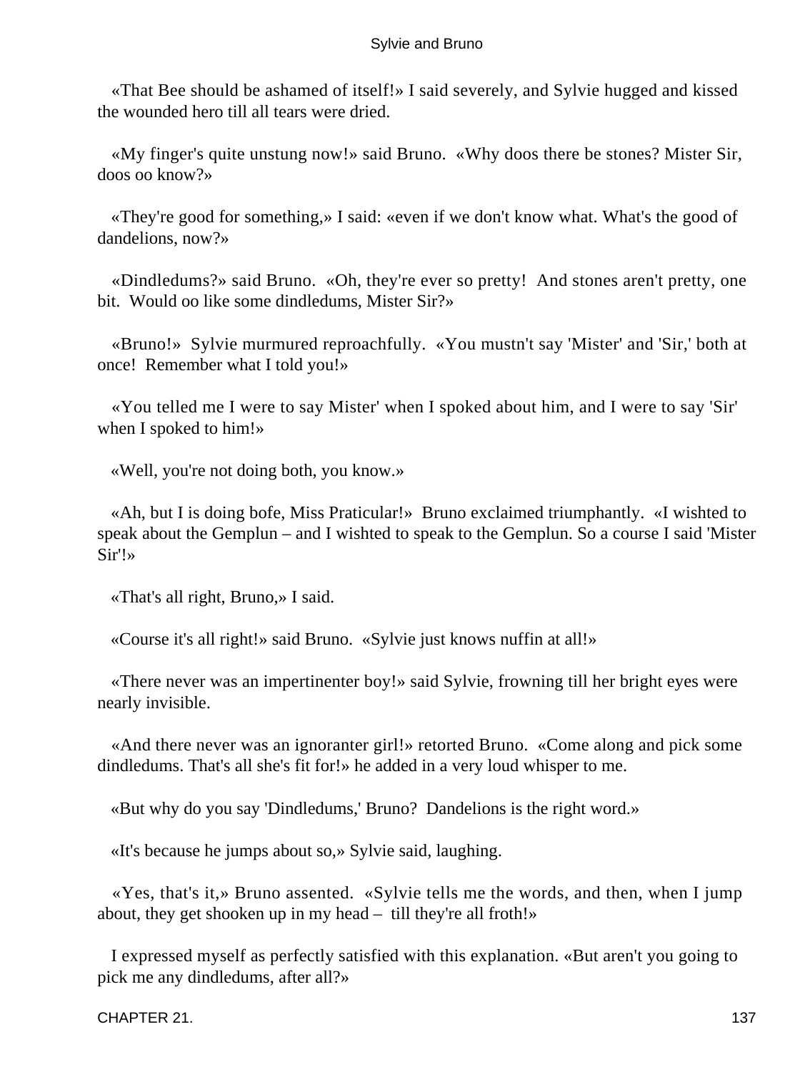«That Bee should be ashamed of itself!» I said severely, and Sylvie hugged and kissed the wounded hero till all tears were dried.

«My finger's quite unstung now!» said Bruno. «Why doos there be stones? Mister Sir, doos oo know?»

«They're good for something,» I said: «even if we don't know what. What's the good of dandelions, now?»

«Dindledums?» said Bruno. «Oh, they're ever so pretty! And stones aren't pretty, one bit. Would oo like some dindledums, Mister Sir?»

«Bruno!» Sylvie murmured reproachfully. «You mustn't say 'Mister' and 'Sir,' both at once! Remember what I told you!»

«You telled me I were to say Mister' when I spoked about him, and I were to say 'Sir' when I spoked to him!»

«Well, you're not doing both, you know.»

«Ah, but I is doing bofe, Miss Praticular!» Bruno exclaimed triumphantly. «I wishted to speak about the Gemplun – and I wishted to speak to the Gemplun. So a course I said 'Mister Sir'!»

«That's all right, Bruno,» I said.

«Course it's all right!» said Bruno. «Sylvie just knows nuffin at all!»

«There never was an impertinenter boy!» said Sylvie, frowning till her bright eyes were nearly invisible.

«And there never was an ignoranter girl!» retorted Bruno. «Come along and pick some dindledums. That's all she's fit for!» he added in a very loud whisper to me.

«But why do you say 'Dindledums,' Bruno? Dandelions is the right word.»

«It's because he jumps about so,» Sylvie said, laughing.

«Yes, that's it,» Bruno assented. «Sylvie tells me the words, and then, when I jump about, they get shooken up in my head – till they're all froth!»

I expressed myself as perfectly satisfied with this explanation. «But aren't you going to pick me any dindledums, after all?»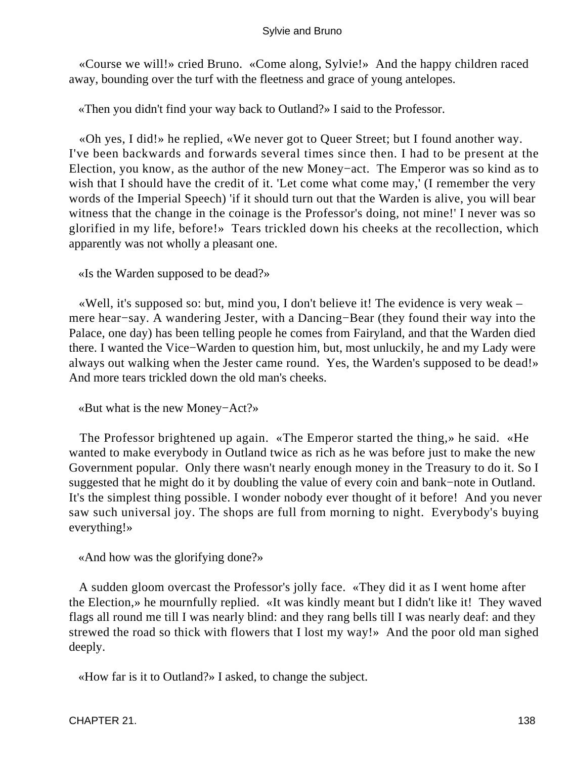«Course we will!» cried Bruno. «Come along, Sylvie!» And the happy children raced away, bounding over the turf with the fleetness and grace of young antelopes.

«Then you didn't find your way back to Outland?» I said to the Professor.

«Oh yes, I did!» he replied, «We never got to Queer Street; but I found another way. I've been backwards and forwards several times since then. I had to be present at the Election, you know, as the author of the new Money−act. The Emperor was so kind as to wish that I should have the credit of it. 'Let come what come may,' (I remember the very words of the Imperial Speech) 'if it should turn out that the Warden is alive, you will bear witness that the change in the coinage is the Professor's doing, not mine!' I never was so glorified in my life, before!» Tears trickled down his cheeks at the recollection, which apparently was not wholly a pleasant one.

«Is the Warden supposed to be dead?»

«Well, it's supposed so: but, mind you, I don't believe it! The evidence is very weak – mere hear−say. A wandering Jester, with a Dancing−Bear (they found their way into the Palace, one day) has been telling people he comes from Fairyland, and that the Warden died there. I wanted the Vice−Warden to question him, but, most unluckily, he and my Lady were always out walking when the Jester came round. Yes, the Warden's supposed to be dead!» And more tears trickled down the old man's cheeks.

«But what is the new Money−Act?»

The Professor brightened up again. «The Emperor started the thing,» he said. «He wanted to make everybody in Outland twice as rich as he was before just to make the new Government popular. Only there wasn't nearly enough money in the Treasury to do it. So I suggested that he might do it by doubling the value of every coin and bank−note in Outland. It's the simplest thing possible. I wonder nobody ever thought of it before! And you never saw such universal joy. The shops are full from morning to night. Everybody's buying everything!»

«And how was the glorifying done?»

A sudden gloom overcast the Professor's jolly face. «They did it as I went home after the Election,» he mournfully replied. «It was kindly meant but I didn't like it! They waved flags all round me till I was nearly blind: and they rang bells till I was nearly deaf: and they strewed the road so thick with flowers that I lost my way!» And the poor old man sighed deeply.

«How far is it to Outland?» I asked, to change the subject.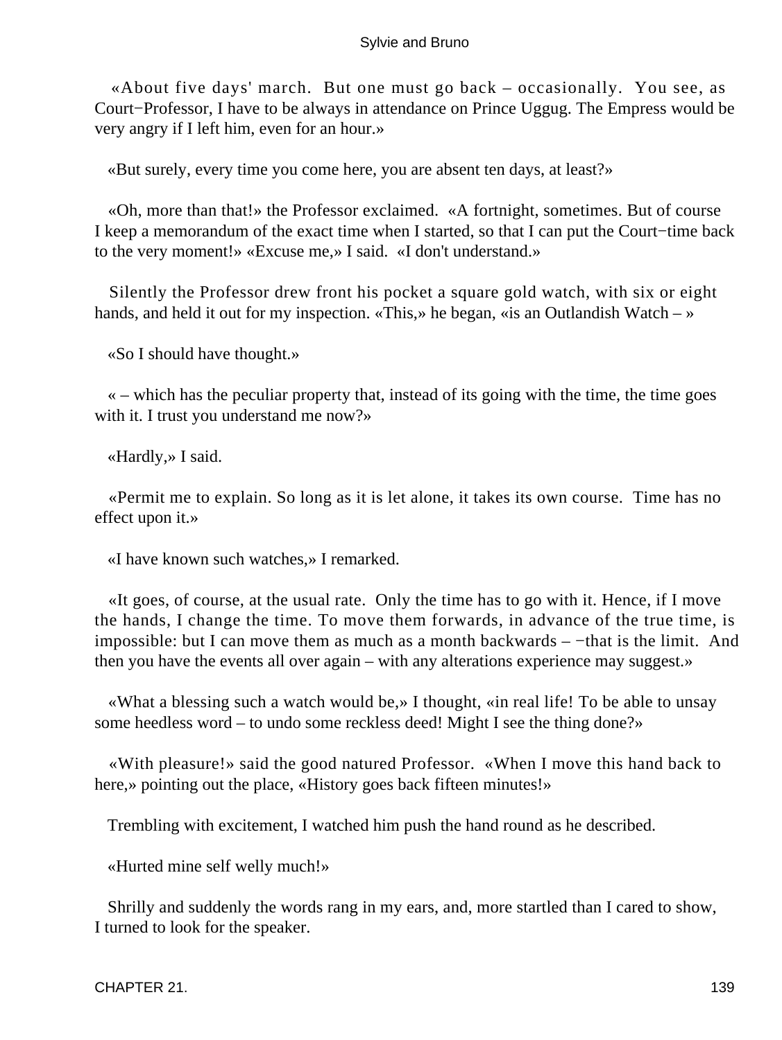«About five days' march. But one must go back – occasionally. You see, as Court−Professor, I have to be always in attendance on Prince Uggug. The Empress would be very angry if I left him, even for an hour.»

«But surely, every time you come here, you are absent ten days, at least?»

«Oh, more than that!» the Professor exclaimed. «A fortnight, sometimes. But of course I keep a memorandum of the exact time when I started, so that I can put the Court−time back to the very moment!» «Excuse me,» I said. «I don't understand.»

Silently the Professor drew front his pocket a square gold watch, with six or eight hands, and held it out for my inspection. «This,» he began, «is an Outlandish Watch – »

«So I should have thought.»

« – which has the peculiar property that, instead of its going with the time, the time goes with it. I trust you understand me now?»

«Hardly,» I said.

«Permit me to explain. So long as it is let alone, it takes its own course. Time has no effect upon it.»

«I have known such watches,» I remarked.

«It goes, of course, at the usual rate. Only the time has to go with it. Hence, if I move the hands, I change the time. To move them forwards, in advance of the true time, is impossible: but I can move them as much as a month backwards – −that is the limit. And then you have the events all over again – with any alterations experience may suggest.»

«What a blessing such a watch would be,» I thought, «in real life! To be able to unsay some heedless word – to undo some reckless deed! Might I see the thing done?»

«With pleasure!» said the good natured Professor. «When I move this hand back to here,» pointing out the place, «History goes back fifteen minutes!»

Trembling with excitement, I watched him push the hand round as he described.

«Hurted mine self welly much!»

Shrilly and suddenly the words rang in my ears, and, more startled than I cared to show, I turned to look for the speaker.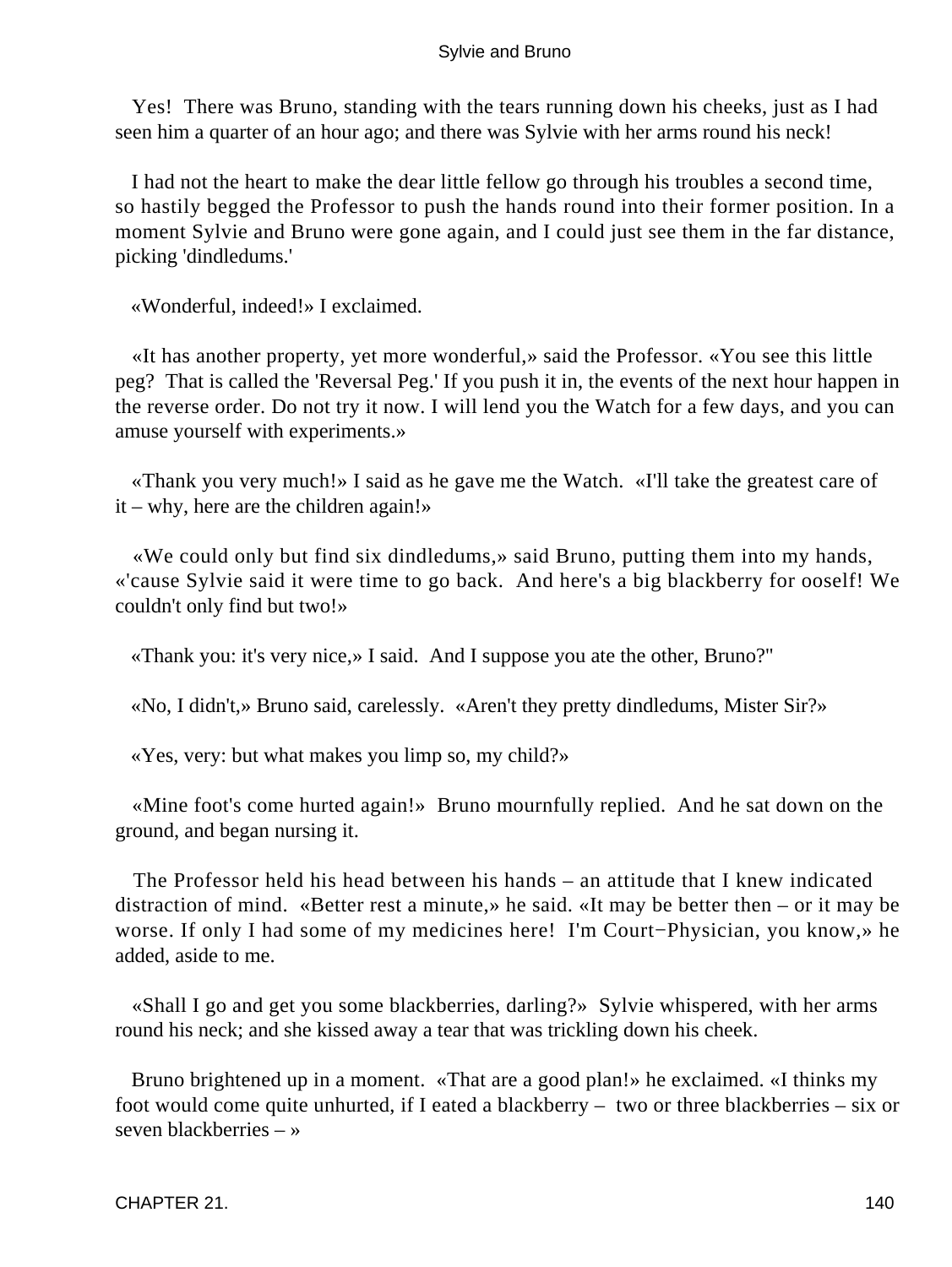Yes! There was Bruno, standing with the tears running down his cheeks, just as I had seen him a quarter of an hour ago; and there was Sylvie with her arms round his neck!

I had not the heart to make the dear little fellow go through his troubles a second time, so hastily begged the Professor to push the hands round into their former position. In a moment Sylvie and Bruno were gone again, and I could just see them in the far distance, picking 'dindledums.'

«Wonderful, indeed!» I exclaimed.

«It has another property, yet more wonderful,» said the Professor. «You see this little peg? That is called the 'Reversal Peg.' If you push it in, the events of the next hour happen in the reverse order. Do not try it now. I will lend you the Watch for a few days, and you can amuse yourself with experiments.»

«Thank you very much!» I said as he gave me the Watch. «I'll take the greatest care of it – why, here are the children again!»

«We could only but find six dindledums,» said Bruno, putting them into my hands, «'cause Sylvie said it were time to go back. And here's a big blackberry for ooself! We couldn't only find but two!»

«Thank you: it's very nice,» I said. And I suppose you ate the other, Bruno?"

«No, I didn't,» Bruno said, carelessly. «Aren't they pretty dindledums, Mister Sir?»

«Yes, very: but what makes you limp so, my child?»

«Mine foot's come hurted again!» Bruno mournfully replied. And he sat down on the ground, and began nursing it.

The Professor held his head between his hands – an attitude that I knew indicated distraction of mind. «Better rest a minute,» he said. «It may be better then – or it may be worse. If only I had some of my medicines here! I'm Court−Physician, you know,» he added, aside to me.

«Shall I go and get you some blackberries, darling?» Sylvie whispered, with her arms round his neck; and she kissed away a tear that was trickling down his cheek.

Bruno brightened up in a moment. «That are a good plan!» he exclaimed. «I thinks my foot would come quite unhurted, if I eated a blackberry – two or three blackberries – six or seven blackberries – »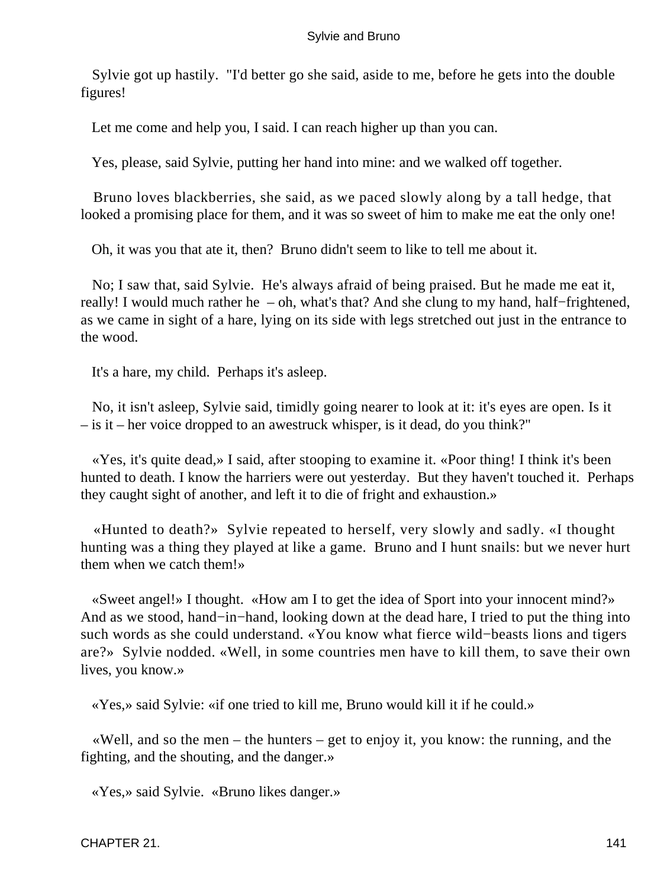Sylvie got up hastily. "I'd better go she said, aside to me, before he gets into the double figures!

Let me come and help you, I said. I can reach higher up than you can.

Yes, please, said Sylvie, putting her hand into mine: and we walked off together.

Bruno loves blackberries, she said, as we paced slowly along by a tall hedge, that looked a promising place for them, and it was so sweet of him to make me eat the only one!

Oh, it was you that ate it, then? Bruno didn't seem to like to tell me about it.

No; I saw that, said Sylvie. He's always afraid of being praised. But he made me eat it, really! I would much rather he – oh, what's that? And she clung to my hand, half−frightened, as we came in sight of a hare, lying on its side with legs stretched out just in the entrance to the wood.

It's a hare, my child. Perhaps it's asleep.

No, it isn't asleep, Sylvie said, timidly going nearer to look at it: it's eyes are open. Is it – is it – her voice dropped to an awestruck whisper, is it dead, do you think?"

«Yes, it's quite dead,» I said, after stooping to examine it. «Poor thing! I think it's been hunted to death. I know the harriers were out yesterday. But they haven't touched it. Perhaps they caught sight of another, and left it to die of fright and exhaustion.»

«Hunted to death?» Sylvie repeated to herself, very slowly and sadly. «I thought hunting was a thing they played at like a game. Bruno and I hunt snails: but we never hurt them when we catch them!»

«Sweet angel!» I thought. «How am I to get the idea of Sport into your innocent mind?» And as we stood, hand−in−hand, looking down at the dead hare, I tried to put the thing into such words as she could understand. «You know what fierce wild−beasts lions and tigers are?» Sylvie nodded. «Well, in some countries men have to kill them, to save their own lives, you know.»

«Yes,» said Sylvie: «if one tried to kill me, Bruno would kill it if he could.»

«Well, and so the men – the hunters – get to enjoy it, you know: the running, and the fighting, and the shouting, and the danger.»

«Yes,» said Sylvie. «Bruno likes danger.»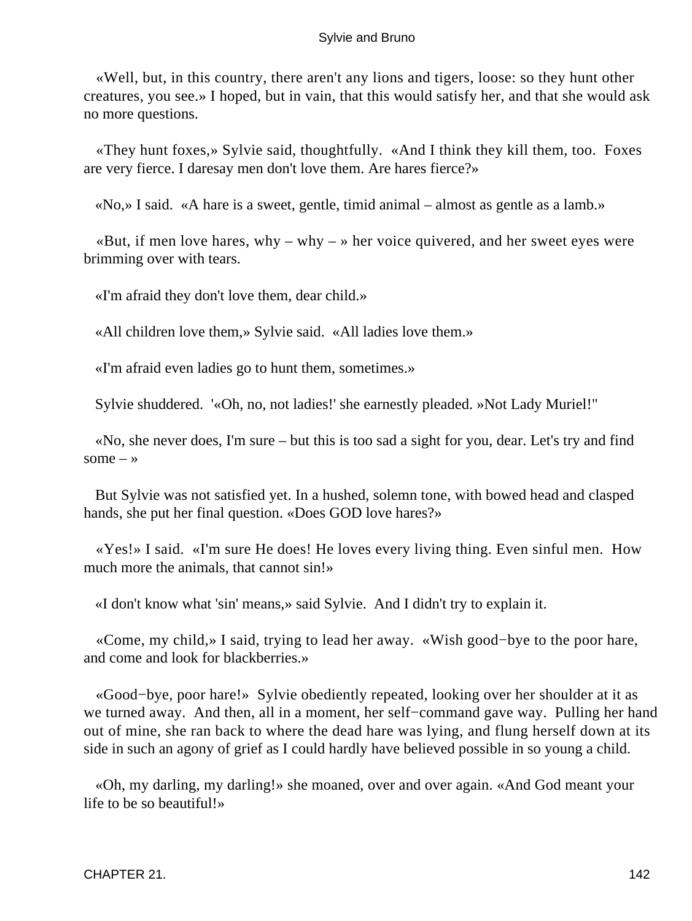«Well, but, in this country, there aren't any lions and tigers, loose: so they hunt other creatures, you see.» I hoped, but in vain, that this would satisfy her, and that she would ask no more questions.

«They hunt foxes,» Sylvie said, thoughtfully. «And I think they kill them, too. Foxes are very fierce. I daresay men don't love them. Are hares fierce?»

«No,» I said. «A hare is a sweet, gentle, timid animal – almost as gentle as a lamb.»

«But, if men love hares, why – why – » her voice quivered, and her sweet eyes were brimming over with tears.

«I'm afraid they don't love them, dear child.»

«All children love them,» Sylvie said. «All ladies love them.»

«I'm afraid even ladies go to hunt them, sometimes.»

Sylvie shuddered. '«Oh, no, not ladies!' she earnestly pleaded. »Not Lady Muriel!"

«No, she never does, I'm sure – but this is too sad a sight for you, dear. Let's try and find some – »

But Sylvie was not satisfied yet. In a hushed, solemn tone, with bowed head and clasped hands, she put her final question. «Does GOD love hares?»

«Yes!» I said. «I'm sure He does! He loves every living thing. Even sinful men. How much more the animals, that cannot sin!»

«I don't know what 'sin' means,» said Sylvie. And I didn't try to explain it.

«Come, my child,» I said, trying to lead her away. «Wish good−bye to the poor hare, and come and look for blackberries.»

«Good−bye, poor hare!» Sylvie obediently repeated, looking over her shoulder at it as we turned away. And then, all in a moment, her self−command gave way. Pulling her hand out of mine, she ran back to where the dead hare was lying, and flung herself down at its side in such an agony of grief as I could hardly have believed possible in so young a child.

«Oh, my darling, my darling!» she moaned, over and over again. «And God meant your life to be so beautiful!»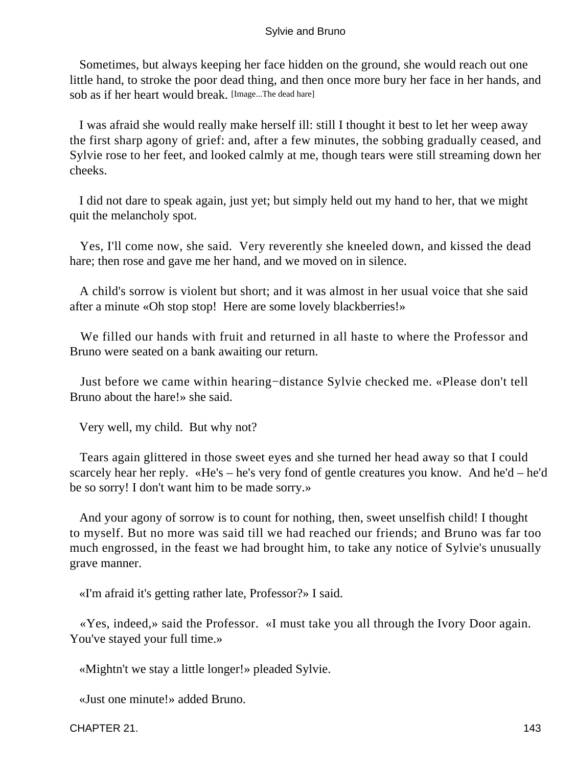Sometimes, but always keeping her face hidden on the ground, she would reach out one little hand, to stroke the poor dead thing, and then once more bury her face in her hands, and sob as if her heart would break. [Image...The dead hare]

I was afraid she would really make herself ill: still I thought it best to let her weep away the first sharp agony of grief: and, after a few minutes, the sobbing gradually ceased, and Sylvie rose to her feet, and looked calmly at me, though tears were still streaming down her cheeks.

I did not dare to speak again, just yet; but simply held out my hand to her, that we might quit the melancholy spot.

Yes, I'll come now, she said. Very reverently she kneeled down, and kissed the dead hare; then rose and gave me her hand, and we moved on in silence.

A child's sorrow is violent but short; and it was almost in her usual voice that she said after a minute «Oh stop stop! Here are some lovely blackberries!»

We filled our hands with fruit and returned in all haste to where the Professor and Bruno were seated on a bank awaiting our return.

Just before we came within hearing−distance Sylvie checked me. «Please don't tell Bruno about the hare!» she said.

Very well, my child. But why not?

Tears again glittered in those sweet eyes and she turned her head away so that I could scarcely hear her reply. «He's – he's very fond of gentle creatures you know. And he'd – he'd be so sorry! I don't want him to be made sorry.»

And your agony of sorrow is to count for nothing, then, sweet unselfish child! I thought to myself. But no more was said till we had reached our friends; and Bruno was far too much engrossed, in the feast we had brought him, to take any notice of Sylvie's unusually grave manner.

«I'm afraid it's getting rather late, Professor?» I said.

«Yes, indeed,» said the Professor. «I must take you all through the Ivory Door again. You've stayed your full time.»

«Mightn't we stay a little longer!» pleaded Sylvie.

«Just one minute!» added Bruno.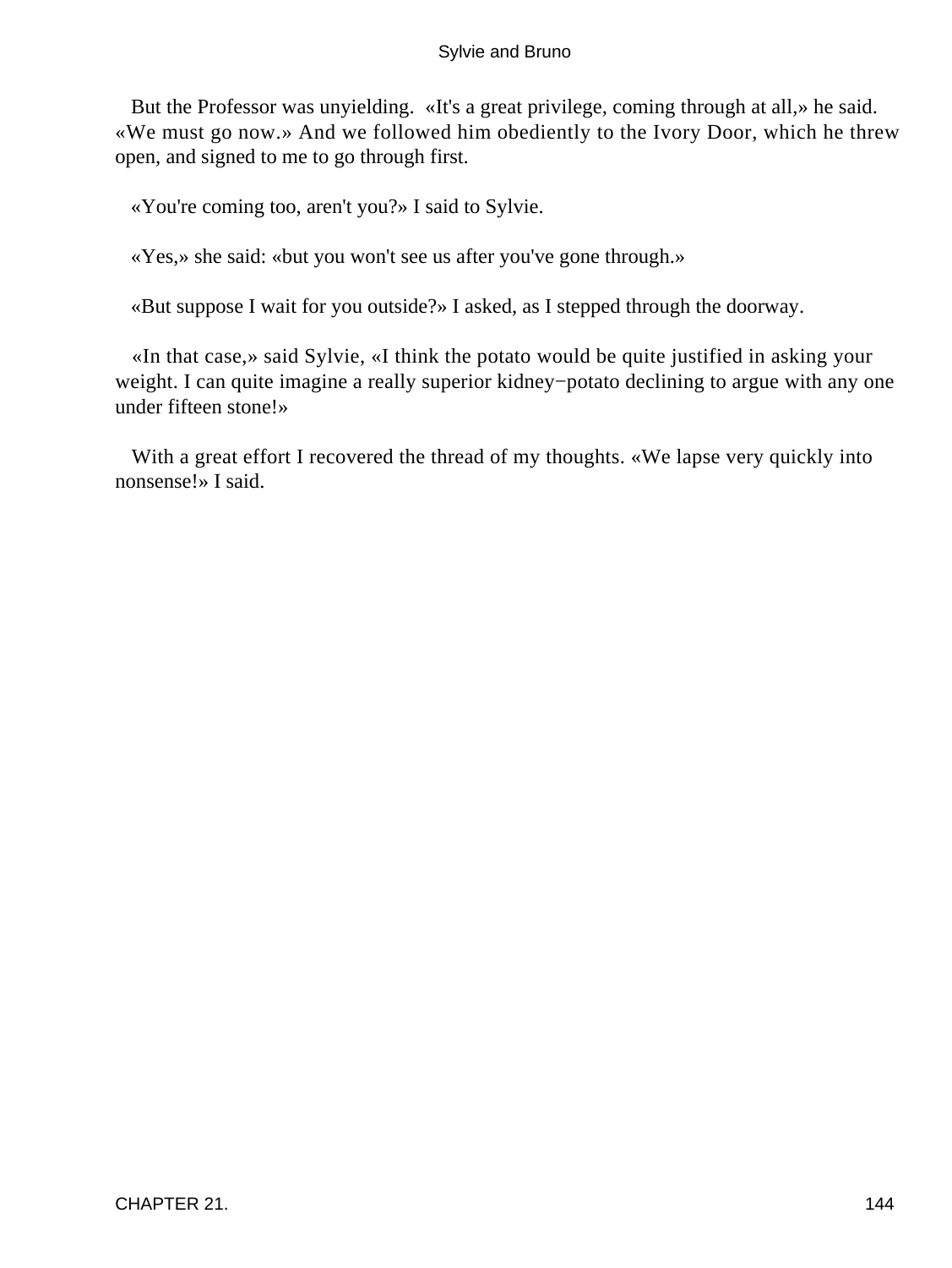But the Professor was unyielding. «It's a great privilege, coming through at all,» he said. «We must go now.» And we followed him obediently to the Ivory Door, which he threw open, and signed to me to go through first.

«You're coming too, aren't you?» I said to Sylvie.

«Yes,» she said: «but you won't see us after you've gone through.»

«But suppose I wait for you outside?» I asked, as I stepped through the doorway.

«In that case,» said Sylvie, «I think the potato would be quite justified in asking your weight. I can quite imagine a really superior kidney−potato declining to argue with any one under fifteen stone!»

With a great effort I recovered the thread of my thoughts. «We lapse very quickly into nonsense!» I said.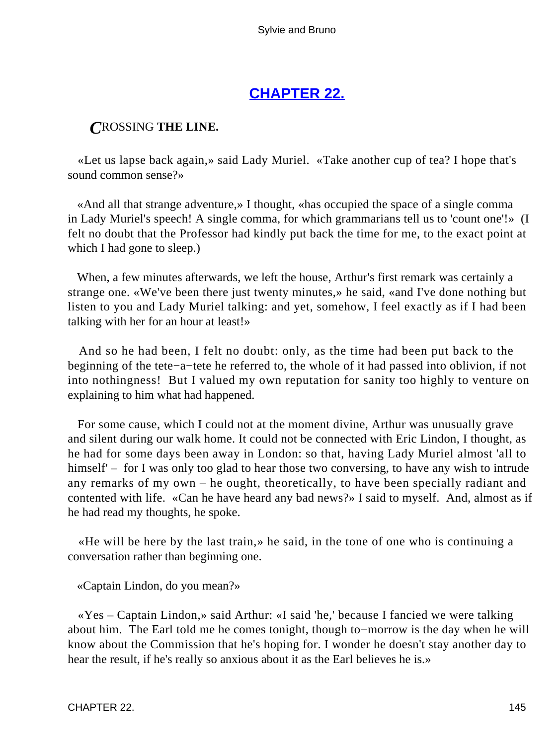## [CHAPTER 22.](#)

*C*ROSSING **THE LINE.**

«Let us lapse back again,» said Lady Muriel. «Take another cup of tea? I hope that's sound common sense?»

«And all that strange adventure,» I thought, «has occupied the space of a single comma in Lady Muriel's speech! A single comma, for which grammarians tell us to 'count one'!» (I felt no doubt that the Professor had kindly put back the time for me, to the exact point at which I had gone to sleep.)

When, a few minutes afterwards, we left the house, Arthur's first remark was certainly a strange one. «We've been there just twenty minutes,» he said, «and I've done nothing but listen to you and Lady Muriel talking: and yet, somehow, I feel exactly as if I had been talking with her for an hour at least!»

And so he had been, I felt no doubt: only, as the time had been put back to the beginning of the tete−a−tete he referred to, the whole of it had passed into oblivion, if not into nothingness! But I valued my own reputation for sanity too highly to venture on explaining to him what had happened.

For some cause, which I could not at the moment divine, Arthur was unusually grave and silent during our walk home. It could not be connected with Eric Lindon, I thought, as he had for some days been away in London: so that, having Lady Muriel almost 'all to himself' – for I was only too glad to hear those two conversing, to have any wish to intrude any remarks of my own – he ought, theoretically, to have been specially radiant and contented with life. «Can he have heard any bad news?» I said to myself. And, almost as if he had read my thoughts, he spoke.

«He will be here by the last train,» he said, in the tone of one who is continuing a conversation rather than beginning one.

«Captain Lindon, do you mean?»

«Yes – Captain Lindon,» said Arthur: «I said 'he,' because I fancied we were talking about him. The Earl told me he comes tonight, though to−morrow is the day when he will know about the Commission that he's hoping for. I wonder he doesn't stay another day to hear the result, if he's really so anxious about it as the Earl believes he is.»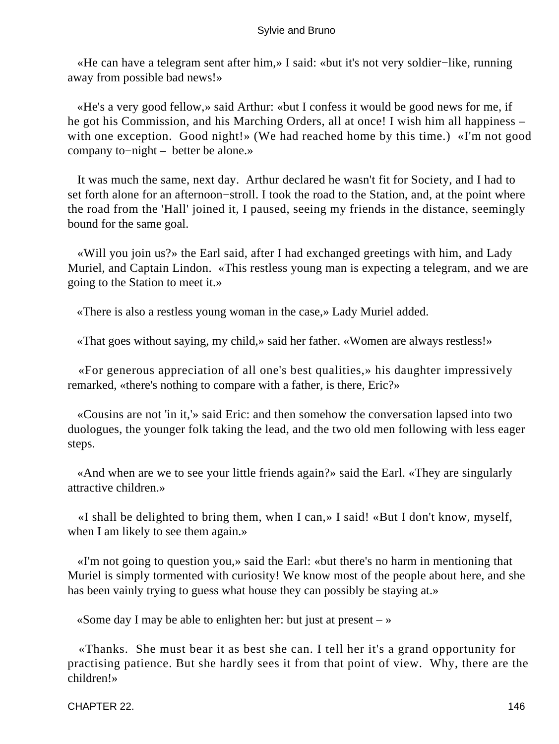«He can have a telegram sent after him,» I said: «but it's not very soldier−like, running away from possible bad news!»

«He's a very good fellow,» said Arthur: «but I confess it would be good news for me, if he got his Commission, and his Marching Orders, all at once! I wish him all happiness – with one exception. Good night!» (We had reached home by this time.) «I'm not good company to−night – better be alone.»

It was much the same, next day. Arthur declared he wasn't fit for Society, and I had to set forth alone for an afternoon−stroll. I took the road to the Station, and, at the point where the road from the 'Hall' joined it, I paused, seeing my friends in the distance, seemingly bound for the same goal.

«Will you join us?» the Earl said, after I had exchanged greetings with him, and Lady Muriel, and Captain Lindon. «This restless young man is expecting a telegram, and we are going to the Station to meet it.»

«There is also a restless young woman in the case,» Lady Muriel added.

«That goes without saying, my child,» said her father. «Women are always restless!»

«For generous appreciation of all one's best qualities,» his daughter impressively remarked, «there's nothing to compare with a father, is there, Eric?»

«Cousins are not 'in it,'» said Eric: and then somehow the conversation lapsed into two duologues, the younger folk taking the lead, and the two old men following with less eager steps.

«And when are we to see your little friends again?» said the Earl. «They are singularly attractive children.»

«I shall be delighted to bring them, when I can,» I said! «But I don't know, myself, when I am likely to see them again.»

«I'm not going to question you,» said the Earl: «but there's no harm in mentioning that Muriel is simply tormented with curiosity! We know most of the people about here, and she has been vainly trying to guess what house they can possibly be staying at.»

«Some day I may be able to enlighten her: but just at present – »

«Thanks. She must bear it as best she can. I tell her it's a grand opportunity for practising patience. But she hardly sees it from that point of view. Why, there are the children!»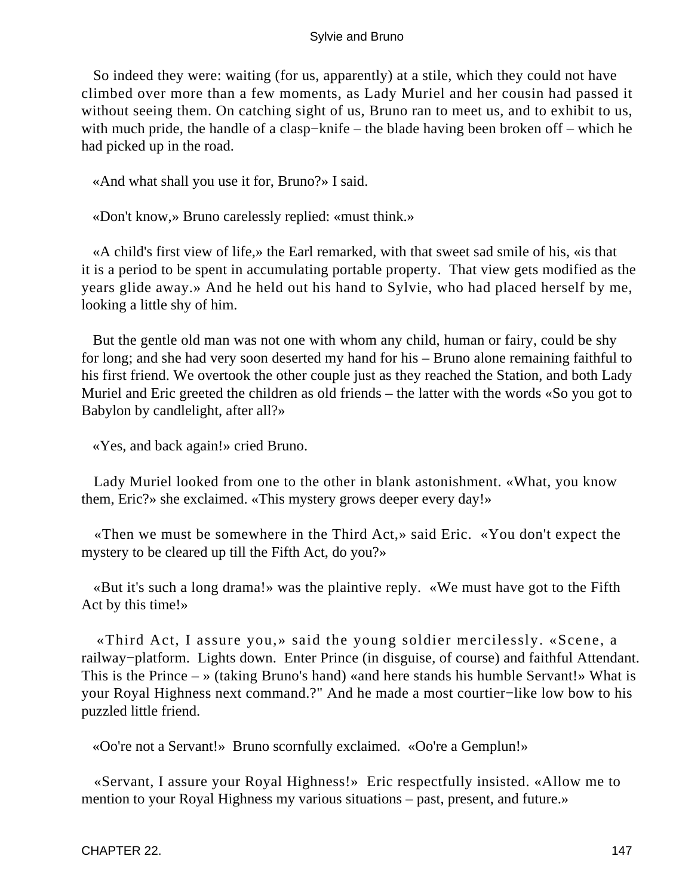So indeed they were: waiting (for us, apparently) at a stile, which they could not have climbed over more than a few moments, as Lady Muriel and her cousin had passed it without seeing them. On catching sight of us, Bruno ran to meet us, and to exhibit to us, with much pride, the handle of a clasp−knife – the blade having been broken off – which he had picked up in the road.

«And what shall you use it for, Bruno?» I said.

«Don't know,» Bruno carelessly replied: «must think.»

«A child's first view of life,» the Earl remarked, with that sweet sad smile of his, «is that it is a period to be spent in accumulating portable property. That view gets modified as the years glide away.» And he held out his hand to Sylvie, who had placed herself by me, looking a little shy of him.

But the gentle old man was not one with whom any child, human or fairy, could be shy for long; and she had very soon deserted my hand for his – Bruno alone remaining faithful to his first friend. We overtook the other couple just as they reached the Station, and both Lady Muriel and Eric greeted the children as old friends – the latter with the words «So you got to Babylon by candlelight, after all?»

«Yes, and back again!» cried Bruno.

Lady Muriel looked from one to the other in blank astonishment. «What, you know them, Eric?» she exclaimed. «This mystery grows deeper every day!»

«Then we must be somewhere in the Third Act,» said Eric. «You don't expect the mystery to be cleared up till the Fifth Act, do you?»

«But it's such a long drama!» was the plaintive reply. «We must have got to the Fifth Act by this time!»

«Third Act, I assure you,» said the young soldier mercilessly. «Scene, a railway−platform. Lights down. Enter Prince (in disguise, of course) and faithful Attendant. This is the Prince – » (taking Bruno's hand) «and here stands his humble Servant!» What is your Royal Highness next command.?" And he made a most courtier−like low bow to his puzzled little friend.

«Oo're not a Servant!» Bruno scornfully exclaimed. «Oo're a Gemplun!»

«Servant, I assure your Royal Highness!» Eric respectfully insisted. «Allow me to mention to your Royal Highness my various situations – past, present, and future.»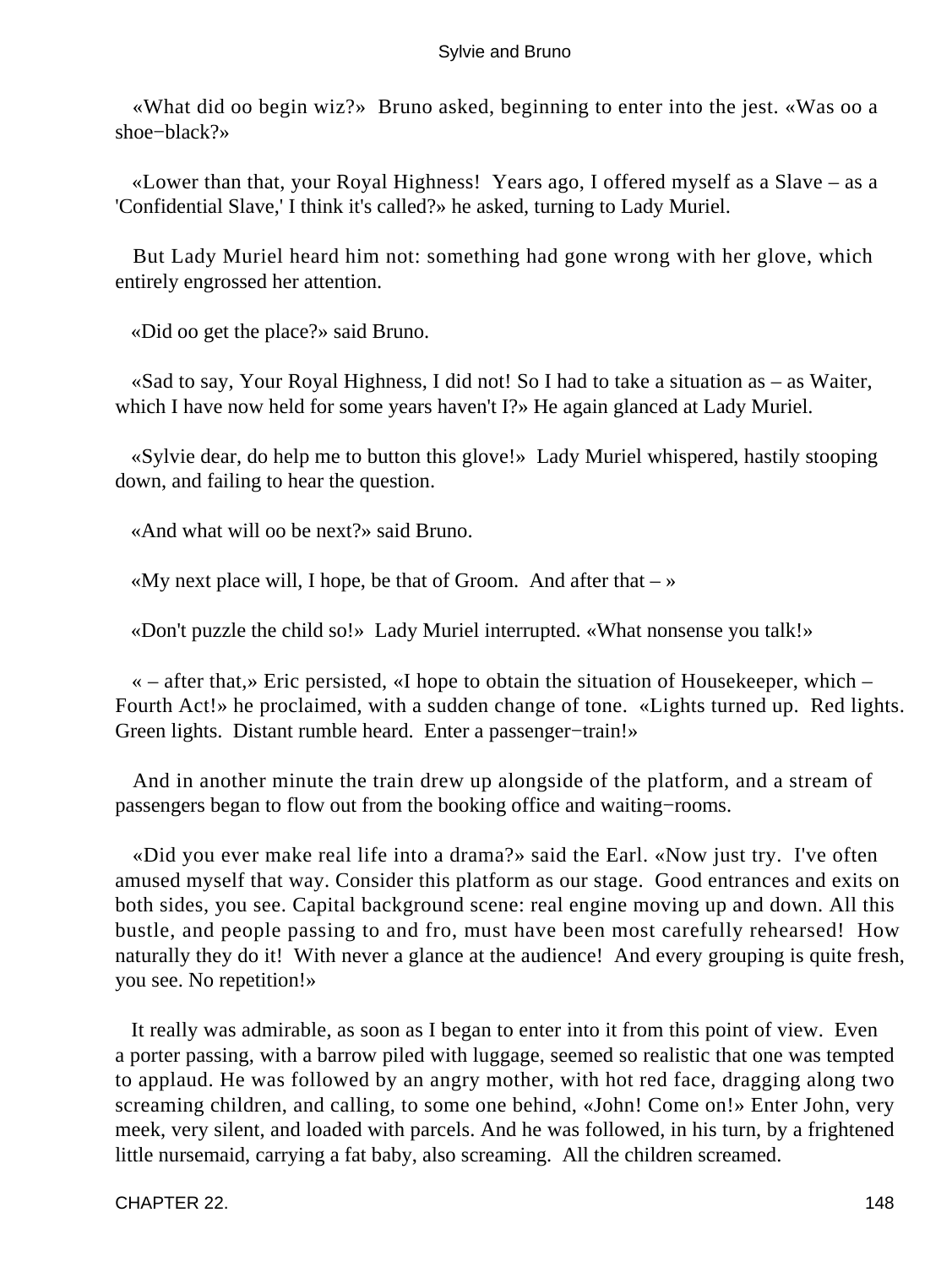«What did oo begin wiz?» Bruno asked, beginning to enter into the jest. «Was oo a shoe−black?»

«Lower than that, your Royal Highness! Years ago, I offered myself as a Slave – as a 'Confidential Slave,' I think it's called?» he asked, turning to Lady Muriel.

But Lady Muriel heard him not: something had gone wrong with her glove, which entirely engrossed her attention.

«Did oo get the place?» said Bruno.

«Sad to say, Your Royal Highness, I did not! So I had to take a situation as – as Waiter, which I have now held for some years haven't I?» He again glanced at Lady Muriel.

«Sylvie dear, do help me to button this glove!» Lady Muriel whispered, hastily stooping down, and failing to hear the question.

«And what will oo be next?» said Bruno.

«My next place will, I hope, be that of Groom. And after that – »

«Don't puzzle the child so!» Lady Muriel interrupted. «What nonsense you talk!»

« – after that,» Eric persisted, «I hope to obtain the situation of Housekeeper, which – Fourth Act!» he proclaimed, with a sudden change of tone. «Lights turned up. Red lights. Green lights. Distant rumble heard. Enter a passenger−train!»

And in another minute the train drew up alongside of the platform, and a stream of passengers began to flow out from the booking office and waiting−rooms.

«Did you ever make real life into a drama?» said the Earl. «Now just try. I've often amused myself that way. Consider this platform as our stage. Good entrances and exits on both sides, you see. Capital background scene: real engine moving up and down. All this bustle, and people passing to and fro, must have been most carefully rehearsed! How naturally they do it! With never a glance at the audience! And every grouping is quite fresh, you see. No repetition!»

It really was admirable, as soon as I began to enter into it from this point of view. Even a porter passing, with a barrow piled with luggage, seemed so realistic that one was tempted to applaud. He was followed by an angry mother, with hot red face, dragging along two screaming children, and calling, to some one behind, «John! Come on!» Enter John, very meek, very silent, and loaded with parcels. And he was followed, in his turn, by a frightened little nursemaid, carrying a fat baby, also screaming. All the children screamed.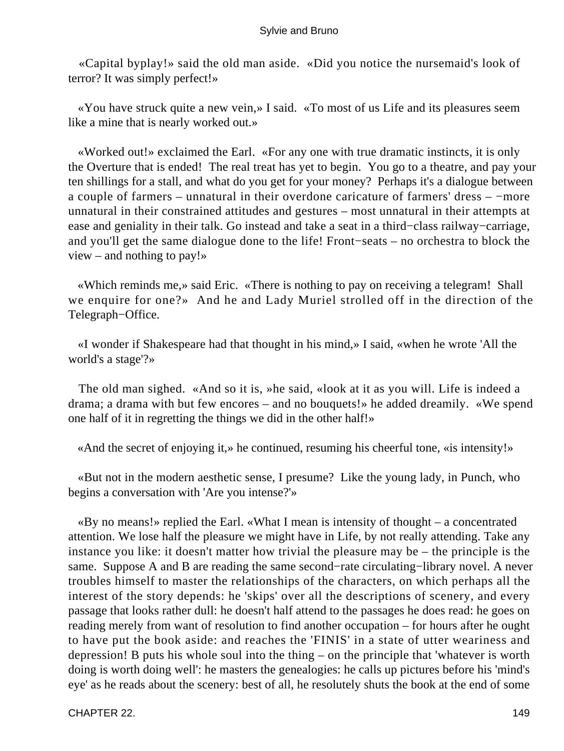«Capital byplay!» said the old man aside. «Did you notice the nursemaid's look of terror? It was simply perfect!»

«You have struck quite a new vein,» I said. «To most of us Life and its pleasures seem like a mine that is nearly worked out.»

«Worked out!» exclaimed the Earl. «For any one with true dramatic instincts, it is only the Overture that is ended! The real treat has yet to begin. You go to a theatre, and pay your ten shillings for a stall, and what do you get for your money? Perhaps it's a dialogue between a couple of farmers – unnatural in their overdone caricature of farmers' dress – −more unnatural in their constrained attitudes and gestures – most unnatural in their attempts at ease and geniality in their talk. Go instead and take a seat in a third−class railway−carriage, and you'll get the same dialogue done to the life! Front−seats – no orchestra to block the view – and nothing to pay!»

«Which reminds me,» said Eric. «There is nothing to pay on receiving a telegram! Shall we enquire for one?» And he and Lady Muriel strolled off in the direction of the Telegraph−Office.

«I wonder if Shakespeare had that thought in his mind,» I said, «when he wrote 'All the world's a stage'?»

The old man sighed. «And so it is, »he said, «look at it as you will. Life is indeed a drama; a drama with but few encores – and no bouquets!» he added dreamily. «We spend one half of it in regretting the things we did in the other half!»

«And the secret of enjoying it,» he continued, resuming his cheerful tone, «is intensity!»

«But not in the modern aesthetic sense, I presume? Like the young lady, in Punch, who begins a conversation with 'Are you intense?'»

«By no means!» replied the Earl. «What I mean is intensity of thought – a concentrated attention. We lose half the pleasure we might have in Life, by not really attending. Take any instance you like: it doesn't matter how trivial the pleasure may be – the principle is the same. Suppose A and B are reading the same second−rate circulating−library novel. A never troubles himself to master the relationships of the characters, on which perhaps all the interest of the story depends: he 'skips' over all the descriptions of scenery, and every passage that looks rather dull: he doesn't half attend to the passages he does read: he goes on reading merely from want of resolution to find another occupation – for hours after he ought to have put the book aside: and reaches the 'FINIS' in a state of utter weariness and depression! B puts his whole soul into the thing – on the principle that 'whatever is worth doing is worth doing well': he masters the genealogies: he calls up pictures before his 'mind's eye' as he reads about the scenery: best of all, he resolutely shuts the book at the end of some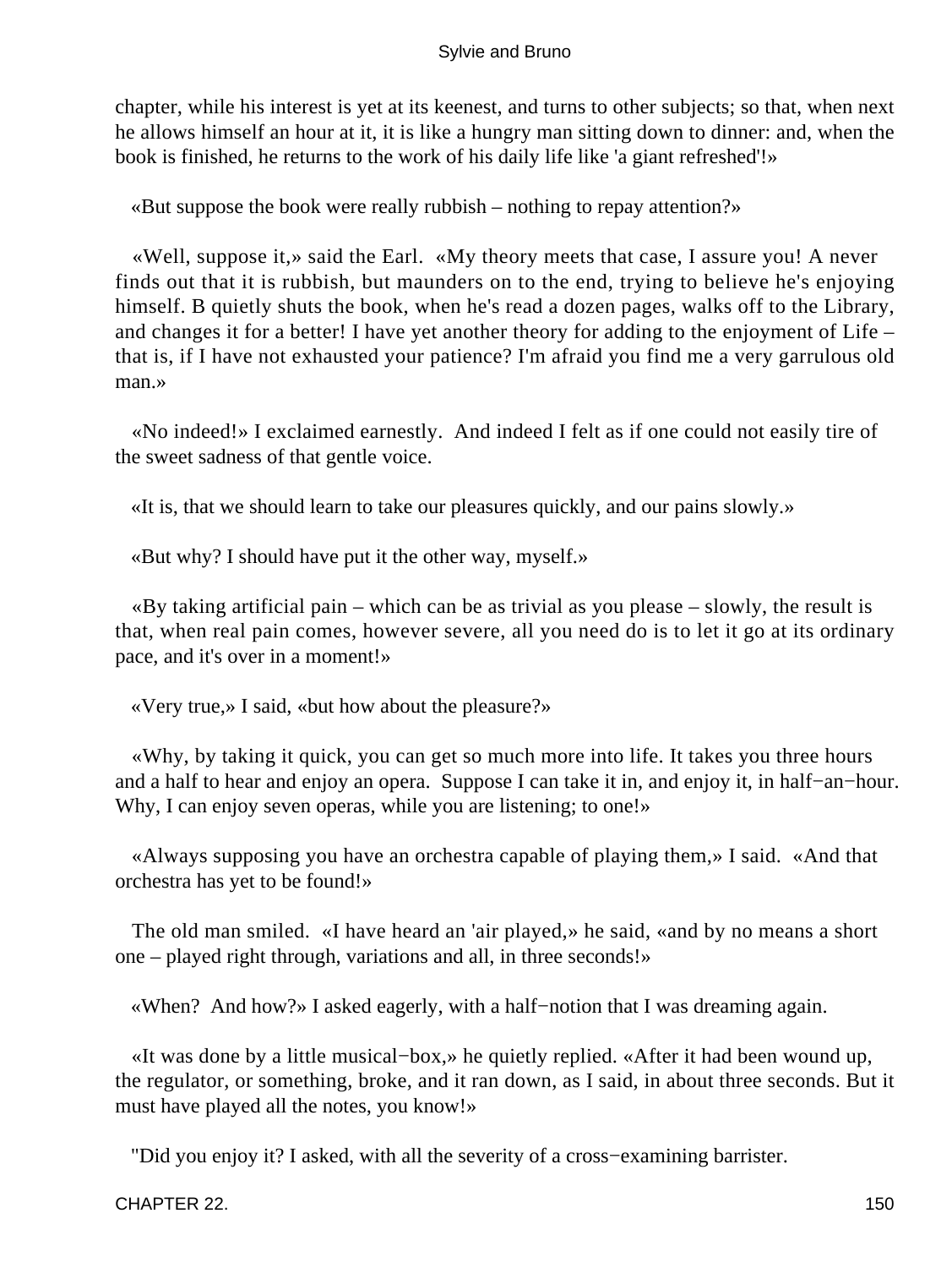chapter, while his interest is yet at its keenest, and turns to other subjects; so that, when next he allows himself an hour at it, it is like a hungry man sitting down to dinner: and, when the book is finished, he returns to the work of his daily life like 'a giant refreshed'!»

«But suppose the book were really rubbish – nothing to repay attention?»

«Well, suppose it,» said the Earl. «My theory meets that case, I assure you! A never finds out that it is rubbish, but maunders on to the end, trying to believe he's enjoying himself. B quietly shuts the book, when he's read a dozen pages, walks off to the Library, and changes it for a better! I have yet another theory for adding to the enjoyment of Life – that is, if I have not exhausted your patience? I'm afraid you find me a very garrulous old man.»

«No indeed!» I exclaimed earnestly. And indeed I felt as if one could not easily tire of the sweet sadness of that gentle voice.

«It is, that we should learn to take our pleasures quickly, and our pains slowly.»

«But why? I should have put it the other way, myself.»

«By taking artificial pain – which can be as trivial as you please – slowly, the result is that, when real pain comes, however severe, all you need do is to let it go at its ordinary pace, and it's over in a moment!»

«Very true,» I said, «but how about the pleasure?»

«Why, by taking it quick, you can get so much more into life. It takes you three hours and a half to hear and enjoy an opera. Suppose I can take it in, and enjoy it, in half−an−hour. Why, I can enjoy seven operas, while you are listening; to one!»

«Always supposing you have an orchestra capable of playing them,» I said. «And that orchestra has yet to be found!»

The old man smiled. «I have heard an 'air played,» he said, «and by no means a short one – played right through, variations and all, in three seconds!»

«When? And how?» I asked eagerly, with a half−notion that I was dreaming again.

«It was done by a little musical−box,» he quietly replied. «After it had been wound up, the regulator, or something, broke, and it ran down, as I said, in about three seconds. But it must have played all the notes, you know!»

"Did you enjoy it? I asked, with all the severity of a cross−examining barrister.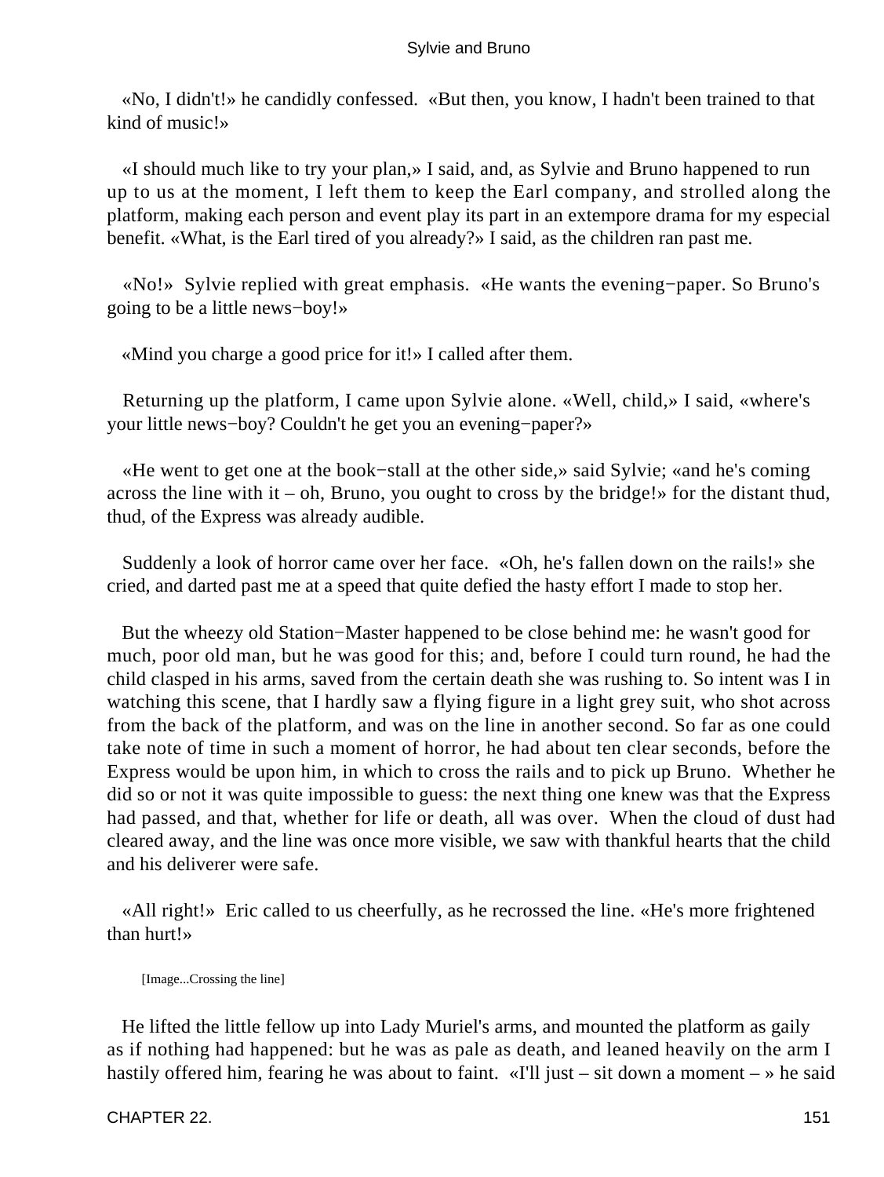«No, I didn't!» he candidly confessed. «But then, you know, I hadn't been trained to that kind of music!»

«I should much like to try your plan,» I said, and, as Sylvie and Bruno happened to run up to us at the moment, I left them to keep the Earl company, and strolled along the platform, making each person and event play its part in an extempore drama for my especial benefit. «What, is the Earl tired of you already?» I said, as the children ran past me.

«No!» Sylvie replied with great emphasis. «He wants the evening−paper. So Bruno's going to be a little news−boy!»

«Mind you charge a good price for it!» I called after them.

Returning up the platform, I came upon Sylvie alone. «Well, child,» I said, «where's your little news−boy? Couldn't he get you an evening−paper?»

«He went to get one at the book−stall at the other side,» said Sylvie; «and he's coming across the line with it – oh, Bruno, you ought to cross by the bridge!» for the distant thud, thud, of the Express was already audible.

Suddenly a look of horror came over her face. «Oh, he's fallen down on the rails!» she cried, and darted past me at a speed that quite defied the hasty effort I made to stop her.

But the wheezy old Station−Master happened to be close behind me: he wasn't good for much, poor old man, but he was good for this; and, before I could turn round, he had the child clasped in his arms, saved from the certain death she was rushing to. So intent was I in watching this scene, that I hardly saw a flying figure in a light grey suit, who shot across from the back of the platform, and was on the line in another second. So far as one could take note of time in such a moment of horror, he had about ten clear seconds, before the Express would be upon him, in which to cross the rails and to pick up Bruno. Whether he did so or not it was quite impossible to guess: the next thing one knew was that the Express had passed, and that, whether for life or death, all was over. When the cloud of dust had cleared away, and the line was once more visible, we saw with thankful hearts that the child and his deliverer were safe.

«All right!» Eric called to us cheerfully, as he recrossed the line. «He's more frightened than hurt!»

[Image...Crossing the line]

He lifted the little fellow up into Lady Muriel's arms, and mounted the platform as gaily as if nothing had happened: but he was as pale as death, and leaned heavily on the arm I hastily offered him, fearing he was about to faint. «I'll just – sit down a moment – » he said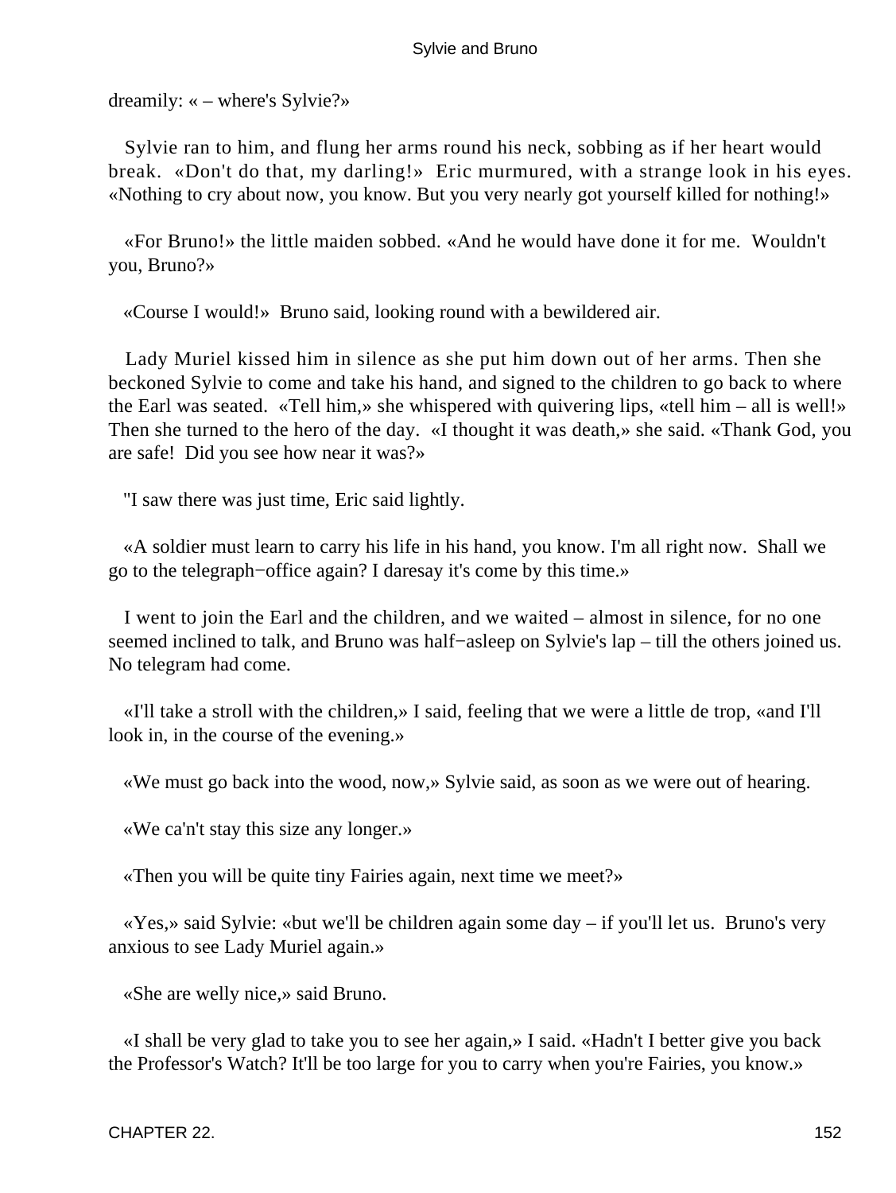dreamily: « – where's Sylvie?»

Sylvie ran to him, and flung her arms round his neck, sobbing as if her heart would break. «Don't do that, my darling!» Eric murmured, with a strange look in his eyes. «Nothing to cry about now, you know. But you very nearly got yourself killed for nothing!»

«For Bruno!» the little maiden sobbed. «And he would have done it for me. Wouldn't you, Bruno?»

«Course I would!» Bruno said, looking round with a bewildered air.

Lady Muriel kissed him in silence as she put him down out of her arms. Then she beckoned Sylvie to come and take his hand, and signed to the children to go back to where the Earl was seated. «Tell him,» she whispered with quivering lips, «tell him – all is well!» Then she turned to the hero of the day. «I thought it was death,» she said. «Thank God, you are safe! Did you see how near it was?»

"I saw there was just time, Eric said lightly.

«A soldier must learn to carry his life in his hand, you know. I'm all right now. Shall we go to the telegraph−office again? I daresay it's come by this time.»

I went to join the Earl and the children, and we waited – almost in silence, for no one seemed inclined to talk, and Bruno was half−asleep on Sylvie's lap – till the others joined us. No telegram had come.

«I'll take a stroll with the children,» I said, feeling that we were a little de trop, «and I'll look in, in the course of the evening.»

«We must go back into the wood, now,» Sylvie said, as soon as we were out of hearing.

«We ca'n't stay this size any longer.»

«Then you will be quite tiny Fairies again, next time we meet?»

«Yes,» said Sylvie: «but we'll be children again some day – if you'll let us. Bruno's very anxious to see Lady Muriel again.»

«She are welly nice,» said Bruno.

«I shall be very glad to take you to see her again,» I said. «Hadn't I better give you back the Professor's Watch? It'll be too large for you to carry when you're Fairies, you know.»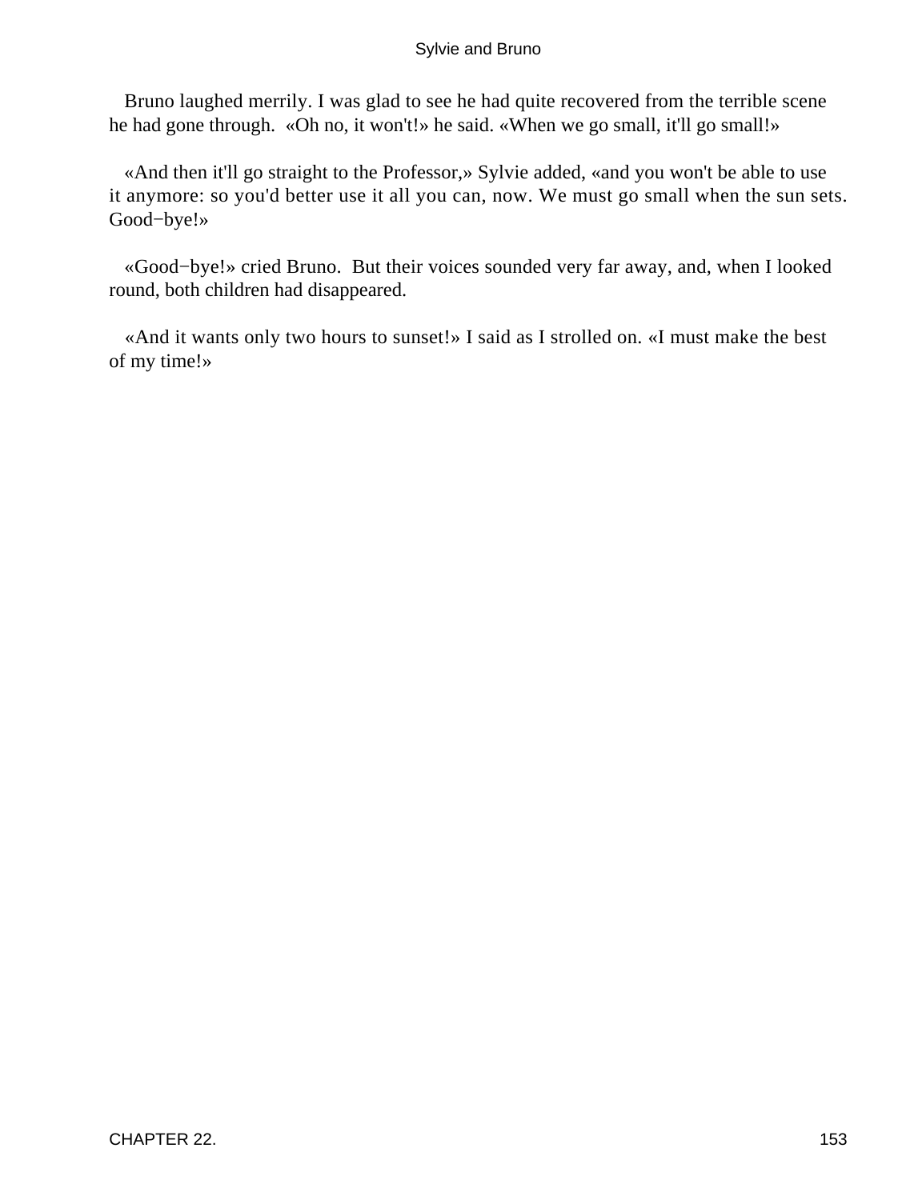Bruno laughed merrily. I was glad to see he had quite recovered from the terrible scene he had gone through. «Oh no, it won't!» he said. «When we go small, it'll go small!»

«And then it'll go straight to the Professor,» Sylvie added, «and you won't be able to use it anymore: so you'd better use it all you can, now. We must go small when the sun sets. Good−bye!»

«Good−bye!» cried Bruno. But their voices sounded very far away, and, when I looked round, both children had disappeared.

«And it wants only two hours to sunset!» I said as I strolled on. «I must make the best of my time!»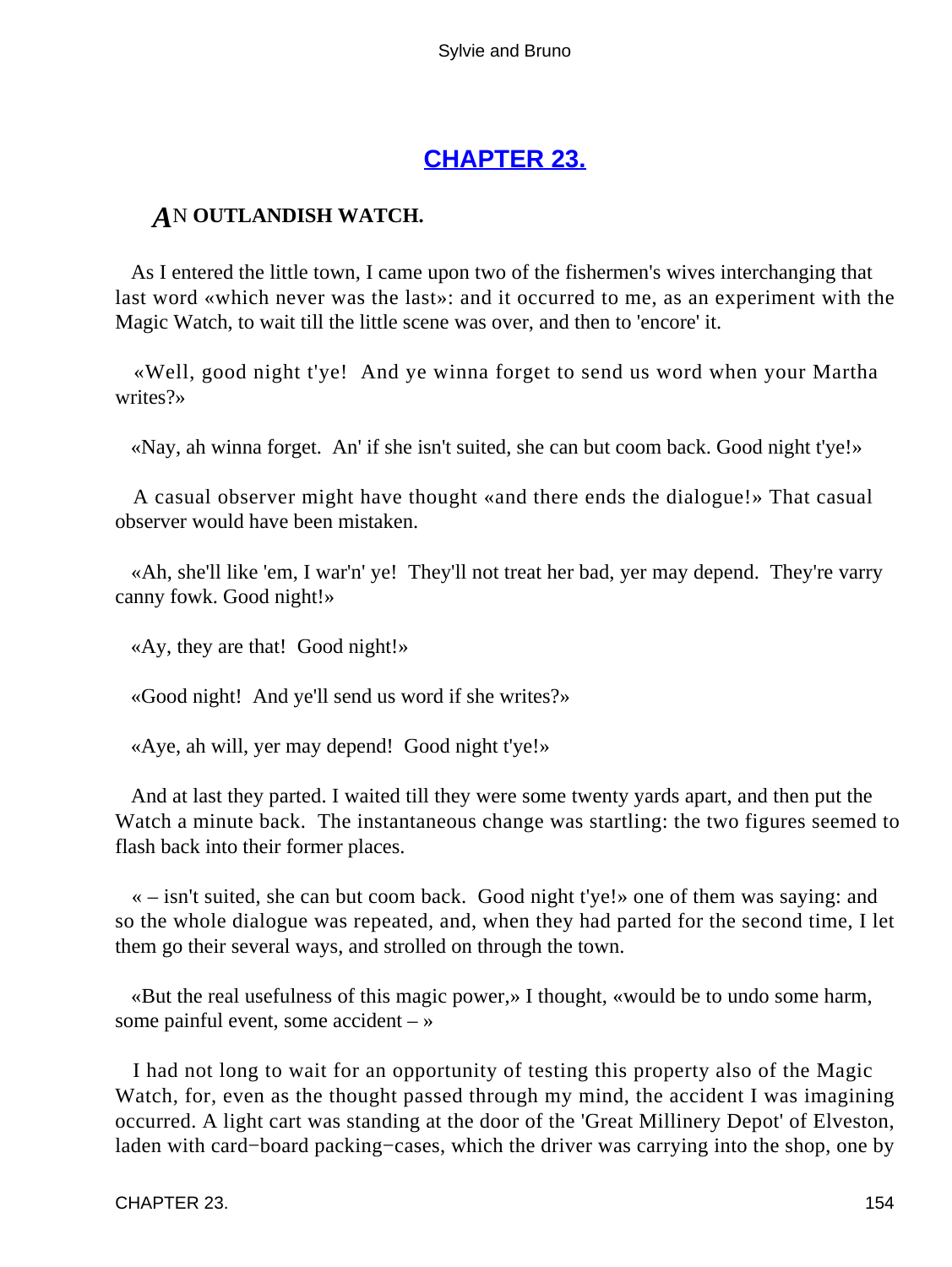## [CHAPTER 23.](#)

### *A*N OUTLANDISH WATCH.

As I entered the little town, I came upon two of the fishermen's wives interchanging that last word «which never was the last»: and it occurred to me, as an experiment with the Magic Watch, to wait till the little scene was over, and then to 'encore' it.

«Well, good night t'ye! And ye winna forget to send us word when your Martha writes?»

«Nay, ah winna forget. An' if she isn't suited, she can but coom back. Good night t'ye!»

A casual observer might have thought «and there ends the dialogue!» That casual observer would have been mistaken.

«Ah, she'll like 'em, I war'n' ye! They'll not treat her bad, yer may depend. They're varry canny fowk. Good night!»

«Ay, they are that! Good night!»

«Good night! And ye'll send us word if she writes?»

«Aye, ah will, yer may depend! Good night t'ye!»

And at last they parted. I waited till they were some twenty yards apart, and then put the Watch a minute back. The instantaneous change was startling: the two figures seemed to flash back into their former places.

« – isn't suited, she can but coom back. Good night t'ye!» one of them was saying: and so the whole dialogue was repeated, and, when they had parted for the second time, I let them go their several ways, and strolled on through the town.

«But the real usefulness of this magic power,» I thought, «would be to undo some harm, some painful event, some accident – »

I had not long to wait for an opportunity of testing this property also of the Magic Watch, for, even as the thought passed through my mind, the accident I was imagining occurred. A light cart was standing at the door of the 'Great Millinery Depot' of Elveston, laden with card−board packing−cases, which the driver was carrying into the shop, one by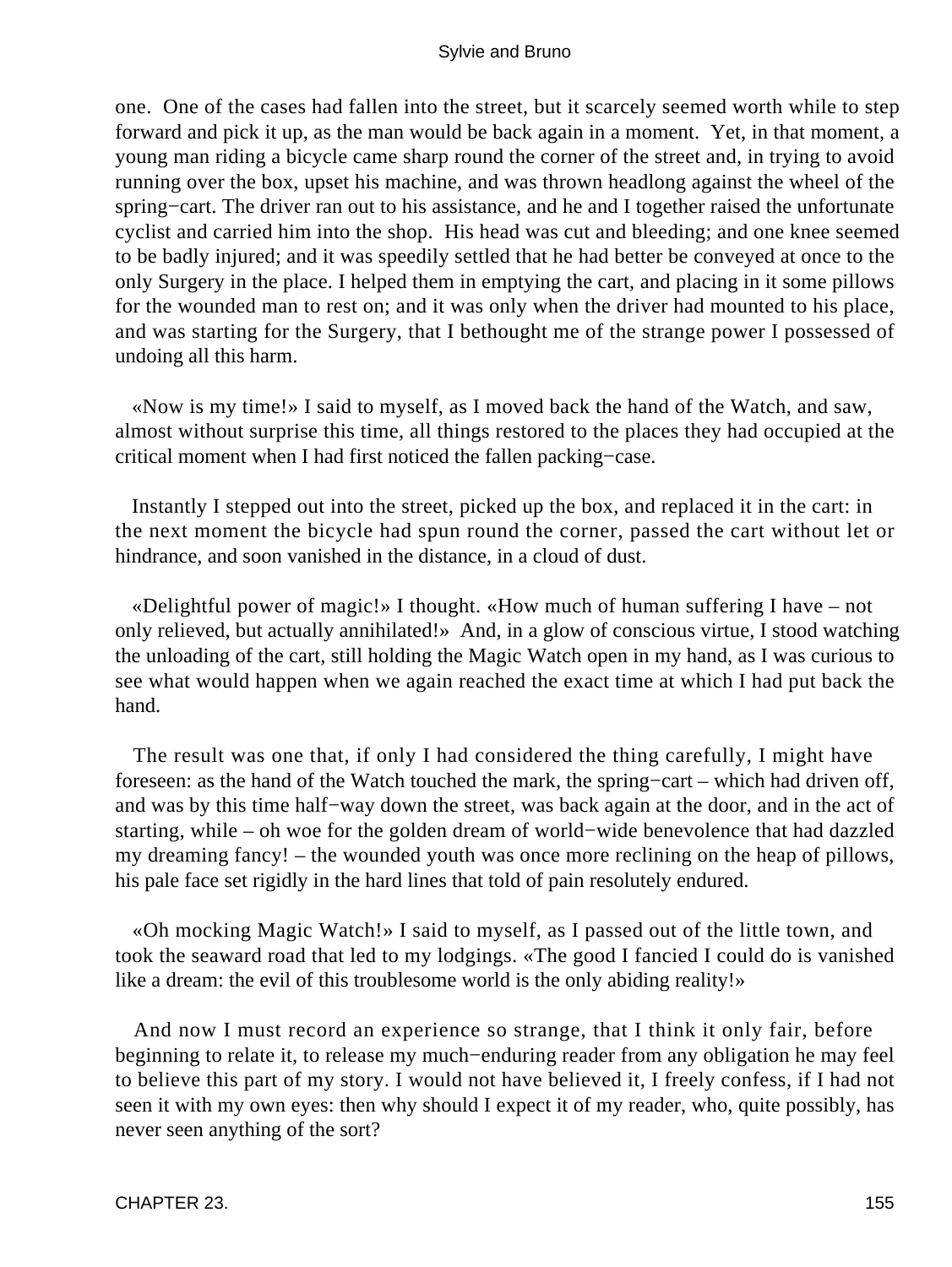one. One of the cases had fallen into the street, but it scarcely seemed worth while to step forward and pick it up, as the man would be back again in a moment. Yet, in that moment, a young man riding a bicycle came sharp round the corner of the street and, in trying to avoid running over the box, upset his machine, and was thrown headlong against the wheel of the spring−cart. The driver ran out to his assistance, and he and I together raised the unfortunate cyclist and carried him into the shop. His head was cut and bleeding; and one knee seemed to be badly injured; and it was speedily settled that he had better be conveyed at once to the only Surgery in the place. I helped them in emptying the cart, and placing in it some pillows for the wounded man to rest on; and it was only when the driver had mounted to his place, and was starting for the Surgery, that I bethought me of the strange power I possessed of undoing all this harm.

«Now is my time!» I said to myself, as I moved back the hand of the Watch, and saw, almost without surprise this time, all things restored to the places they had occupied at the critical moment when I had first noticed the fallen packing−case.

Instantly I stepped out into the street, picked up the box, and replaced it in the cart: in the next moment the bicycle had spun round the corner, passed the cart without let or hindrance, and soon vanished in the distance, in a cloud of dust.

«Delightful power of magic!» I thought. «How much of human suffering I have – not only relieved, but actually annihilated!» And, in a glow of conscious virtue, I stood watching the unloading of the cart, still holding the Magic Watch open in my hand, as I was curious to see what would happen when we again reached the exact time at which I had put back the hand.

The result was one that, if only I had considered the thing carefully, I might have foreseen: as the hand of the Watch touched the mark, the spring−cart – which had driven off, and was by this time half−way down the street, was back again at the door, and in the act of starting, while – oh woe for the golden dream of world−wide benevolence that had dazzled my dreaming fancy! – the wounded youth was once more reclining on the heap of pillows, his pale face set rigidly in the hard lines that told of pain resolutely endured.

«Oh mocking Magic Watch!» I said to myself, as I passed out of the little town, and took the seaward road that led to my lodgings. «The good I fancied I could do is vanished like a dream: the evil of this troublesome world is the only abiding reality!»

And now I must record an experience so strange, that I think it only fair, before beginning to relate it, to release my much−enduring reader from any obligation he may feel to believe this part of my story. I would not have believed it, I freely confess, if I had not seen it with my own eyes: then why should I expect it of my reader, who, quite possibly, has never seen anything of the sort?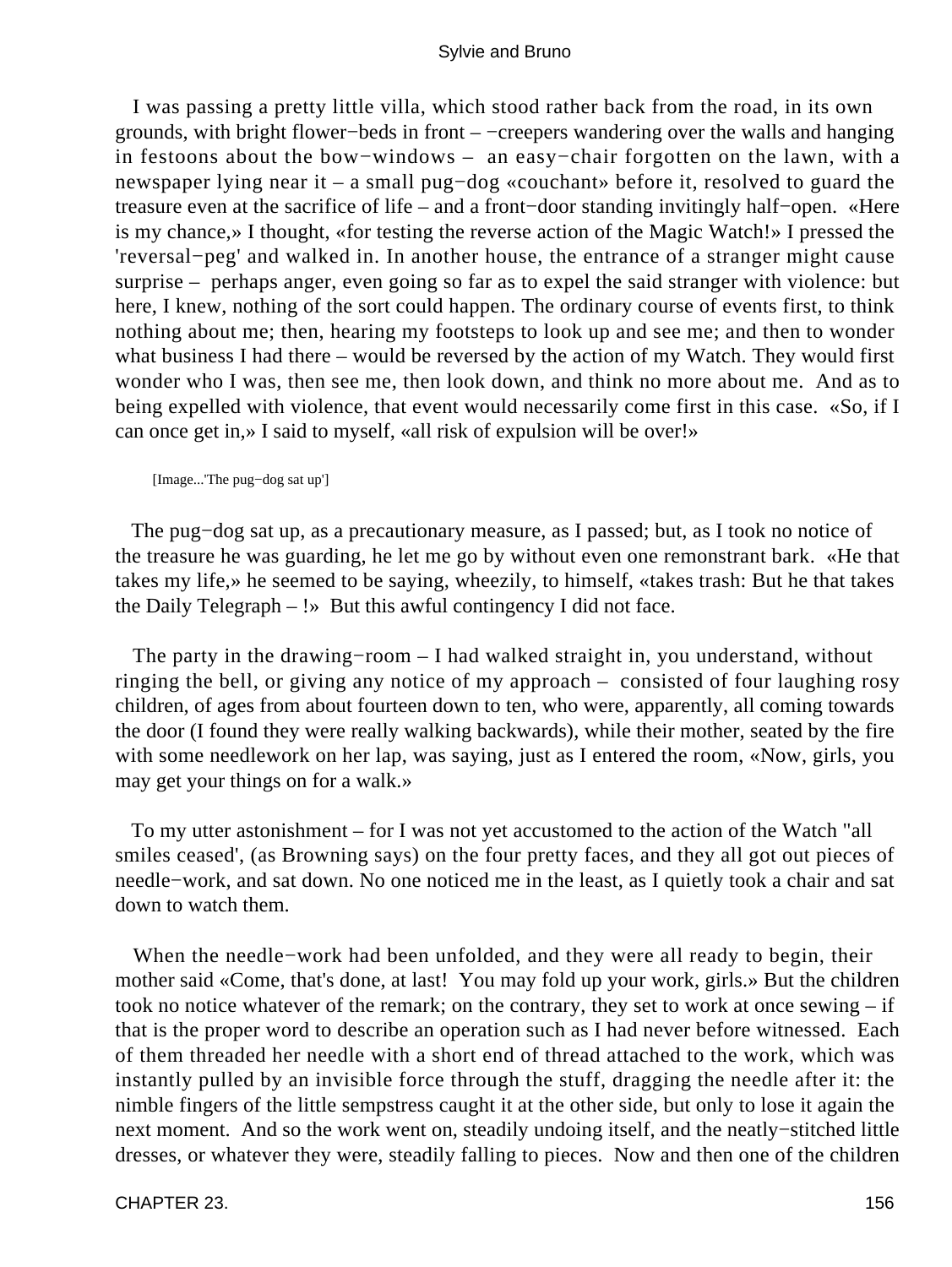I was passing a pretty little villa, which stood rather back from the road, in its own grounds, with bright flower−beds in front – −creepers wandering over the walls and hanging in festoons about the bow−windows – an easy−chair forgotten on the lawn, with a newspaper lying near it – a small pug−dog «couchant» before it, resolved to guard the treasure even at the sacrifice of life – and a front−door standing invitingly half−open. «Here is my chance,» I thought, «for testing the reverse action of the Magic Watch!» I pressed the 'reversal−peg' and walked in. In another house, the entrance of a stranger might cause surprise – perhaps anger, even going so far as to expel the said stranger with violence: but here, I knew, nothing of the sort could happen. The ordinary course of events first, to think nothing about me; then, hearing my footsteps to look up and see me; and then to wonder what business I had there – would be reversed by the action of my Watch. They would first wonder who I was, then see me, then look down, and think no more about me. And as to being expelled with violence, that event would necessarily come first in this case. «So, if I can once get in,» I said to myself, «all risk of expulsion will be over!»

[Image...'The pug−dog sat up']

The pug−dog sat up, as a precautionary measure, as I passed; but, as I took no notice of the treasure he was guarding, he let me go by without even one remonstrant bark. «He that takes my life,» he seemed to be saying, wheezily, to himself, «takes trash: But he that takes the Daily Telegraph – !» But this awful contingency I did not face.

The party in the drawing−room – I had walked straight in, you understand, without ringing the bell, or giving any notice of my approach – consisted of four laughing rosy children, of ages from about fourteen down to ten, who were, apparently, all coming towards the door (I found they were really walking backwards), while their mother, seated by the fire with some needlework on her lap, was saying, just as I entered the room, «Now, girls, you may get your things on for a walk.»

To my utter astonishment – for I was not yet accustomed to the action of the Watch "all smiles ceased', (as Browning says) on the four pretty faces, and they all got out pieces of needle−work, and sat down. No one noticed me in the least, as I quietly took a chair and sat down to watch them.

When the needle−work had been unfolded, and they were all ready to begin, their mother said «Come, that's done, at last! You may fold up your work, girls.» But the children took no notice whatever of the remark; on the contrary, they set to work at once sewing – if that is the proper word to describe an operation such as I had never before witnessed. Each of them threaded her needle with a short end of thread attached to the work, which was instantly pulled by an invisible force through the stuff, dragging the needle after it: the nimble fingers of the little sempstress caught it at the other side, but only to lose it again the next moment. And so the work went on, steadily undoing itself, and the neatly−stitched little dresses, or whatever they were, steadily falling to pieces. Now and then one of the children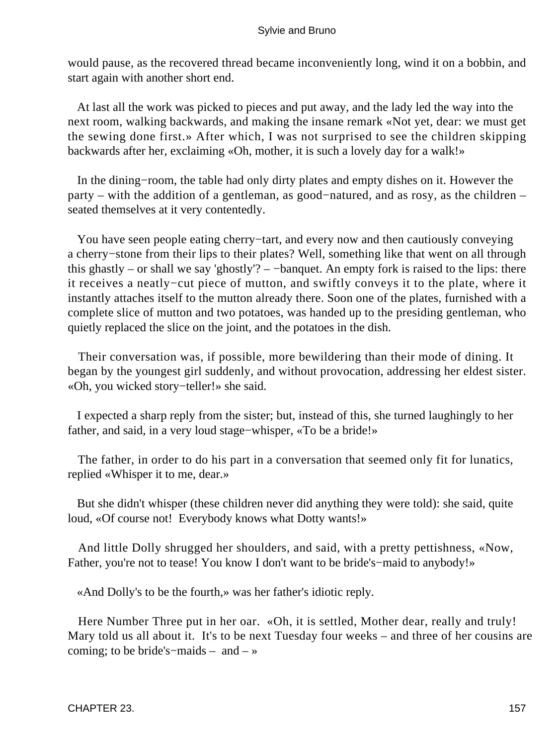would pause, as the recovered thread became inconveniently long, wind it on a bobbin, and start again with another short end.

At last all the work was picked to pieces and put away, and the lady led the way into the next room, walking backwards, and making the insane remark «Not yet, dear: we must get the sewing done first.» After which, I was not surprised to see the children skipping backwards after her, exclaiming «Oh, mother, it is such a lovely day for a walk!»

In the dining−room, the table had only dirty plates and empty dishes on it. However the party – with the addition of a gentleman, as good−natured, and as rosy, as the children – seated themselves at it very contentedly.

You have seen people eating cherry−tart, and every now and then cautiously conveying a cherry−stone from their lips to their plates? Well, something like that went on all through this ghastly – or shall we say 'ghostly'? – −banquet. An empty fork is raised to the lips: there it receives a neatly−cut piece of mutton, and swiftly conveys it to the plate, where it instantly attaches itself to the mutton already there. Soon one of the plates, furnished with a complete slice of mutton and two potatoes, was handed up to the presiding gentleman, who quietly replaced the slice on the joint, and the potatoes in the dish.

Their conversation was, if possible, more bewildering than their mode of dining. It began by the youngest girl suddenly, and without provocation, addressing her eldest sister. «Oh, you wicked story−teller!» she said.

I expected a sharp reply from the sister; but, instead of this, she turned laughingly to her father, and said, in a very loud stage−whisper, «To be a bride!»

The father, in order to do his part in a conversation that seemed only fit for lunatics, replied «Whisper it to me, dear.»

But she didn't whisper (these children never did anything they were told): she said, quite loud, «Of course not! Everybody knows what Dotty wants!»

And little Dolly shrugged her shoulders, and said, with a pretty pettishness, «Now, Father, you're not to tease! You know I don't want to be bride's−maid to anybody!»

«And Dolly's to be the fourth,» was her father's idiotic reply.

Here Number Three put in her oar. «Oh, it is settled, Mother dear, really and truly! Mary told us all about it. It's to be next Tuesday four weeks – and three of her cousins are coming; to be bride's−maids – and – »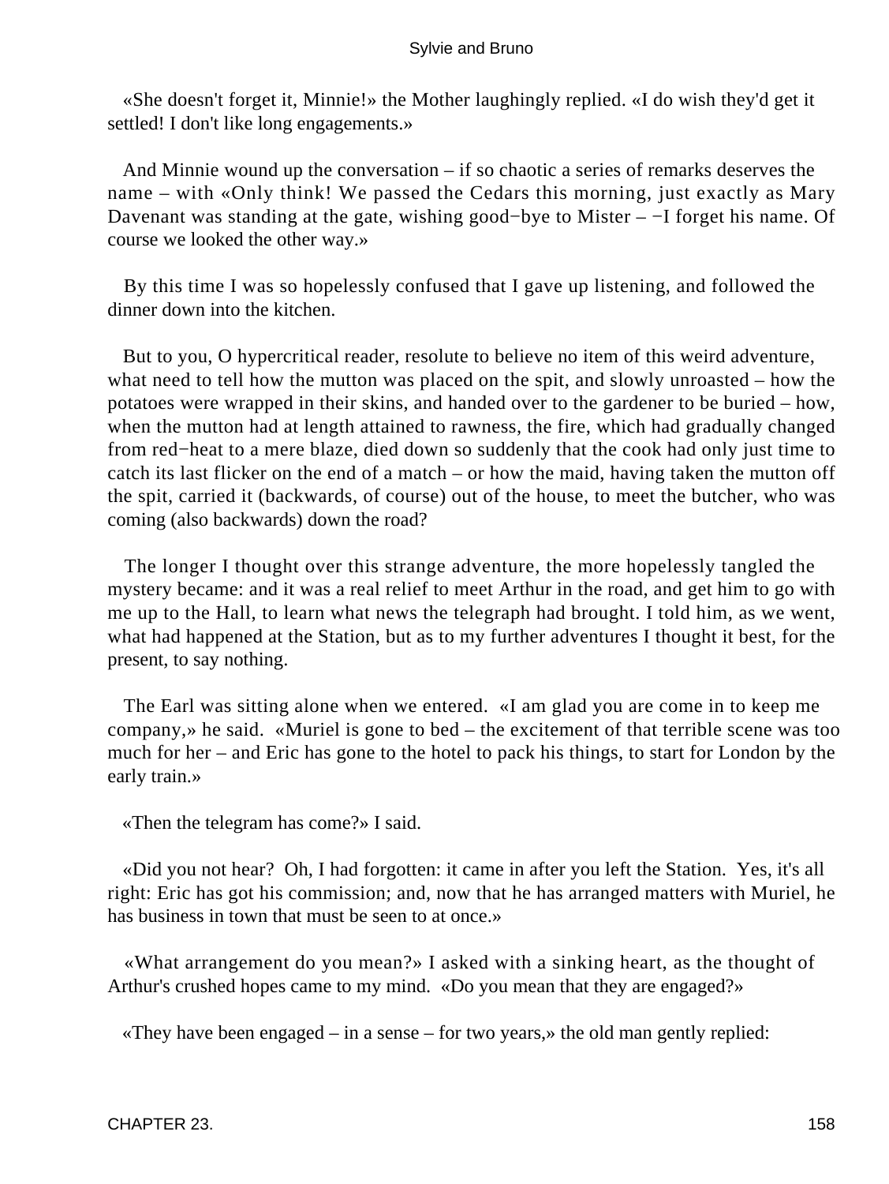«She doesn't forget it, Minnie!» the Mother laughingly replied. «I do wish they'd get it settled! I don't like long engagements.»

And Minnie wound up the conversation – if so chaotic a series of remarks deserves the name – with «Only think! We passed the Cedars this morning, just exactly as Mary Davenant was standing at the gate, wishing good−bye to Mister – −I forget his name. Of course we looked the other way.»

By this time I was so hopelessly confused that I gave up listening, and followed the dinner down into the kitchen.

But to you, O hypercritical reader, resolute to believe no item of this weird adventure, what need to tell how the mutton was placed on the spit, and slowly unroasted – how the potatoes were wrapped in their skins, and handed over to the gardener to be buried – how, when the mutton had at length attained to rawness, the fire, which had gradually changed from red−heat to a mere blaze, died down so suddenly that the cook had only just time to catch its last flicker on the end of a match – or how the maid, having taken the mutton off the spit, carried it (backwards, of course) out of the house, to meet the butcher, who was coming (also backwards) down the road?

The longer I thought over this strange adventure, the more hopelessly tangled the mystery became: and it was a real relief to meet Arthur in the road, and get him to go with me up to the Hall, to learn what news the telegraph had brought. I told him, as we went, what had happened at the Station, but as to my further adventures I thought it best, for the present, to say nothing.

The Earl was sitting alone when we entered. «I am glad you are come in to keep me company,» he said. «Muriel is gone to bed – the excitement of that terrible scene was too much for her – and Eric has gone to the hotel to pack his things, to start for London by the early train.»

«Then the telegram has come?» I said.

«Did you not hear? Oh, I had forgotten: it came in after you left the Station. Yes, it's all right: Eric has got his commission; and, now that he has arranged matters with Muriel, he has business in town that must be seen to at once.»

«What arrangement do you mean?» I asked with a sinking heart, as the thought of Arthur's crushed hopes came to my mind. «Do you mean that they are engaged?»

«They have been engaged – in a sense – for two years,» the old man gently replied: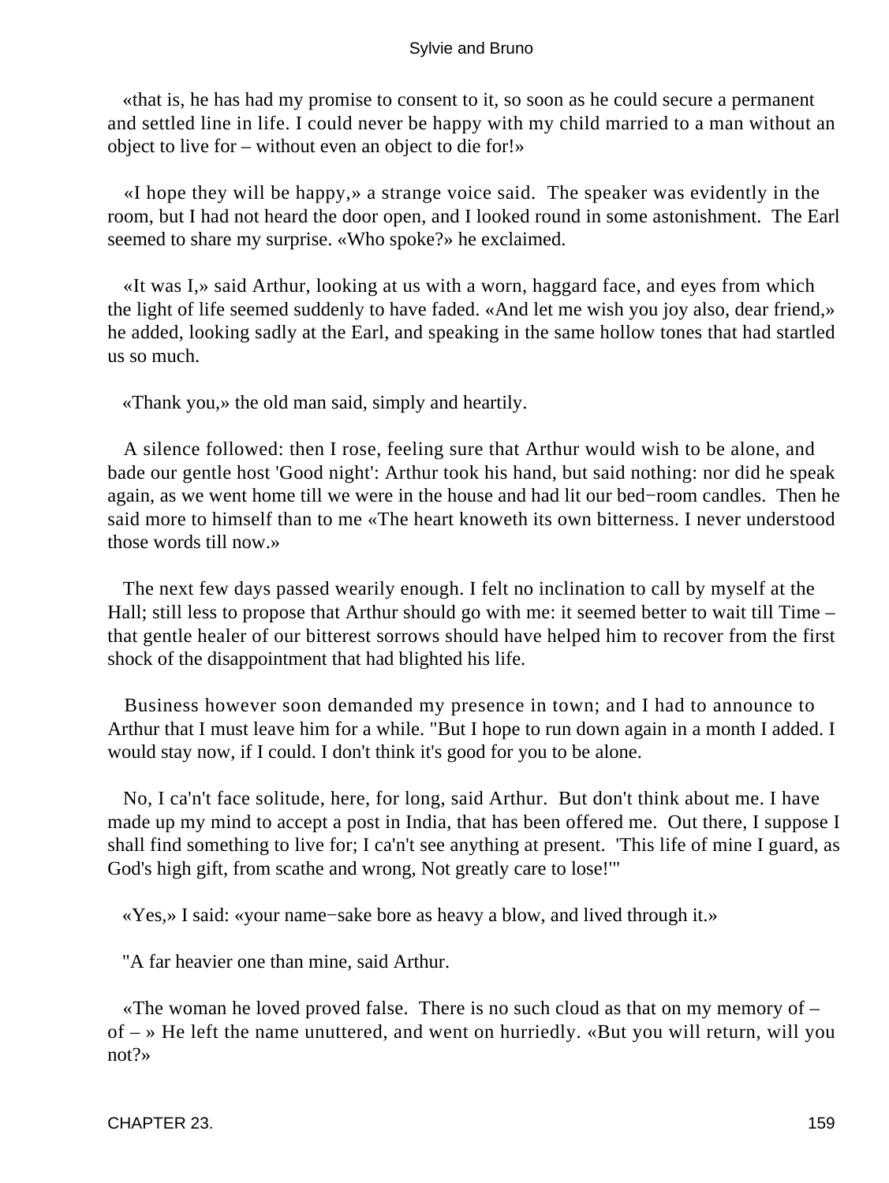«that is, he has had my promise to consent to it, so soon as he could secure a permanent and settled line in life. I could never be happy with my child married to a man without an object to live for – without even an object to die for!»

«I hope they will be happy,» a strange voice said. The speaker was evidently in the room, but I had not heard the door open, and I looked round in some astonishment. The Earl seemed to share my surprise. «Who spoke?» he exclaimed.

«It was I,» said Arthur, looking at us with a worn, haggard face, and eyes from which the light of life seemed suddenly to have faded. «And let me wish you joy also, dear friend,» he added, looking sadly at the Earl, and speaking in the same hollow tones that had startled us so much.

«Thank you,» the old man said, simply and heartily.

A silence followed: then I rose, feeling sure that Arthur would wish to be alone, and bade our gentle host 'Good night': Arthur took his hand, but said nothing: nor did he speak again, as we went home till we were in the house and had lit our bed−room candles. Then he said more to himself than to me «The heart knoweth its own bitterness. I never understood those words till now.»

The next few days passed wearily enough. I felt no inclination to call by myself at the Hall; still less to propose that Arthur should go with me: it seemed better to wait till Time – that gentle healer of our bitterest sorrows should have helped him to recover from the first shock of the disappointment that had blighted his life.

Business however soon demanded my presence in town; and I had to announce to Arthur that I must leave him for a while. "But I hope to run down again in a month I added. I would stay now, if I could. I don't think it's good for you to be alone.

No, I ca'n't face solitude, here, for long, said Arthur. But don't think about me. I have made up my mind to accept a post in India, that has been offered me. Out there, I suppose I shall find something to live for; I ca'n't see anything at present. 'This life of mine I guard, as God's high gift, from scathe and wrong, Not greatly care to lose!'"

«Yes,» I said: «your name−sake bore as heavy a blow, and lived through it.»

"A far heavier one than mine, said Arthur.

«The woman he loved proved false. There is no such cloud as that on my memory of – of – » He left the name unuttered, and went on hurriedly. «But you will return, will you not?»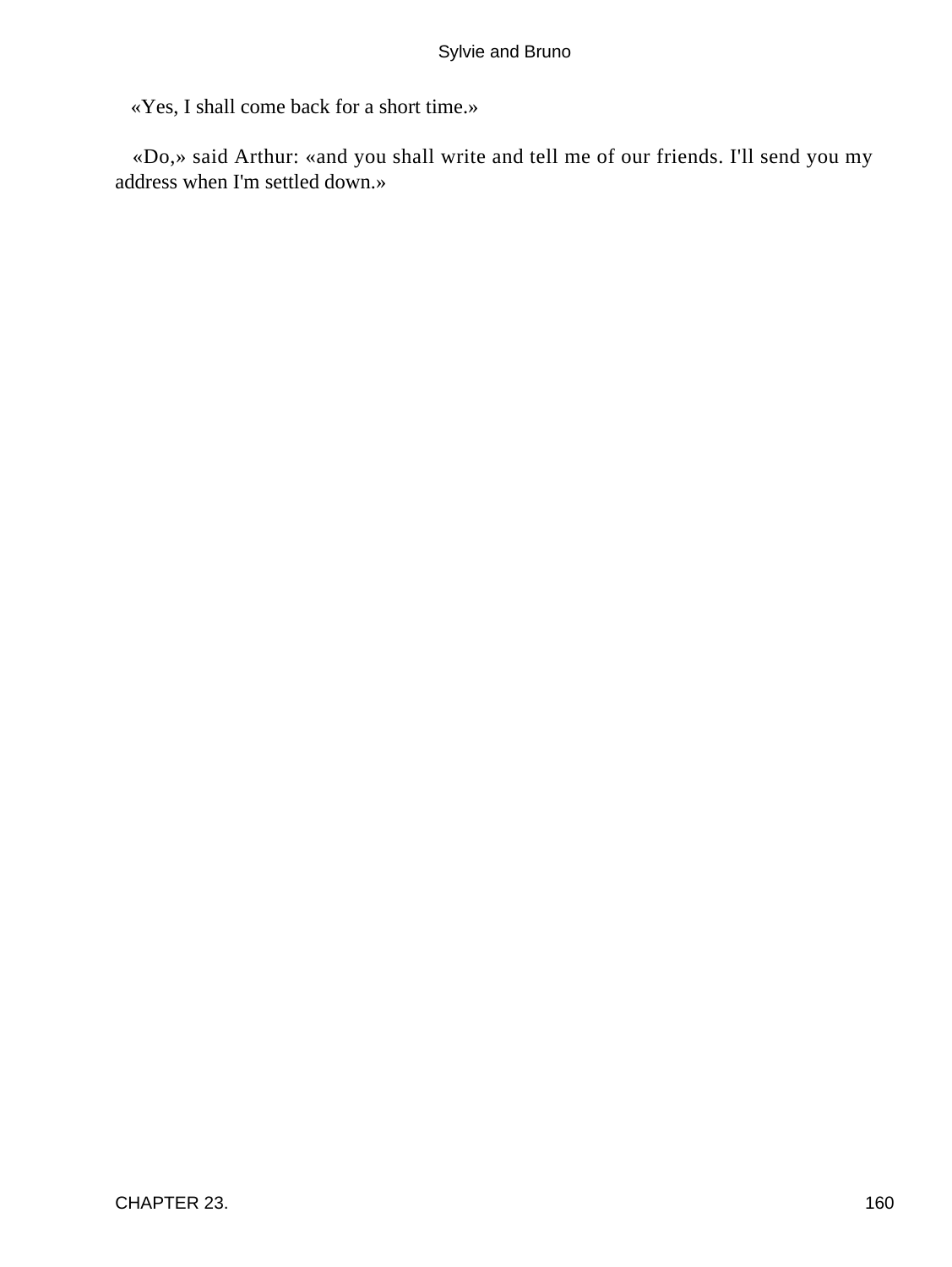«Yes, I shall come back for a short time.»

«Do,» said Arthur: «and you shall write and tell me of our friends. I'll send you my address when I'm settled down.»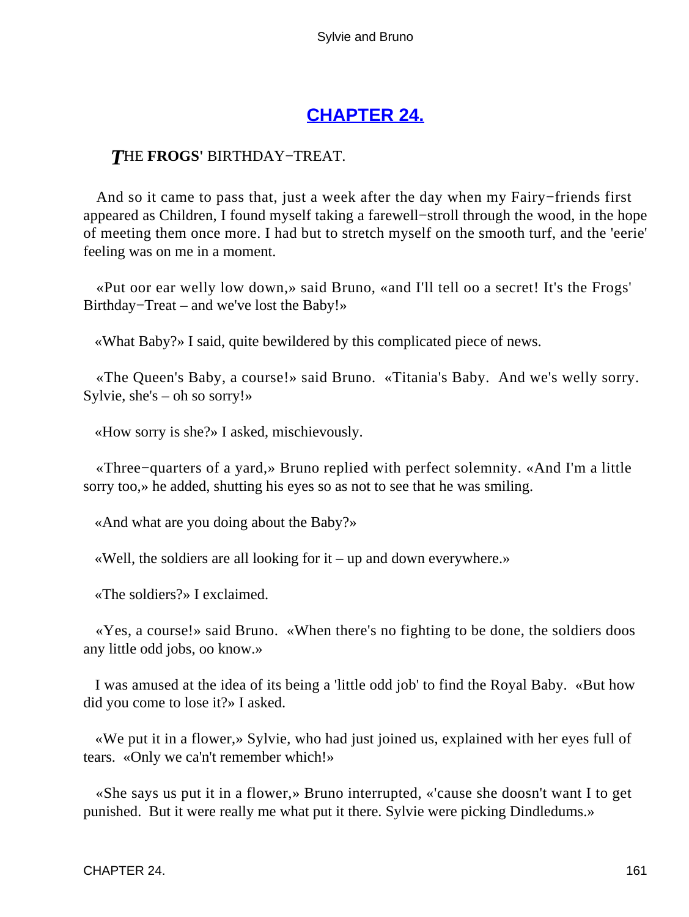## [CHAPTER 24.](#)

***T*HE FROGS' BIRTHDAY−TREAT.**

And so it came to pass that, just a week after the day when my Fairy−friends first appeared as Children, I found myself taking a farewell−stroll through the wood, in the hope of meeting them once more. I had but to stretch myself on the smooth turf, and the 'eerie' feeling was on me in a moment.

«Put oor ear welly low down,» said Bruno, «and I'll tell oo a secret! It's the Frogs' Birthday−Treat – and we've lost the Baby!»

«What Baby?» I said, quite bewildered by this complicated piece of news.

«The Queen's Baby, a course!» said Bruno. «Titania's Baby. And we's welly sorry. Sylvie, she's – oh so sorry!»

«How sorry is she?» I asked, mischievously.

«Three−quarters of a yard,» Bruno replied with perfect solemnity. «And I'm a little sorry too,» he added, shutting his eyes so as not to see that he was smiling.

«And what are you doing about the Baby?»

«Well, the soldiers are all looking for it – up and down everywhere.»

«The soldiers?» I exclaimed.

«Yes, a course!» said Bruno. «When there's no fighting to be done, the soldiers doos any little odd jobs, oo know.»

I was amused at the idea of its being a 'little odd job' to find the Royal Baby. «But how did you come to lose it?» I asked.

«We put it in a flower,» Sylvie, who had just joined us, explained with her eyes full of tears. «Only we ca'n't remember which!»

«She says us put it in a flower,» Bruno interrupted, «'cause she doosn't want I to get punished. But it were really me what put it there. Sylvie were picking Dindledums.»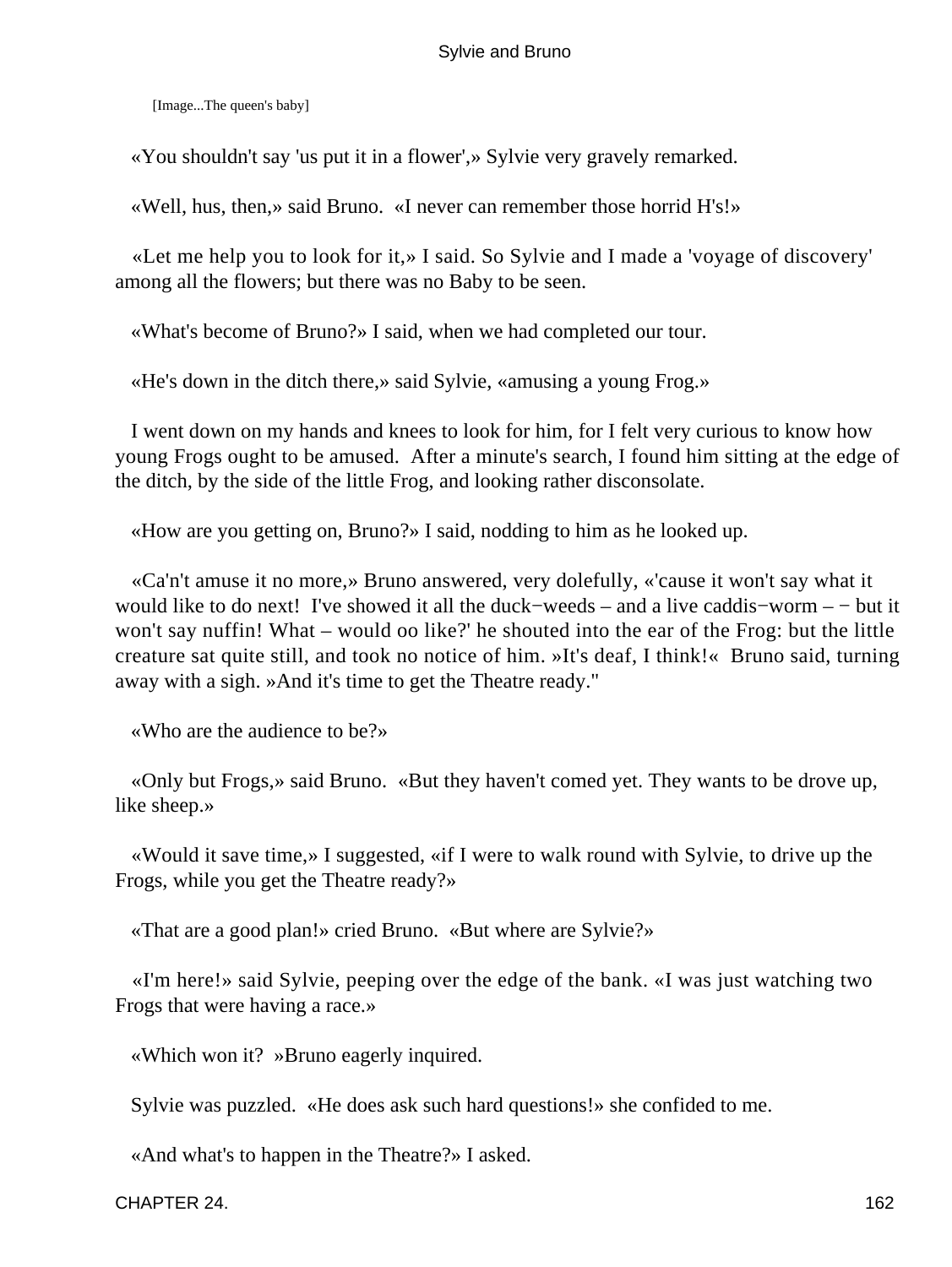[Image...The queen's baby]

«You shouldn't say 'us put it in a flower',» Sylvie very gravely remarked.

«Well, hus, then,» said Bruno. «I never can remember those horrid H's!»

«Let me help you to look for it,» I said. So Sylvie and I made a 'voyage of discovery' among all the flowers; but there was no Baby to be seen.

«What's become of Bruno?» I said, when we had completed our tour.

«He's down in the ditch there,» said Sylvie, «amusing a young Frog.»

I went down on my hands and knees to look for him, for I felt very curious to know how young Frogs ought to be amused. After a minute's search, I found him sitting at the edge of the ditch, by the side of the little Frog, and looking rather disconsolate.

«How are you getting on, Bruno?» I said, nodding to him as he looked up.

«Ca'n't amuse it no more,» Bruno answered, very dolefully, «'cause it won't say what it would like to do next! I've showed it all the duck−weeds – and a live caddis−worm – − but it won't say nuffin! What – would oo like?' he shouted into the ear of the Frog: but the little creature sat quite still, and took no notice of him. »It's deaf, I think!« Bruno said, turning away with a sigh. »And it's time to get the Theatre ready."

«Who are the audience to be?»

«Only but Frogs,» said Bruno. «But they haven't comed yet. They wants to be drove up, like sheep.»

«Would it save time,» I suggested, «if I were to walk round with Sylvie, to drive up the Frogs, while you get the Theatre ready?»

«That are a good plan!» cried Bruno. «But where are Sylvie?»

«I'm here!» said Sylvie, peeping over the edge of the bank. «I was just watching two Frogs that were having a race.»

«Which won it? »Bruno eagerly inquired.

Sylvie was puzzled. «He does ask such hard questions!» she confided to me.

«And what's to happen in the Theatre?» I asked.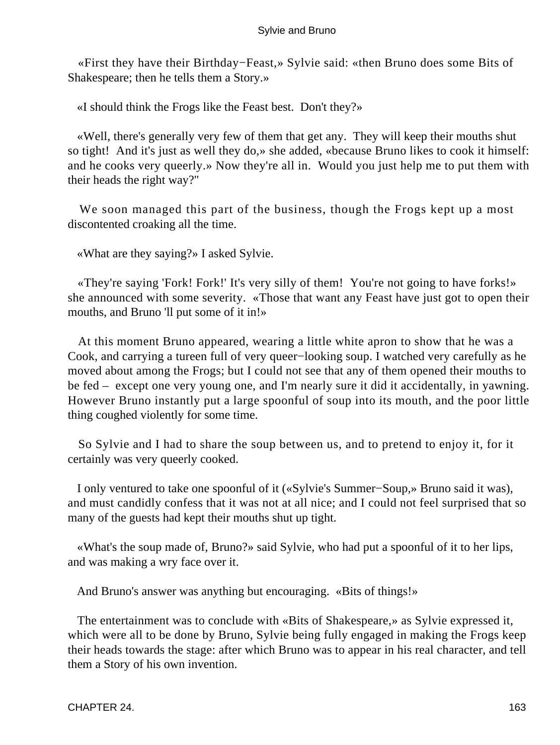«First they have their Birthday−Feast,» Sylvie said: «then Bruno does some Bits of Shakespeare; then he tells them a Story.»

«I should think the Frogs like the Feast best. Don't they?»

«Well, there's generally very few of them that get any. They will keep their mouths shut so tight! And it's just as well they do,» she added, «because Bruno likes to cook it himself: and he cooks very queerly.» Now they're all in. Would you just help me to put them with their heads the right way?"

We soon managed this part of the business, though the Frogs kept up a most discontented croaking all the time.

«What are they saying?» I asked Sylvie.

«They're saying 'Fork! Fork!' It's very silly of them! You're not going to have forks!» she announced with some severity. «Those that want any Feast have just got to open their mouths, and Bruno 'll put some of it in!»

At this moment Bruno appeared, wearing a little white apron to show that he was a Cook, and carrying a tureen full of very queer−looking soup. I watched very carefully as he moved about among the Frogs; but I could not see that any of them opened their mouths to be fed – except one very young one, and I'm nearly sure it did it accidentally, in yawning. However Bruno instantly put a large spoonful of soup into its mouth, and the poor little thing coughed violently for some time.

So Sylvie and I had to share the soup between us, and to pretend to enjoy it, for it certainly was very queerly cooked.

I only ventured to take one spoonful of it («Sylvie's Summer−Soup,» Bruno said it was), and must candidly confess that it was not at all nice; and I could not feel surprised that so many of the guests had kept their mouths shut up tight.

«What's the soup made of, Bruno?» said Sylvie, who had put a spoonful of it to her lips, and was making a wry face over it.

And Bruno's answer was anything but encouraging. «Bits of things!»

The entertainment was to conclude with «Bits of Shakespeare,» as Sylvie expressed it, which were all to be done by Bruno, Sylvie being fully engaged in making the Frogs keep their heads towards the stage: after which Bruno was to appear in his real character, and tell them a Story of his own invention.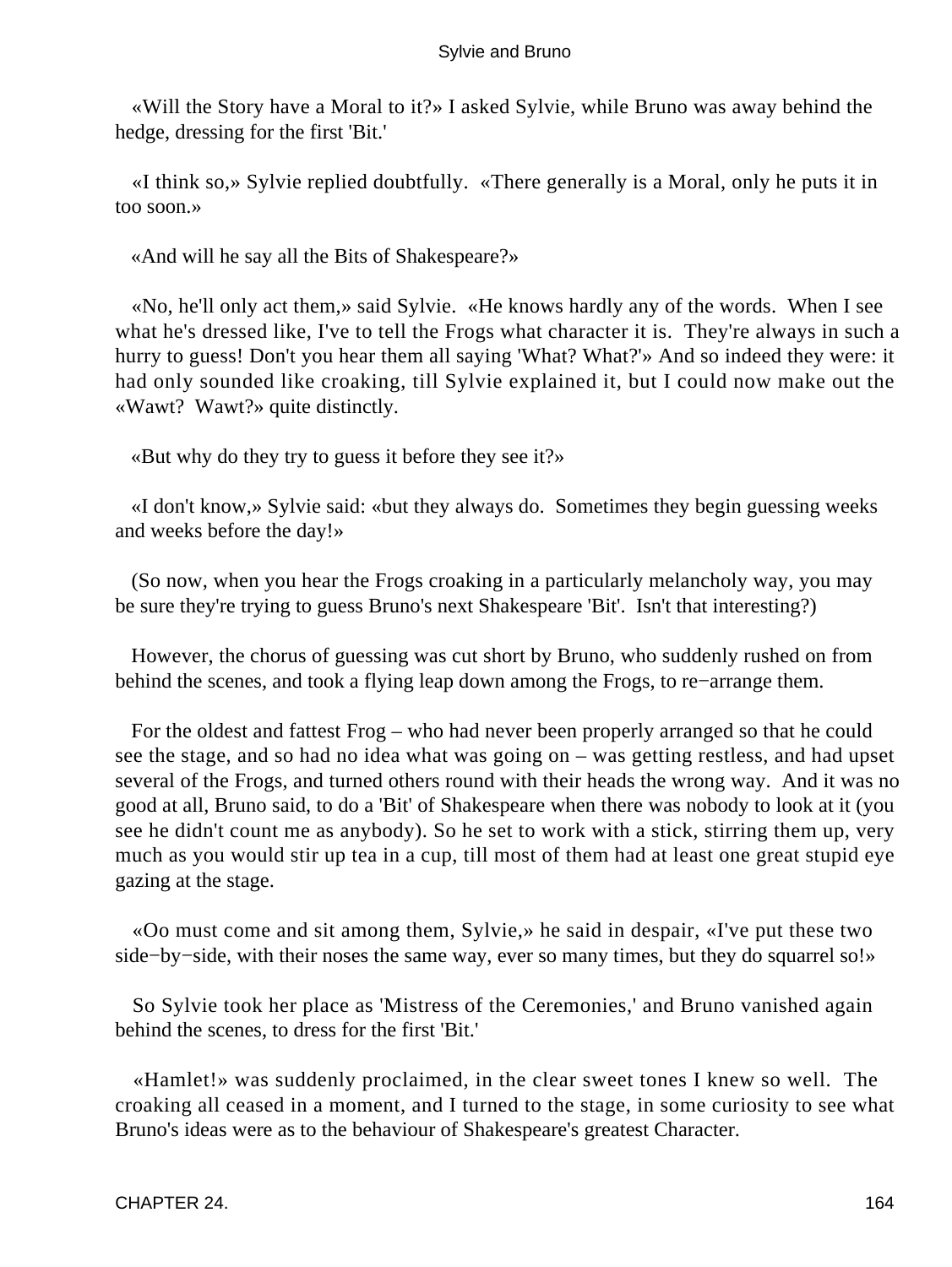«Will the Story have a Moral to it?» I asked Sylvie, while Bruno was away behind the hedge, dressing for the first 'Bit.'

«I think so,» Sylvie replied doubtfully. «There generally is a Moral, only he puts it in too soon.»

«And will he say all the Bits of Shakespeare?»

«No, he'll only act them,» said Sylvie. «He knows hardly any of the words. When I see what he's dressed like, I've to tell the Frogs what character it is. They're always in such a hurry to guess! Don't you hear them all saying 'What? What?'» And so indeed they were: it had only sounded like croaking, till Sylvie explained it, but I could now make out the «Wawt? Wawt?» quite distinctly.

«But why do they try to guess it before they see it?»

«I don't know,» Sylvie said: «but they always do. Sometimes they begin guessing weeks and weeks before the day!»

(So now, when you hear the Frogs croaking in a particularly melancholy way, you may be sure they're trying to guess Bruno's next Shakespeare 'Bit'. Isn't that interesting?)

However, the chorus of guessing was cut short by Bruno, who suddenly rushed on from behind the scenes, and took a flying leap down among the Frogs, to re−arrange them.

For the oldest and fattest Frog – who had never been properly arranged so that he could see the stage, and so had no idea what was going on – was getting restless, and had upset several of the Frogs, and turned others round with their heads the wrong way. And it was no good at all, Bruno said, to do a 'Bit' of Shakespeare when there was nobody to look at it (you see he didn't count me as anybody). So he set to work with a stick, stirring them up, very much as you would stir up tea in a cup, till most of them had at least one great stupid eye gazing at the stage.

«Oo must come and sit among them, Sylvie,» he said in despair, «I've put these two side−by−side, with their noses the same way, ever so many times, but they do squarrel so!»

So Sylvie took her place as 'Mistress of the Ceremonies,' and Bruno vanished again behind the scenes, to dress for the first 'Bit.'

«Hamlet!» was suddenly proclaimed, in the clear sweet tones I knew so well. The croaking all ceased in a moment, and I turned to the stage, in some curiosity to see what Bruno's ideas were as to the behaviour of Shakespeare's greatest Character.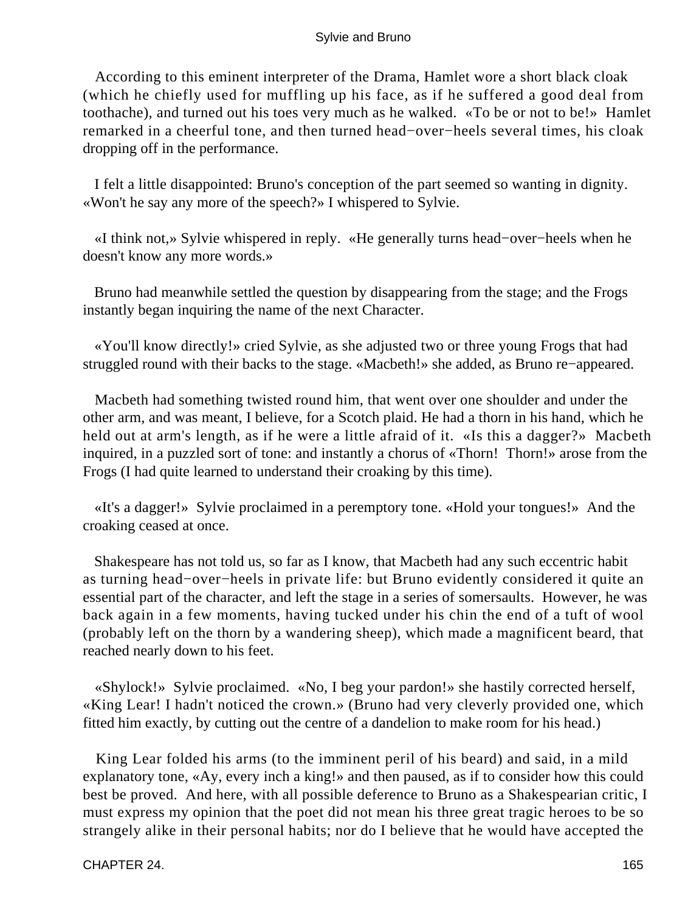According to this eminent interpreter of the Drama, Hamlet wore a short black cloak (which he chiefly used for muffling up his face, as if he suffered a good deal from toothache), and turned out his toes very much as he walked. «To be or not to be!» Hamlet remarked in a cheerful tone, and then turned head−over−heels several times, his cloak dropping off in the performance.

I felt a little disappointed: Bruno's conception of the part seemed so wanting in dignity. «Won't he say any more of the speech?» I whispered to Sylvie.

«I think not,» Sylvie whispered in reply. «He generally turns head−over−heels when he doesn't know any more words.»

Bruno had meanwhile settled the question by disappearing from the stage; and the Frogs instantly began inquiring the name of the next Character.

«You'll know directly!» cried Sylvie, as she adjusted two or three young Frogs that had struggled round with their backs to the stage. «Macbeth!» she added, as Bruno re−appeared.

Macbeth had something twisted round him, that went over one shoulder and under the other arm, and was meant, I believe, for a Scotch plaid. He had a thorn in his hand, which he held out at arm's length, as if he were a little afraid of it. «Is this a dagger?» Macbeth inquired, in a puzzled sort of tone: and instantly a chorus of «Thorn! Thorn!» arose from the Frogs (I had quite learned to understand their croaking by this time).

«It's a dagger!» Sylvie proclaimed in a peremptory tone. «Hold your tongues!» And the croaking ceased at once.

Shakespeare has not told us, so far as I know, that Macbeth had any such eccentric habit as turning head−over−heels in private life: but Bruno evidently considered it quite an essential part of the character, and left the stage in a series of somersaults. However, he was back again in a few moments, having tucked under his chin the end of a tuft of wool (probably left on the thorn by a wandering sheep), which made a magnificent beard, that reached nearly down to his feet.

«Shylock!» Sylvie proclaimed. «No, I beg your pardon!» she hastily corrected herself, «King Lear! I hadn't noticed the crown.» (Bruno had very cleverly provided one, which fitted him exactly, by cutting out the centre of a dandelion to make room for his head.)

King Lear folded his arms (to the imminent peril of his beard) and said, in a mild explanatory tone, «Ay, every inch a king!» and then paused, as if to consider how this could best be proved. And here, with all possible deference to Bruno as a Shakespearian critic, I must express my opinion that the poet did not mean his three great tragic heroes to be so strangely alike in their personal habits; nor do I believe that he would have accepted the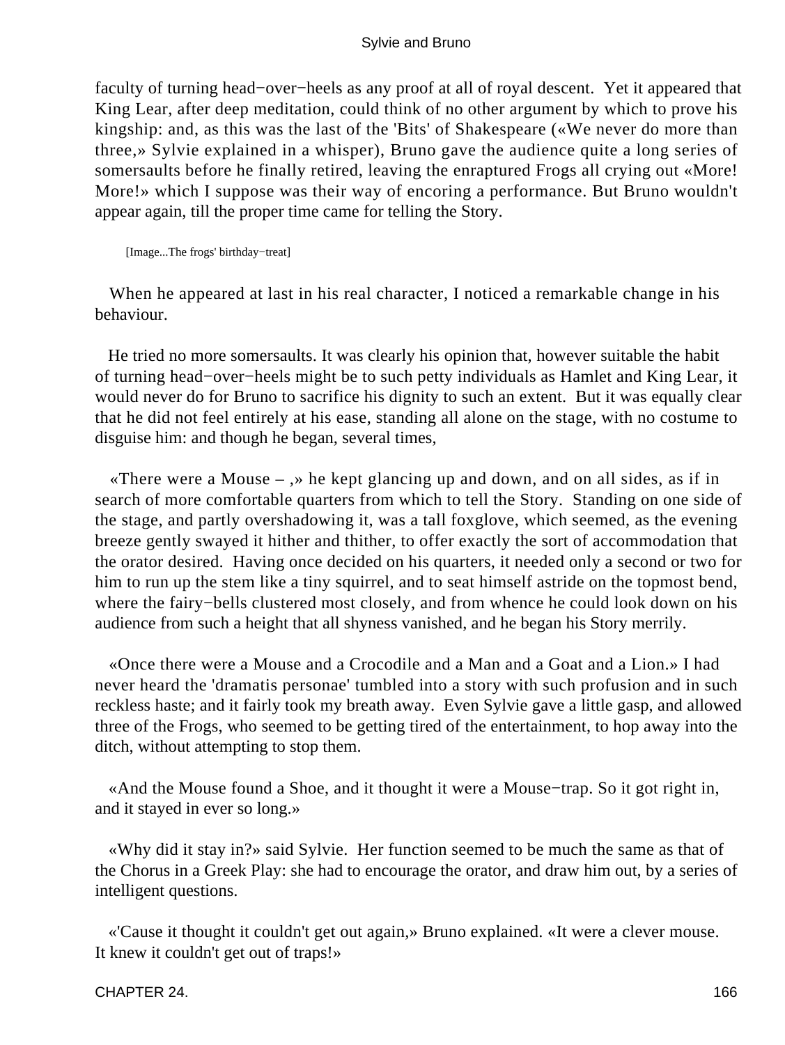faculty of turning head−over−heels as any proof at all of royal descent. Yet it appeared that King Lear, after deep meditation, could think of no other argument by which to prove his kingship: and, as this was the last of the 'Bits' of Shakespeare («We never do more than three,» Sylvie explained in a whisper), Bruno gave the audience quite a long series of somersaults before he finally retired, leaving the enraptured Frogs all crying out «More! More!» which I suppose was their way of encoring a performance. But Bruno wouldn't appear again, till the proper time came for telling the Story.

[Image...The frogs' birthday−treat]

When he appeared at last in his real character, I noticed a remarkable change in his behaviour.

He tried no more somersaults. It was clearly his opinion that, however suitable the habit of turning head−over−heels might be to such petty individuals as Hamlet and King Lear, it would never do for Bruno to sacrifice his dignity to such an extent. But it was equally clear that he did not feel entirely at his ease, standing all alone on the stage, with no costume to disguise him: and though he began, several times,

«There were a Mouse – ,» he kept glancing up and down, and on all sides, as if in search of more comfortable quarters from which to tell the Story. Standing on one side of the stage, and partly overshadowing it, was a tall foxglove, which seemed, as the evening breeze gently swayed it hither and thither, to offer exactly the sort of accommodation that the orator desired. Having once decided on his quarters, it needed only a second or two for him to run up the stem like a tiny squirrel, and to seat himself astride on the topmost bend, where the fairy−bells clustered most closely, and from whence he could look down on his audience from such a height that all shyness vanished, and he began his Story merrily.

«Once there were a Mouse and a Crocodile and a Man and a Goat and a Lion.» I had never heard the 'dramatis personae' tumbled into a story with such profusion and in such reckless haste; and it fairly took my breath away. Even Sylvie gave a little gasp, and allowed three of the Frogs, who seemed to be getting tired of the entertainment, to hop away into the ditch, without attempting to stop them.

«And the Mouse found a Shoe, and it thought it were a Mouse−trap. So it got right in, and it stayed in ever so long.»

«Why did it stay in?» said Sylvie. Her function seemed to be much the same as that of the Chorus in a Greek Play: she had to encourage the orator, and draw him out, by a series of intelligent questions.

«'Cause it thought it couldn't get out again,» Bruno explained. «It were a clever mouse. It knew it couldn't get out of traps!»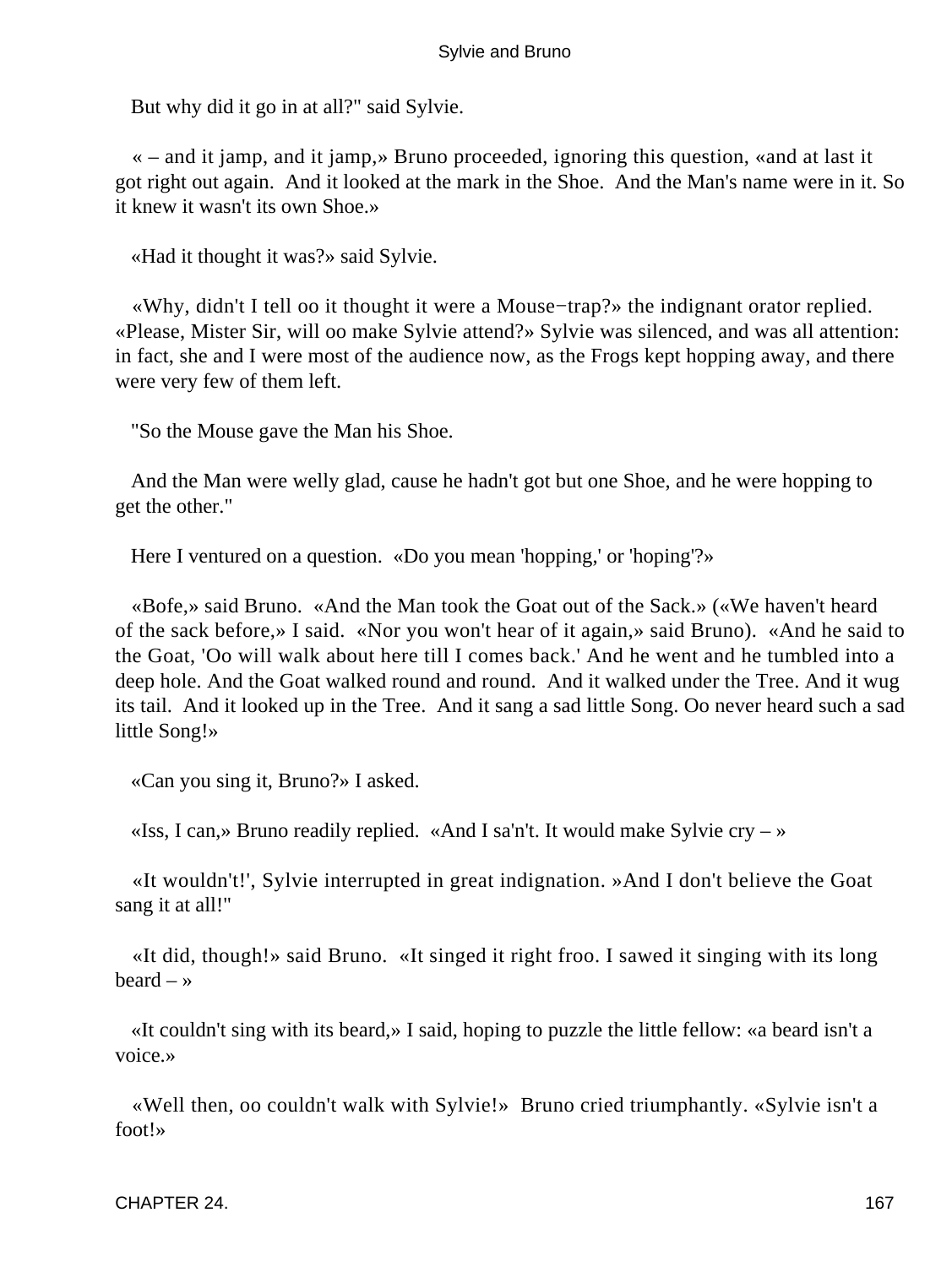But why did it go in at all?" said Sylvie.

« – and it jamp, and it jamp,» Bruno proceeded, ignoring this question, «and at last it got right out again. And it looked at the mark in the Shoe. And the Man's name were in it. So it knew it wasn't its own Shoe.»

«Had it thought it was?» said Sylvie.

«Why, didn't I tell oo it thought it were a Mouse−trap?» the indignant orator replied. «Please, Mister Sir, will oo make Sylvie attend?» Sylvie was silenced, and was all attention: in fact, she and I were most of the audience now, as the Frogs kept hopping away, and there were very few of them left.

"So the Mouse gave the Man his Shoe.

And the Man were welly glad, cause he hadn't got but one Shoe, and he were hopping to get the other."

Here I ventured on a question. «Do you mean 'hopping,' or 'hoping'?»

«Bofe,» said Bruno. «And the Man took the Goat out of the Sack.» («We haven't heard of the sack before,» I said. «Nor you won't hear of it again,» said Bruno). «And he said to the Goat, 'Oo will walk about here till I comes back.' And he went and he tumbled into a deep hole. And the Goat walked round and round. And it walked under the Tree. And it wug its tail. And it looked up in the Tree. And it sang a sad little Song. Oo never heard such a sad little Song!»

«Can you sing it, Bruno?» I asked.

«Iss, I can,» Bruno readily replied. «And I sa'n't. It would make Sylvie cry – »

«It wouldn't!', Sylvie interrupted in great indignation. »And I don't believe the Goat sang it at all!"

«It did, though!» said Bruno. «It singed it right froo. I sawed it singing with its long beard – »

«It couldn't sing with its beard,» I said, hoping to puzzle the little fellow: «a beard isn't a voice.»

«Well then, oo couldn't walk with Sylvie!» Bruno cried triumphantly. «Sylvie isn't a foot!»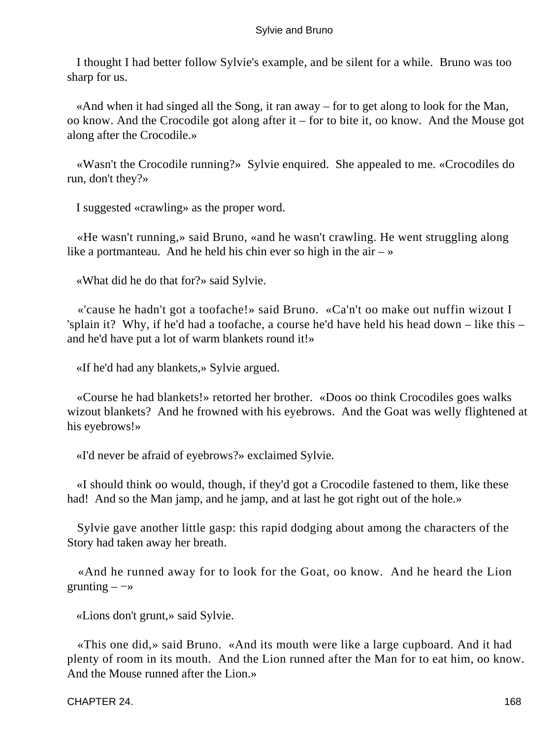I thought I had better follow Sylvie's example, and be silent for a while. Bruno was too sharp for us.

«And when it had singed all the Song, it ran away – for to get along to look for the Man, oo know. And the Crocodile got along after it – for to bite it, oo know. And the Mouse got along after the Crocodile.»

«Wasn't the Crocodile running?» Sylvie enquired. She appealed to me. «Crocodiles do run, don't they?»

I suggested «crawling» as the proper word.

«He wasn't running,» said Bruno, «and he wasn't crawling. He went struggling along like a portmanteau. And he held his chin ever so high in the air – »

«What did he do that for?» said Sylvie.

«'cause he hadn't got a toofache!» said Bruno. «Ca'n't oo make out nuffin wizout I 'splain it? Why, if he'd had a toofache, a course he'd have held his head down – like this – and he'd have put a lot of warm blankets round it!»

«If he'd had any blankets,» Sylvie argued.

«Course he had blankets!» retorted her brother. «Doos oo think Crocodiles goes walks wizout blankets? And he frowned with his eyebrows. And the Goat was welly flightened at his eyebrows!»

«I'd never be afraid of eyebrows?» exclaimed Sylvie.

«I should think oo would, though, if they'd got a Crocodile fastened to them, like these had! And so the Man jamp, and he jamp, and at last he got right out of the hole.»

Sylvie gave another little gasp: this rapid dodging about among the characters of the Story had taken away her breath.

«And he runned away for to look for the Goat, oo know. And he heard the Lion grunting – −»

«Lions don't grunt,» said Sylvie.

«This one did,» said Bruno. «And its mouth were like a large cupboard. And it had plenty of room in its mouth. And the Lion runned after the Man for to eat him, oo know. And the Mouse runned after the Lion.»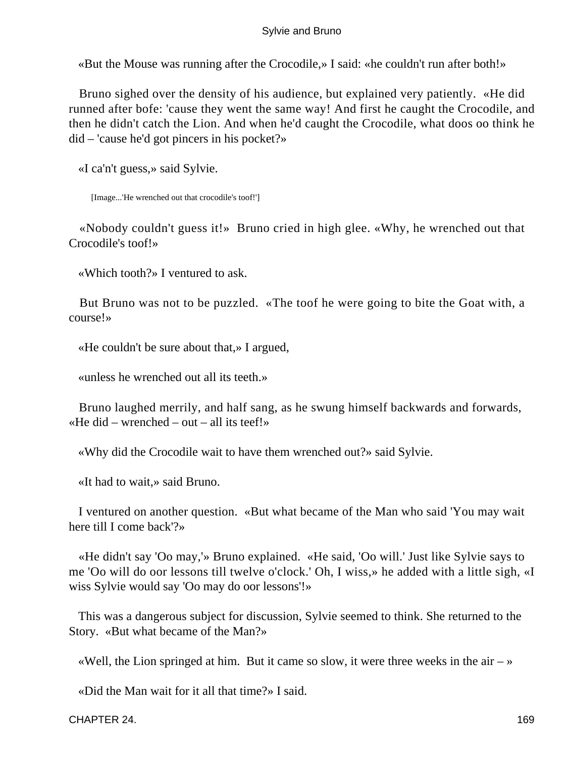«But the Mouse was running after the Crocodile,» I said: «he couldn't run after both!»

Bruno sighed over the density of his audience, but explained very patiently. «He did runned after bofe: 'cause they went the same way! And first he caught the Crocodile, and then he didn't catch the Lion. And when he'd caught the Crocodile, what doos oo think he did – 'cause he'd got pincers in his pocket?»

«I ca'n't guess,» said Sylvie.

[Image...'He wrenched out that crocodile's toof!']

«Nobody couldn't guess it!» Bruno cried in high glee. «Why, he wrenched out that Crocodile's toof!»

«Which tooth?» I ventured to ask.

But Bruno was not to be puzzled. «The toof he were going to bite the Goat with, a course!»

«He couldn't be sure about that,» I argued,

«unless he wrenched out all its teeth.»

Bruno laughed merrily, and half sang, as he swung himself backwards and forwards, «He did – wrenched – out – all its teef!»

«Why did the Crocodile wait to have them wrenched out?» said Sylvie.

«It had to wait,» said Bruno.

I ventured on another question. «But what became of the Man who said 'You may wait here till I come back'?»

«He didn't say 'Oo may,'» Bruno explained. «He said, 'Oo will.' Just like Sylvie says to me 'Oo will do oor lessons till twelve o'clock.' Oh, I wiss,» he added with a little sigh, «I wiss Sylvie would say 'Oo may do oor lessons'!»

This was a dangerous subject for discussion, Sylvie seemed to think. She returned to the Story. «But what became of the Man?»

«Well, the Lion springed at him. But it came so slow, it were three weeks in the air – »

«Did the Man wait for it all that time?» I said.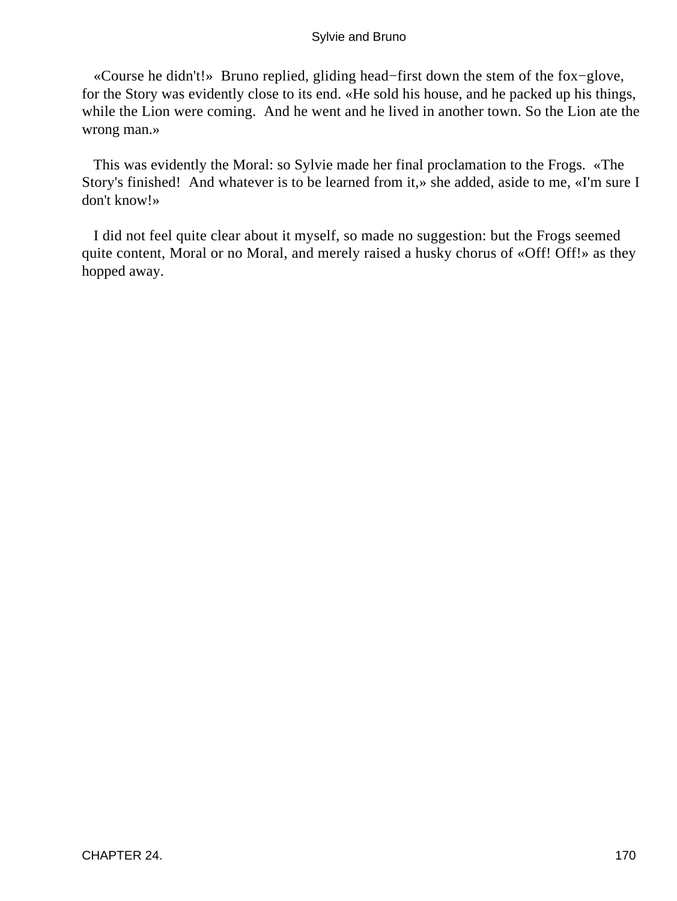«Course he didn't!» Bruno replied, gliding head−first down the stem of the fox−glove, for the Story was evidently close to its end. «He sold his house, and he packed up his things, while the Lion were coming. And he went and he lived in another town. So the Lion ate the wrong man.»

This was evidently the Moral: so Sylvie made her final proclamation to the Frogs. «The Story's finished! And whatever is to be learned from it,» she added, aside to me, «I'm sure I don't know!»

I did not feel quite clear about it myself, so made no suggestion: but the Frogs seemed quite content, Moral or no Moral, and merely raised a husky chorus of «Off! Off!» as they hopped away.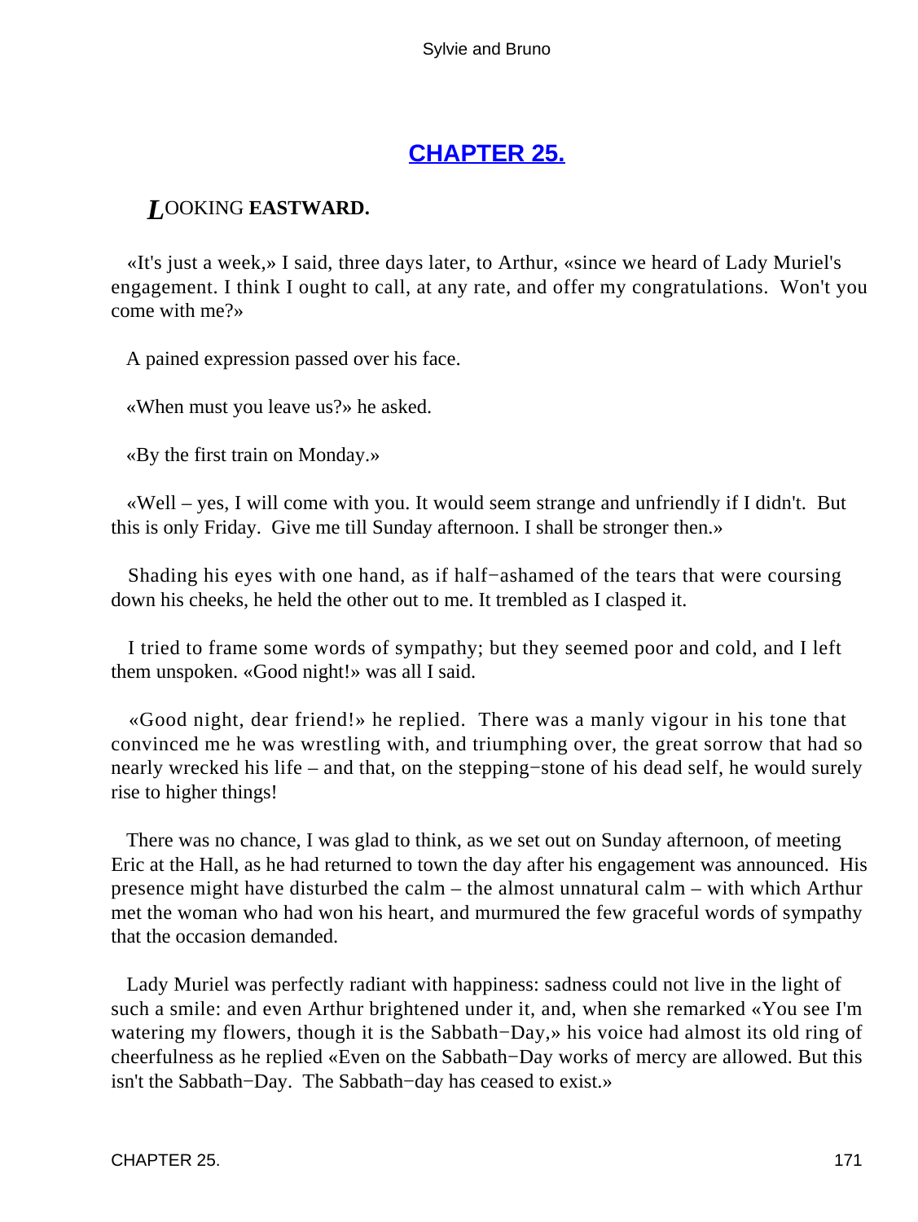## CHAPTER 25.

### LOOKING **EASTWARD.**

«It's just a week,» I said, three days later, to Arthur, «since we heard of Lady Muriel's engagement. I think I ought to call, at any rate, and offer my congratulations. Won't you come with me?»

A pained expression passed over his face.

«When must you leave us?» he asked.

«By the first train on Monday.»

«Well – yes, I will come with you. It would seem strange and unfriendly if I didn't. But this is only Friday. Give me till Sunday afternoon. I shall be stronger then.»

Shading his eyes with one hand, as if half−ashamed of the tears that were coursing down his cheeks, he held the other out to me. It trembled as I clasped it.

I tried to frame some words of sympathy; but they seemed poor and cold, and I left them unspoken. «Good night!» was all I said.

«Good night, dear friend!» he replied. There was a manly vigour in his tone that convinced me he was wrestling with, and triumphing over, the great sorrow that had so nearly wrecked his life – and that, on the stepping−stone of his dead self, he would surely rise to higher things!

There was no chance, I was glad to think, as we set out on Sunday afternoon, of meeting Eric at the Hall, as he had returned to town the day after his engagement was announced. His presence might have disturbed the calm – the almost unnatural calm – with which Arthur met the woman who had won his heart, and murmured the few graceful words of sympathy that the occasion demanded.

Lady Muriel was perfectly radiant with happiness: sadness could not live in the light of such a smile: and even Arthur brightened under it, and, when she remarked «You see I'm watering my flowers, though it is the Sabbath−Day,» his voice had almost its old ring of cheerfulness as he replied «Even on the Sabbath−Day works of mercy are allowed. But this isn't the Sabbath−Day. The Sabbath−day has ceased to exist.»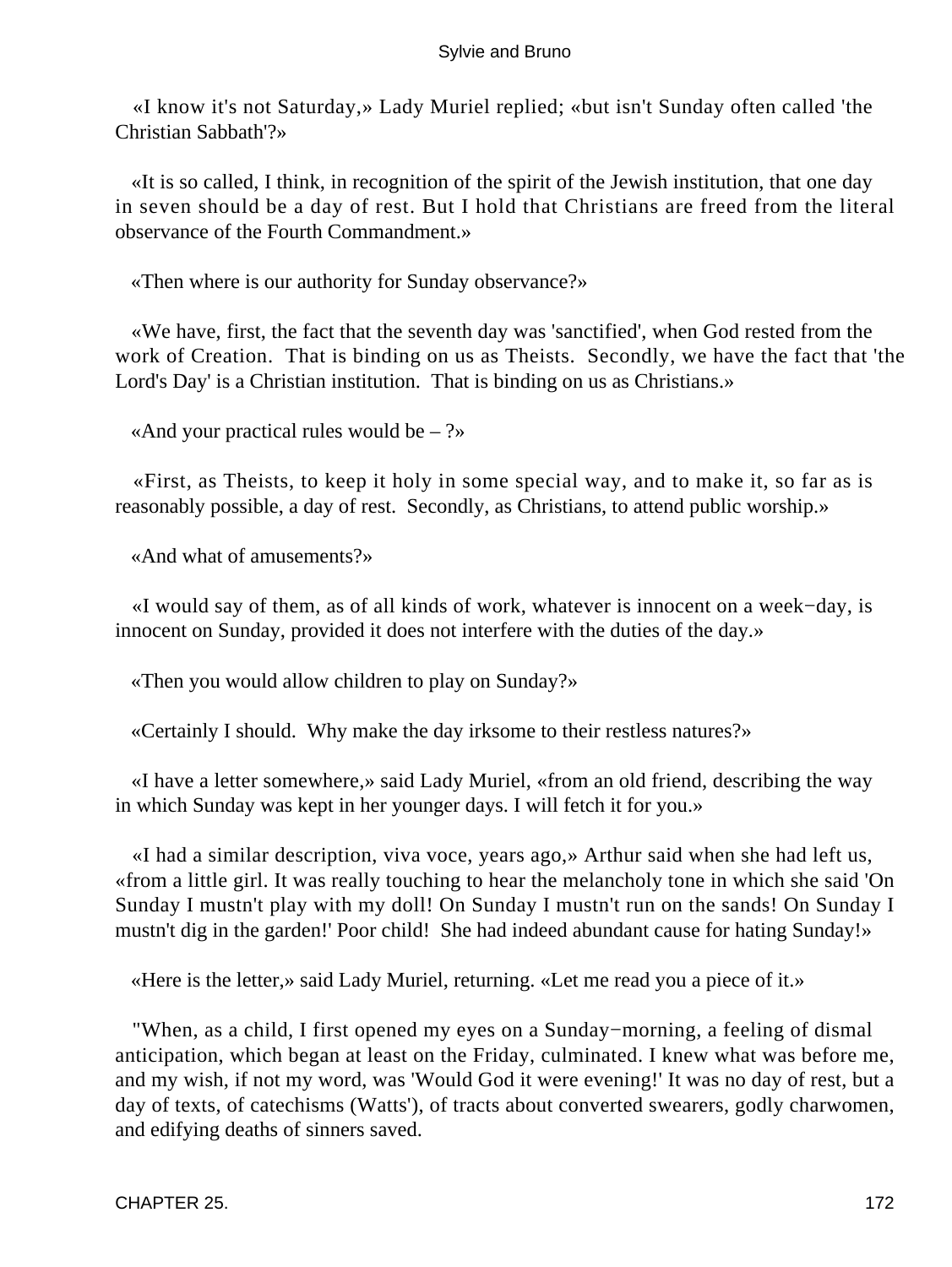«I know it's not Saturday,» Lady Muriel replied; «but isn't Sunday often called 'the Christian Sabbath'?»

«It is so called, I think, in recognition of the spirit of the Jewish institution, that one day in seven should be a day of rest. But I hold that Christians are freed from the literal observance of the Fourth Commandment.»

«Then where is our authority for Sunday observance?»

«We have, first, the fact that the seventh day was 'sanctified', when God rested from the work of Creation. That is binding on us as Theists. Secondly, we have the fact that 'the Lord's Day' is a Christian institution. That is binding on us as Christians.»

«And your practical rules would be – ?»

«First, as Theists, to keep it holy in some special way, and to make it, so far as is reasonably possible, a day of rest. Secondly, as Christians, to attend public worship.»

«And what of amusements?»

«I would say of them, as of all kinds of work, whatever is innocent on a week−day, is innocent on Sunday, provided it does not interfere with the duties of the day.»

«Then you would allow children to play on Sunday?»

«Certainly I should. Why make the day irksome to their restless natures?»

«I have a letter somewhere,» said Lady Muriel, «from an old friend, describing the way in which Sunday was kept in her younger days. I will fetch it for you.»

«I had a similar description, viva voce, years ago,» Arthur said when she had left us, «from a little girl. It was really touching to hear the melancholy tone in which she said 'On Sunday I mustn't play with my doll! On Sunday I mustn't run on the sands! On Sunday I mustn't dig in the garden!' Poor child! She had indeed abundant cause for hating Sunday!»

«Here is the letter,» said Lady Muriel, returning. «Let me read you a piece of it.»

"When, as a child, I first opened my eyes on a Sunday−morning, a feeling of dismal anticipation, which began at least on the Friday, culminated. I knew what was before me, and my wish, if not my word, was 'Would God it were evening!' It was no day of rest, but a day of texts, of catechisms (Watts'), of tracts about converted swearers, godly charwomen, and edifying deaths of sinners saved.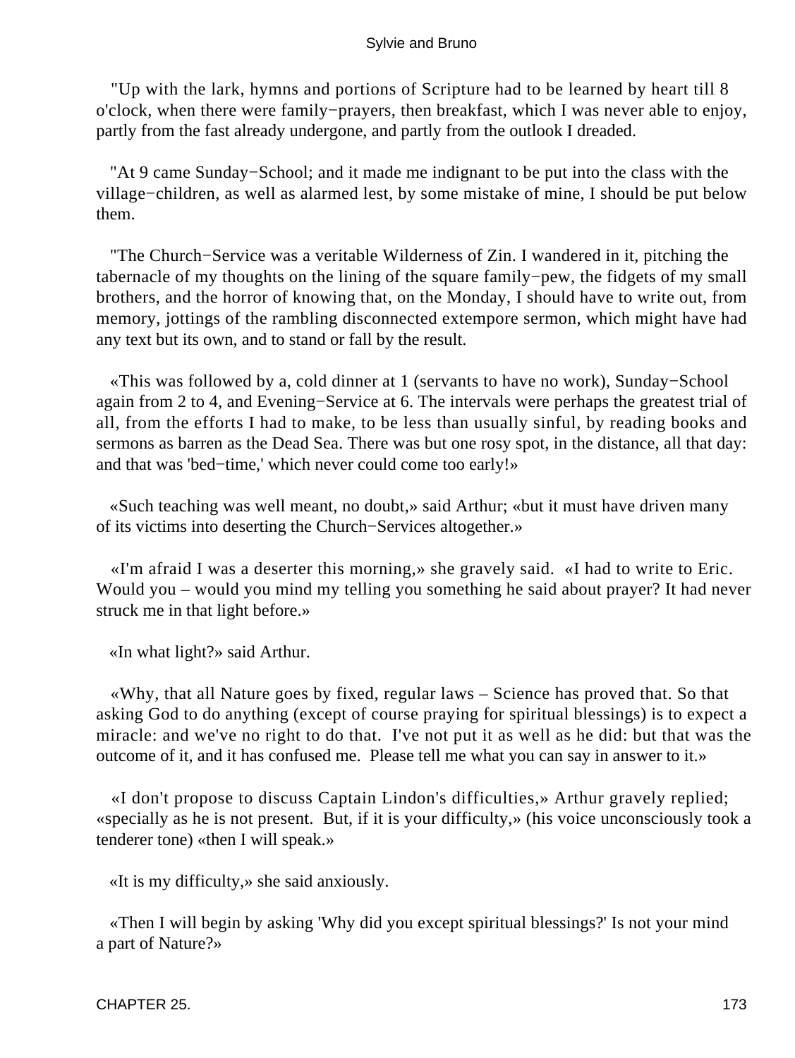"Up with the lark, hymns and portions of Scripture had to be learned by heart till 8 o'clock, when there were family−prayers, then breakfast, which I was never able to enjoy, partly from the fast already undergone, and partly from the outlook I dreaded.

"At 9 came Sunday−School; and it made me indignant to be put into the class with the village−children, as well as alarmed lest, by some mistake of mine, I should be put below them.

"The Church−Service was a veritable Wilderness of Zin. I wandered in it, pitching the tabernacle of my thoughts on the lining of the square family−pew, the fidgets of my small brothers, and the horror of knowing that, on the Monday, I should have to write out, from memory, jottings of the rambling disconnected extempore sermon, which might have had any text but its own, and to stand or fall by the result.

«This was followed by a, cold dinner at 1 (servants to have no work), Sunday−School again from 2 to 4, and Evening−Service at 6. The intervals were perhaps the greatest trial of all, from the efforts I had to make, to be less than usually sinful, by reading books and sermons as barren as the Dead Sea. There was but one rosy spot, in the distance, all that day: and that was 'bed−time,' which never could come too early!»

«Such teaching was well meant, no doubt,» said Arthur; «but it must have driven many of its victims into deserting the Church−Services altogether.»

«I'm afraid I was a deserter this morning,» she gravely said. «I had to write to Eric. Would you – would you mind my telling you something he said about prayer? It had never struck me in that light before.»

«In what light?» said Arthur.

«Why, that all Nature goes by fixed, regular laws – Science has proved that. So that asking God to do anything (except of course praying for spiritual blessings) is to expect a miracle: and we've no right to do that. I've not put it as well as he did: but that was the outcome of it, and it has confused me. Please tell me what you can say in answer to it.»

«I don't propose to discuss Captain Lindon's difficulties,» Arthur gravely replied; «specially as he is not present. But, if it is your difficulty,» (his voice unconsciously took a tenderer tone) «then I will speak.»

«It is my difficulty,» she said anxiously.

«Then I will begin by asking 'Why did you except spiritual blessings?' Is not your mind a part of Nature?»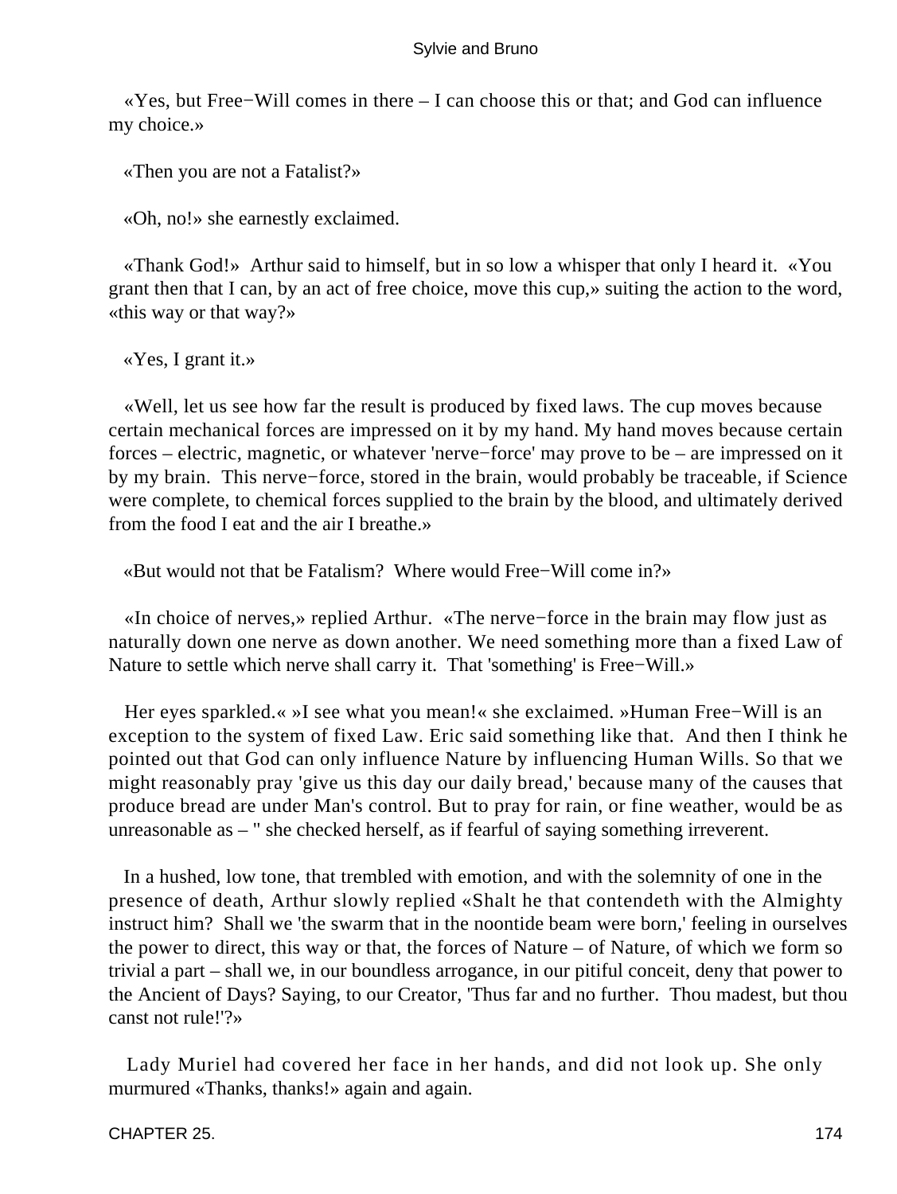«Yes, but Free−Will comes in there – I can choose this or that; and God can influence my choice.»

«Then you are not a Fatalist?»

«Oh, no!» she earnestly exclaimed.

«Thank God!» Arthur said to himself, but in so low a whisper that only I heard it. «You grant then that I can, by an act of free choice, move this cup,» suiting the action to the word, «this way or that way?»

«Yes, I grant it.»

«Well, let us see how far the result is produced by fixed laws. The cup moves because certain mechanical forces are impressed on it by my hand. My hand moves because certain forces – electric, magnetic, or whatever 'nerve−force' may prove to be – are impressed on it by my brain. This nerve−force, stored in the brain, would probably be traceable, if Science were complete, to chemical forces supplied to the brain by the blood, and ultimately derived from the food I eat and the air I breathe.»

«But would not that be Fatalism? Where would Free−Will come in?»

«In choice of nerves,» replied Arthur. «The nerve−force in the brain may flow just as naturally down one nerve as down another. We need something more than a fixed Law of Nature to settle which nerve shall carry it. That 'something' is Free−Will.»

Her eyes sparkled.« »I see what you mean!« she exclaimed. »Human Free−Will is an exception to the system of fixed Law. Eric said something like that. And then I think he pointed out that God can only influence Nature by influencing Human Wills. So that we might reasonably pray 'give us this day our daily bread,' because many of the causes that produce bread are under Man's control. But to pray for rain, or fine weather, would be as unreasonable as – " she checked herself, as if fearful of saying something irreverent.

In a hushed, low tone, that trembled with emotion, and with the solemnity of one in the presence of death, Arthur slowly replied «Shalt he that contendeth with the Almighty instruct him? Shall we 'the swarm that in the noontide beam were born,' feeling in ourselves the power to direct, this way or that, the forces of Nature – of Nature, of which we form so trivial a part – shall we, in our boundless arrogance, in our pitiful conceit, deny that power to the Ancient of Days? Saying, to our Creator, 'Thus far and no further. Thou madest, but thou canst not rule!'?»

Lady Muriel had covered her face in her hands, and did not look up. She only murmured «Thanks, thanks!» again and again.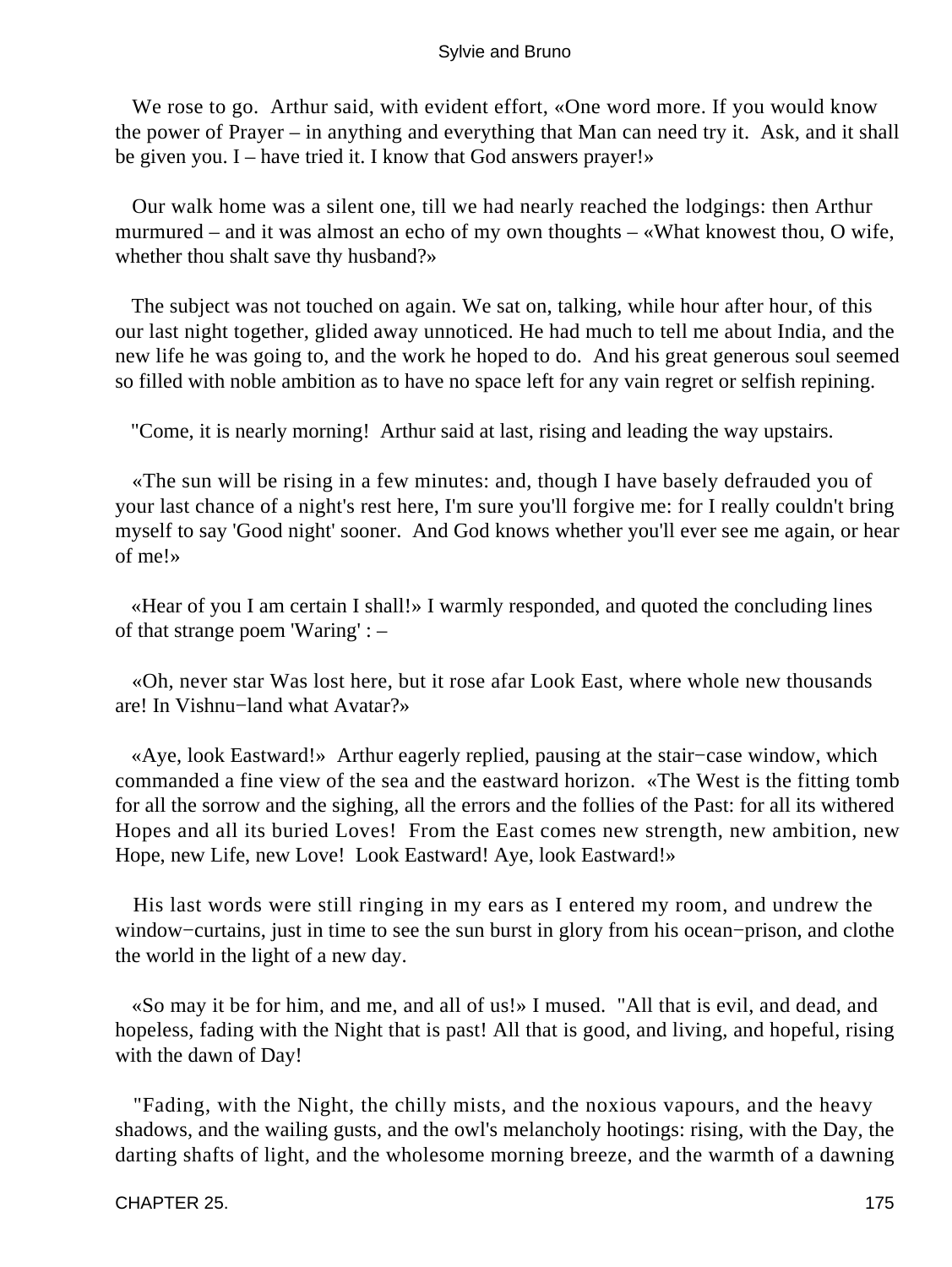We rose to go. Arthur said, with evident effort, «One word more. If you would know the power of Prayer – in anything and everything that Man can need try it. Ask, and it shall be given you. I – have tried it. I know that God answers prayer!»

Our walk home was a silent one, till we had nearly reached the lodgings: then Arthur murmured – and it was almost an echo of my own thoughts – «What knowest thou, O wife, whether thou shalt save thy husband?»

The subject was not touched on again. We sat on, talking, while hour after hour, of this our last night together, glided away unnoticed. He had much to tell me about India, and the new life he was going to, and the work he hoped to do. And his great generous soul seemed so filled with noble ambition as to have no space left for any vain regret or selfish repining.

"Come, it is nearly morning! Arthur said at last, rising and leading the way upstairs.

«The sun will be rising in a few minutes: and, though I have basely defrauded you of your last chance of a night's rest here, I'm sure you'll forgive me: for I really couldn't bring myself to say 'Good night' sooner. And God knows whether you'll ever see me again, or hear of me!»

«Hear of you I am certain I shall!» I warmly responded, and quoted the concluding lines of that strange poem 'Waring' : –

«Oh, never star Was lost here, but it rose afar Look East, where whole new thousands are! In Vishnu−land what Avatar?»

«Aye, look Eastward!» Arthur eagerly replied, pausing at the stair−case window, which commanded a fine view of the sea and the eastward horizon. «The West is the fitting tomb for all the sorrow and the sighing, all the errors and the follies of the Past: for all its withered Hopes and all its buried Loves! From the East comes new strength, new ambition, new Hope, new Life, new Love! Look Eastward! Aye, look Eastward!»

His last words were still ringing in my ears as I entered my room, and undrew the window−curtains, just in time to see the sun burst in glory from his ocean−prison, and clothe the world in the light of a new day.

«So may it be for him, and me, and all of us!» I mused. "All that is evil, and dead, and hopeless, fading with the Night that is past! All that is good, and living, and hopeful, rising with the dawn of Day!

"Fading, with the Night, the chilly mists, and the noxious vapours, and the heavy shadows, and the wailing gusts, and the owl's melancholy hootings: rising, with the Day, the darting shafts of light, and the wholesome morning breeze, and the warmth of a dawning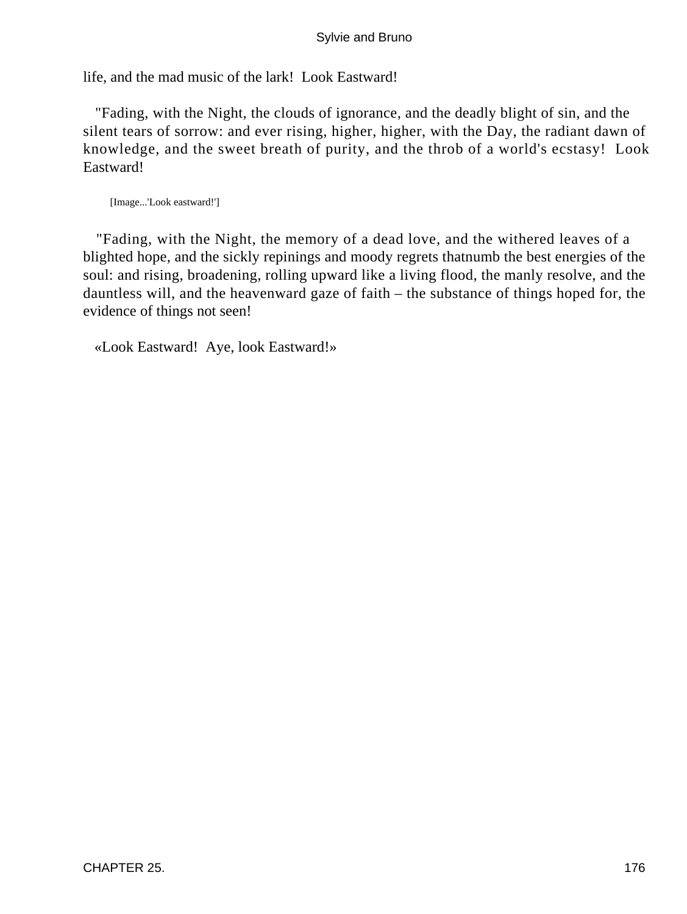life, and the mad music of the lark! Look Eastward!

"Fading, with the Night, the clouds of ignorance, and the deadly blight of sin, and the silent tears of sorrow: and ever rising, higher, higher, with the Day, the radiant dawn of knowledge, and the sweet breath of purity, and the throb of a world's ecstasy! Look Eastward!

[Image...'Look eastward!']

"Fading, with the Night, the memory of a dead love, and the withered leaves of a blighted hope, and the sickly repinings and moody regrets thatnumb the best energies of the soul: and rising, broadening, rolling upward like a living flood, the manly resolve, and the dauntless will, and the heavenward gaze of faith – the substance of things hoped for, the evidence of things not seen!

«Look Eastward! Aye, look Eastward!»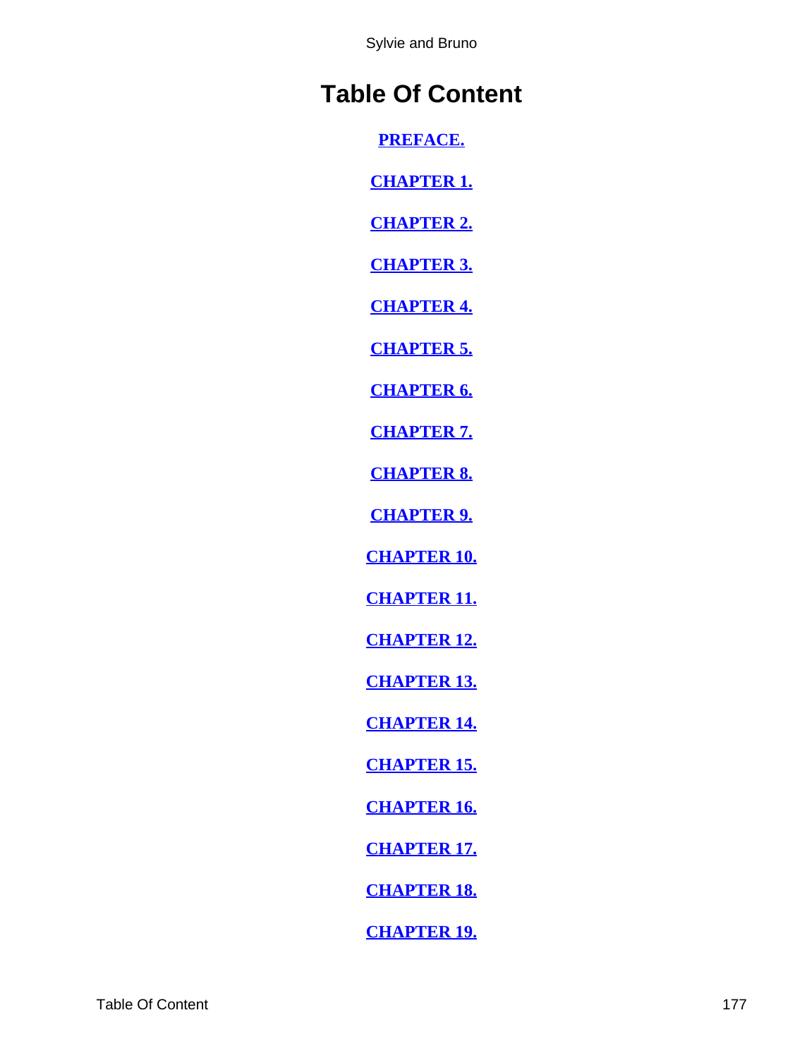# Table Of Content

PREFACE.

CHAPTER 1.

CHAPTER 2.

CHAPTER 3.

CHAPTER 4.

CHAPTER 5.

CHAPTER 6.

CHAPTER 7.

CHAPTER 8.

CHAPTER 9.

CHAPTER 10.

CHAPTER 11.

CHAPTER 12.

CHAPTER 13.

CHAPTER 14.

CHAPTER 15.

CHAPTER 16.

CHAPTER 17.

CHAPTER 18.

CHAPTER 19.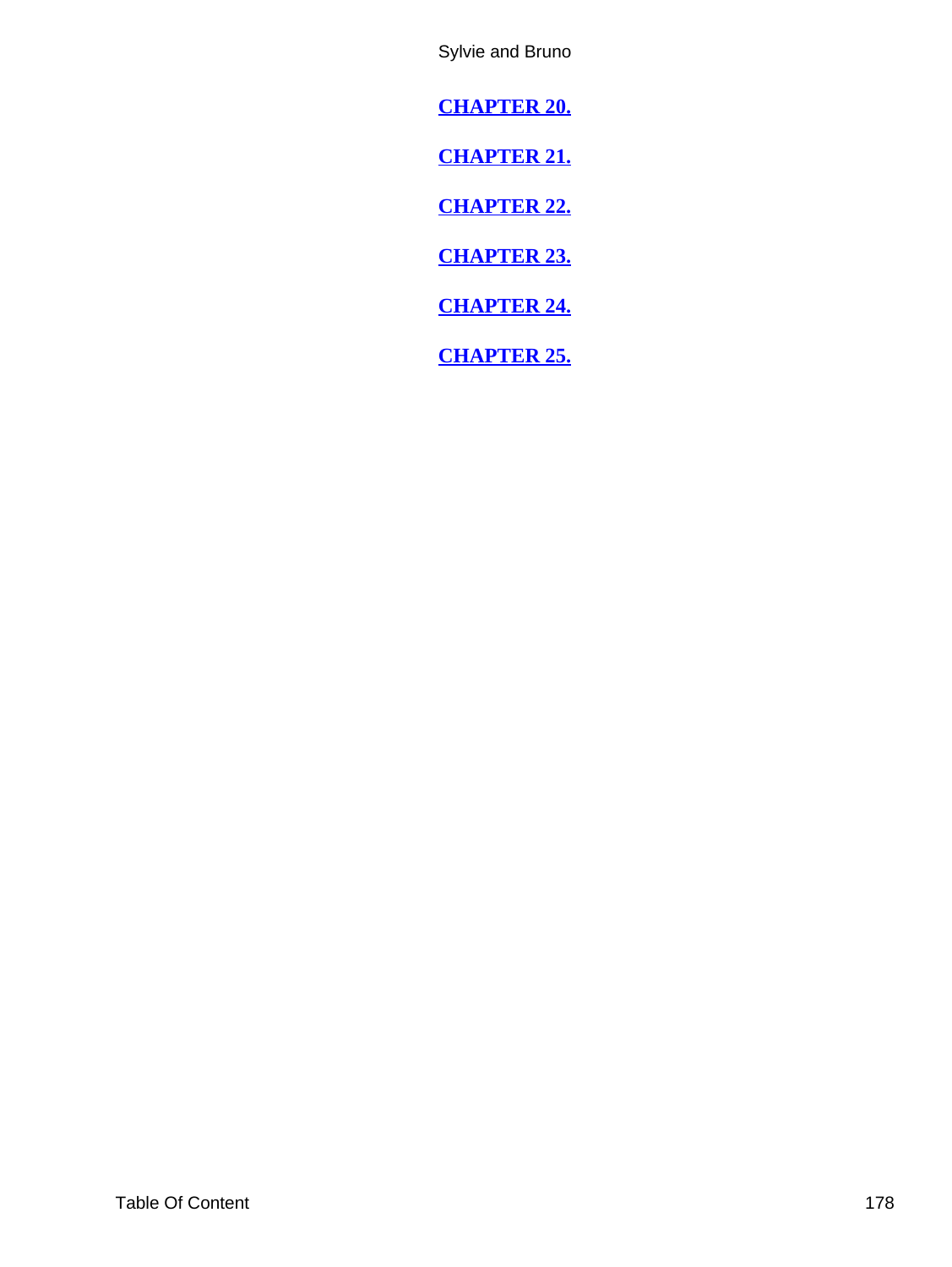**[CHAPTER 20.](#)**

**[CHAPTER 21.](#)**

**[CHAPTER 22.](#)**

**[CHAPTER 23.](#)**

**[CHAPTER 24.](#)**

**[CHAPTER 25.](#)**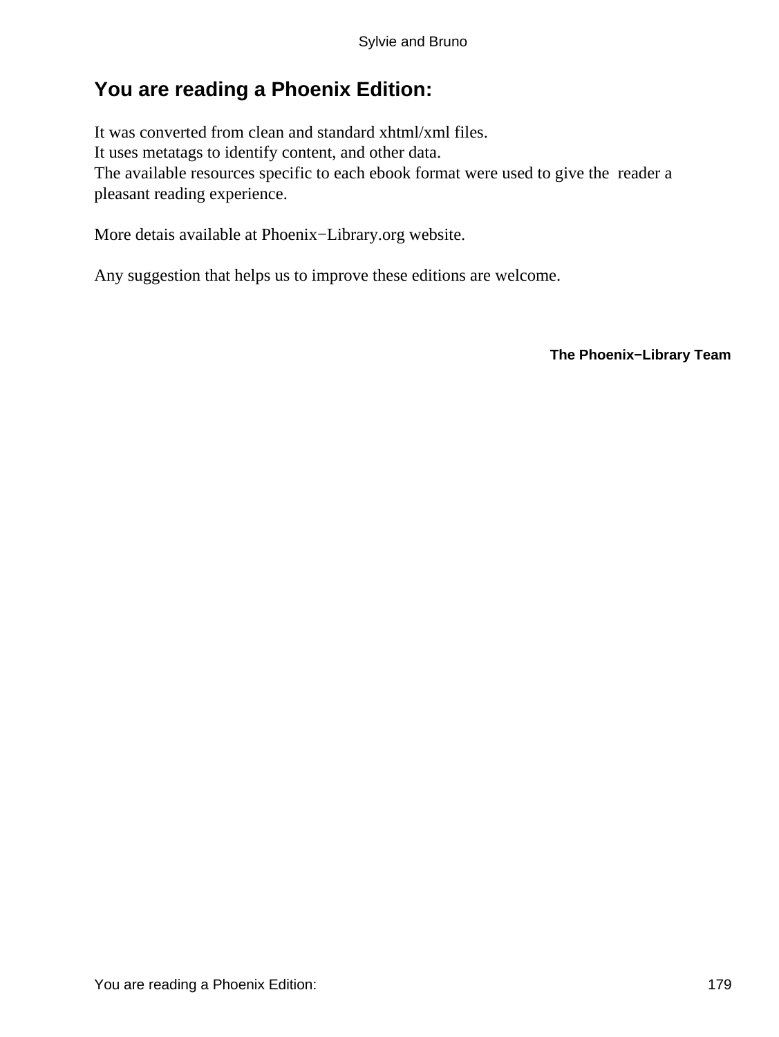## You are reading a Phoenix Edition:

It was converted from clean and standard xhtml/xml files.
It uses metatags to identify content, and other data.
The available resources specific to each ebook format were used to give the reader a pleasant reading experience.

More detais available at Phoenix−Library.org website.

Any suggestion that helps us to improve these editions are welcome.

**The Phoenix−Library Team**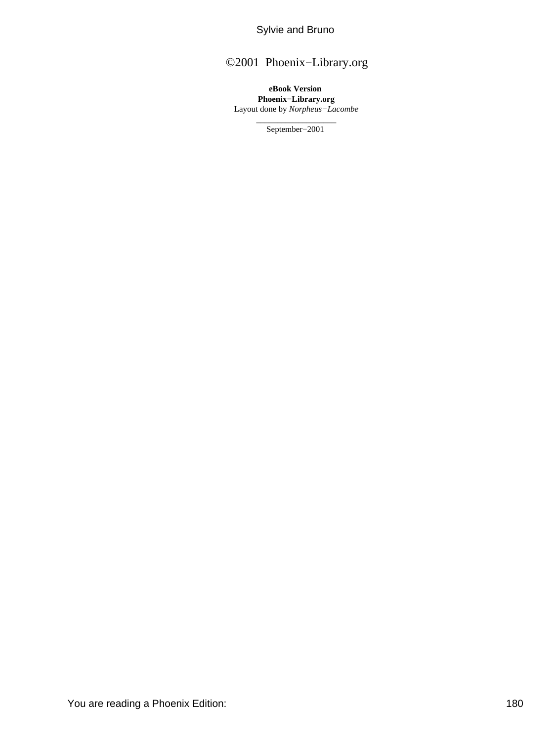©2001 Phoenix−Library.org

**eBook Version**
**Phoenix−Library.org**
Layout done by *Norpheus−Lacombe*

___________________

September−2001